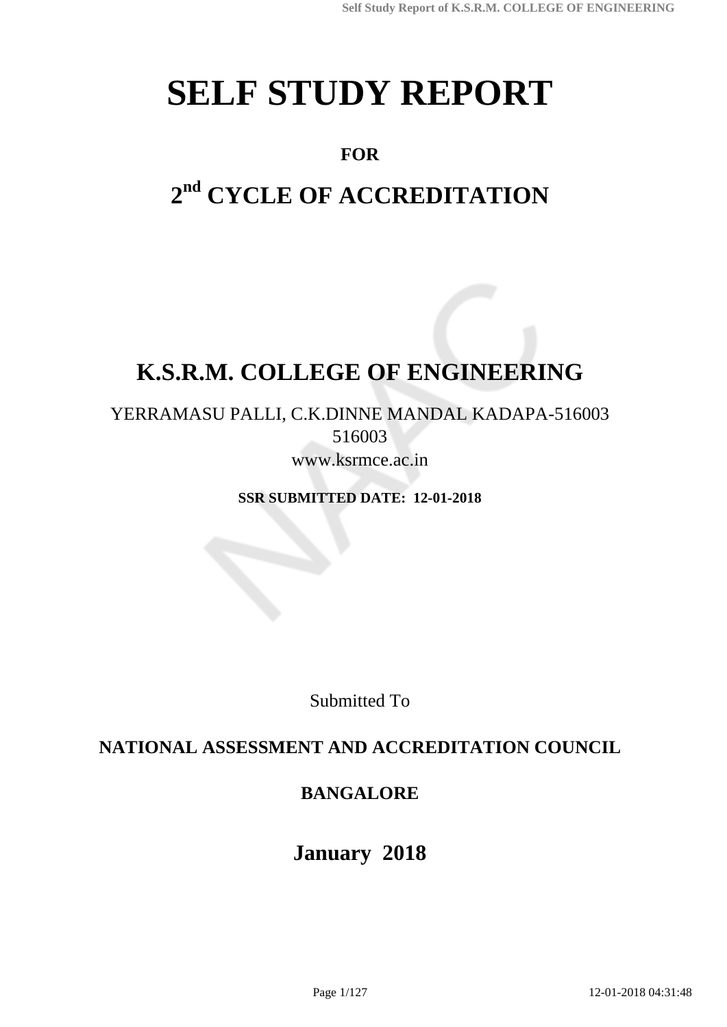# SELF STUDY REPORT

**FOR**

## 2nd CYCLE OF ACCREDITATION

# K.S.R.M. COLLEGE OF ENGINEERING

YERRAMASU PALLI, C.K.DINNE MANDAL KADAPA-516003
516003
www.ksrmce.ac.in

**SSR SUBMITTED DATE: 12-01-2018**

Submitted To

**NATIONAL ASSESSMENT AND ACCREDITATION COUNCIL**

**BANGALORE**

**January 2018**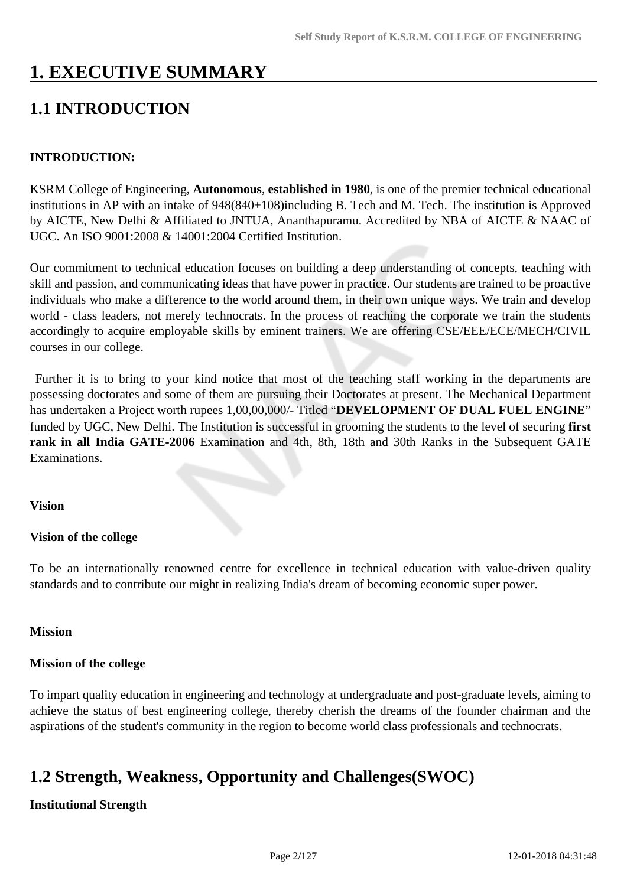# 1. EXECUTIVE SUMMARY

## 1.1 INTRODUCTION

**INTRODUCTION:**

KSRM College of Engineering, **Autonomous**, **established in 1980**, is one of the premier technical educational institutions in AP with an intake of 948(840+108)including B. Tech and M. Tech. The institution is Approved by AICTE, New Delhi & Affiliated to JNTUA, Ananthapuramu. Accredited by NBA of AICTE & NAAC of UGC. An ISO 9001:2008 & 14001:2004 Certified Institution.

Our commitment to technical education focuses on building a deep understanding of concepts, teaching with skill and passion, and communicating ideas that have power in practice. Our students are trained to be proactive individuals who make a difference to the world around them, in their own unique ways. We train and develop world - class leaders, not merely technocrats. In the process of reaching the corporate we train the students accordingly to acquire employable skills by eminent trainers. We are offering CSE/EEE/ECE/MECH/CIVIL courses in our college.

Further it is to bring to your kind notice that most of the teaching staff working in the departments are possessing doctorates and some of them are pursuing their Doctorates at present. The Mechanical Department has undertaken a Project worth rupees 1,00,00,000/- Titled "**DEVELOPMENT OF DUAL FUEL ENGINE**" funded by UGC, New Delhi. The Institution is successful in grooming the students to the level of securing **first rank in all India GATE-2006** Examination and 4th, 8th, 18th and 30th Ranks in the Subsequent GATE Examinations.

**Vision**

**Vision of the college**

To be an internationally renowned centre for excellence in technical education with value-driven quality standards and to contribute our might in realizing India's dream of becoming economic super power.

**Mission**

**Mission of the college**

To impart quality education in engineering and technology at undergraduate and post-graduate levels, aiming to achieve the status of best engineering college, thereby cherish the dreams of the founder chairman and the aspirations of the student's community in the region to become world class professionals and technocrats.

## 1.2 Strength, Weakness, Opportunity and Challenges(SWOC)

**Institutional Strength**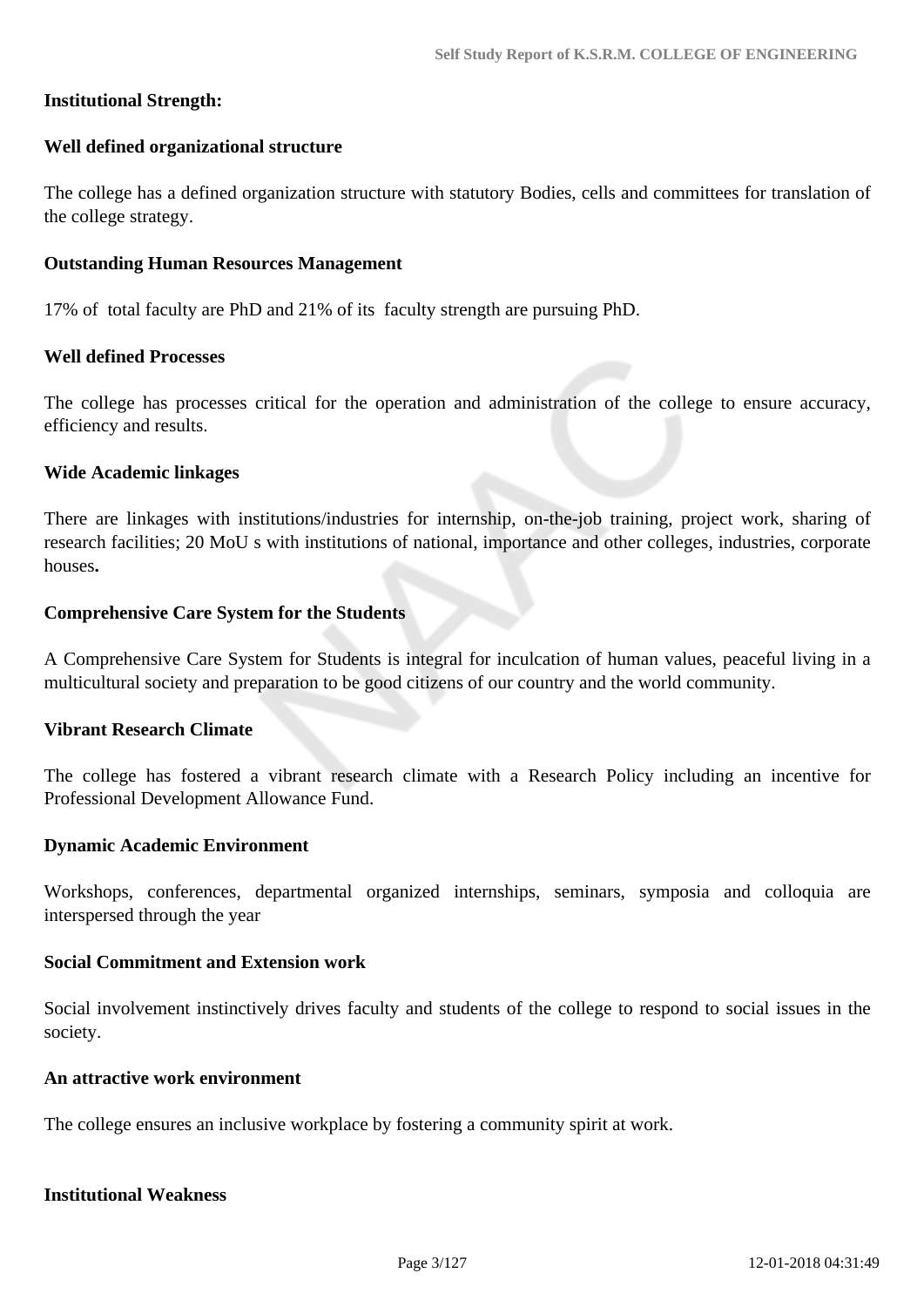**Institutional Strength:**

**Well defined organizational structure**

The college has a defined organization structure with statutory Bodies, cells and committees for translation of the college strategy.

**Outstanding Human Resources Management**

17% of total faculty are PhD and 21% of its faculty strength are pursuing PhD.

**Well defined Processes**

The college has processes critical for the operation and administration of the college to ensure accuracy, efficiency and results.

**Wide Academic linkages**

There are linkages with institutions/industries for internship, on-the-job training, project work, sharing of research facilities; 20 MoU s with institutions of national, importance and other colleges, industries, corporate houses**.**

**Comprehensive Care System for the Students**

A Comprehensive Care System for Students is integral for inculcation of human values, peaceful living in a multicultural society and preparation to be good citizens of our country and the world community.

**Vibrant Research Climate**

The college has fostered a vibrant research climate with a Research Policy including an incentive for Professional Development Allowance Fund.

**Dynamic Academic Environment**

Workshops, conferences, departmental organized internships, seminars, symposia and colloquia are interspersed through the year

**Social Commitment and Extension work**

Social involvement instinctively drives faculty and students of the college to respond to social issues in the society.

**An attractive work environment**

The college ensures an inclusive workplace by fostering a community spirit at work.

**Institutional Weakness**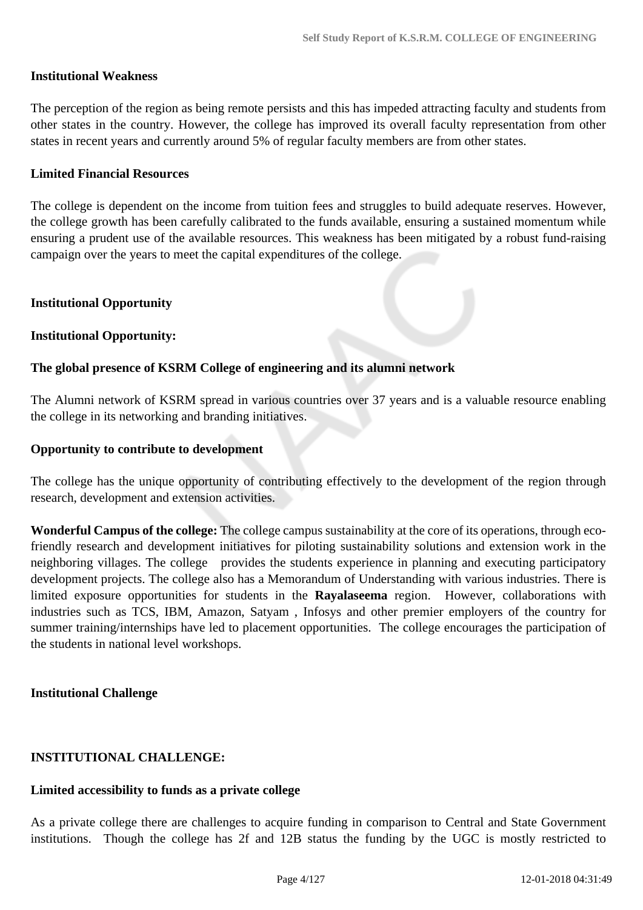**Institutional Weakness**

The perception of the region as being remote persists and this has impeded attracting faculty and students from other states in the country. However, the college has improved its overall faculty representation from other states in recent years and currently around 5% of regular faculty members are from other states.

**Limited Financial Resources**

The college is dependent on the income from tuition fees and struggles to build adequate reserves. However, the college growth has been carefully calibrated to the funds available, ensuring a sustained momentum while ensuring a prudent use of the available resources. This weakness has been mitigated by a robust fund-raising campaign over the years to meet the capital expenditures of the college.

**Institutional Opportunity**

**Institutional Opportunity:**

**The global presence of KSRM College of engineering and its alumni network**

The Alumni network of KSRM spread in various countries over 37 years and is a valuable resource enabling the college in its networking and branding initiatives.

**Opportunity to contribute to development**

The college has the unique opportunity of contributing effectively to the development of the region through research, development and extension activities.

**Wonderful Campus of the college:** The college campus sustainability at the core of its operations, through eco-friendly research and development initiatives for piloting sustainability solutions and extension work in the neighboring villages. The college provides the students experience in planning and executing participatory development projects. The college also has a Memorandum of Understanding with various industries. There is limited exposure opportunities for students in the **Rayalaseema** region. However, collaborations with industries such as TCS, IBM, Amazon, Satyam , Infosys and other premier employers of the country for summer training/internships have led to placement opportunities. The college encourages the participation of the students in national level workshops.

**Institutional Challenge**

**INSTITUTIONAL CHALLENGE:**

**Limited accessibility to funds as a private college**

As a private college there are challenges to acquire funding in comparison to Central and State Government institutions. Though the college has 2f and 12B status the funding by the UGC is mostly restricted to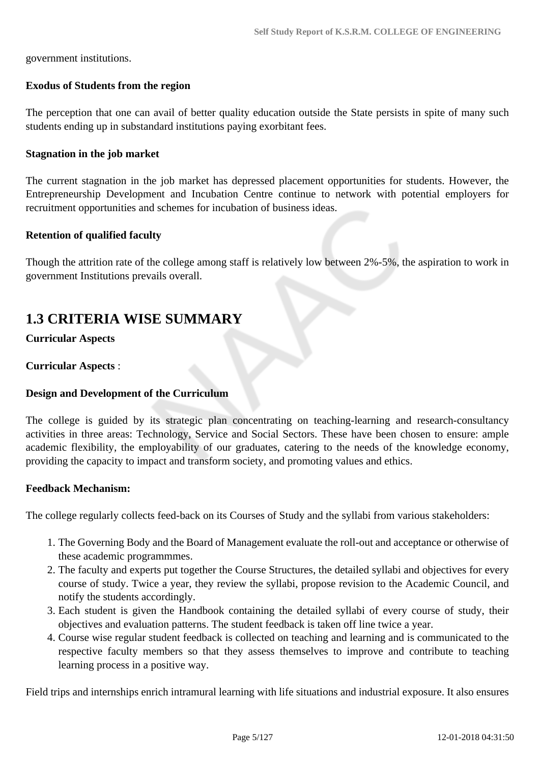government institutions.

**Exodus of Students from the region**

The perception that one can avail of better quality education outside the State persists in spite of many such students ending up in substandard institutions paying exorbitant fees.

**Stagnation in the job market**

The current stagnation in the job market has depressed placement opportunities for students. However, the Entrepreneurship Development and Incubation Centre continue to network with potential employers for recruitment opportunities and schemes for incubation of business ideas.

**Retention of qualified faculty**

Though the attrition rate of the college among staff is relatively low between 2%-5%, the aspiration to work in government Institutions prevails overall.

## 1.3 CRITERIA WISE SUMMARY

**Curricular Aspects**

**Curricular Aspects** :

**Design and Development of the Curriculum**

The college is guided by its strategic plan concentrating on teaching-learning and research-consultancy activities in three areas: Technology, Service and Social Sectors. These have been chosen to ensure: ample academic flexibility, the employability of our graduates, catering to the needs of the knowledge economy, providing the capacity to impact and transform society, and promoting values and ethics.

**Feedback Mechanism:**

The college regularly collects feed-back on its Courses of Study and the syllabi from various stakeholders:

1. The Governing Body and the Board of Management evaluate the roll-out and acceptance or otherwise of these academic programmmes.
2. The faculty and experts put together the Course Structures, the detailed syllabi and objectives for every course of study. Twice a year, they review the syllabi, propose revision to the Academic Council, and notify the students accordingly.
3. Each student is given the Handbook containing the detailed syllabi of every course of study, their objectives and evaluation patterns. The student feedback is taken off line twice a year.
4. Course wise regular student feedback is collected on teaching and learning and is communicated to the respective faculty members so that they assess themselves to improve and contribute to teaching learning process in a positive way.

Field trips and internships enrich intramural learning with life situations and industrial exposure. It also ensures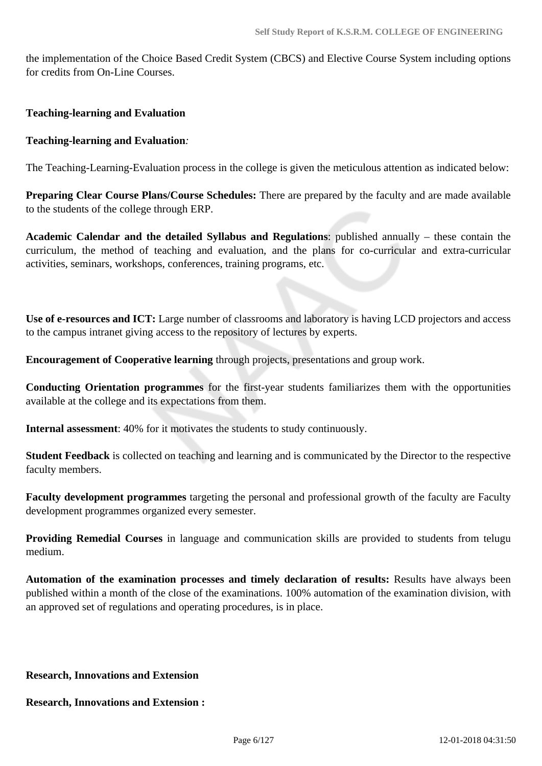the implementation of the Choice Based Credit System (CBCS) and Elective Course System including options for credits from On-Line Courses.

**Teaching-learning and Evaluation**

**Teaching-learning and Evaluation***:*

The Teaching-Learning-Evaluation process in the college is given the meticulous attention as indicated below:

**Preparing Clear Course Plans/Course Schedules:** There are prepared by the faculty and are made available to the students of the college through ERP.

**Academic Calendar and the detailed Syllabus and Regulations**: published annually – these contain the curriculum, the method of teaching and evaluation, and the plans for co-curricular and extra-curricular activities, seminars, workshops, conferences, training programs, etc.

**Use of e-resources and ICT:** Large number of classrooms and laboratory is having LCD projectors and access to the campus intranet giving access to the repository of lectures by experts.

**Encouragement of Cooperative learning** through projects, presentations and group work.

**Conducting Orientation programmes** for the first-year students familiarizes them with the opportunities available at the college and its expectations from them.

**Internal assessment**: 40% for it motivates the students to study continuously.

**Student Feedback** is collected on teaching and learning and is communicated by the Director to the respective faculty members.

**Faculty development programmes** targeting the personal and professional growth of the faculty are Faculty development programmes organized every semester.

**Providing Remedial Courses** in language and communication skills are provided to students from telugu medium.

**Automation of the examination processes and timely declaration of results:** Results have always been published within a month of the close of the examinations. 100% automation of the examination division, with an approved set of regulations and operating procedures, is in place.

**Research, Innovations and Extension**

**Research, Innovations and Extension :**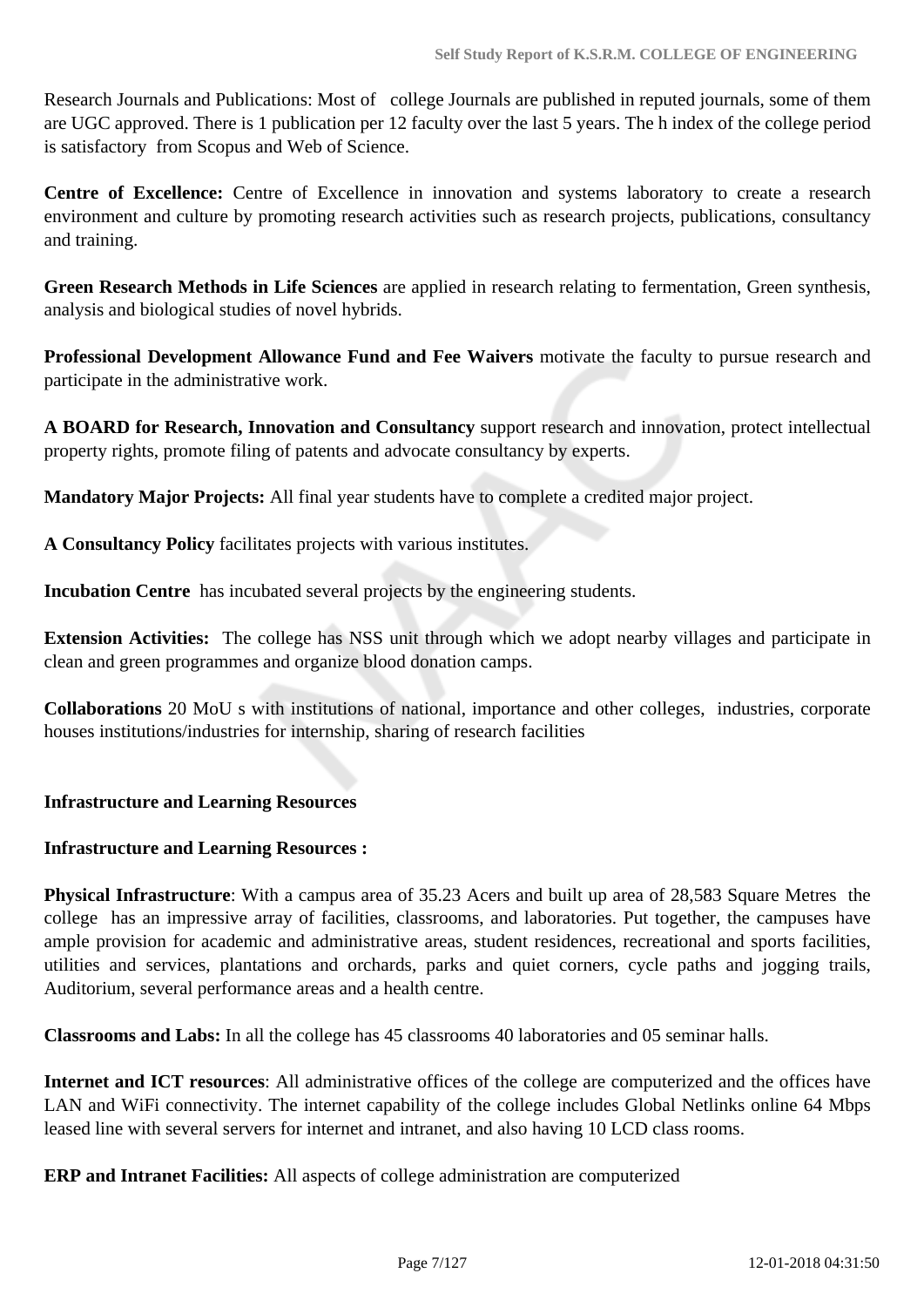Research Journals and Publications: Most of college Journals are published in reputed journals, some of them are UGC approved. There is 1 publication per 12 faculty over the last 5 years. The h index of the college period is satisfactory from Scopus and Web of Science.

**Centre of Excellence:** Centre of Excellence in innovation and systems laboratory to create a research environment and culture by promoting research activities such as research projects, publications, consultancy and training.

**Green Research Methods in Life Sciences** are applied in research relating to fermentation, Green synthesis, analysis and biological studies of novel hybrids.

**Professional Development Allowance Fund and Fee Waivers** motivate the faculty to pursue research and participate in the administrative work.

**A BOARD for Research, Innovation and Consultancy** support research and innovation, protect intellectual property rights, promote filing of patents and advocate consultancy by experts.

**Mandatory Major Projects:** All final year students have to complete a credited major project.

**A Consultancy Policy** facilitates projects with various institutes.

**Incubation Centre** has incubated several projects by the engineering students.

**Extension Activities:** The college has NSS unit through which we adopt nearby villages and participate in clean and green programmes and organize blood donation camps.

**Collaborations** 20 MoU s with institutions of national, importance and other colleges, industries, corporate houses institutions/industries for internship, sharing of research facilities

**Infrastructure and Learning Resources**

**Infrastructure and Learning Resources :**

**Physical Infrastructure**: With a campus area of 35.23 Acers and built up area of 28,583 Square Metres the college has an impressive array of facilities, classrooms, and laboratories. Put together, the campuses have ample provision for academic and administrative areas, student residences, recreational and sports facilities, utilities and services, plantations and orchards, parks and quiet corners, cycle paths and jogging trails, Auditorium, several performance areas and a health centre.

**Classrooms and Labs:** In all the college has 45 classrooms 40 laboratories and 05 seminar halls.

**Internet and ICT resources**: All administrative offices of the college are computerized and the offices have LAN and WiFi connectivity. The internet capability of the college includes Global Netlinks online 64 Mbps leased line with several servers for internet and intranet, and also having 10 LCD class rooms.

**ERP and Intranet Facilities:** All aspects of college administration are computerized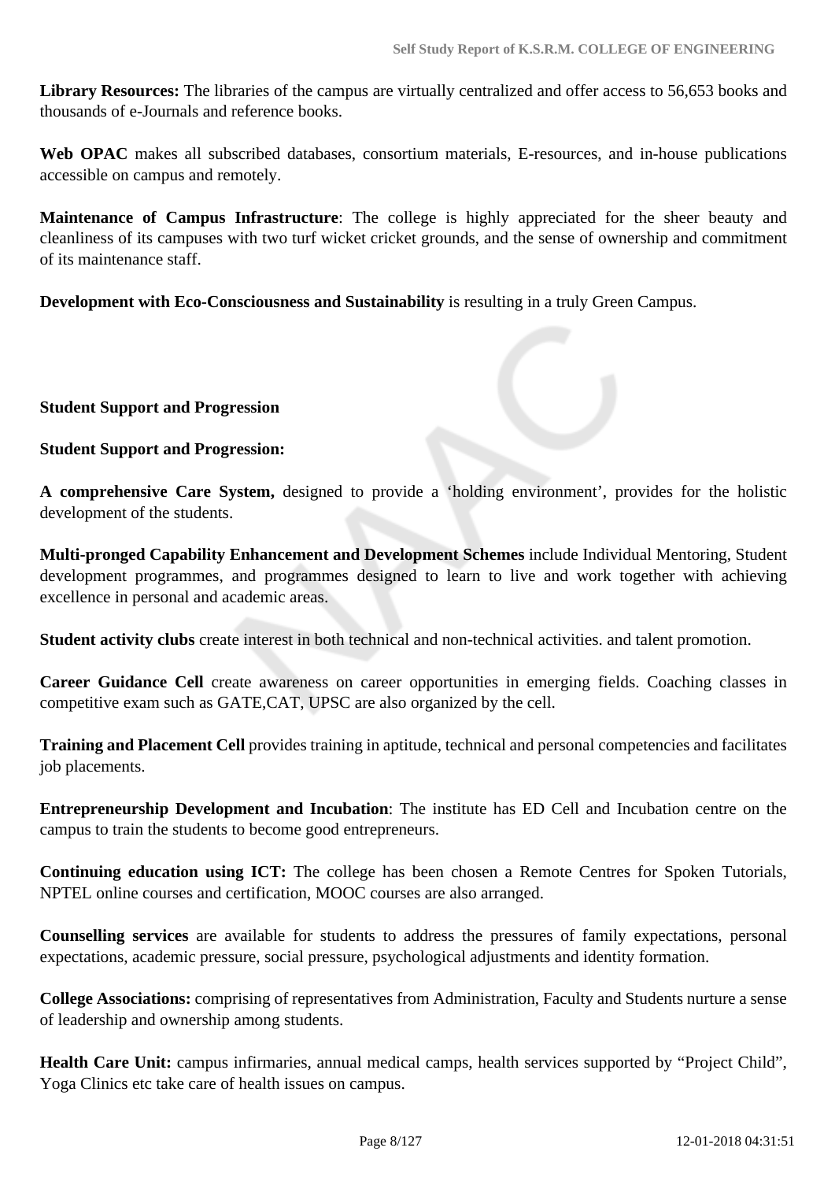**Library Resources:** The libraries of the campus are virtually centralized and offer access to 56,653 books and thousands of e-Journals and reference books.

**Web OPAC** makes all subscribed databases, consortium materials, E-resources, and in-house publications accessible on campus and remotely.

**Maintenance of Campus Infrastructure**: The college is highly appreciated for the sheer beauty and cleanliness of its campuses with two turf wicket cricket grounds, and the sense of ownership and commitment of its maintenance staff.

**Development with Eco-Consciousness and Sustainability** is resulting in a truly Green Campus.

**Student Support and Progression**

**Student Support and Progression:**

**A comprehensive Care System,** designed to provide a 'holding environment', provides for the holistic development of the students.

**Multi-pronged Capability Enhancement and Development Schemes** include Individual Mentoring, Student development programmes, and programmes designed to learn to live and work together with achieving excellence in personal and academic areas.

**Student activity clubs** create interest in both technical and non-technical activities. and talent promotion.

**Career Guidance Cell** create awareness on career opportunities in emerging fields. Coaching classes in competitive exam such as GATE,CAT, UPSC are also organized by the cell.

**Training and Placement Cell** provides training in aptitude, technical and personal competencies and facilitates job placements.

**Entrepreneurship Development and Incubation**: The institute has ED Cell and Incubation centre on the campus to train the students to become good entrepreneurs.

**Continuing education using ICT:** The college has been chosen a Remote Centres for Spoken Tutorials, NPTEL online courses and certification, MOOC courses are also arranged.

**Counselling services** are available for students to address the pressures of family expectations, personal expectations, academic pressure, social pressure, psychological adjustments and identity formation.

**College Associations:** comprising of representatives from Administration, Faculty and Students nurture a sense of leadership and ownership among students.

**Health Care Unit:** campus infirmaries, annual medical camps, health services supported by "Project Child", Yoga Clinics etc take care of health issues on campus.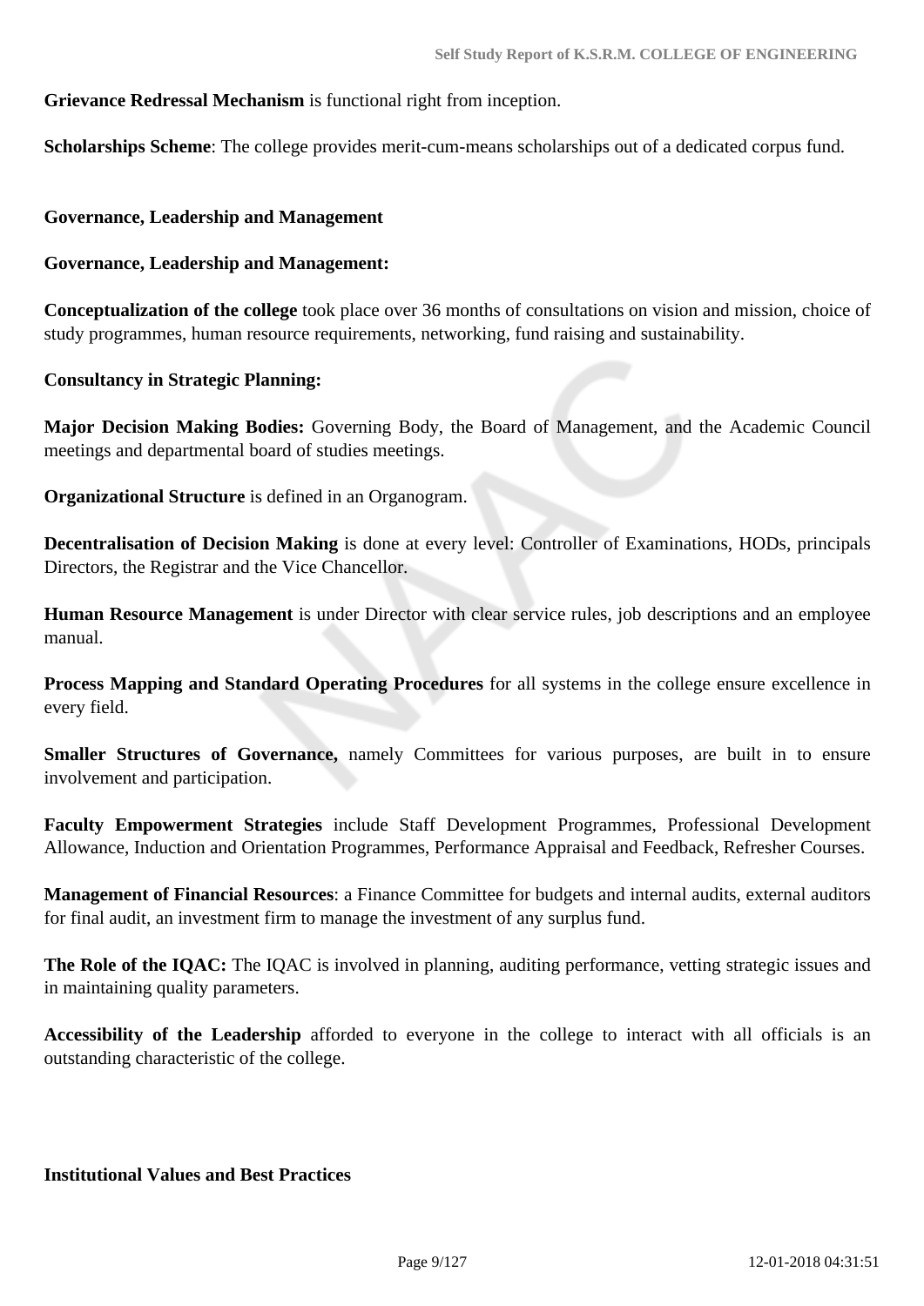**Grievance Redressal Mechanism** is functional right from inception.

**Scholarships Scheme**: The college provides merit-cum-means scholarships out of a dedicated corpus fund.

**Governance, Leadership and Management**

**Governance, Leadership and Management:**

**Conceptualization of the college** took place over 36 months of consultations on vision and mission, choice of study programmes, human resource requirements, networking, fund raising and sustainability.

**Consultancy in Strategic Planning:**

**Major Decision Making Bodies:** Governing Body, the Board of Management, and the Academic Council meetings and departmental board of studies meetings.

**Organizational Structure** is defined in an Organogram.

**Decentralisation of Decision Making** is done at every level: Controller of Examinations, HODs, principals Directors, the Registrar and the Vice Chancellor.

**Human Resource Management** is under Director with clear service rules, job descriptions and an employee manual.

**Process Mapping and Standard Operating Procedures** for all systems in the college ensure excellence in every field.

**Smaller Structures of Governance,** namely Committees for various purposes, are built in to ensure involvement and participation.

**Faculty Empowerment Strategies** include Staff Development Programmes, Professional Development Allowance, Induction and Orientation Programmes, Performance Appraisal and Feedback, Refresher Courses.

**Management of Financial Resources**: a Finance Committee for budgets and internal audits, external auditors for final audit, an investment firm to manage the investment of any surplus fund.

**The Role of the IQAC:** The IQAC is involved in planning, auditing performance, vetting strategic issues and in maintaining quality parameters.

**Accessibility of the Leadership** afforded to everyone in the college to interact with all officials is an outstanding characteristic of the college.

**Institutional Values and Best Practices**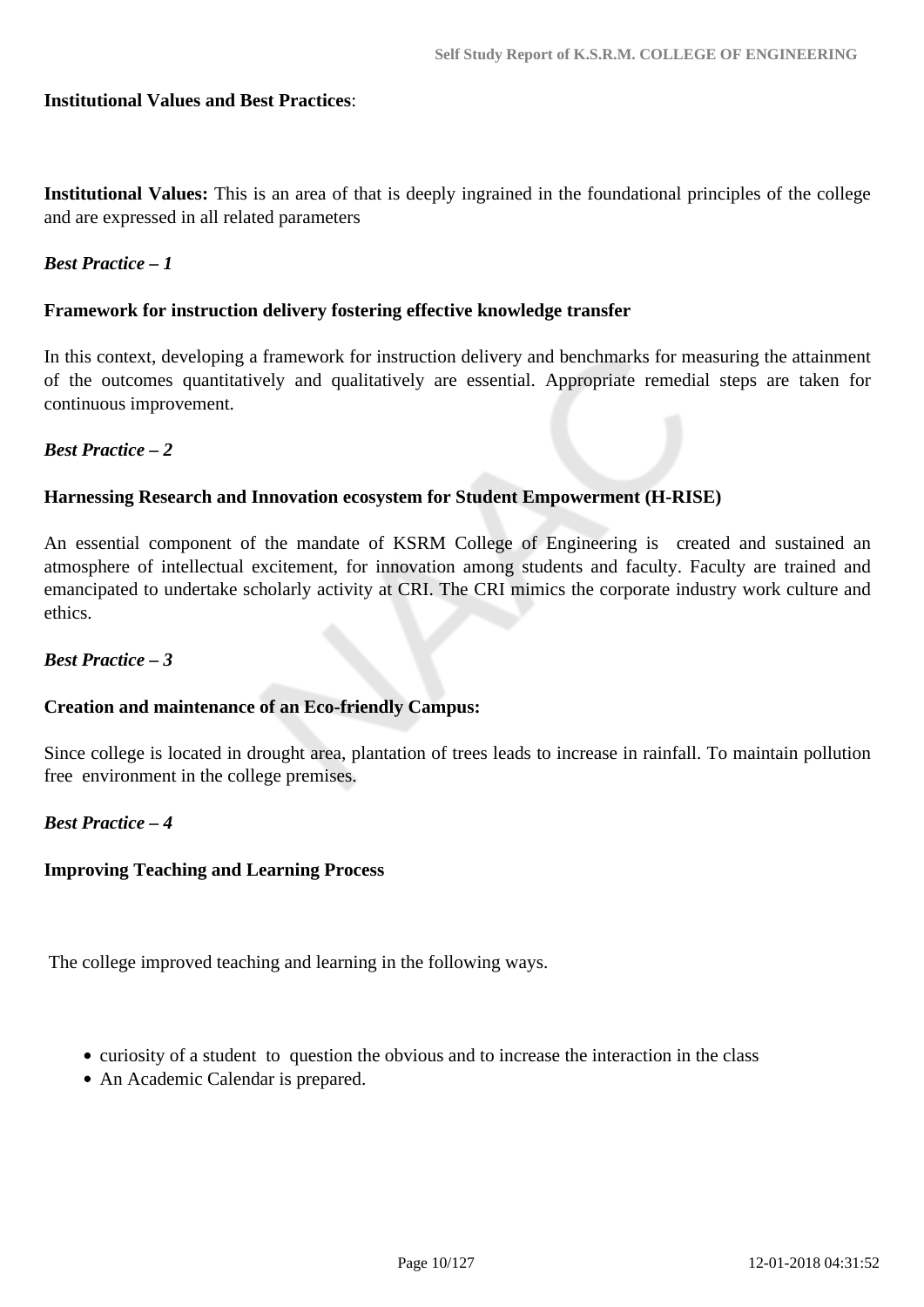**Institutional Values and Best Practices**:

**Institutional Values:** This is an area of that is deeply ingrained in the foundational principles of the college and are expressed in all related parameters

***Best Practice – 1***

**Framework for instruction delivery fostering effective knowledge transfer**

In this context, developing a framework for instruction delivery and benchmarks for measuring the attainment of the outcomes quantitatively and qualitatively are essential. Appropriate remedial steps are taken for continuous improvement.

***Best Practice – 2***

**Harnessing Research and Innovation ecosystem for Student Empowerment (H-RISE)**

An essential component of the mandate of KSRM College of Engineering is created and sustained an atmosphere of intellectual excitement, for innovation among students and faculty. Faculty are trained and emancipated to undertake scholarly activity at CRI. The CRI mimics the corporate industry work culture and ethics.

***Best Practice – 3***

**Creation and maintenance of an Eco-friendly Campus:**

Since college is located in drought area, plantation of trees leads to increase in rainfall. To maintain pollution free environment in the college premises.

***Best Practice – 4***

**Improving Teaching and Learning Process**

The college improved teaching and learning in the following ways.

- curiosity of a student to question the obvious and to increase the interaction in the class
- An Academic Calendar is prepared.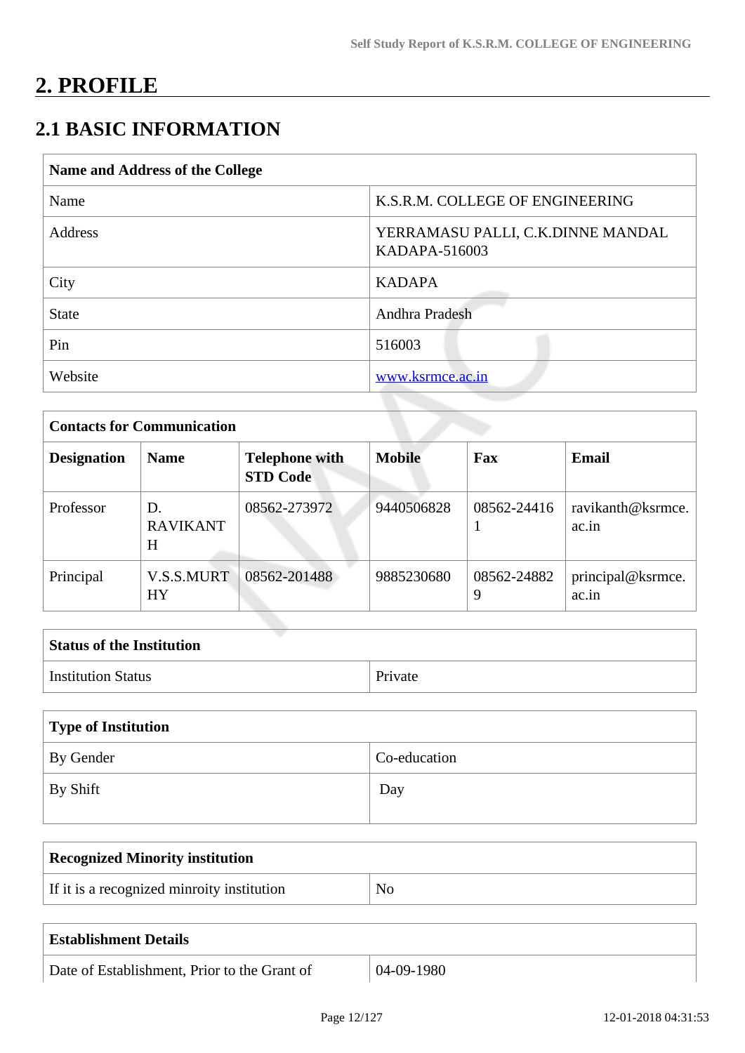# 2. PROFILE

## 2.1 BASIC INFORMATION

| Name and Address of the College | |
|---|---|
| Name | K.S.R.M. COLLEGE OF ENGINEERING |
| Address | YERRAMASU PALLI, C.K.DINNE MANDAL KADAPA-516003 |
| City | KADAPA |
| State | Andhra Pradesh |
| Pin | 516003 |
| Website | www.ksrmce.ac.in |

| Contacts for Communication | | | | | |
|---|---|---|---|---|---|
| **Designation** | **Name** | **Telephone with STD Code** | **Mobile** | **Fax** | **Email** |
| Professor | D. RAVIKANTH | 08562-273972 | 9440506828 | 08562-244161 | ravikanth@ksrmce.ac.in |
| Principal | V.S.S.MURTHY | 08562-201488 | 9885230680 | 08562-248829 | principal@ksrmce.ac.in |

| Status of the Institution | |
|---|---|
| Institution Status | Private |

| Type of Institution | |
|---|---|
| By Gender | Co-education |
| By Shift | Day |

| Recognized Minority institution | |
|---|---|
| If it is a recognized minroity institution | No |

| Establishment Details | |
|---|---|
| Date of Establishment, Prior to the Grant of | 04-09-1980 |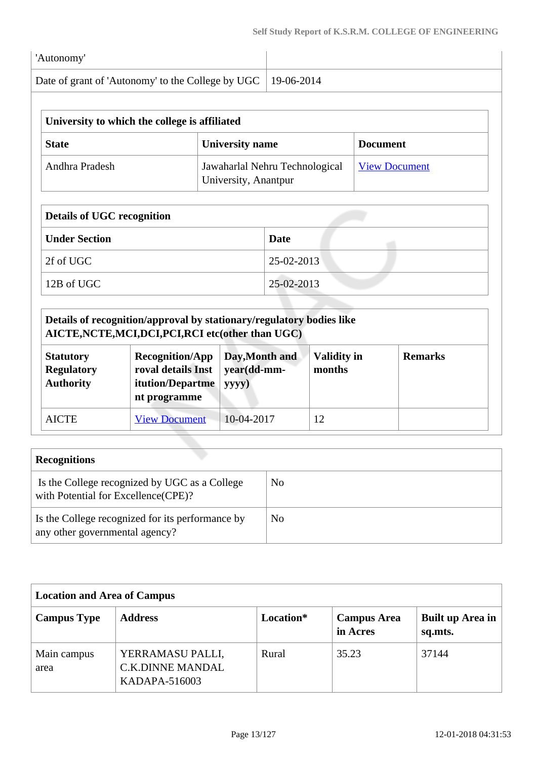| 'Autonomy' | |
|---|---|
| Date of grant of 'Autonomy' to the College by UGC | 19-06-2014 |

| University to which the college is affiliated | | |
|---|---|---|
| **State** | **University name** | **Document** |
| Andhra Pradesh | Jawaharlal Nehru Technological University, Anantpur | View Document |

| Details of UGC recognition | |
|---|---|
| **Under Section** | **Date** |
| 2f of UGC | 25-02-2013 |
| 12B of UGC | 25-02-2013 |

| Details of recognition/approval by stationary/regulatory bodies like AICTE,NCTE,MCI,DCI,PCI,RCI etc(other than UGC) | | | | |
|---|---|---|---|---|
| **Statutory Regulatory Authority** | **Recognition/Approval details Institution/Department programme** | **Day,Month and year(dd-mm-yyyy)** | **Validity in months** | **Remarks** |
| AICTE | View Document | 10-04-2017 | 12 | |

| Recognitions | |
|---|---|
| Is the College recognized by UGC as a College with Potential for Excellence(CPE)? | No |
| Is the College recognized for its performance by any other governmental agency? | No |

| Location and Area of Campus | | | | |
|---|---|---|---|---|
| **Campus Type** | **Address** | **Location*** | **Campus Area in Acres** | **Built up Area in sq.mts.** |
| Main campus area | YERRAMASU PALLI, C.K.DINNE MANDAL KADAPA-516003 | Rural | 35.23 | 37144 |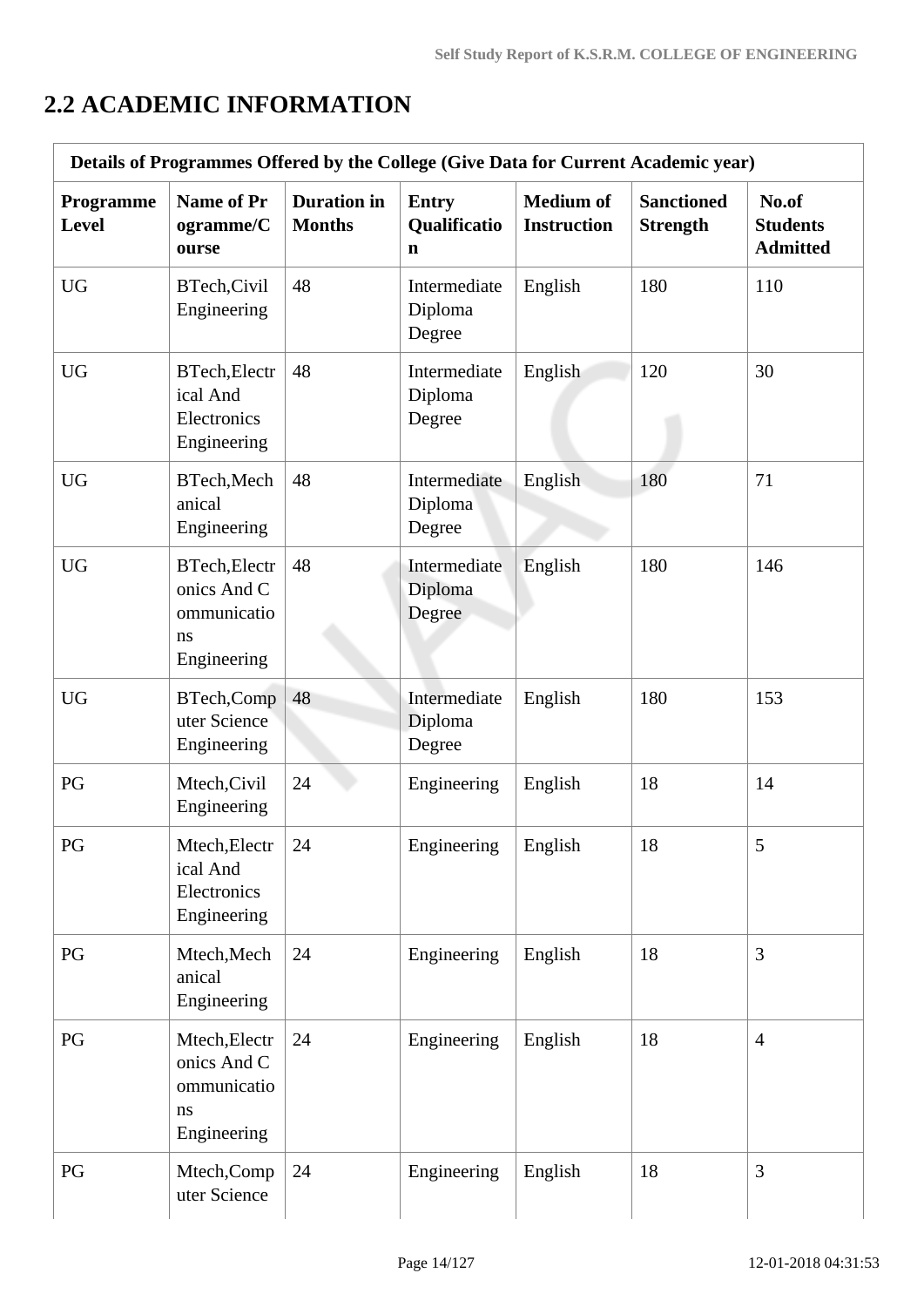## 2.2 ACADEMIC INFORMATION

| Details of Programmes Offered by the College (Give Data for Current Academic year) | | | | | | |
|---|---|---|---|---|---|---|
| **Programme Level** | **Name of Programme/Course** | **Duration in Months** | **Entry Qualification** | **Medium of Instruction** | **Sanctioned Strength** | **No.of Students Admitted** |
| UG | BTech,Civil Engineering | 48 | Intermediate Diploma Degree | English | 180 | 110 |
| UG | BTech,Electrical And Electronics Engineering | 48 | Intermediate Diploma Degree | English | 120 | 30 |
| UG | BTech,Mechanical Engineering | 48 | Intermediate Diploma Degree | English | 180 | 71 |
| UG | BTech,Electronics And Communications Engineering | 48 | Intermediate Diploma Degree | English | 180 | 146 |
| UG | BTech,Computer Science Engineering | 48 | Intermediate Diploma Degree | English | 180 | 153 |
| PG | Mtech,Civil Engineering | 24 | Engineering | English | 18 | 14 |
| PG | Mtech,Electrical And Electronics Engineering | 24 | Engineering | English | 18 | 5 |
| PG | Mtech,Mechanical Engineering | 24 | Engineering | English | 18 | 3 |
| PG | Mtech,Electronics And Communications Engineering | 24 | Engineering | English | 18 | 4 |
| PG | Mtech,Computer Science | 24 | Engineering | English | 18 | 3 |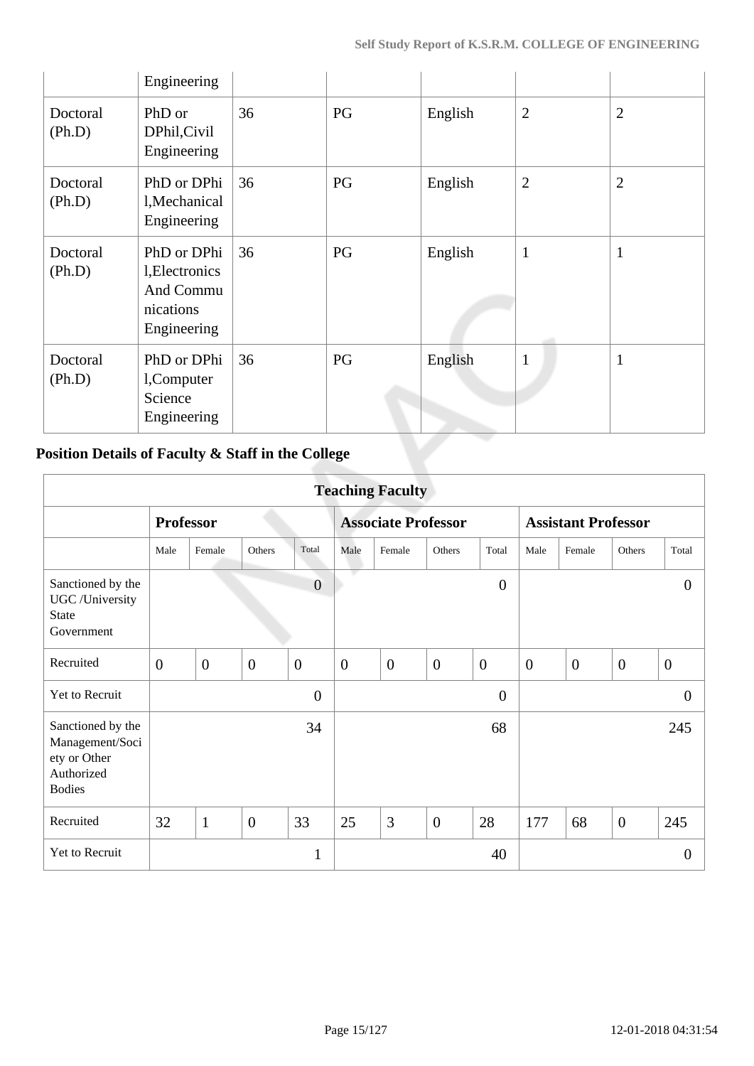| | Engineering | | | | | |
|---|---|---|---|---|---|---|
| Doctoral (Ph.D) | PhD or DPhil,Civil Engineering | 36 | PG | English | 2 | 2 |
| Doctoral (Ph.D) | PhD or DPhil,Mechanical Engineering | 36 | PG | English | 2 | 2 |
| Doctoral (Ph.D) | PhD or DPhil,Electronics And Communications Engineering | 36 | PG | English | 1 | 1 |
| Doctoral (Ph.D) | PhD or DPhil,Computer Science Engineering | 36 | PG | English | 1 | 1 |

## Position Details of Faculty & Staff in the College

| Teaching Faculty | | | | | | | | | | | | |
|---|---|---|---|---|---|---|---|---|---|---|---|---|
| | **Professor** | | | | **Associate Professor** | | | | **Assistant Professor** | | | |
| | Male | Female | Others | Total | Male | Female | Others | Total | Male | Female | Others | Total |
| Sanctioned by the UGC /University State Government | | | | 0 | | | | 0 | | | | 0 |
| Recruited | 0 | 0 | 0 | 0 | 0 | 0 | 0 | 0 | 0 | 0 | 0 | 0 |
| Yet to Recruit | | | | 0 | | | | 0 | | | | 0 |
| Sanctioned by the Management/Society or Other Authorized Bodies | | | | 34 | | | | 68 | | | | 245 |
| Recruited | 32 | 1 | 0 | 33 | 25 | 3 | 0 | 28 | 177 | 68 | 0 | 245 |
| Yet to Recruit | | | | 1 | | | | 40 | | | | 0 |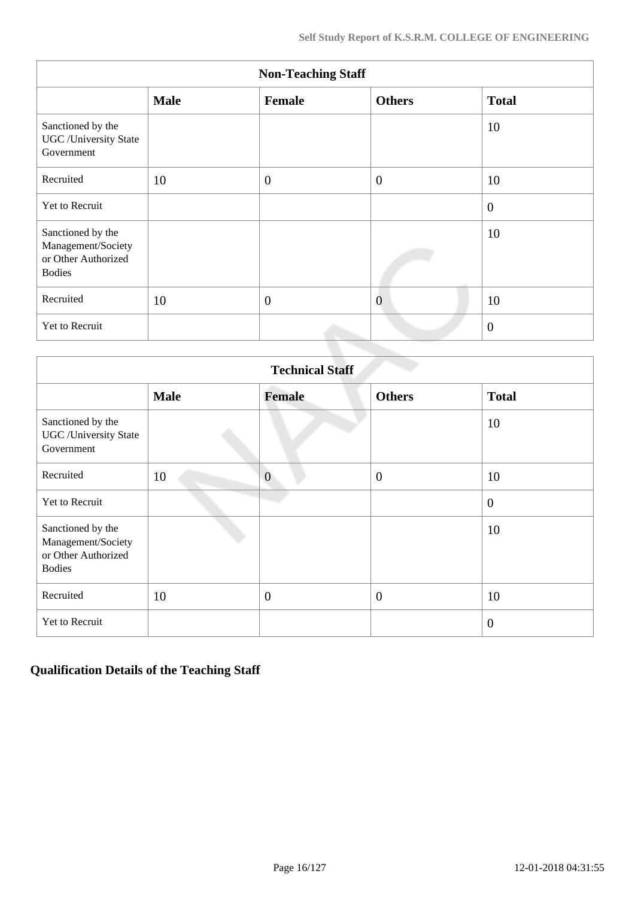| Non-Teaching Staff | | | | |
|---|---|---|---|---|
| | **Male** | **Female** | **Others** | **Total** |
| Sanctioned by the UGC /University State Government | | | | 10 |
| Recruited | 10 | 0 | 0 | 10 |
| Yet to Recruit | | | | 0 |
| Sanctioned by the Management/Society or Other Authorized Bodies | | | | 10 |
| Recruited | 10 | 0 | 0 | 10 |
| Yet to Recruit | | | | 0 |

| Technical Staff | | | | |
|---|---|---|---|---|
| | **Male** | **Female** | **Others** | **Total** |
| Sanctioned by the UGC /University State Government | | | | 10 |
| Recruited | 10 | 0 | 0 | 10 |
| Yet to Recruit | | | | 0 |
| Sanctioned by the Management/Society or Other Authorized Bodies | | | | 10 |
| Recruited | 10 | 0 | 0 | 10 |
| Yet to Recruit | | | | 0 |

## Qualification Details of the Teaching Staff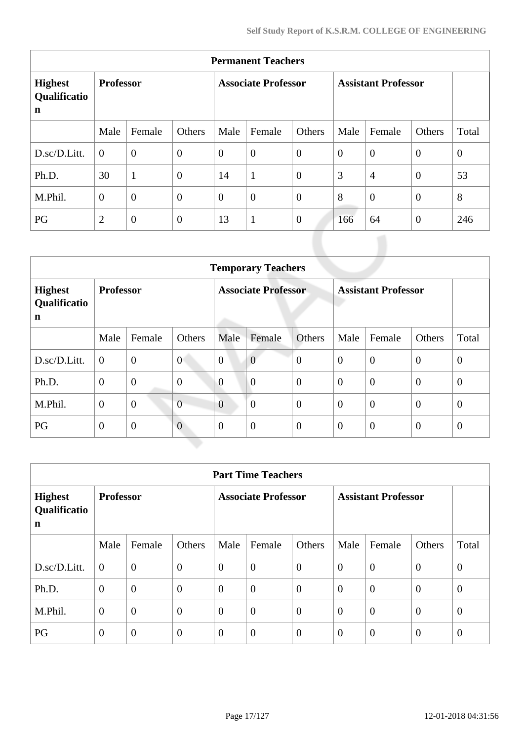| Permanent Teachers | | | | | | | | | | |
|---|---|---|---|---|---|---|---|---|---|---|
| **Highest Qualification** | **Professor** | | | **Associate Professor** | | | **Assistant Professor** | | | |
| | Male | Female | Others | Male | Female | Others | Male | Female | Others | Total |
| D.sc/D.Litt. | 0 | 0 | 0 | 0 | 0 | 0 | 0 | 0 | 0 | 0 |
| Ph.D. | 30 | 1 | 0 | 14 | 1 | 0 | 3 | 4 | 0 | 53 |
| M.Phil. | 0 | 0 | 0 | 0 | 0 | 0 | 8 | 0 | 0 | 8 |
| PG | 2 | 0 | 0 | 13 | 1 | 0 | 166 | 64 | 0 | 246 |

| Temporary Teachers | | | | | | | | | | |
|---|---|---|---|---|---|---|---|---|---|---|
| **Highest Qualification** | **Professor** | | | **Associate Professor** | | | **Assistant Professor** | | | |
| | Male | Female | Others | Male | Female | Others | Male | Female | Others | Total |
| D.sc/D.Litt. | 0 | 0 | 0 | 0 | 0 | 0 | 0 | 0 | 0 | 0 |
| Ph.D. | 0 | 0 | 0 | 0 | 0 | 0 | 0 | 0 | 0 | 0 |
| M.Phil. | 0 | 0 | 0 | 0 | 0 | 0 | 0 | 0 | 0 | 0 |
| PG | 0 | 0 | 0 | 0 | 0 | 0 | 0 | 0 | 0 | 0 |

| Part Time Teachers | | | | | | | | | | |
|---|---|---|---|---|---|---|---|---|---|---|
| **Highest Qualification** | **Professor** | | | **Associate Professor** | | | **Assistant Professor** | | | |
| | Male | Female | Others | Male | Female | Others | Male | Female | Others | Total |
| D.sc/D.Litt. | 0 | 0 | 0 | 0 | 0 | 0 | 0 | 0 | 0 | 0 |
| Ph.D. | 0 | 0 | 0 | 0 | 0 | 0 | 0 | 0 | 0 | 0 |
| M.Phil. | 0 | 0 | 0 | 0 | 0 | 0 | 0 | 0 | 0 | 0 |
| PG | 0 | 0 | 0 | 0 | 0 | 0 | 0 | 0 | 0 | 0 |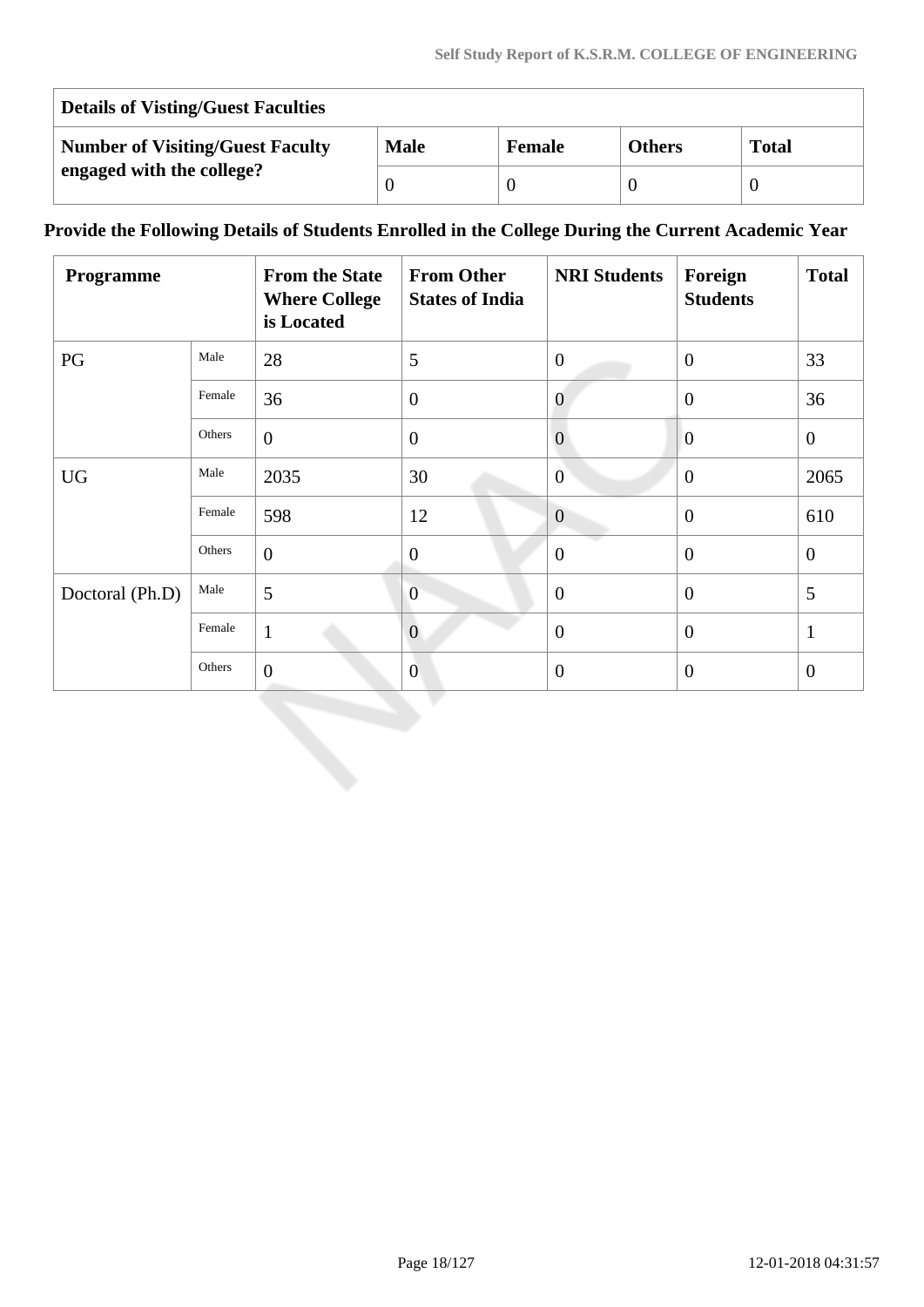| Details of Visting/Guest Faculties | | | | |
|---|---|---|---|---|
| **Number of Visiting/Guest Faculty engaged with the college?** | **Male** | **Female** | **Others** | **Total** |
| | 0 | 0 | 0 | 0 |

**Provide the Following Details of Students Enrolled in the College During the Current Academic Year**

| Programme | | From the State Where College is Located | From Other States of India | NRI Students | Foreign Students | Total |
|---|---|---|---|---|---|---|
| PG | Male | 28 | 5 | 0 | 0 | 33 |
| | Female | 36 | 0 | 0 | 0 | 36 |
| | Others | 0 | 0 | 0 | 0 | 0 |
| UG | Male | 2035 | 30 | 0 | 0 | 2065 |
| | Female | 598 | 12 | 0 | 0 | 610 |
| | Others | 0 | 0 | 0 | 0 | 0 |
| Doctoral (Ph.D) | Male | 5 | 0 | 0 | 0 | 5 |
| | Female | 1 | 0 | 0 | 0 | 1 |
| | Others | 0 | 0 | 0 | 0 | 0 |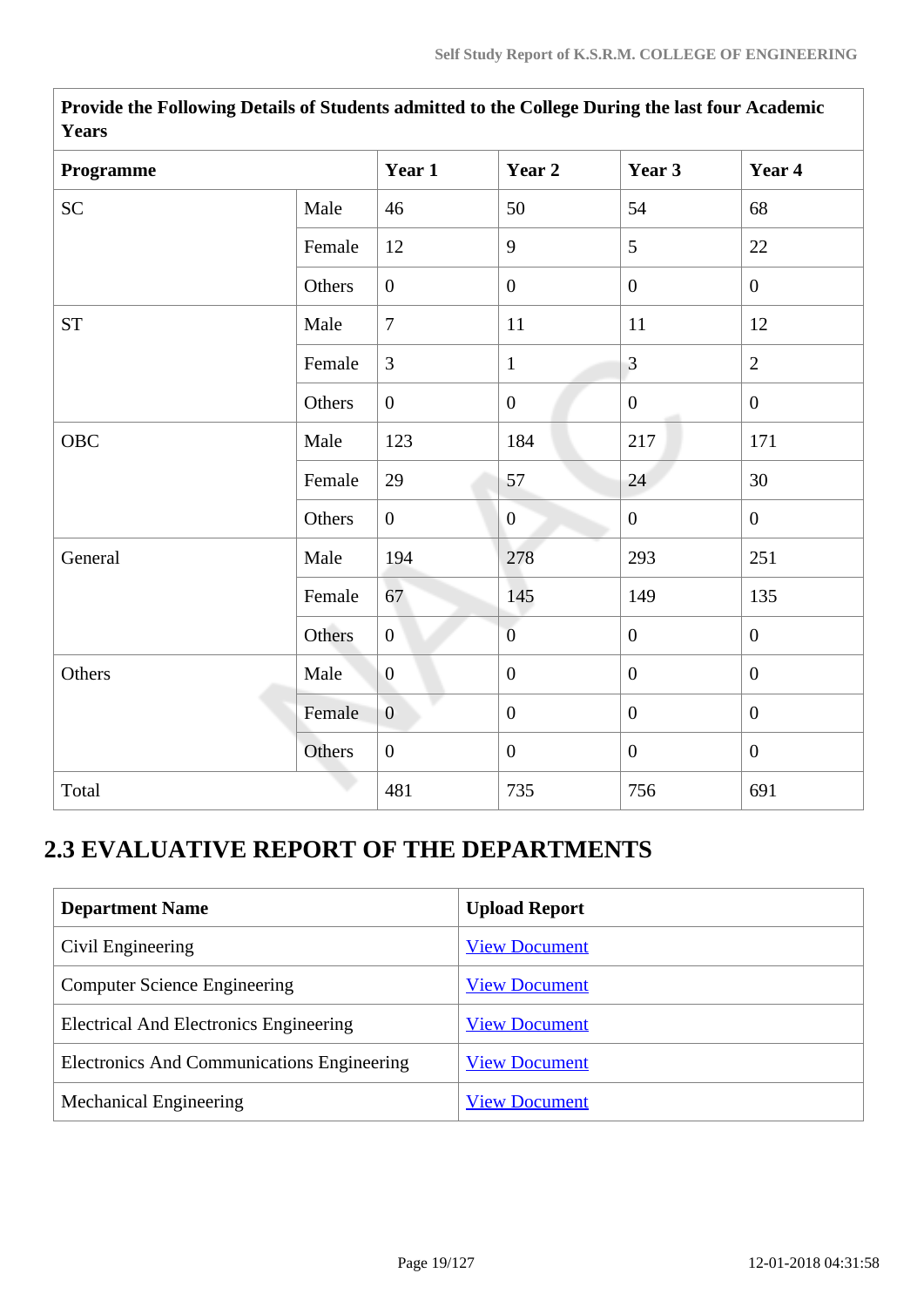| Provide the Following Details of Students admitted to the College During the last four Academic Years | | | | | |
|---|---|---|---|---|---|
| **Programme** | | **Year 1** | **Year 2** | **Year 3** | **Year 4** |
| SC | Male | 46 | 50 | 54 | 68 |
| | Female | 12 | 9 | 5 | 22 |
| | Others | 0 | 0 | 0 | 0 |
| ST | Male | 7 | 11 | 11 | 12 |
| | Female | 3 | 1 | 3 | 2 |
| | Others | 0 | 0 | 0 | 0 |
| OBC | Male | 123 | 184 | 217 | 171 |
| | Female | 29 | 57 | 24 | 30 |
| | Others | 0 | 0 | 0 | 0 |
| General | Male | 194 | 278 | 293 | 251 |
| | Female | 67 | 145 | 149 | 135 |
| | Others | 0 | 0 | 0 | 0 |
| Others | Male | 0 | 0 | 0 | 0 |
| | Female | 0 | 0 | 0 | 0 |
| | Others | 0 | 0 | 0 | 0 |
| Total | | 481 | 735 | 756 | 691 |

## 2.3 EVALUATIVE REPORT OF THE DEPARTMENTS

| Department Name | Upload Report |
|---|---|
| Civil Engineering | View Document |
| Computer Science Engineering | View Document |
| Electrical And Electronics Engineering | View Document |
| Electronics And Communications Engineering | View Document |
| Mechanical Engineering | View Document |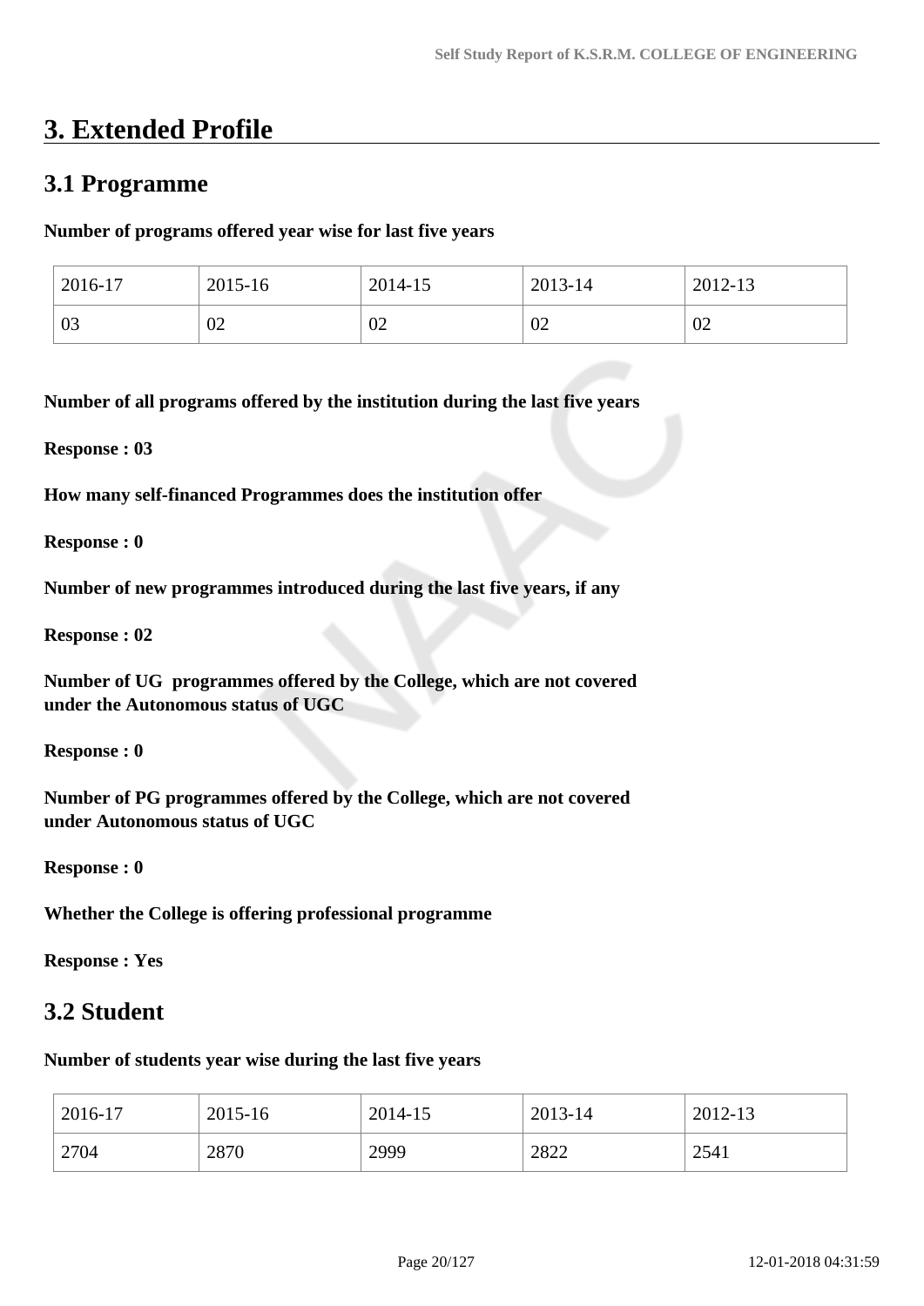# 3. Extended Profile

## 3.1 Programme

**Number of programs offered year wise for last five years**

| 2016-17 | 2015-16 | 2014-15 | 2013-14 | 2012-13 |
|---|---|---|---|---|
| 03 | 02 | 02 | 02 | 02 |

**Number of all programs offered by the institution during the last five years**

**Response : 03**

**How many self-financed Programmes does the institution offer**

**Response : 0**

**Number of new programmes introduced during the last five years, if any**

**Response : 02**

**Number of UG programmes offered by the College, which are not covered under the Autonomous status of UGC**

**Response : 0**

**Number of PG programmes offered by the College, which are not covered under Autonomous status of UGC**

**Response : 0**

**Whether the College is offering professional programme**

**Response : Yes**

## 3.2 Student

**Number of students year wise during the last five years**

| 2016-17 | 2015-16 | 2014-15 | 2013-14 | 2012-13 |
|---|---|---|---|---|
| 2704 | 2870 | 2999 | 2822 | 2541 |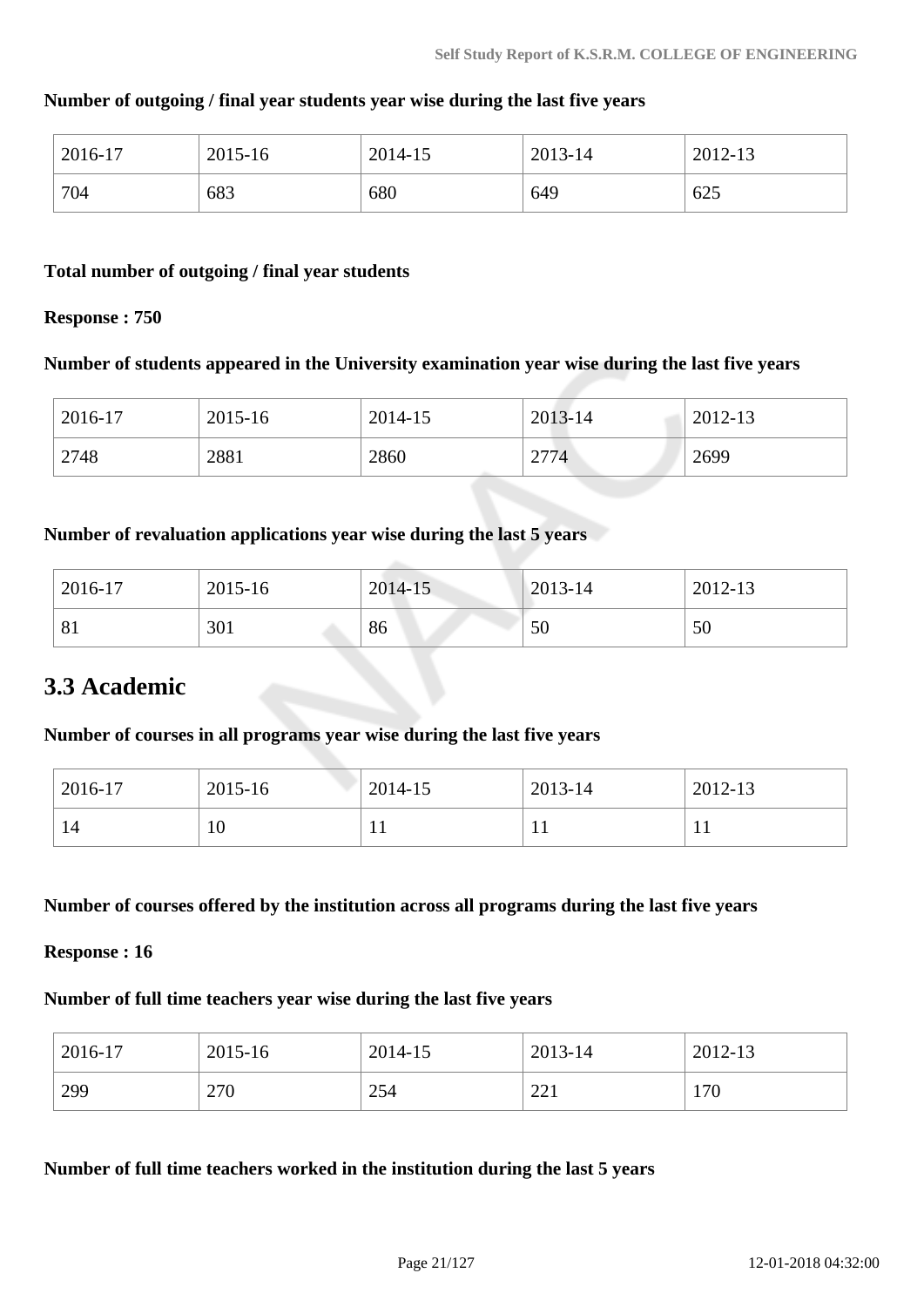**Number of outgoing / final year students year wise during the last five years**

| 2016-17 | 2015-16 | 2014-15 | 2013-14 | 2012-13 |
|---|---|---|---|---|
| 704 | 683 | 680 | 649 | 625 |

**Total number of outgoing / final year students**

**Response : 750**

**Number of students appeared in the University examination year wise during the last five years**

| 2016-17 | 2015-16 | 2014-15 | 2013-14 | 2012-13 |
|---|---|---|---|---|
| 2748 | 2881 | 2860 | 2774 | 2699 |

**Number of revaluation applications year wise during the last 5 years**

| 2016-17 | 2015-16 | 2014-15 | 2013-14 | 2012-13 |
|---|---|---|---|---|
| 81 | 301 | 86 | 50 | 50 |

## 3.3 Academic

**Number of courses in all programs year wise during the last five years**

| 2016-17 | 2015-16 | 2014-15 | 2013-14 | 2012-13 |
|---|---|---|---|---|
| 14 | 10 | 11 | 11 | 11 |

**Number of courses offered by the institution across all programs during the last five years**

**Response : 16**

**Number of full time teachers year wise during the last five years**

| 2016-17 | 2015-16 | 2014-15 | 2013-14 | 2012-13 |
|---|---|---|---|---|
| 299 | 270 | 254 | 221 | 170 |

**Number of full time teachers worked in the institution during the last 5 years**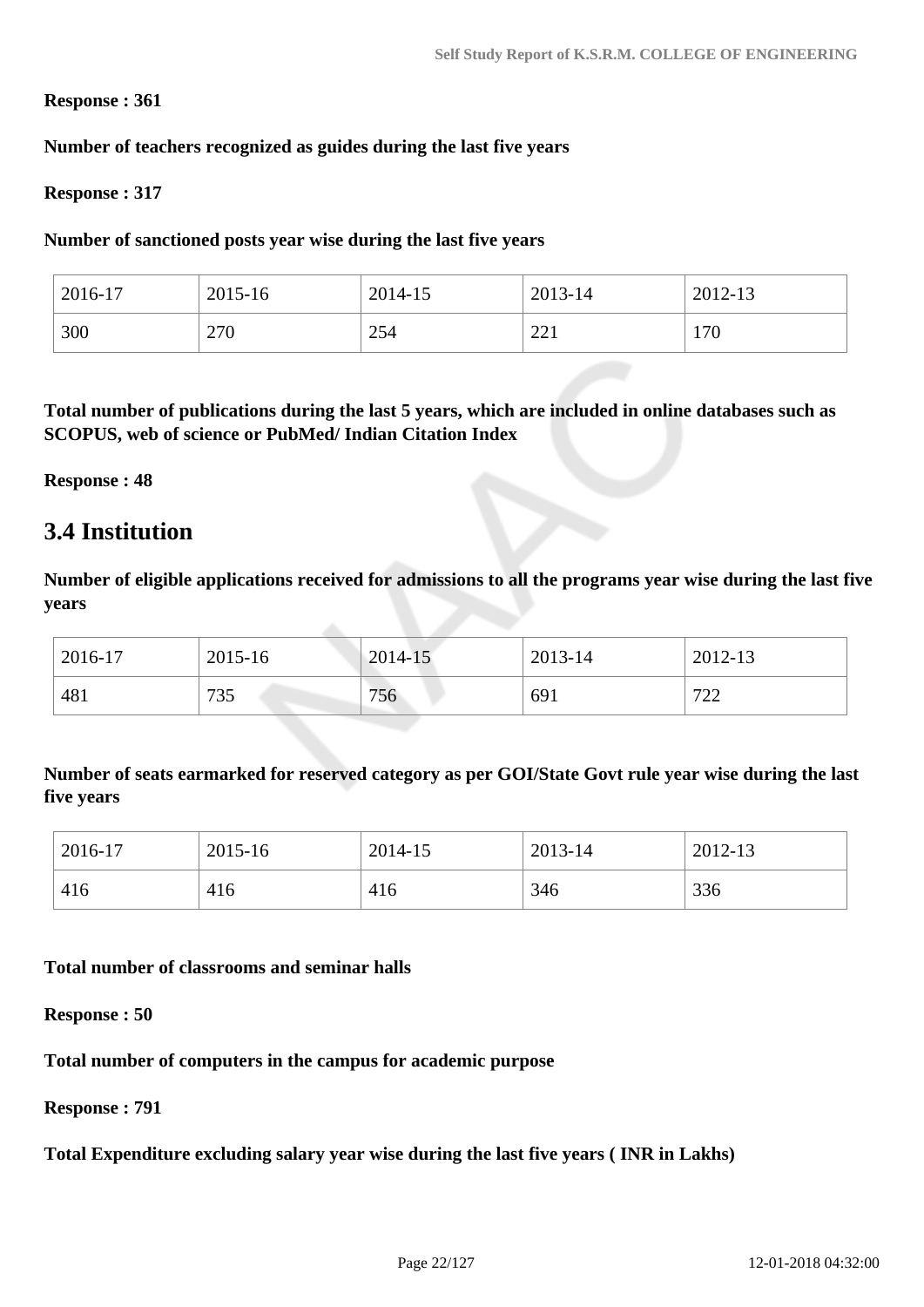**Response : 361**

**Number of teachers recognized as guides during the last five years**

**Response : 317**

**Number of sanctioned posts year wise during the last five years**

| 2016-17 | 2015-16 | 2014-15 | 2013-14 | 2012-13 |
|---|---|---|---|---|
| 300 | 270 | 254 | 221 | 170 |

**Total number of publications during the last 5 years, which are included in online databases such as SCOPUS, web of science or PubMed/ Indian Citation Index**

**Response : 48**

## 3.4 Institution

**Number of eligible applications received for admissions to all the programs year wise during the last five years**

| 2016-17 | 2015-16 | 2014-15 | 2013-14 | 2012-13 |
|---|---|---|---|---|
| 481 | 735 | 756 | 691 | 722 |

**Number of seats earmarked for reserved category as per GOI/State Govt rule year wise during the last five years**

| 2016-17 | 2015-16 | 2014-15 | 2013-14 | 2012-13 |
|---|---|---|---|---|
| 416 | 416 | 416 | 346 | 336 |

**Total number of classrooms and seminar halls**

**Response : 50**

**Total number of computers in the campus for academic purpose**

**Response : 791**

**Total Expenditure excluding salary year wise during the last five years ( INR in Lakhs)**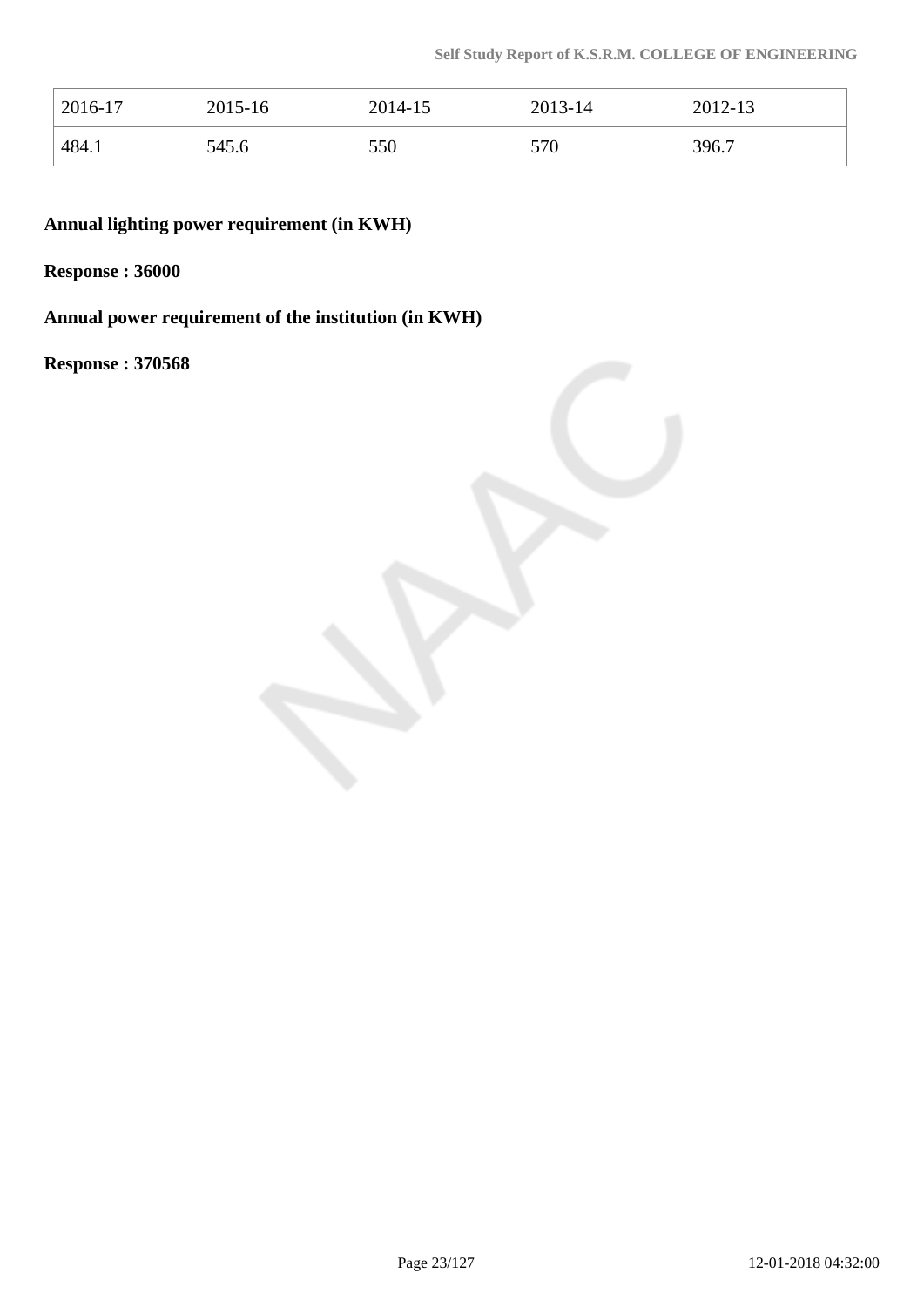| 2016-17 | 2015-16 | 2014-15 | 2013-14 | 2012-13 |
|---|---|---|---|---|
| 484.1 | 545.6 | 550 | 570 | 396.7 |

**Annual lighting power requirement (in KWH)**

**Response : 36000**

**Annual power requirement of the institution (in KWH)**

**Response : 370568**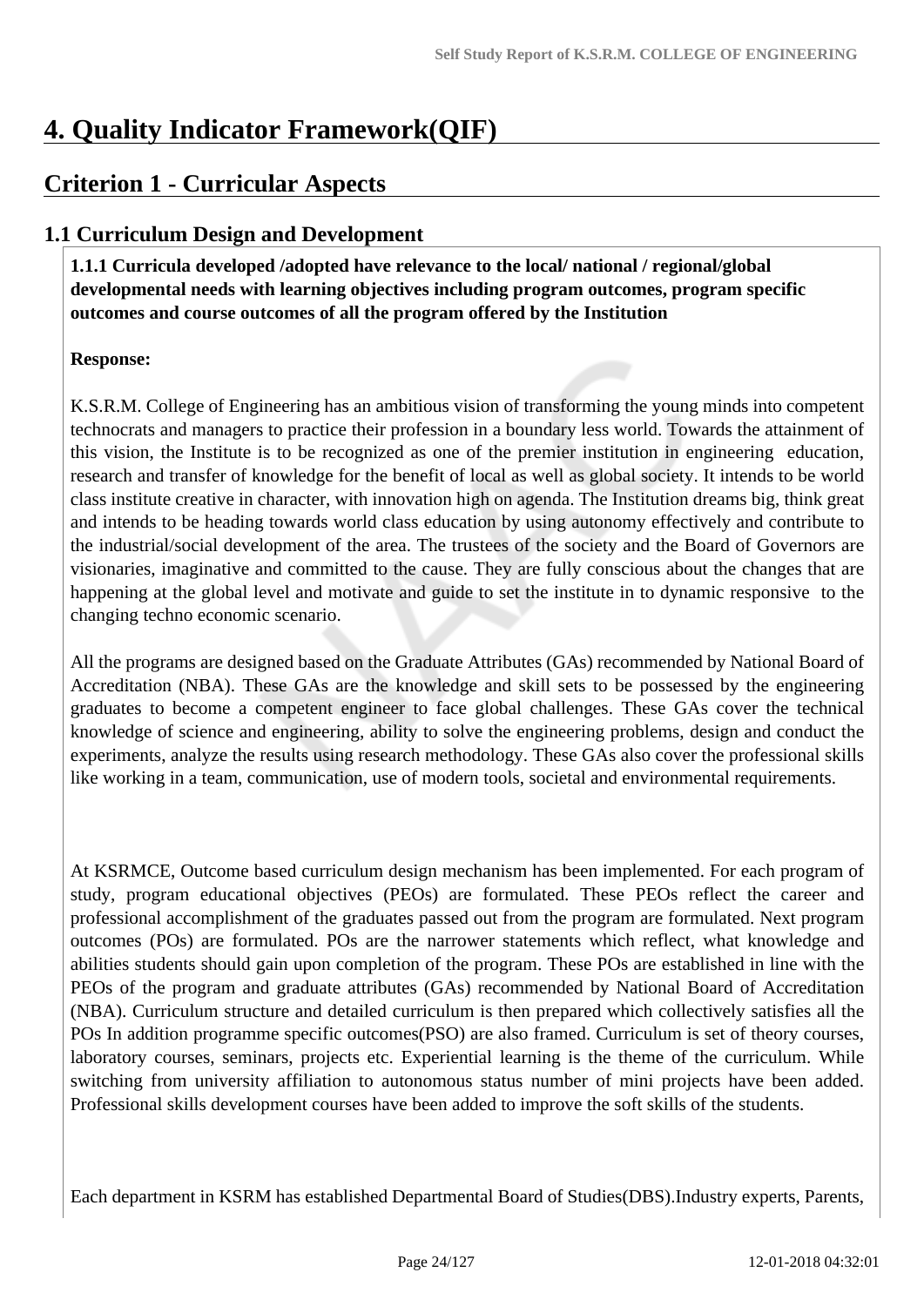# 4. Quality Indicator Framework(QIF)

## Criterion 1 - Curricular Aspects

### 1.1 Curriculum Design and Development

**1.1.1 Curricula developed /adopted have relevance to the local/ national / regional/global developmental needs with learning objectives including program outcomes, program specific outcomes and course outcomes of all the program offered by the Institution**

**Response:**

K.S.R.M. College of Engineering has an ambitious vision of transforming the young minds into competent technocrats and managers to practice their profession in a boundary less world. Towards the attainment of this vision, the Institute is to be recognized as one of the premier institution in engineering education, research and transfer of knowledge for the benefit of local as well as global society. It intends to be world class institute creative in character, with innovation high on agenda. The Institution dreams big, think great and intends to be heading towards world class education by using autonomy effectively and contribute to the industrial/social development of the area. The trustees of the society and the Board of Governors are visionaries, imaginative and committed to the cause. They are fully conscious about the changes that are happening at the global level and motivate and guide to set the institute in to dynamic responsive to the changing techno economic scenario.

All the programs are designed based on the Graduate Attributes (GAs) recommended by National Board of Accreditation (NBA). These GAs are the knowledge and skill sets to be possessed by the engineering graduates to become a competent engineer to face global challenges. These GAs cover the technical knowledge of science and engineering, ability to solve the engineering problems, design and conduct the experiments, analyze the results using research methodology. These GAs also cover the professional skills like working in a team, communication, use of modern tools, societal and environmental requirements.

At KSRMCE, Outcome based curriculum design mechanism has been implemented. For each program of study, program educational objectives (PEOs) are formulated. These PEOs reflect the career and professional accomplishment of the graduates passed out from the program are formulated. Next program outcomes (POs) are formulated. POs are the narrower statements which reflect, what knowledge and abilities students should gain upon completion of the program. These POs are established in line with the PEOs of the program and graduate attributes (GAs) recommended by National Board of Accreditation (NBA). Curriculum structure and detailed curriculum is then prepared which collectively satisfies all the POs In addition programme specific outcomes(PSO) are also framed. Curriculum is set of theory courses, laboratory courses, seminars, projects etc. Experiential learning is the theme of the curriculum. While switching from university affiliation to autonomous status number of mini projects have been added. Professional skills development courses have been added to improve the soft skills of the students.

Each department in KSRM has established Departmental Board of Studies(DBS).Industry experts, Parents,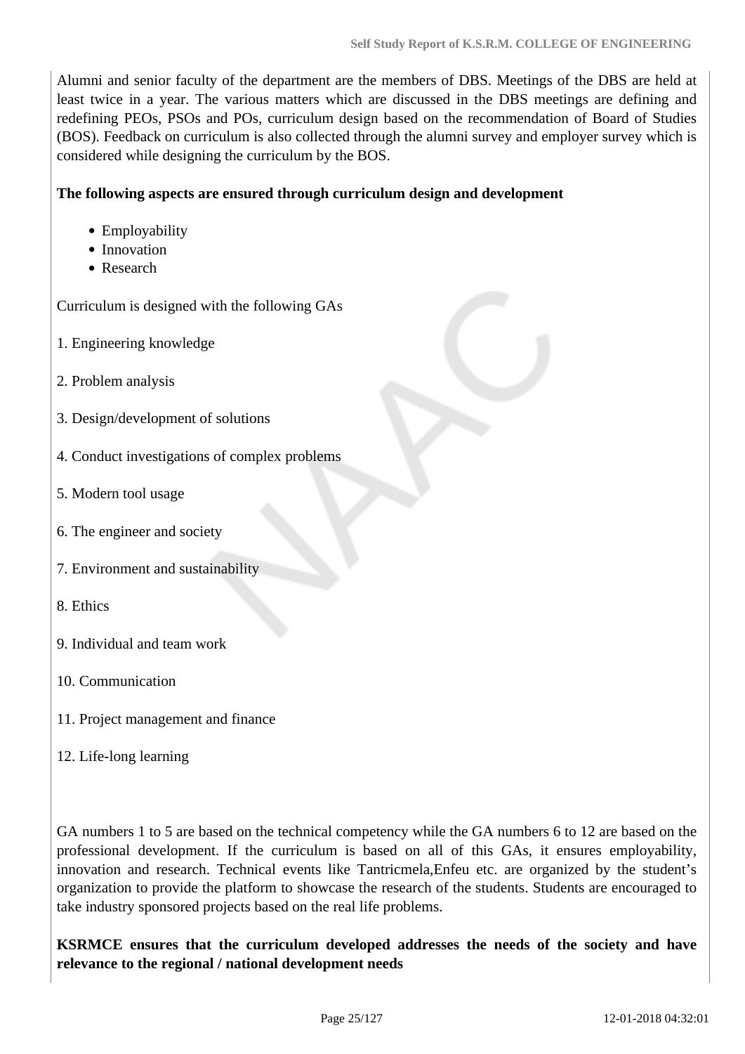Alumni and senior faculty of the department are the members of DBS. Meetings of the DBS are held at least twice in a year. The various matters which are discussed in the DBS meetings are defining and redefining PEOs, PSOs and POs, curriculum design based on the recommendation of Board of Studies (BOS). Feedback on curriculum is also collected through the alumni survey and employer survey which is considered while designing the curriculum by the BOS.

**The following aspects are ensured through curriculum design and development**

- Employability
- Innovation
- Research

Curriculum is designed with the following GAs

1. Engineering knowledge

2. Problem analysis

3. Design/development of solutions

4. Conduct investigations of complex problems

5. Modern tool usage

6. The engineer and society

7. Environment and sustainability

8. Ethics

9. Individual and team work

10. Communication

11. Project management and finance

12. Life-long learning

GA numbers 1 to 5 are based on the technical competency while the GA numbers 6 to 12 are based on the professional development. If the curriculum is based on all of this GAs, it ensures employability, innovation and research. Technical events like Tantricmela,Enfeu etc. are organized by the student's organization to provide the platform to showcase the research of the students. Students are encouraged to take industry sponsored projects based on the real life problems.

**KSRMCE ensures that the curriculum developed addresses the needs of the society and have relevance to the regional / national development needs**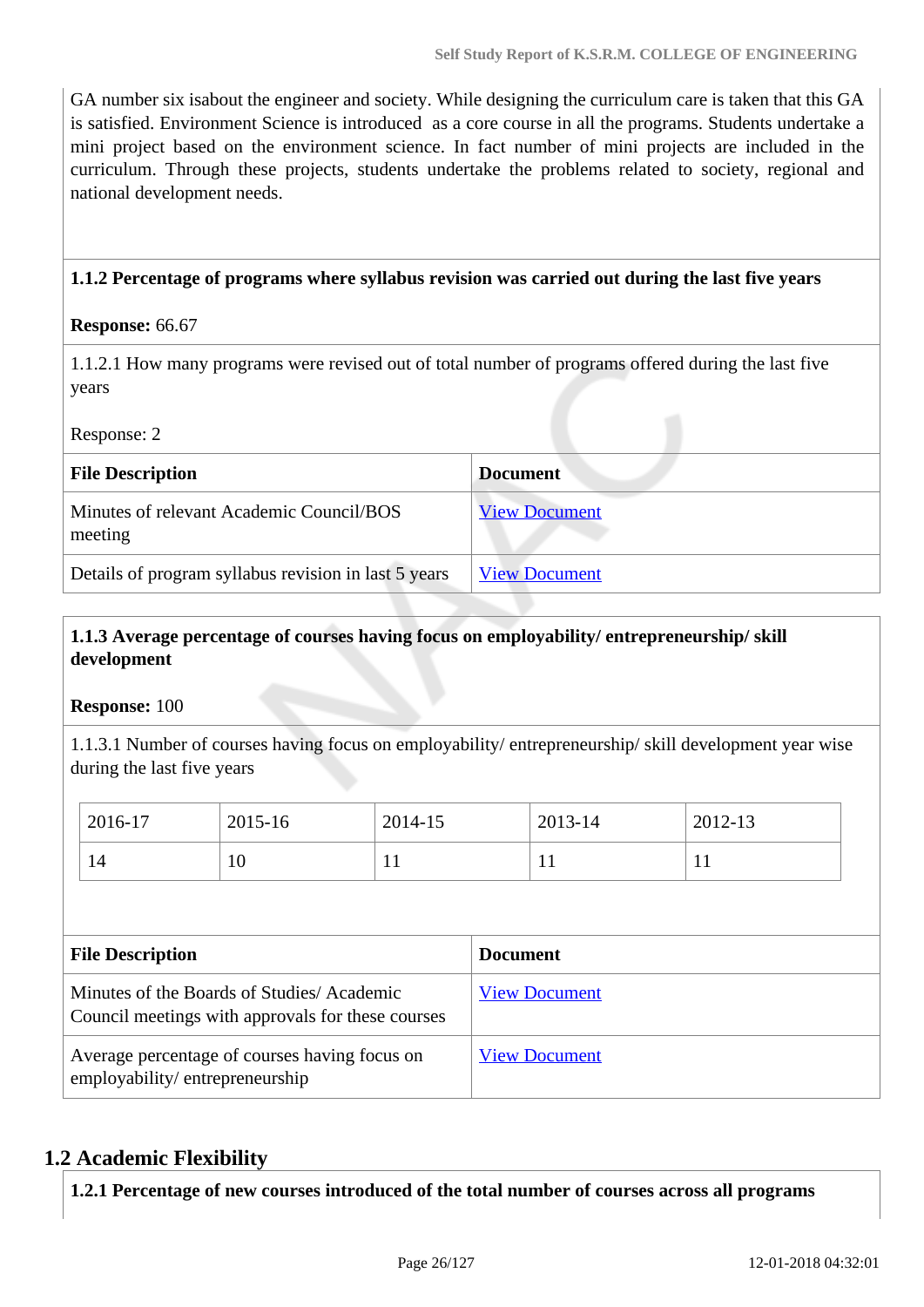GA number six isabout the engineer and society. While designing the curriculum care is taken that this GA is satisfied. Environment Science is introduced as a core course in all the programs. Students undertake a mini project based on the environment science. In fact number of mini projects are included in the curriculum. Through these projects, students undertake the problems related to society, regional and national development needs.

**1.1.2 Percentage of programs where syllabus revision was carried out during the last five years**

**Response:** 66.67

1.1.2.1 How many programs were revised out of total number of programs offered during the last five years

Response: 2

| File Description | Document |
|---|---|
| Minutes of relevant Academic Council/BOS meeting | View Document |
| Details of program syllabus revision in last 5 years | View Document |

**1.1.3 Average percentage of courses having focus on employability/ entrepreneurship/ skill development**

**Response:** 100

1.1.3.1 Number of courses having focus on employability/ entrepreneurship/ skill development year wise during the last five years

| 2016-17 | 2015-16 | 2014-15 | 2013-14 | 2012-13 |
|---|---|---|---|---|
| 14 | 10 | 11 | 11 | 11 |

| File Description | Document |
|---|---|
| Minutes of the Boards of Studies/ Academic Council meetings with approvals for these courses | View Document |
| Average percentage of courses having focus on employability/ entrepreneurship | View Document |

## 1.2 Academic Flexibility

**1.2.1 Percentage of new courses introduced of the total number of courses across all programs**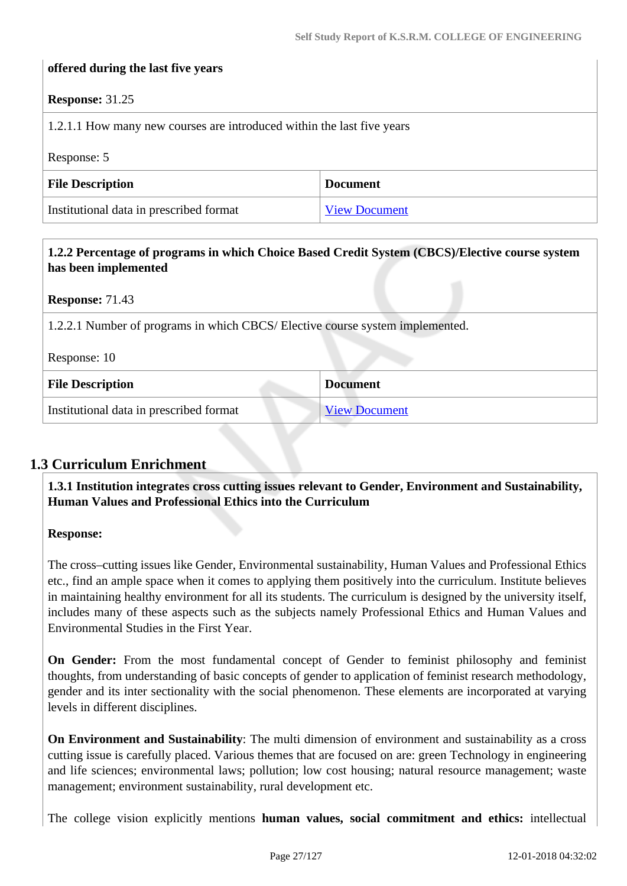**offered during the last five years**

**Response:** 31.25

1.2.1.1 How many new courses are introduced within the last five years

Response: 5

| File Description | Document |
|---|---|
| Institutional data in prescribed format | View Document |

**1.2.2 Percentage of programs in which Choice Based Credit System (CBCS)/Elective course system has been implemented**

**Response:** 71.43

1.2.2.1 Number of programs in which CBCS/ Elective course system implemented.

Response: 10

| File Description | Document |
|---|---|
| Institutional data in prescribed format | View Document |

## 1.3 Curriculum Enrichment

**1.3.1 Institution integrates cross cutting issues relevant to Gender, Environment and Sustainability, Human Values and Professional Ethics into the Curriculum**

**Response:**

The cross–cutting issues like Gender, Environmental sustainability, Human Values and Professional Ethics etc., find an ample space when it comes to applying them positively into the curriculum. Institute believes in maintaining healthy environment for all its students. The curriculum is designed by the university itself, includes many of these aspects such as the subjects namely Professional Ethics and Human Values and Environmental Studies in the First Year.

**On Gender:** From the most fundamental concept of Gender to feminist philosophy and feminist thoughts, from understanding of basic concepts of gender to application of feminist research methodology, gender and its inter sectionality with the social phenomenon. These elements are incorporated at varying levels in different disciplines.

**On Environment and Sustainability**: The multi dimension of environment and sustainability as a cross cutting issue is carefully placed. Various themes that are focused on are: green Technology in engineering and life sciences; environmental laws; pollution; low cost housing; natural resource management; waste management; environment sustainability, rural development etc.

The college vision explicitly mentions **human values, social commitment and ethics:** intellectual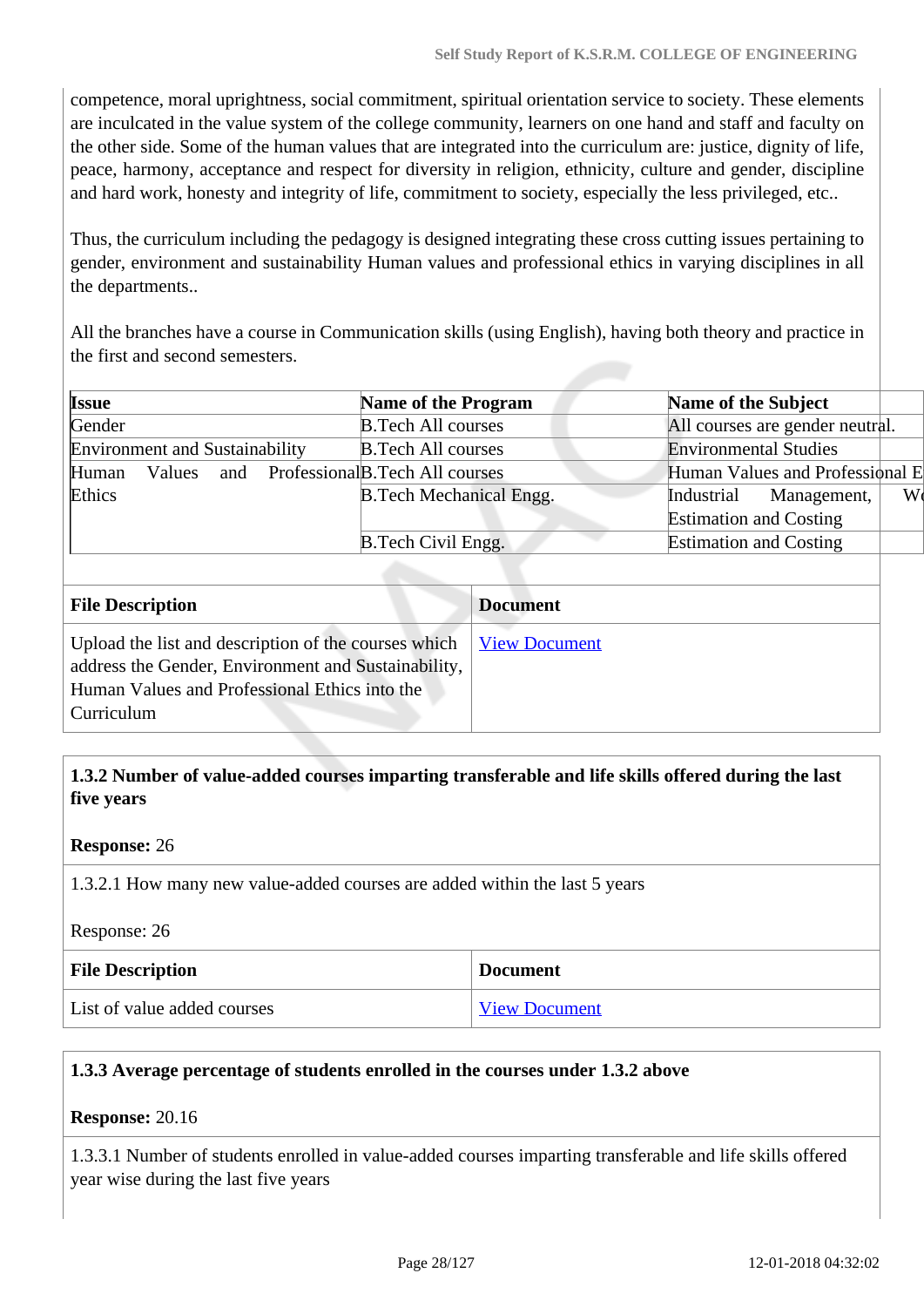competence, moral uprightness, social commitment, spiritual orientation service to society. These elements are inculcated in the value system of the college community, learners on one hand and staff and faculty on the other side. Some of the human values that are integrated into the curriculum are: justice, dignity of life, peace, harmony, acceptance and respect for diversity in religion, ethnicity, culture and gender, discipline and hard work, honesty and integrity of life, commitment to society, especially the less privileged, etc..

Thus, the curriculum including the pedagogy is designed integrating these cross cutting issues pertaining to gender, environment and sustainability Human values and professional ethics in varying disciplines in all the departments..

All the branches have a course in Communication skills (using English), having both theory and practice in the first and second semesters.

| Issue | Name of the Program | Name of the Subject |
|---|---|---|
| Gender | B.Tech All courses | All courses are gender neutral. |
| Environment and Sustainability | B.Tech All courses | Environmental Studies |
| Human Values and Professional Ethics | B.Tech All courses | Human Values and Professional E |
| | B.Tech Mechanical Engg. | Industrial Management, W Estimation and Costing |
| | B.Tech Civil Engg. | Estimation and Costing |

| File Description | Document |
|---|---|
| Upload the list and description of the courses which address the Gender, Environment and Sustainability, Human Values and Professional Ethics into the Curriculum | View Document |

**1.3.2 Number of value-added courses imparting transferable and life skills offered during the last five years**

**Response:** 26

1.3.2.1 How many new value-added courses are added within the last 5 years

Response: 26

| File Description | Document |
|---|---|
| List of value added courses | View Document |

**1.3.3 Average percentage of students enrolled in the courses under 1.3.2 above**

**Response:** 20.16

1.3.3.1 Number of students enrolled in value-added courses imparting transferable and life skills offered year wise during the last five years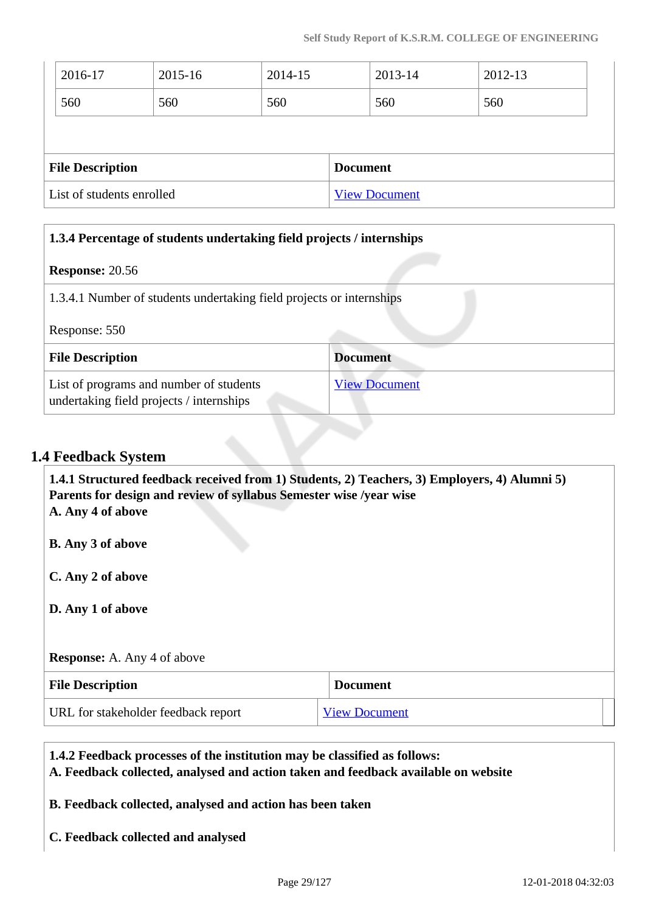| 2016-17 | 2015-16 | 2014-15 | 2013-14 | 2012-13 |
|---|---|---|---|---|
| 560 | 560 | 560 | 560 | 560 |

| File Description | Document |
|---|---|
| List of students enrolled | View Document |

**1.3.4 Percentage of students undertaking field projects / internships**

**Response:** 20.56

1.3.4.1 Number of students undertaking field projects or internships

Response: 550

| File Description | Document |
|---|---|
| List of programs and number of students undertaking field projects / internships | View Document |

## 1.4 Feedback System

**1.4.1 Structured feedback received from 1) Students, 2) Teachers, 3) Employers, 4) Alumni 5) Parents for design and review of syllabus Semester wise /year wise**

**A. Any 4 of above**

**B. Any 3 of above**

**C. Any 2 of above**

**D. Any 1 of above**

**Response:** A. Any 4 of above

| File Description | Document |
|---|---|
| URL for stakeholder feedback report | View Document |

**1.4.2 Feedback processes of the institution may be classified as follows:**

**A. Feedback collected, analysed and action taken and feedback available on website**

**B. Feedback collected, analysed and action has been taken**

**C. Feedback collected and analysed**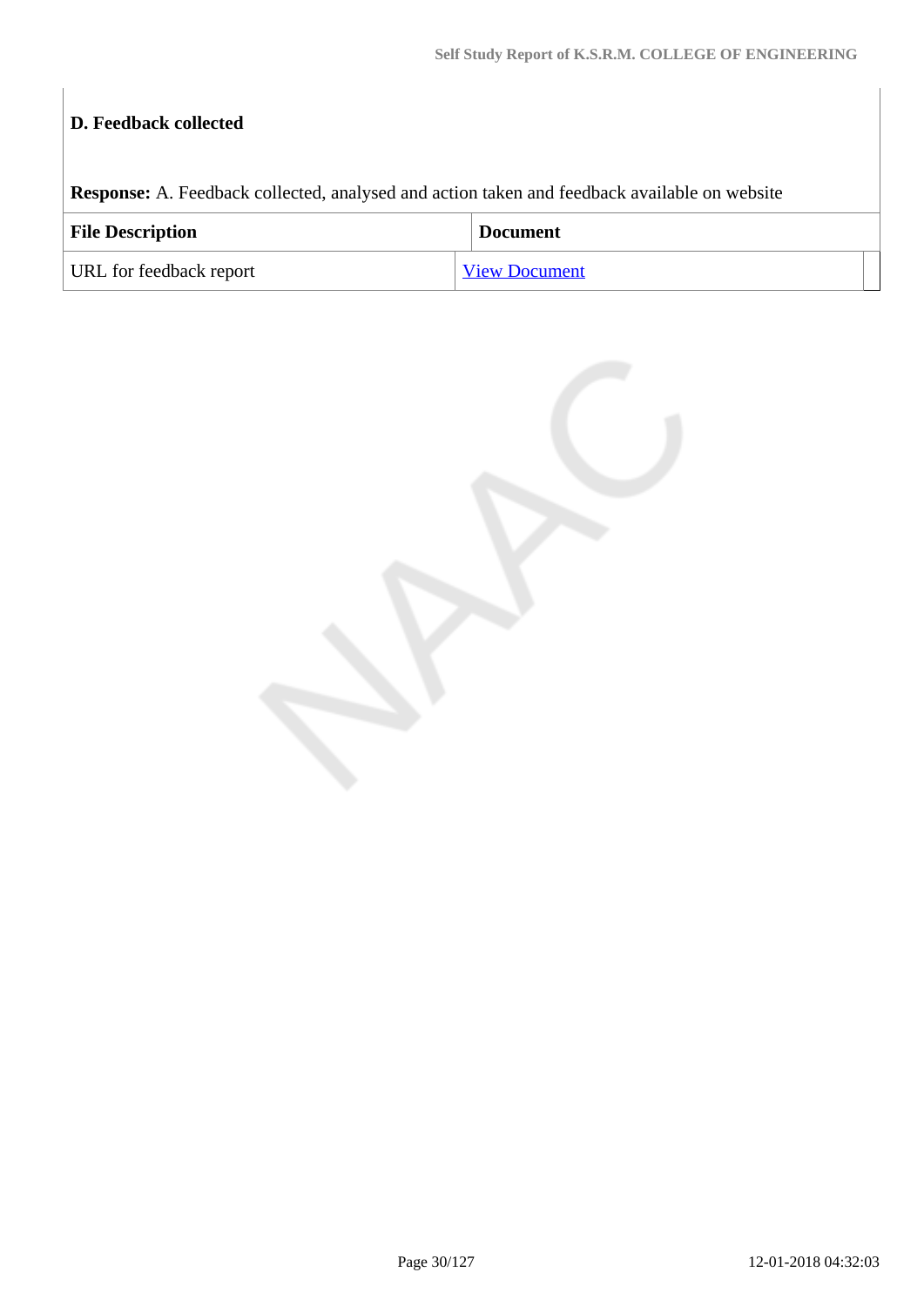**D. Feedback collected**

**Response:** A. Feedback collected, analysed and action taken and feedback available on website

| File Description | Document |
| --- | --- |
| URL for feedback report | View Document |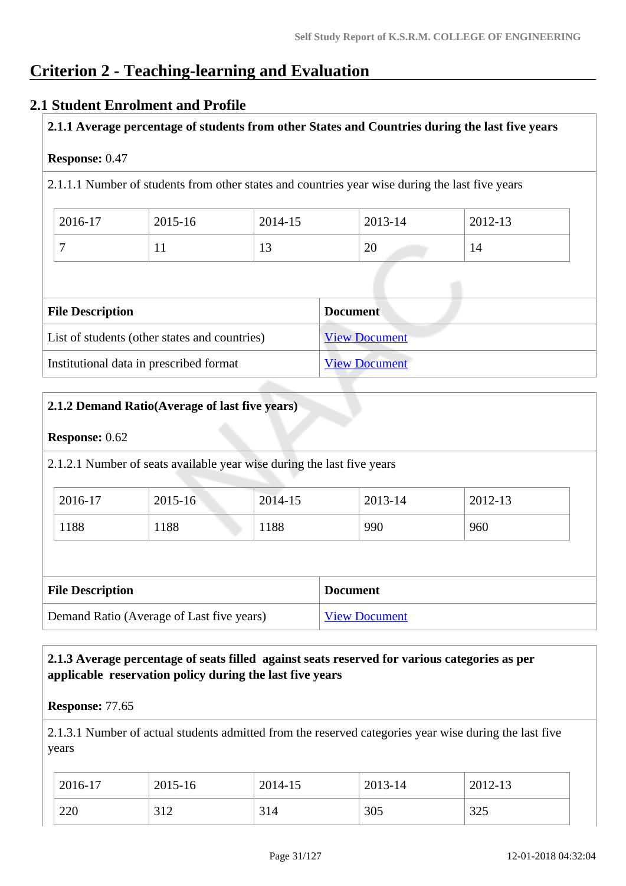# Criterion 2 - Teaching-learning and Evaluation

## 2.1 Student Enrolment and Profile

**2.1.1 Average percentage of students from other States and Countries during the last five years**

**Response:** 0.47

2.1.1.1 Number of students from other states and countries year wise during the last five years

| 2016-17 | 2015-16 | 2014-15 | 2013-14 | 2012-13 |
|---|---|---|---|---|
| 7 | 11 | 13 | 20 | 14 |

| File Description | Document |
|---|---|
| List of students (other states and countries) | View Document |
| Institutional data in prescribed format | View Document |

**2.1.2 Demand Ratio(Average of last five years)**

**Response:** 0.62

2.1.2.1 Number of seats available year wise during the last five years

| 2016-17 | 2015-16 | 2014-15 | 2013-14 | 2012-13 |
|---|---|---|---|---|
| 1188 | 1188 | 1188 | 990 | 960 |

| File Description | Document |
|---|---|
| Demand Ratio (Average of Last five years) | View Document |

**2.1.3 Average percentage of seats filled against seats reserved for various categories as per applicable reservation policy during the last five years**

**Response:** 77.65

2.1.3.1 Number of actual students admitted from the reserved categories year wise during the last five years

| 2016-17 | 2015-16 | 2014-15 | 2013-14 | 2012-13 |
|---|---|---|---|---|
| 220 | 312 | 314 | 305 | 325 |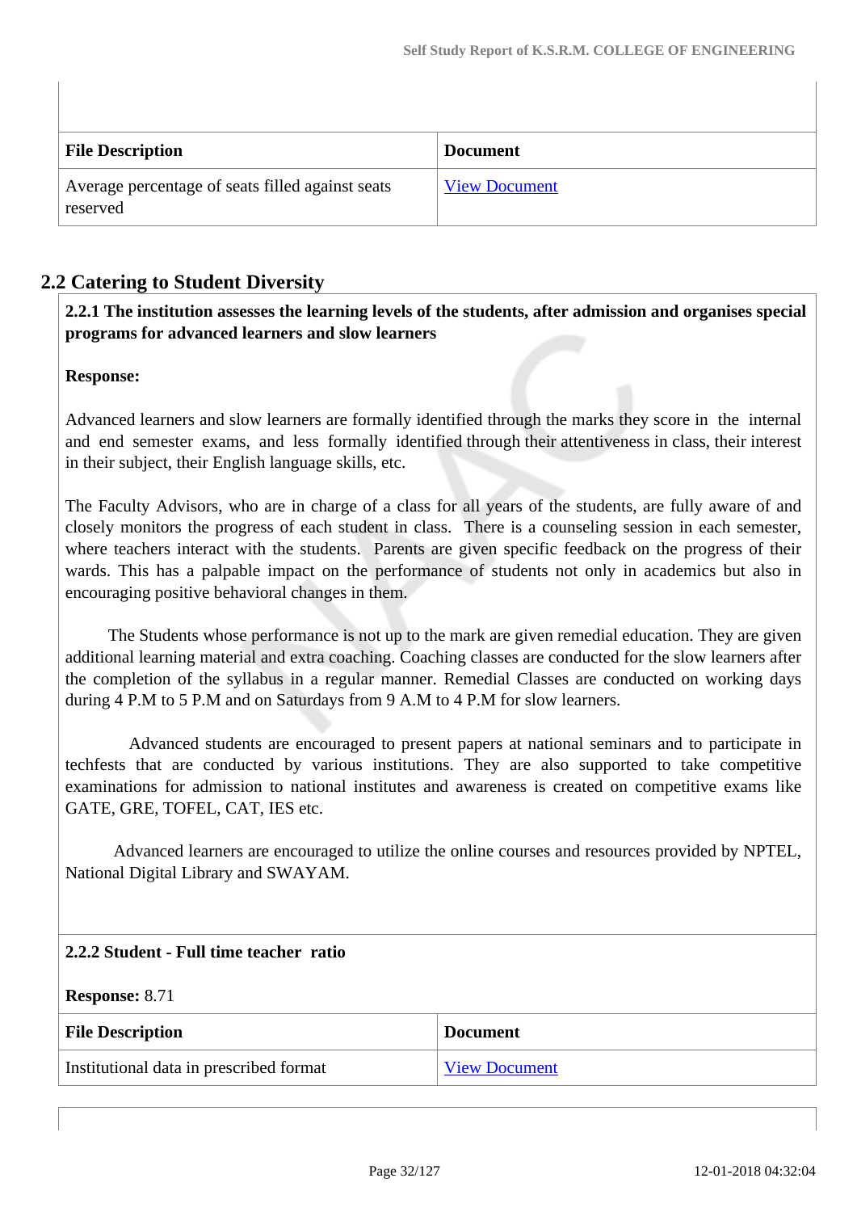| File Description | Document |
|---|---|
| Average percentage of seats filled against seats reserved | View Document |

## 2.2 Catering to Student Diversity

**2.2.1 The institution assesses the learning levels of the students, after admission and organises special programs for advanced learners and slow learners**

**Response:**

Advanced learners and slow learners are formally identified through the marks they score in the internal and end semester exams, and less formally identified through their attentiveness in class, their interest in their subject, their English language skills, etc.

The Faculty Advisors, who are in charge of a class for all years of the students, are fully aware of and closely monitors the progress of each student in class. There is a counseling session in each semester, where teachers interact with the students. Parents are given specific feedback on the progress of their wards. This has a palpable impact on the performance of students not only in academics but also in encouraging positive behavioral changes in them.

The Students whose performance is not up to the mark are given remedial education. They are given additional learning material and extra coaching. Coaching classes are conducted for the slow learners after the completion of the syllabus in a regular manner. Remedial Classes are conducted on working days during 4 P.M to 5 P.M and on Saturdays from 9 A.M to 4 P.M for slow learners.

Advanced students are encouraged to present papers at national seminars and to participate in techfests that are conducted by various institutions. They are also supported to take competitive examinations for admission to national institutes and awareness is created on competitive exams like GATE, GRE, TOFEL, CAT, IES etc.

Advanced learners are encouraged to utilize the online courses and resources provided by NPTEL, National Digital Library and SWAYAM.

**2.2.2 Student - Full time teacher ratio**

**Response:** 8.71

| File Description | Document |
|---|---|
| Institutional data in prescribed format | View Document |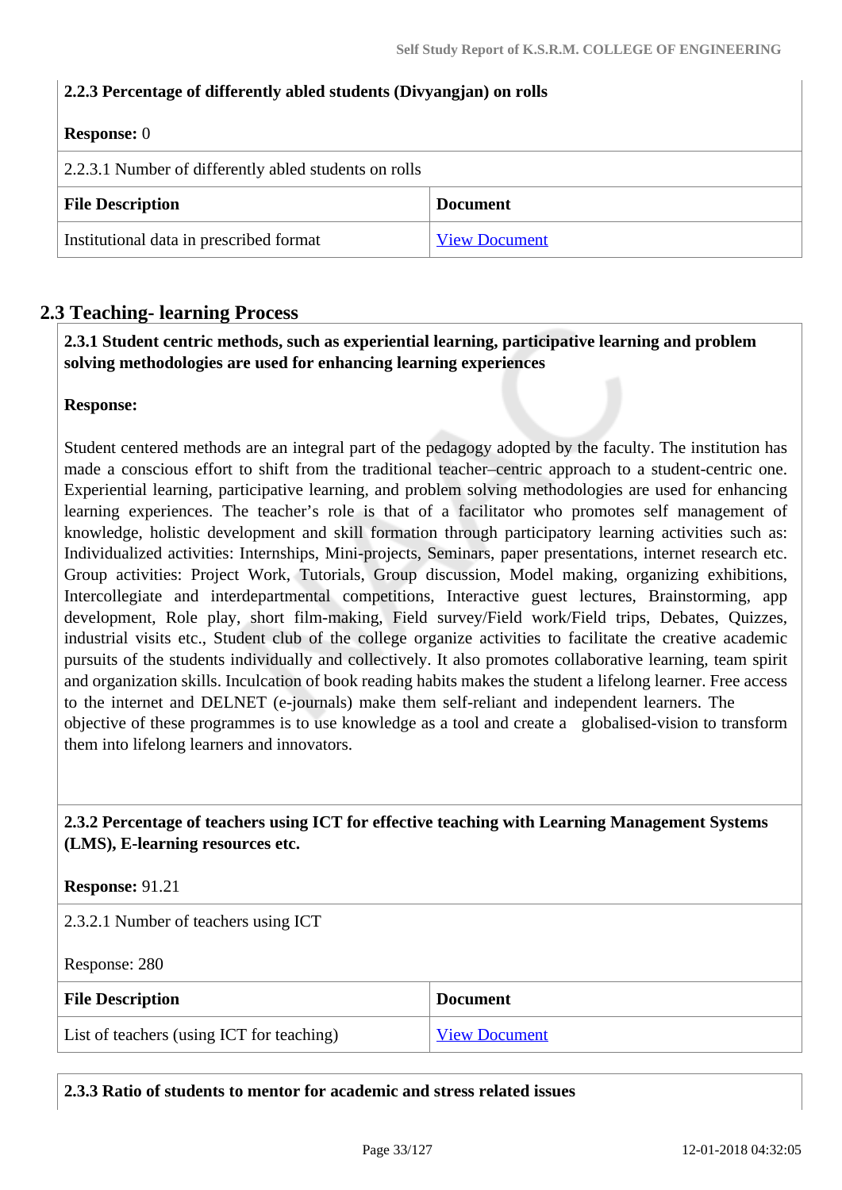**2.2.3 Percentage of differently abled students (Divyangjan) on rolls**

**Response:** 0

2.2.3.1 Number of differently abled students on rolls

| File Description | Document |
|---|---|
| Institutional data in prescribed format | View Document |

## 2.3 Teaching- learning Process

**2.3.1 Student centric methods, such as experiential learning, participative learning and problem solving methodologies are used for enhancing learning experiences**

**Response:**

Student centered methods are an integral part of the pedagogy adopted by the faculty. The institution has made a conscious effort to shift from the traditional teacher–centric approach to a student-centric one. Experiential learning, participative learning, and problem solving methodologies are used for enhancing learning experiences. The teacher's role is that of a facilitator who promotes self management of knowledge, holistic development and skill formation through participatory learning activities such as: Individualized activities: Internships, Mini-projects, Seminars, paper presentations, internet research etc. Group activities: Project Work, Tutorials, Group discussion, Model making, organizing exhibitions, Intercollegiate and interdepartmental competitions, Interactive guest lectures, Brainstorming, app development, Role play, short film-making, Field survey/Field work/Field trips, Debates, Quizzes, industrial visits etc., Student club of the college organize activities to facilitate the creative academic pursuits of the students individually and collectively. It also promotes collaborative learning, team spirit and organization skills. Inculcation of book reading habits makes the student a lifelong learner. Free access to the internet and DELNET (e-journals) make them self-reliant and independent learners. The objective of these programmes is to use knowledge as a tool and create a globalised-vision to transform them into lifelong learners and innovators.

**2.3.2 Percentage of teachers using ICT for effective teaching with Learning Management Systems (LMS), E-learning resources etc.**

**Response:** 91.21

2.3.2.1 Number of teachers using ICT

Response: 280

| File Description | Document |
|---|---|
| List of teachers (using ICT for teaching) | View Document |

**2.3.3 Ratio of students to mentor for academic and stress related issues**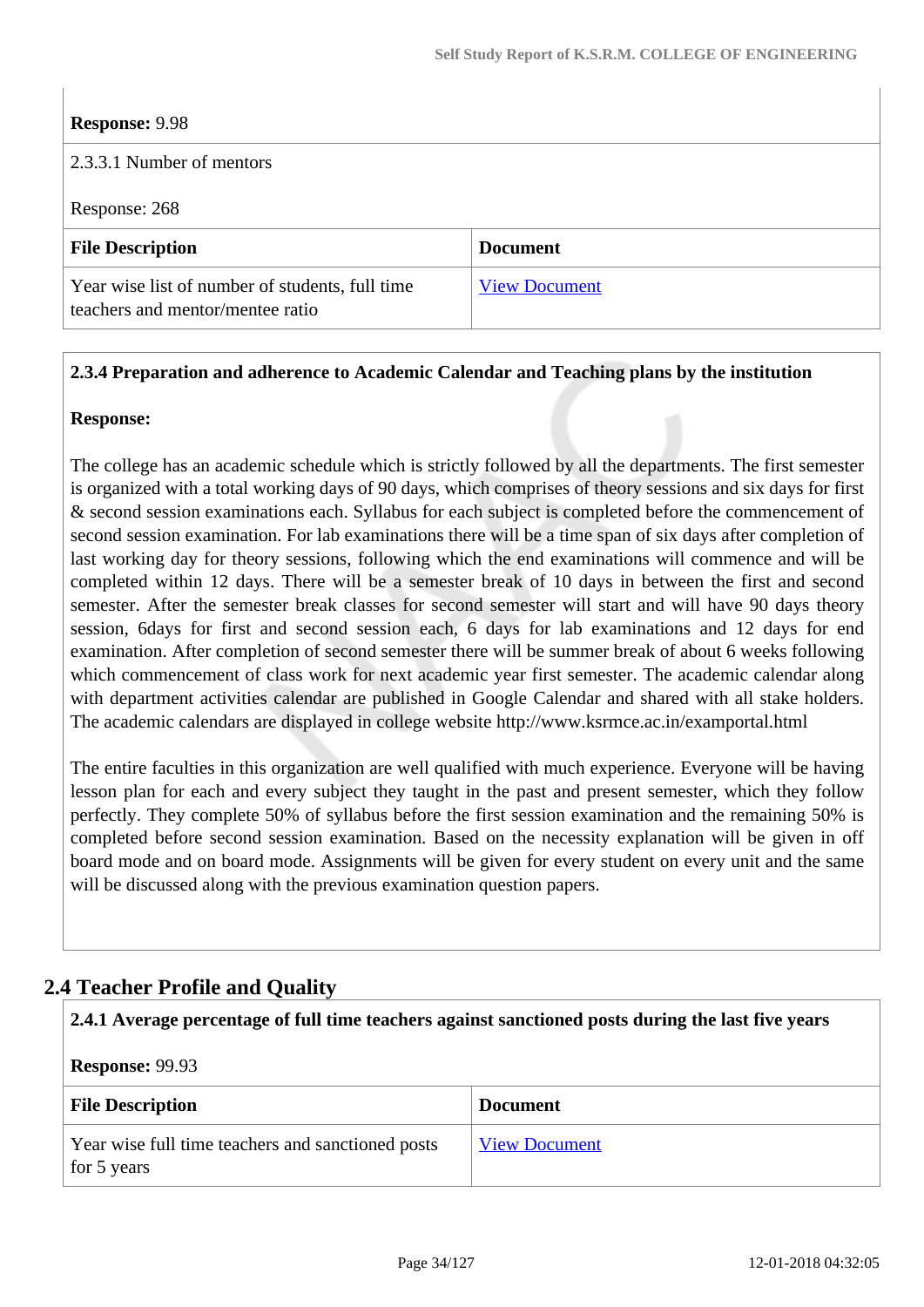**Response:** 9.98

2.3.3.1 Number of mentors

Response: 268

| File Description | Document |
|---|---|
| Year wise list of number of students, full time teachers and mentor/mentee ratio | View Document |

**2.3.4 Preparation and adherence to Academic Calendar and Teaching plans by the institution**

**Response:**

The college has an academic schedule which is strictly followed by all the departments. The first semester is organized with a total working days of 90 days, which comprises of theory sessions and six days for first & second session examinations each. Syllabus for each subject is completed before the commencement of second session examination. For lab examinations there will be a time span of six days after completion of last working day for theory sessions, following which the end examinations will commence and will be completed within 12 days. There will be a semester break of 10 days in between the first and second semester. After the semester break classes for second semester will start and will have 90 days theory session, 6days for first and second session each, 6 days for lab examinations and 12 days for end examination. After completion of second semester there will be summer break of about 6 weeks following which commencement of class work for next academic year first semester. The academic calendar along with department activities calendar are published in Google Calendar and shared with all stake holders. The academic calendars are displayed in college website http://www.ksrmce.ac.in/examportal.html

The entire faculties in this organization are well qualified with much experience. Everyone will be having lesson plan for each and every subject they taught in the past and present semester, which they follow perfectly. They complete 50% of syllabus before the first session examination and the remaining 50% is completed before second session examination. Based on the necessity explanation will be given in off board mode and on board mode. Assignments will be given for every student on every unit and the same will be discussed along with the previous examination question papers.

## 2.4 Teacher Profile and Quality

**2.4.1 Average percentage of full time teachers against sanctioned posts during the last five years**

**Response:** 99.93

| File Description | Document |
|---|---|
| Year wise full time teachers and sanctioned posts for 5 years | View Document |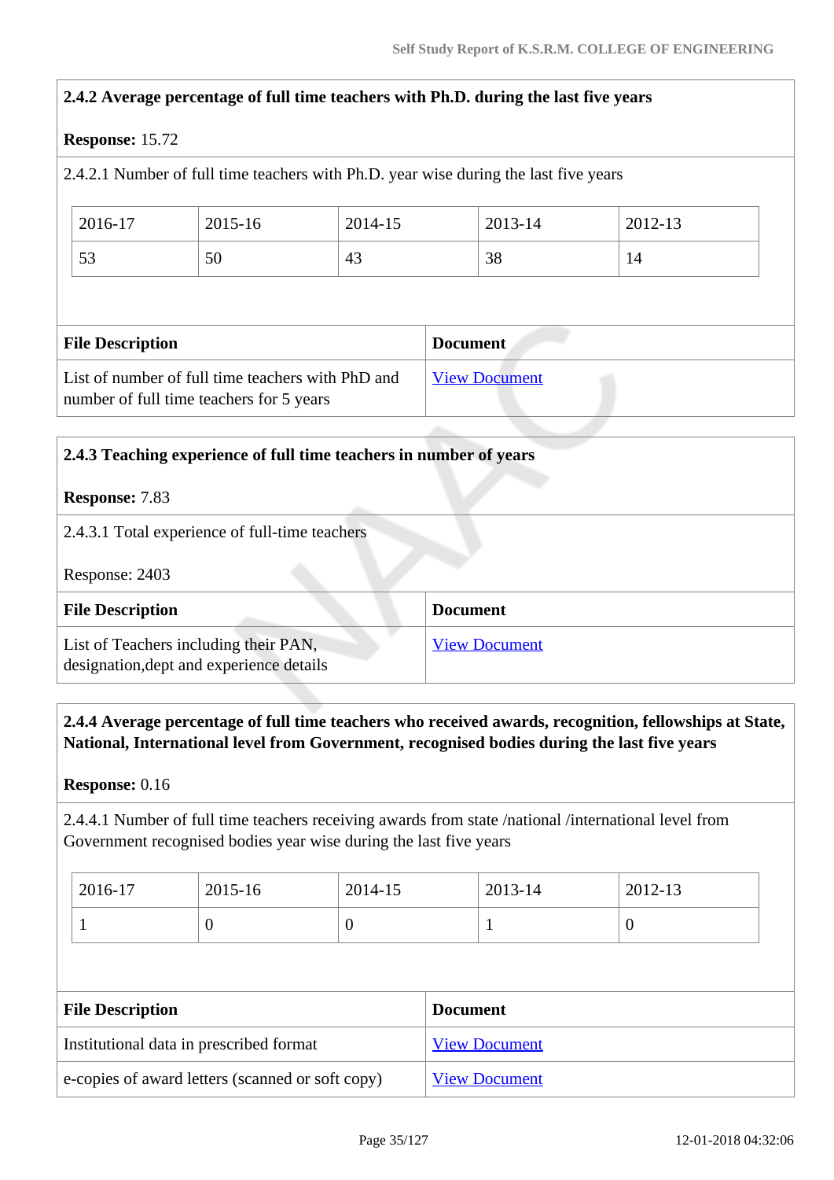**2.4.2 Average percentage of full time teachers with Ph.D. during the last five years**

**Response:** 15.72

2.4.2.1 Number of full time teachers with Ph.D. year wise during the last five years

| 2016-17 | 2015-16 | 2014-15 | 2013-14 | 2012-13 |
|---|---|---|---|---|
| 53 | 50 | 43 | 38 | 14 |

| File Description | Document |
|---|---|
| List of number of full time teachers with PhD and number of full time teachers for 5 years | View Document |

**2.4.3 Teaching experience of full time teachers in number of years**

**Response:** 7.83

2.4.3.1 Total experience of full-time teachers

Response: 2403

| File Description | Document |
|---|---|
| List of Teachers including their PAN, designation,dept and experience details | View Document |

**2.4.4 Average percentage of full time teachers who received awards, recognition, fellowships at State, National, International level from Government, recognised bodies during the last five years**

**Response:** 0.16

2.4.4.1 Number of full time teachers receiving awards from state /national /international level from Government recognised bodies year wise during the last five years

| 2016-17 | 2015-16 | 2014-15 | 2013-14 | 2012-13 |
|---|---|---|---|---|
| 1 | 0 | 0 | 1 | 0 |

| File Description | Document |
|---|---|
| Institutional data in prescribed format | View Document |
| e-copies of award letters (scanned or soft copy) | View Document |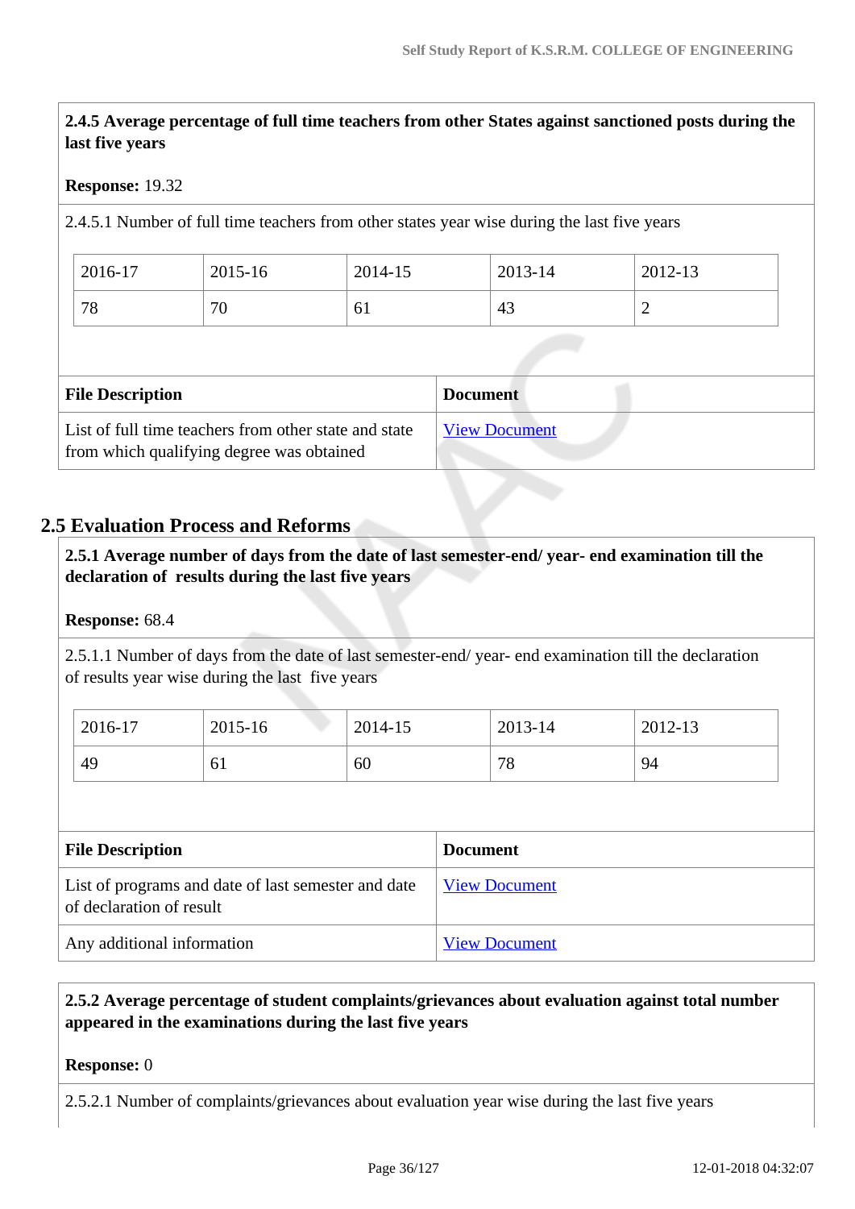**2.4.5 Average percentage of full time teachers from other States against sanctioned posts during the last five years**

**Response:** 19.32

2.4.5.1 Number of full time teachers from other states year wise during the last five years

| 2016-17 | 2015-16 | 2014-15 | 2013-14 | 2012-13 |
|---|---|---|---|---|
| 78 | 70 | 61 | 43 | 2 |

| File Description | Document |
|---|---|
| List of full time teachers from other state and state from which qualifying degree was obtained | View Document |

## 2.5 Evaluation Process and Reforms

**2.5.1 Average number of days from the date of last semester-end/ year- end examination till the declaration of results during the last five years**

**Response:** 68.4

2.5.1.1 Number of days from the date of last semester-end/ year- end examination till the declaration of results year wise during the last five years

| 2016-17 | 2015-16 | 2014-15 | 2013-14 | 2012-13 |
|---|---|---|---|---|
| 49 | 61 | 60 | 78 | 94 |

| File Description | Document |
|---|---|
| List of programs and date of last semester and date of declaration of result | View Document |
| Any additional information | View Document |

**2.5.2 Average percentage of student complaints/grievances about evaluation against total number appeared in the examinations during the last five years**

**Response:** 0

2.5.2.1 Number of complaints/grievances about evaluation year wise during the last five years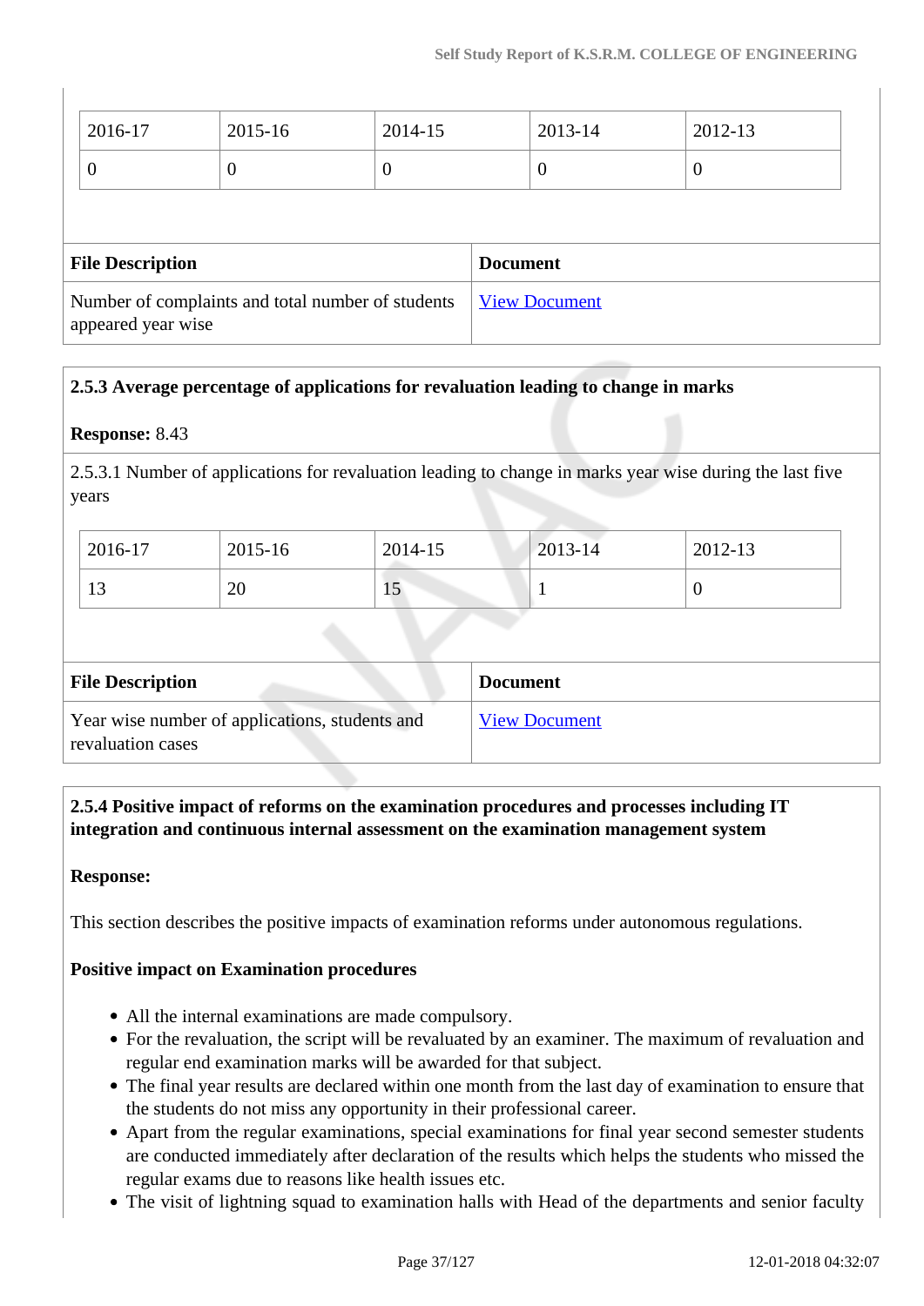| 2016-17 | 2015-16 | 2014-15 | 2013-14 | 2012-13 |
| --- | --- | --- | --- | --- |
| 0 | 0 | 0 | 0 | 0 |

| File Description | Document |
| --- | --- |
| Number of complaints and total number of students appeared year wise | View Document |

**2.5.3 Average percentage of applications for revaluation leading to change in marks**

**Response:** 8.43

2.5.3.1 Number of applications for revaluation leading to change in marks year wise during the last five years

| 2016-17 | 2015-16 | 2014-15 | 2013-14 | 2012-13 |
| --- | --- | --- | --- | --- |
| 13 | 20 | 15 | 1 | 0 |

| File Description | Document |
| --- | --- |
| Year wise number of applications, students and revaluation cases | View Document |

**2.5.4 Positive impact of reforms on the examination procedures and processes including IT integration and continuous internal assessment on the examination management system**

**Response:**

This section describes the positive impacts of examination reforms under autonomous regulations.

**Positive impact on Examination procedures**

- All the internal examinations are made compulsory.
- For the revaluation, the script will be revaluated by an examiner. The maximum of revaluation and regular end examination marks will be awarded for that subject.
- The final year results are declared within one month from the last day of examination to ensure that the students do not miss any opportunity in their professional career.
- Apart from the regular examinations, special examinations for final year second semester students are conducted immediately after declaration of the results which helps the students who missed the regular exams due to reasons like health issues etc.
- The visit of lightning squad to examination halls with Head of the departments and senior faculty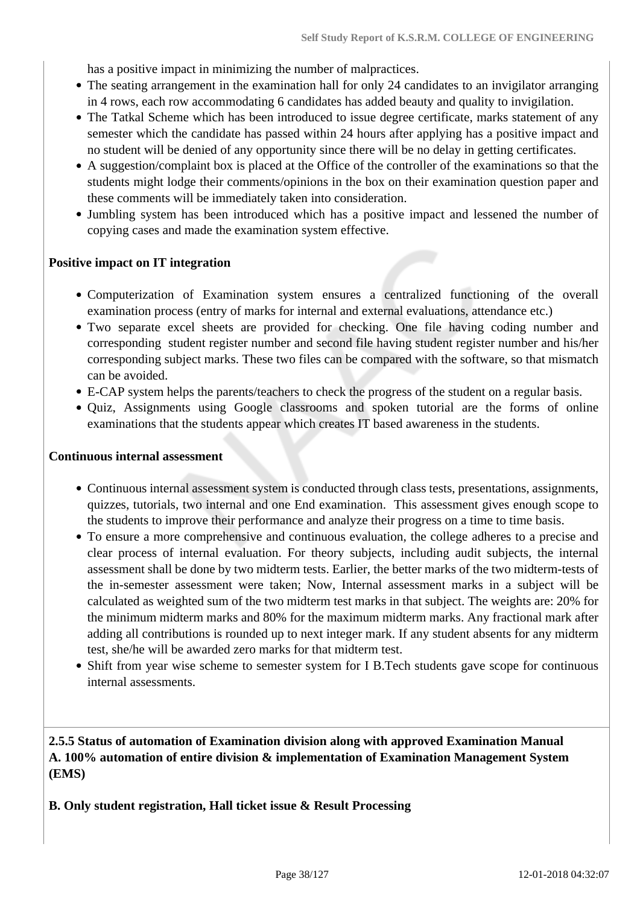has a positive impact in minimizing the number of malpractices.

- The seating arrangement in the examination hall for only 24 candidates to an invigilator arranging in 4 rows, each row accommodating 6 candidates has added beauty and quality to invigilation.
- The Tatkal Scheme which has been introduced to issue degree certificate, marks statement of any semester which the candidate has passed within 24 hours after applying has a positive impact and no student will be denied of any opportunity since there will be no delay in getting certificates.
- A suggestion/complaint box is placed at the Office of the controller of the examinations so that the students might lodge their comments/opinions in the box on their examination question paper and these comments will be immediately taken into consideration.
- Jumbling system has been introduced which has a positive impact and lessened the number of copying cases and made the examination system effective.

**Positive impact on IT integration**

- Computerization of Examination system ensures a centralized functioning of the overall examination process (entry of marks for internal and external evaluations, attendance etc.)
- Two separate excel sheets are provided for checking. One file having coding number and corresponding student register number and second file having student register number and his/her corresponding subject marks. These two files can be compared with the software, so that mismatch can be avoided.
- E-CAP system helps the parents/teachers to check the progress of the student on a regular basis.
- Quiz, Assignments using Google classrooms and spoken tutorial are the forms of online examinations that the students appear which creates IT based awareness in the students.

**Continuous internal assessment**

- Continuous internal assessment system is conducted through class tests, presentations, assignments, quizzes, tutorials, two internal and one End examination. This assessment gives enough scope to the students to improve their performance and analyze their progress on a time to time basis.
- To ensure a more comprehensive and continuous evaluation, the college adheres to a precise and clear process of internal evaluation. For theory subjects, including audit subjects, the internal assessment shall be done by two midterm tests. Earlier, the better marks of the two midterm-tests of the in-semester assessment were taken; Now, Internal assessment marks in a subject will be calculated as weighted sum of the two midterm test marks in that subject. The weights are: 20% for the minimum midterm marks and 80% for the maximum midterm marks. Any fractional mark after adding all contributions is rounded up to next integer mark. If any student absents for any midterm test, she/he will be awarded zero marks for that midterm test.
- Shift from year wise scheme to semester system for I B.Tech students gave scope for continuous internal assessments.

**2.5.5 Status of automation of Examination division along with approved Examination Manual**
**A. 100% automation of entire division & implementation of Examination Management System (EMS)**

**B. Only student registration, Hall ticket issue & Result Processing**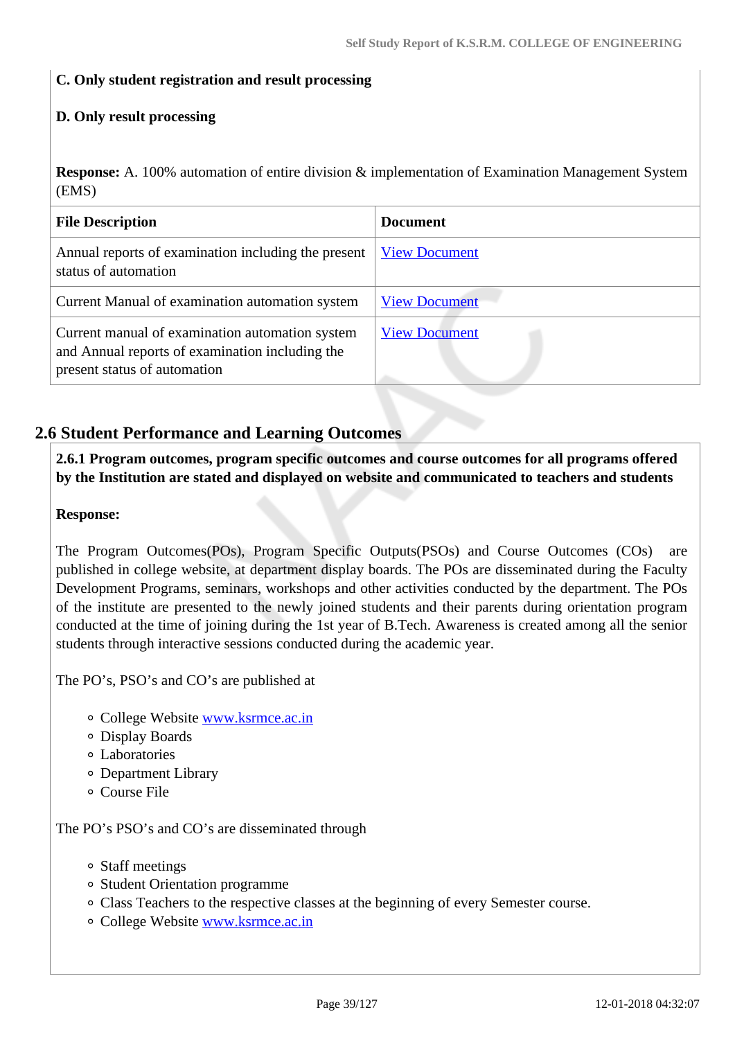**C. Only student registration and result processing**

**D. Only result processing**

**Response:** A. 100% automation of entire division & implementation of Examination Management System (EMS)

| File Description | Document |
|---|---|
| Annual reports of examination including the present status of automation | View Document |
| Current Manual of examination automation system | View Document |
| Current manual of examination automation system and Annual reports of examination including the present status of automation | View Document |

## 2.6 Student Performance and Learning Outcomes

**2.6.1 Program outcomes, program specific outcomes and course outcomes for all programs offered by the Institution are stated and displayed on website and communicated to teachers and students**

**Response:**

The Program Outcomes(POs), Program Specific Outputs(PSOs) and Course Outcomes (COs) are published in college website, at department display boards. The POs are disseminated during the Faculty Development Programs, seminars, workshops and other activities conducted by the department. The POs of the institute are presented to the newly joined students and their parents during orientation program conducted at the time of joining during the 1st year of B.Tech. Awareness is created among all the senior students through interactive sessions conducted during the academic year.

The PO’s, PSO’s and CO’s are published at

- College Website www.ksrmce.ac.in
- Display Boards
- Laboratories
- Department Library
- Course File

The PO’s PSO’s and CO’s are disseminated through

- Staff meetings
- Student Orientation programme
- Class Teachers to the respective classes at the beginning of every Semester course.
- College Website www.ksrmce.ac.in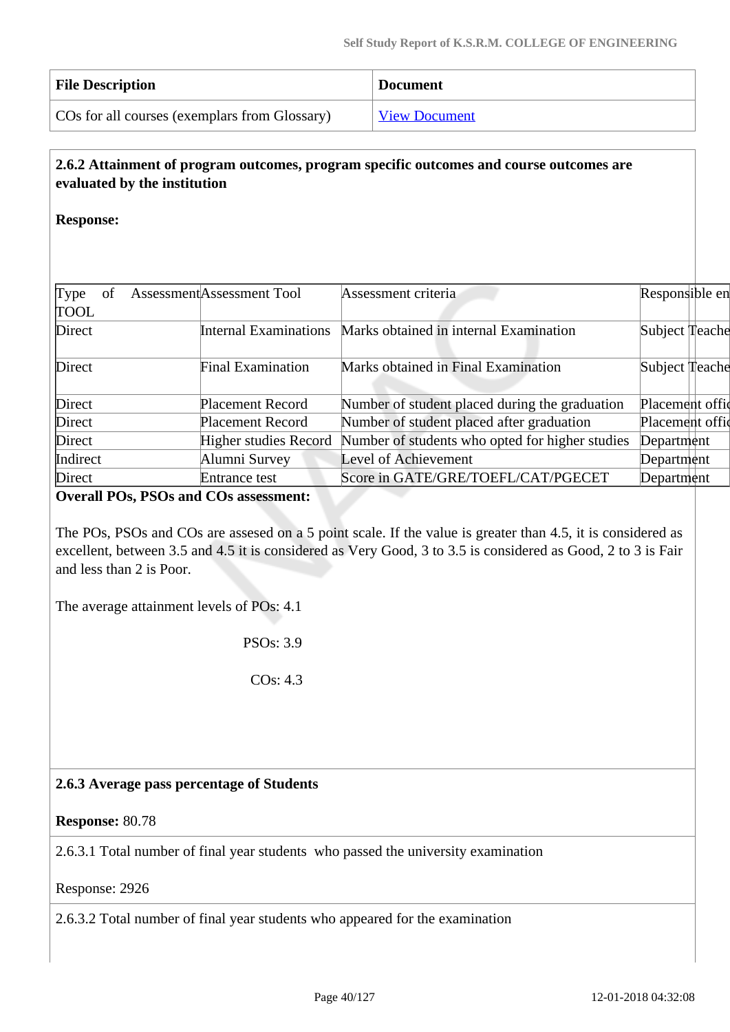| File Description | Document |
|---|---|
| COs for all courses (exemplars from Glossary) | View Document |

**2.6.2 Attainment of program outcomes, program specific outcomes and course outcomes are evaluated by the institution**

**Response:**

| Type of TOOL | Assessment Tool | Assessment criteria | Responsible en |
|---|---|---|---|
| Direct | Internal Examinations | Marks obtained in internal Examination | Subject Teache |
| Direct | Final Examination | Marks obtained in Final Examination | Subject Teache |
| Direct | Placement Record | Number of student placed during the graduation | Placement offic |
| Direct | Placement Record | Number of student placed after graduation | Placement offic |
| Direct | Higher studies Record | Number of students who opted for higher studies | Department |
| Indirect | Alumni Survey | Level of Achievement | Department |
| Direct | Entrance test | Score in GATE/GRE/TOEFL/CAT/PGECET | Department |

**Overall POs, PSOs and COs assessment:**

The POs, PSOs and COs are assesed on a 5 point scale. If the value is greater than 4.5, it is considered as excellent, between 3.5 and 4.5 it is considered as Very Good, 3 to 3.5 is considered as Good, 2 to 3 is Fair and less than 2 is Poor.

The average attainment levels of POs: 4.1

PSOs: 3.9

COs: 4.3

**2.6.3 Average pass percentage of Students**

**Response:** 80.78

2.6.3.1 Total number of final year students who passed the university examination

Response: 2926

2.6.3.2 Total number of final year students who appeared for the examination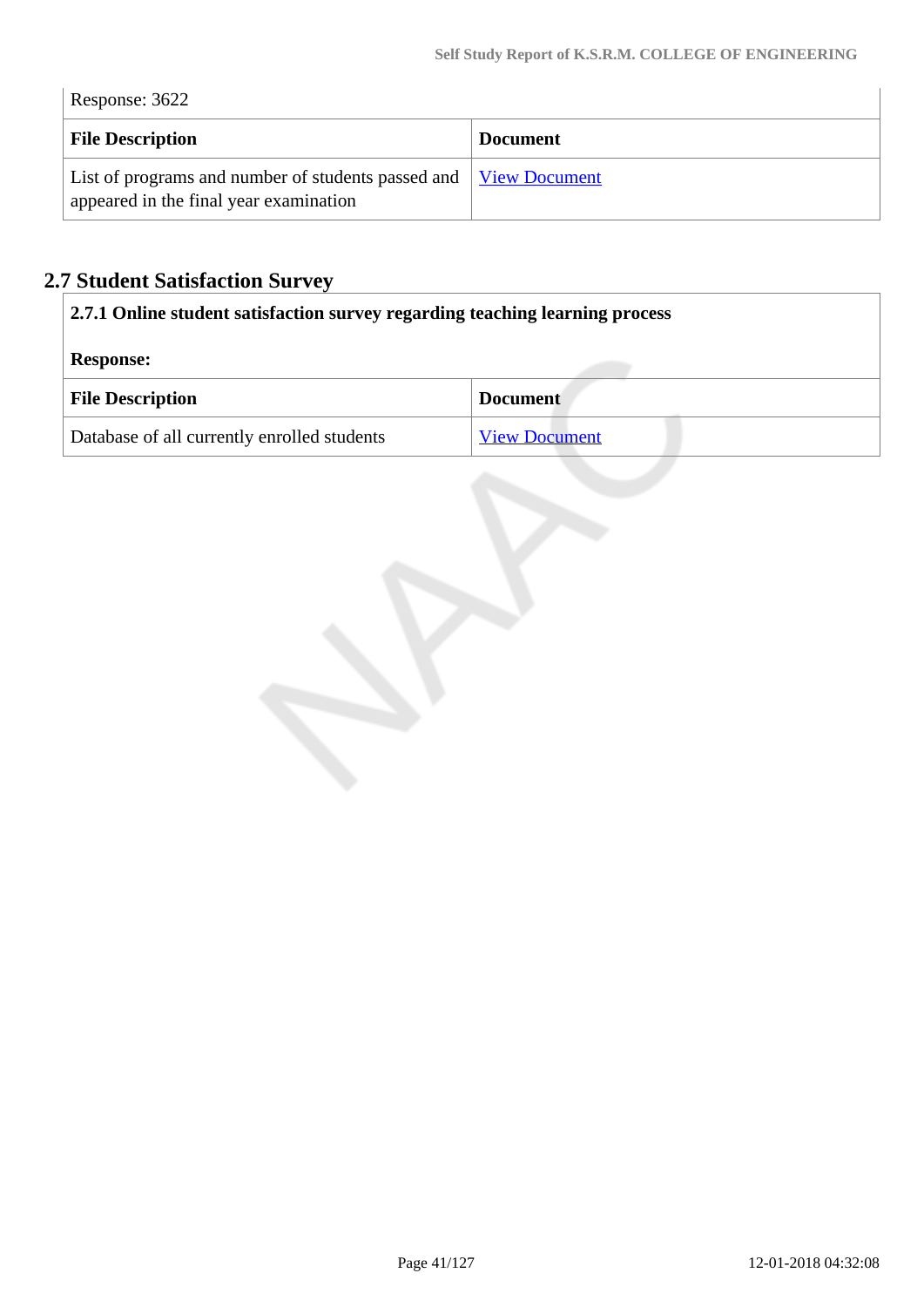Response: 3622

| File Description | Document |
| --- | --- |
| List of programs and number of students passed and appeared in the final year examination | View Document |

## 2.7 Student Satisfaction Survey

**2.7.1 Online student satisfaction survey regarding teaching learning process**

**Response:**

| File Description | Document |
| --- | --- |
| Database of all currently enrolled students | View Document |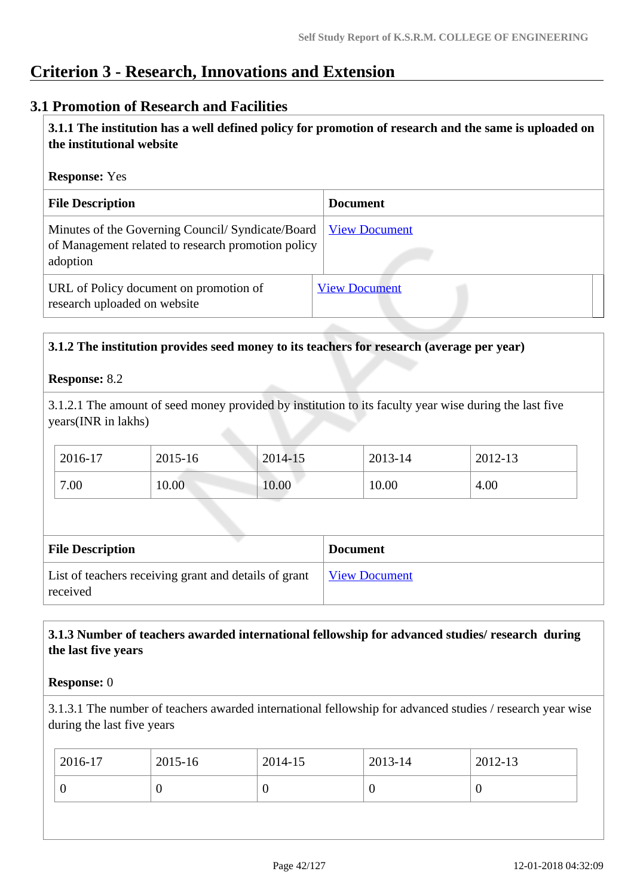# Criterion 3 - Research, Innovations and Extension

## 3.1 Promotion of Research and Facilities

**3.1.1 The institution has a well defined policy for promotion of research and the same is uploaded on the institutional website**

**Response:** Yes

| File Description | Document |
|---|---|
| Minutes of the Governing Council/ Syndicate/Board of Management related to research promotion policy adoption | View Document |
| URL of Policy document on promotion of research uploaded on website | View Document |

**3.1.2 The institution provides seed money to its teachers for research (average per year)**

**Response:** 8.2

3.1.2.1 The amount of seed money provided by institution to its faculty year wise during the last five years(INR in lakhs)

| 2016-17 | 2015-16 | 2014-15 | 2013-14 | 2012-13 |
|---|---|---|---|---|
| 7.00 | 10.00 | 10.00 | 10.00 | 4.00 |

| File Description | Document |
|---|---|
| List of teachers receiving grant and details of grant received | View Document |

**3.1.3 Number of teachers awarded international fellowship for advanced studies/ research during the last five years**

**Response:** 0

3.1.3.1 The number of teachers awarded international fellowship for advanced studies / research year wise during the last five years

| 2016-17 | 2015-16 | 2014-15 | 2013-14 | 2012-13 |
|---|---|---|---|---|
| 0 | 0 | 0 | 0 | 0 |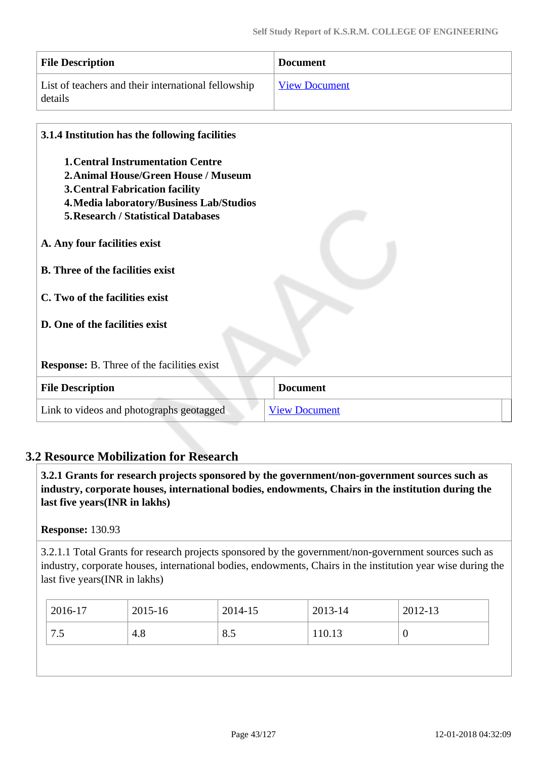| File Description | Document |
| --- | --- |
| List of teachers and their international fellowship details | View Document |

**3.1.4 Institution has the following facilities**

1. **Central Instrumentation Centre**
2. **Animal House/Green House / Museum**
3. **Central Fabrication facility**
4. **Media laboratory/Business Lab/Studios**
5. **Research / Statistical Databases**

**A. Any four facilities exist**

**B. Three of the facilities exist**

**C. Two of the facilities exist**

**D. One of the facilities exist**

**Response:** B. Three of the facilities exist

| File Description | Document |
| --- | --- |
| Link to videos and photographs geotagged | View Document |

## 3.2 Resource Mobilization for Research

**3.2.1 Grants for research projects sponsored by the government/non-government sources such as industry, corporate houses, international bodies, endowments, Chairs in the institution during the last five years(INR in lakhs)**

**Response:** 130.93

3.2.1.1 Total Grants for research projects sponsored by the government/non-government sources such as industry, corporate houses, international bodies, endowments, Chairs in the institution year wise during the last five years(INR in lakhs)

| 2016-17 | 2015-16 | 2014-15 | 2013-14 | 2012-13 |
| --- | --- | --- | --- | --- |
| 7.5 | 4.8 | 8.5 | 110.13 | 0 |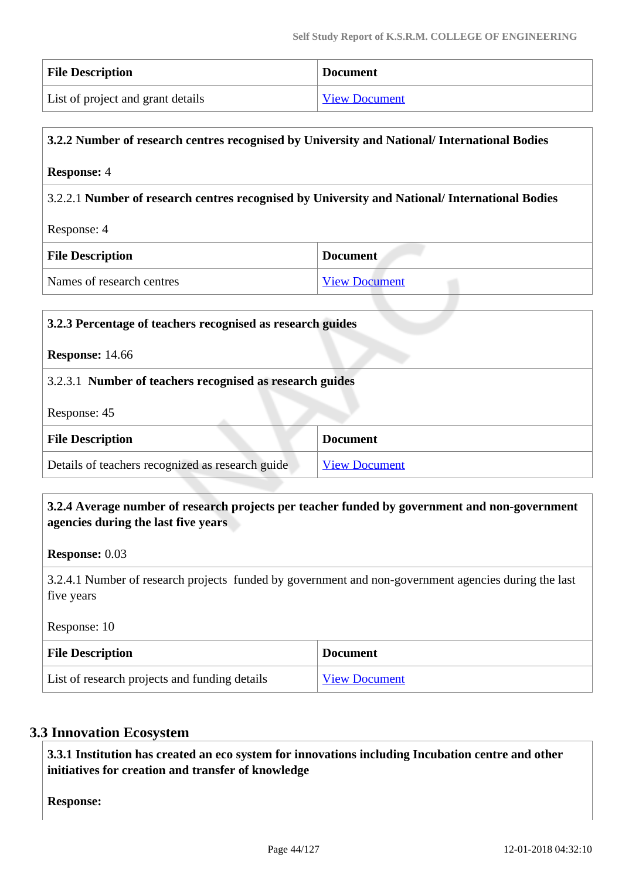| File Description | Document |
| --- | --- |
| List of project and grant details | View Document |

**3.2.2 Number of research centres recognised by University and National/ International Bodies**

**Response:** 4

3.2.2.1 **Number of research centres recognised by University and National/ International Bodies**

Response: 4

| File Description | Document |
| --- | --- |
| Names of research centres | View Document |

**3.2.3 Percentage of teachers recognised as research guides**

**Response:** 14.66

3.2.3.1 **Number of teachers recognised as research guides**

Response: 45

| File Description | Document |
| --- | --- |
| Details of teachers recognized as research guide | View Document |

**3.2.4 Average number of research projects per teacher funded by government and non-government agencies during the last five years**

**Response:** 0.03

3.2.4.1 Number of research projects funded by government and non-government agencies during the last five years

Response: 10

| File Description | Document |
| --- | --- |
| List of research projects and funding details | View Document |

## 3.3 Innovation Ecosystem

**3.3.1 Institution has created an eco system for innovations including Incubation centre and other initiatives for creation and transfer of knowledge**

**Response:**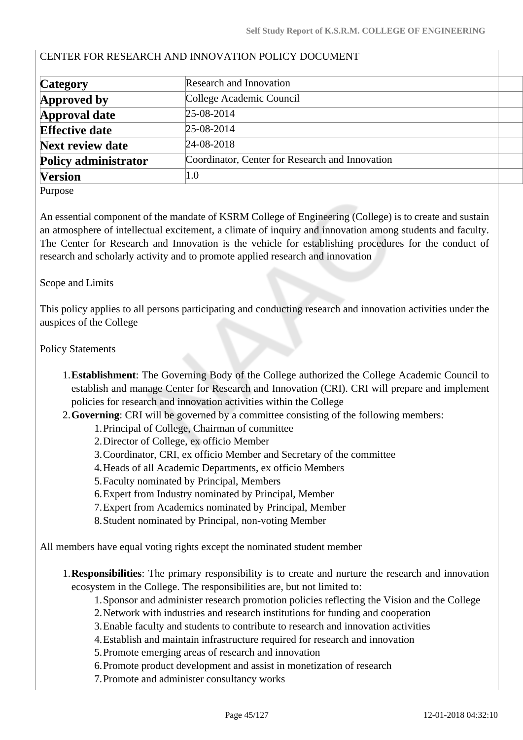CENTER FOR RESEARCH AND INNOVATION POLICY DOCUMENT

| **Category** | Research and Innovation |
|---|---|
| **Approved by** | College Academic Council |
| **Approval date** | 25-08-2014 |
| **Effective date** | 25-08-2014 |
| **Next review date** | 24-08-2018 |
| **Policy administrator** | Coordinator, Center for Research and Innovation |
| **Version** | 1.0 |

Purpose

An essential component of the mandate of KSRM College of Engineering (College) is to create and sustain an atmosphere of intellectual excitement, a climate of inquiry and innovation among students and faculty. The Center for Research and Innovation is the vehicle for establishing procedures for the conduct of research and scholarly activity and to promote applied research and innovation

Scope and Limits

This policy applies to all persons participating and conducting research and innovation activities under the auspices of the College

Policy Statements

1. **Establishment**: The Governing Body of the College authorized the College Academic Council to establish and manage Center for Research and Innovation (CRI). CRI will prepare and implement policies for research and innovation activities within the College
2. **Governing**: CRI will be governed by a committee consisting of the following members:
   1. Principal of College, Chairman of committee
   2. Director of College, ex officio Member
   3. Coordinator, CRI, ex officio Member and Secretary of the committee
   4. Heads of all Academic Departments, ex officio Members
   5. Faculty nominated by Principal, Members
   6. Expert from Industry nominated by Principal, Member
   7. Expert from Academics nominated by Principal, Member
   8. Student nominated by Principal, non-voting Member

All members have equal voting rights except the nominated student member

1. **Responsibilities**: The primary responsibility is to create and nurture the research and innovation ecosystem in the College. The responsibilities are, but not limited to:
   1. Sponsor and administer research promotion policies reflecting the Vision and the College
   2. Network with industries and research institutions for funding and cooperation
   3. Enable faculty and students to contribute to research and innovation activities
   4. Establish and maintain infrastructure required for research and innovation
   5. Promote emerging areas of research and innovation
   6. Promote product development and assist in monetization of research
   7. Promote and administer consultancy works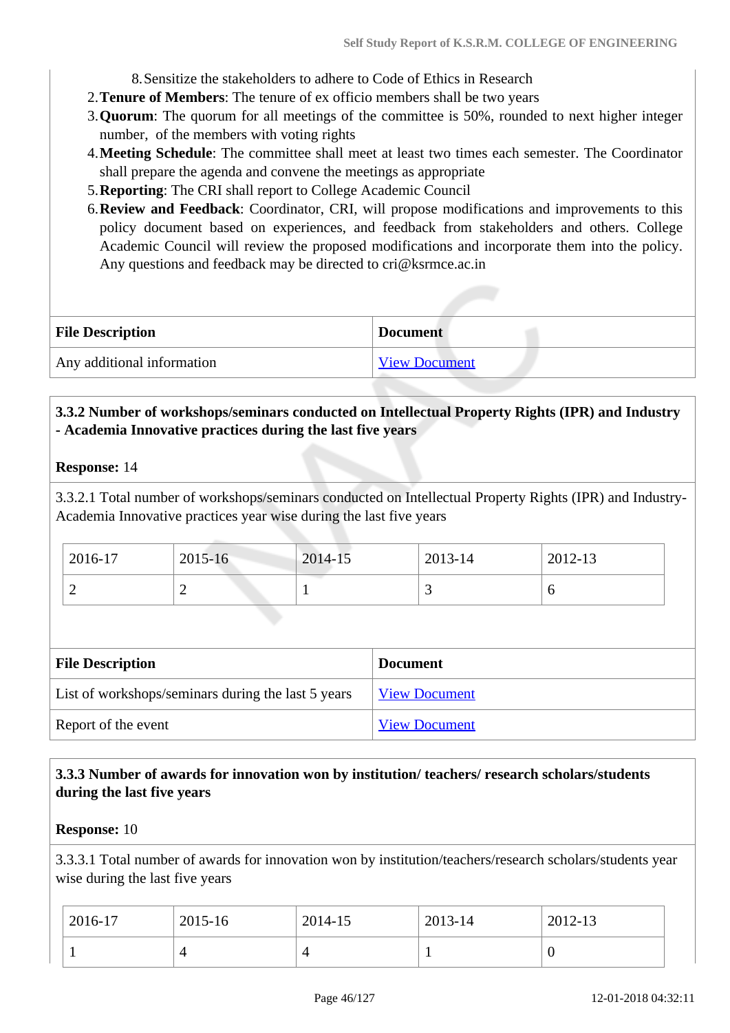8. Sensitize the stakeholders to adhere to Code of Ethics in Research

2. **Tenure of Members**: The tenure of ex officio members shall be two years
3. **Quorum**: The quorum for all meetings of the committee is 50%, rounded to next higher integer number, of the members with voting rights
4. **Meeting Schedule**: The committee shall meet at least two times each semester. The Coordinator shall prepare the agenda and convene the meetings as appropriate
5. **Reporting**: The CRI shall report to College Academic Council
6. **Review and Feedback**: Coordinator, CRI, will propose modifications and improvements to this policy document based on experiences, and feedback from stakeholders and others. College Academic Council will review the proposed modifications and incorporate them into the policy. Any questions and feedback may be directed to cri@ksrmce.ac.in

| File Description | Document |
|---|---|
| Any additional information | View Document |

**3.3.2 Number of workshops/seminars conducted on Intellectual Property Rights (IPR) and Industry - Academia Innovative practices during the last five years**

**Response:** 14

3.3.2.1 Total number of workshops/seminars conducted on Intellectual Property Rights (IPR) and Industry-Academia Innovative practices year wise during the last five years

| 2016-17 | 2015-16 | 2014-15 | 2013-14 | 2012-13 |
|---|---|---|---|---|
| 2 | 2 | 1 | 3 | 6 |

| File Description | Document |
|---|---|
| List of workshops/seminars during the last 5 years | View Document |
| Report of the event | View Document |

**3.3.3 Number of awards for innovation won by institution/ teachers/ research scholars/students during the last five years**

**Response:** 10

3.3.3.1 Total number of awards for innovation won by institution/teachers/research scholars/students year wise during the last five years

| 2016-17 | 2015-16 | 2014-15 | 2013-14 | 2012-13 |
|---|---|---|---|---|
| 1 | 4 | 4 | 1 | 0 |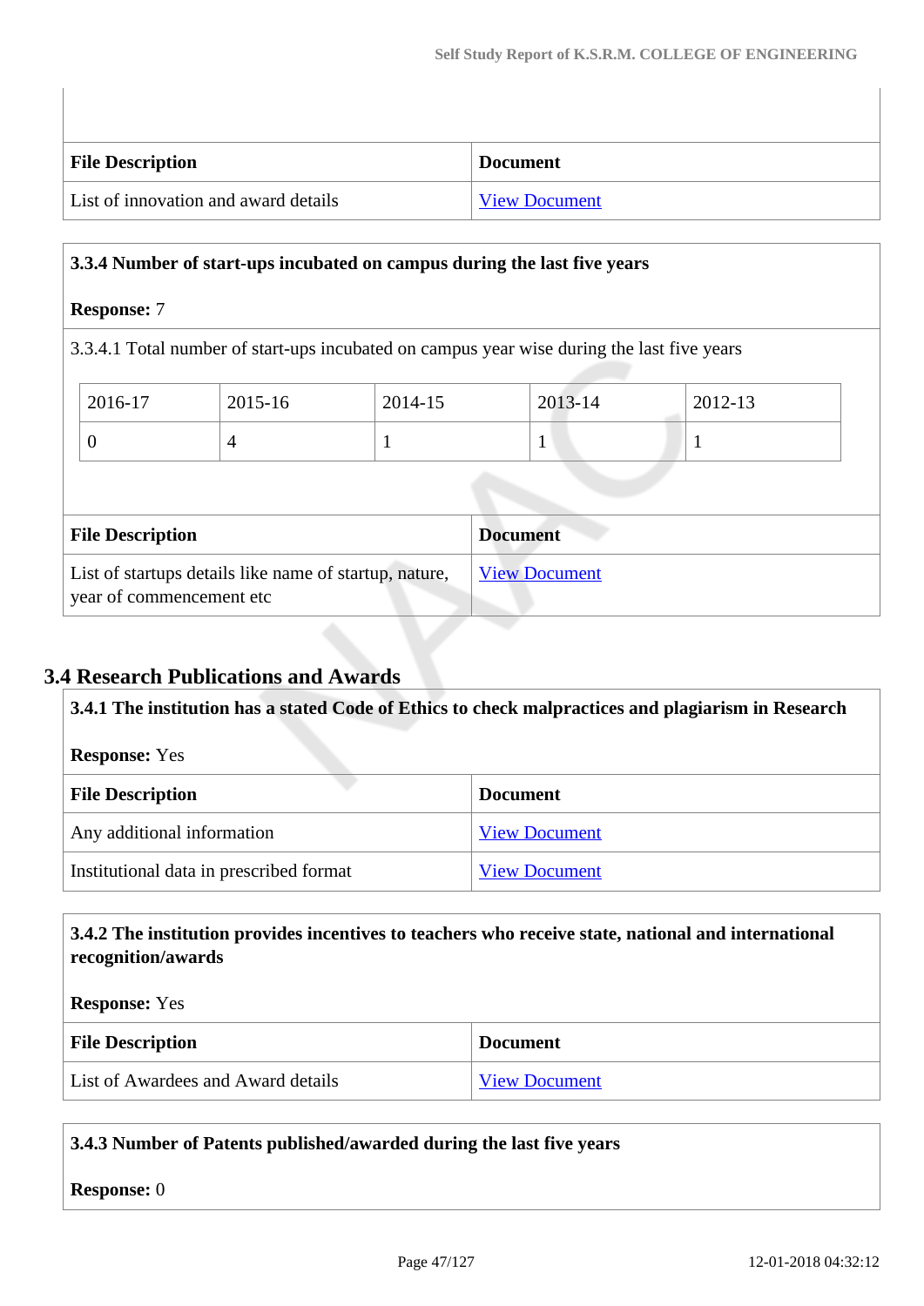| File Description | Document |
| --- | --- |
| List of innovation and award details | View Document |

**3.3.4 Number of start-ups incubated on campus during the last five years**

**Response:** 7

3.3.4.1 Total number of start-ups incubated on campus year wise during the last five years

| 2016-17 | 2015-16 | 2014-15 | 2013-14 | 2012-13 |
| --- | --- | --- | --- | --- |
| 0 | 4 | 1 | 1 | 1 |

| File Description | Document |
| --- | --- |
| List of startups details like name of startup, nature, year of commencement etc | View Document |

## 3.4 Research Publications and Awards

**3.4.1 The institution has a stated Code of Ethics to check malpractices and plagiarism in Research**

**Response:** Yes

| File Description | Document |
| --- | --- |
| Any additional information | View Document |
| Institutional data in prescribed format | View Document |

**3.4.2 The institution provides incentives to teachers who receive state, national and international recognition/awards**

**Response:** Yes

| File Description | Document |
| --- | --- |
| List of Awardees and Award details | View Document |

**3.4.3 Number of Patents published/awarded during the last five years**

**Response:** 0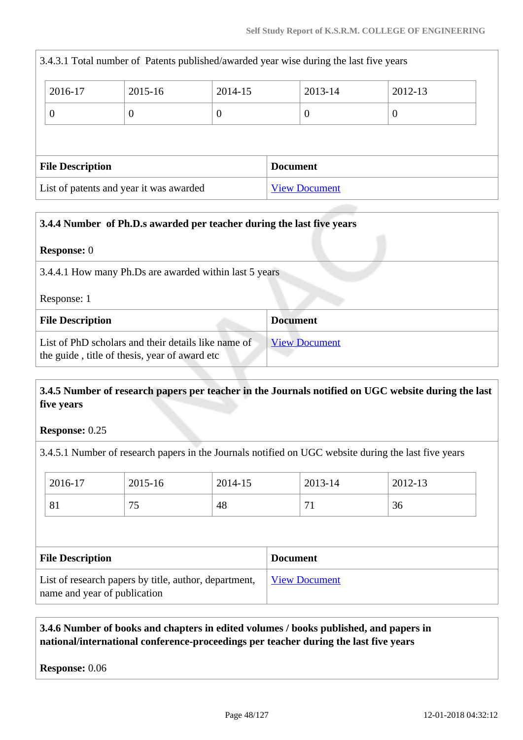3.4.3.1 Total number of Patents published/awarded year wise during the last five years

| 2016-17 | 2015-16 | 2014-15 | 2013-14 | 2012-13 |
| --- | --- | --- | --- | --- |
| 0 | 0 | 0 | 0 | 0 |

| File Description | Document |
| --- | --- |
| List of patents and year it was awarded | View Document |

**3.4.4 Number of Ph.D.s awarded per teacher during the last five years**

**Response:** 0

3.4.4.1 How many Ph.Ds are awarded within last 5 years

Response: 1

| File Description | Document |
| --- | --- |
| List of PhD scholars and their details like name of the guide , title of thesis, year of award etc | View Document |

**3.4.5 Number of research papers per teacher in the Journals notified on UGC website during the last five years**

**Response:** 0.25

3.4.5.1 Number of research papers in the Journals notified on UGC website during the last five years

| 2016-17 | 2015-16 | 2014-15 | 2013-14 | 2012-13 |
| --- | --- | --- | --- | --- |
| 81 | 75 | 48 | 71 | 36 |

| File Description | Document |
| --- | --- |
| List of research papers by title, author, department, name and year of publication | View Document |

**3.4.6 Number of books and chapters in edited volumes / books published, and papers in national/international conference-proceedings per teacher during the last five years**

**Response:** 0.06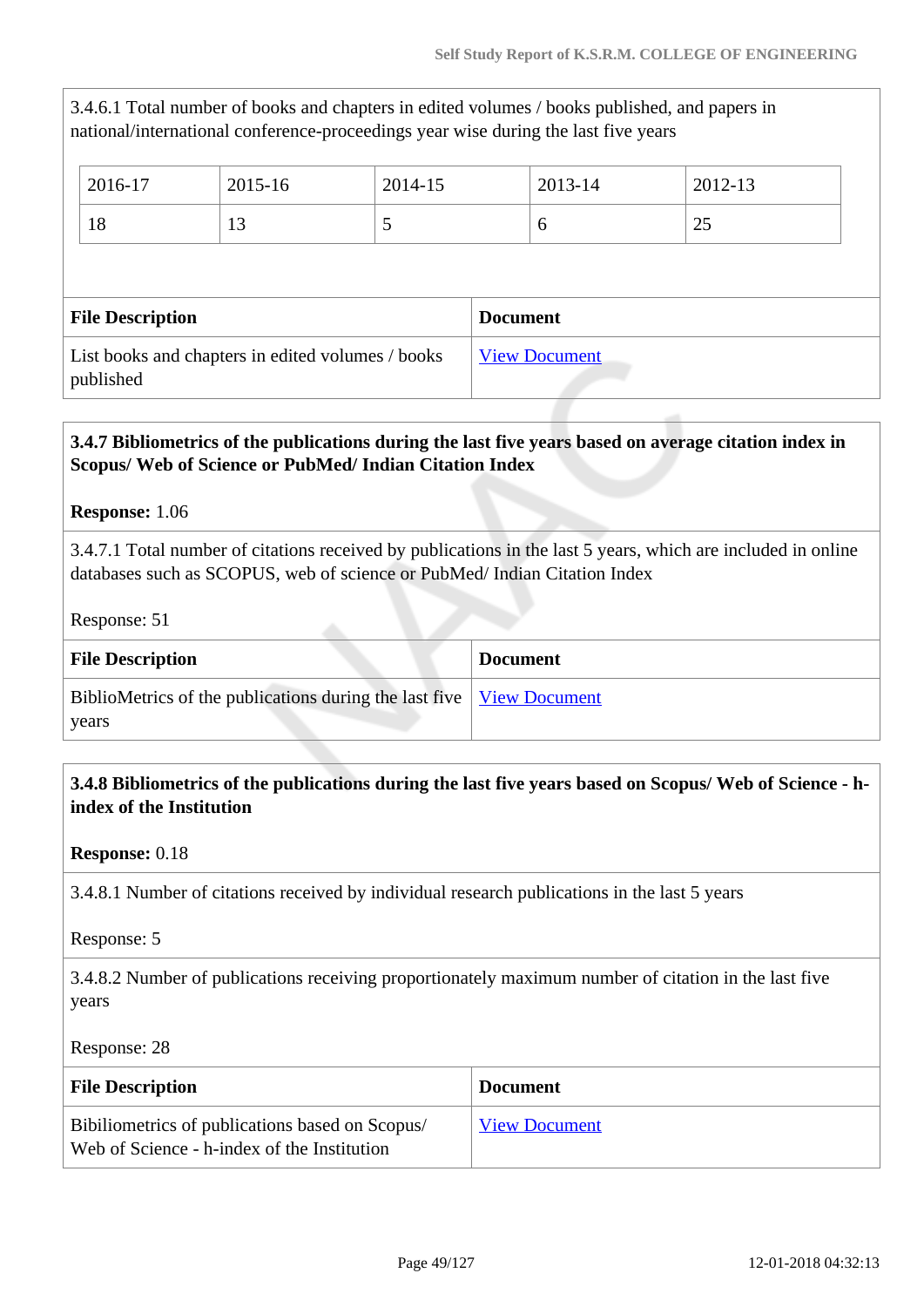3.4.6.1 Total number of books and chapters in edited volumes / books published, and papers in national/international conference-proceedings year wise during the last five years

| 2016-17 | 2015-16 | 2014-15 | 2013-14 | 2012-13 |
|---|---|---|---|---|
| 18 | 13 | 5 | 6 | 25 |

| File Description | Document |
|---|---|
| List books and chapters in edited volumes / books published | View Document |

**3.4.7 Bibliometrics of the publications during the last five years based on average citation index in Scopus/ Web of Science or PubMed/ Indian Citation Index**

**Response:** 1.06

3.4.7.1 Total number of citations received by publications in the last 5 years, which are included in online databases such as SCOPUS, web of science or PubMed/ Indian Citation Index

Response: 51

| File Description | Document |
|---|---|
| BiblioMetrics of the publications during the last five years | View Document |

**3.4.8 Bibliometrics of the publications during the last five years based on Scopus/ Web of Science - h-index of the Institution**

**Response:** 0.18

3.4.8.1 Number of citations received by individual research publications in the last 5 years

Response: 5

3.4.8.2 Number of publications receiving proportionately maximum number of citation in the last five years

Response: 28

| File Description | Document |
|---|---|
| Bibiliometrics of publications based on Scopus/ Web of Science - h-index of the Institution | View Document |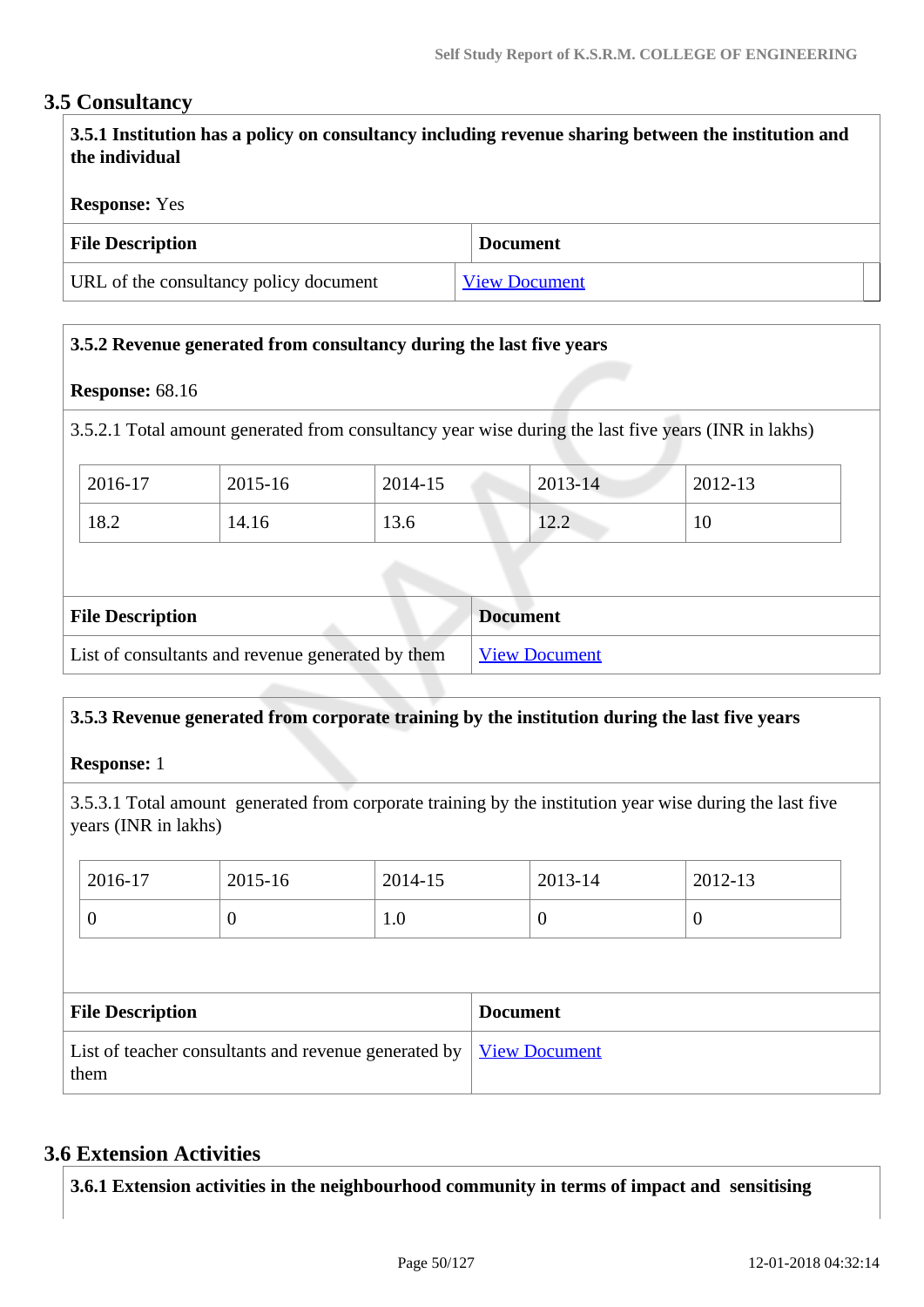## 3.5 Consultancy

**3.5.1 Institution has a policy on consultancy including revenue sharing between the institution and the individual**

**Response:** Yes

| File Description | Document |
|---|---|
| URL of the consultancy policy document | View Document |

**3.5.2 Revenue generated from consultancy during the last five years**

**Response:** 68.16

3.5.2.1 Total amount generated from consultancy year wise during the last five years (INR in lakhs)

| 2016-17 | 2015-16 | 2014-15 | 2013-14 | 2012-13 |
|---|---|---|---|---|
| 18.2 | 14.16 | 13.6 | 12.2 | 10 |

| File Description | Document |
|---|---|
| List of consultants and revenue generated by them | View Document |

**3.5.3 Revenue generated from corporate training by the institution during the last five years**

**Response:** 1

3.5.3.1 Total amount generated from corporate training by the institution year wise during the last five years (INR in lakhs)

| 2016-17 | 2015-16 | 2014-15 | 2013-14 | 2012-13 |
|---|---|---|---|---|
| 0 | 0 | 1.0 | 0 | 0 |

| File Description | Document |
|---|---|
| List of teacher consultants and revenue generated by them | View Document |

## 3.6 Extension Activities

**3.6.1 Extension activities in the neighbourhood community in terms of impact and sensitising**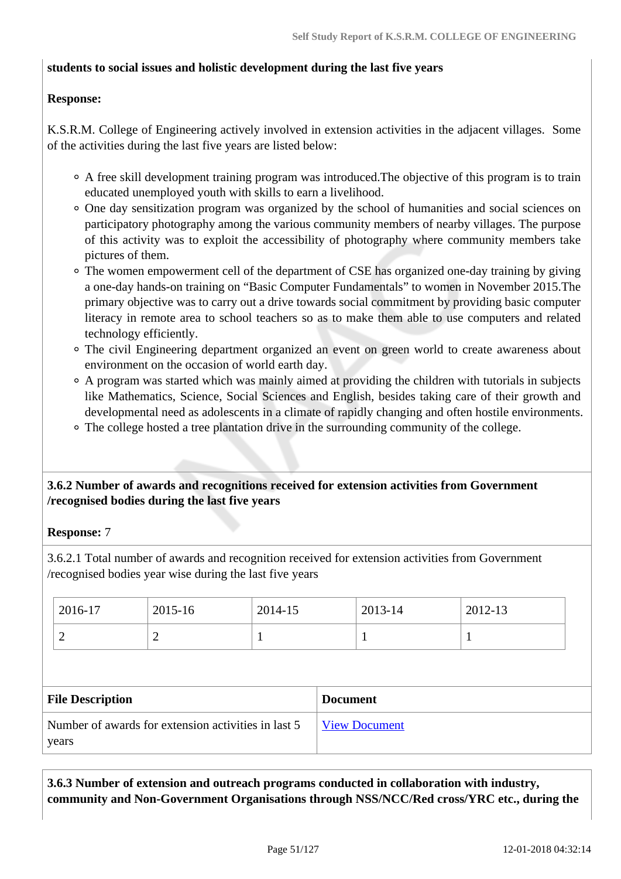**students to social issues and holistic development during the last five years**

**Response:**

K.S.R.M. College of Engineering actively involved in extension activities in the adjacent villages. Some of the activities during the last five years are listed below:

- A free skill development training program was introduced.The objective of this program is to train educated unemployed youth with skills to earn a livelihood.
- One day sensitization program was organized by the school of humanities and social sciences on participatory photography among the various community members of nearby villages. The purpose of this activity was to exploit the accessibility of photography where community members take pictures of them.
- The women empowerment cell of the department of CSE has organized one-day training by giving a one-day hands-on training on "Basic Computer Fundamentals" to women in November 2015.The primary objective was to carry out a drive towards social commitment by providing basic computer literacy in remote area to school teachers so as to make them able to use computers and related technology efficiently.
- The civil Engineering department organized an event on green world to create awareness about environment on the occasion of world earth day.
- A program was started which was mainly aimed at providing the children with tutorials in subjects like Mathematics, Science, Social Sciences and English, besides taking care of their growth and developmental need as adolescents in a climate of rapidly changing and often hostile environments.
- The college hosted a tree plantation drive in the surrounding community of the college.

**3.6.2 Number of awards and recognitions received for extension activities from Government /recognised bodies during the last five years**

**Response:** 7

3.6.2.1 Total number of awards and recognition received for extension activities from Government /recognised bodies year wise during the last five years

| 2016-17 | 2015-16 | 2014-15 | 2013-14 | 2012-13 |
|---|---|---|---|---|
| 2 | 2 | 1 | 1 | 1 |

| File Description | Document |
|---|---|
| Number of awards for extension activities in last 5 years | View Document |

**3.6.3 Number of extension and outreach programs conducted in collaboration with industry, community and Non-Government Organisations through NSS/NCC/Red cross/YRC etc., during the**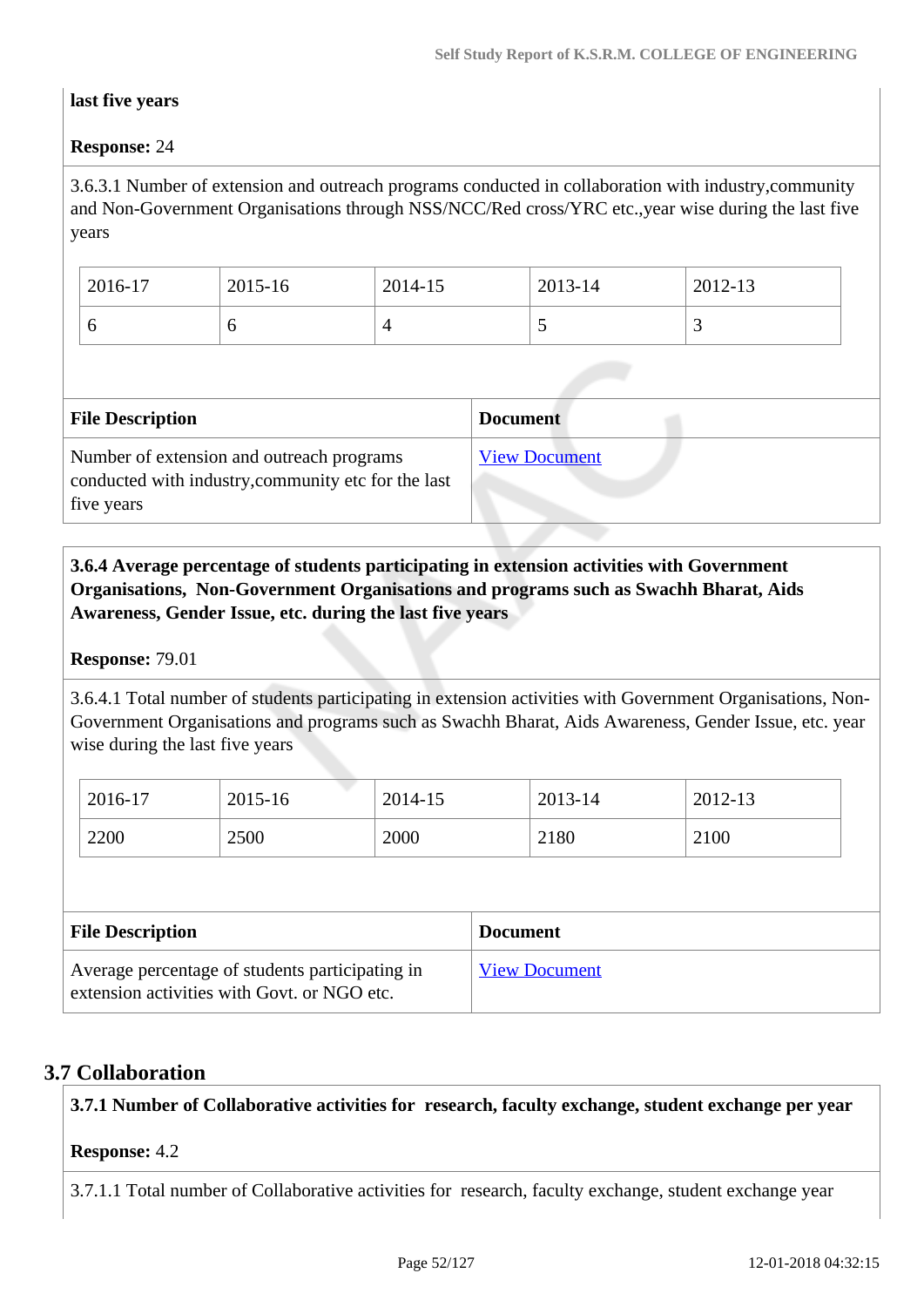**last five years**

**Response:** 24

3.6.3.1 Number of extension and outreach programs conducted in collaboration with industry,community and Non-Government Organisations through NSS/NCC/Red cross/YRC etc.,year wise during the last five years

| 2016-17 | 2015-16 | 2014-15 | 2013-14 | 2012-13 |
|---|---|---|---|---|
| 6 | 6 | 4 | 5 | 3 |

| File Description | Document |
|---|---|
| Number of extension and outreach programs conducted with industry,community etc for the last five years | View Document |

**3.6.4 Average percentage of students participating in extension activities with Government Organisations, Non-Government Organisations and programs such as Swachh Bharat, Aids Awareness, Gender Issue, etc. during the last five years**

**Response:** 79.01

3.6.4.1 Total number of students participating in extension activities with Government Organisations, Non-Government Organisations and programs such as Swachh Bharat, Aids Awareness, Gender Issue, etc. year wise during the last five years

| 2016-17 | 2015-16 | 2014-15 | 2013-14 | 2012-13 |
|---|---|---|---|---|
| 2200 | 2500 | 2000 | 2180 | 2100 |

| File Description | Document |
|---|---|
| Average percentage of students participating in extension activities with Govt. or NGO etc. | View Document |

## 3.7 Collaboration

**3.7.1 Number of Collaborative activities for research, faculty exchange, student exchange per year**

**Response:** 4.2

3.7.1.1 Total number of Collaborative activities for research, faculty exchange, student exchange year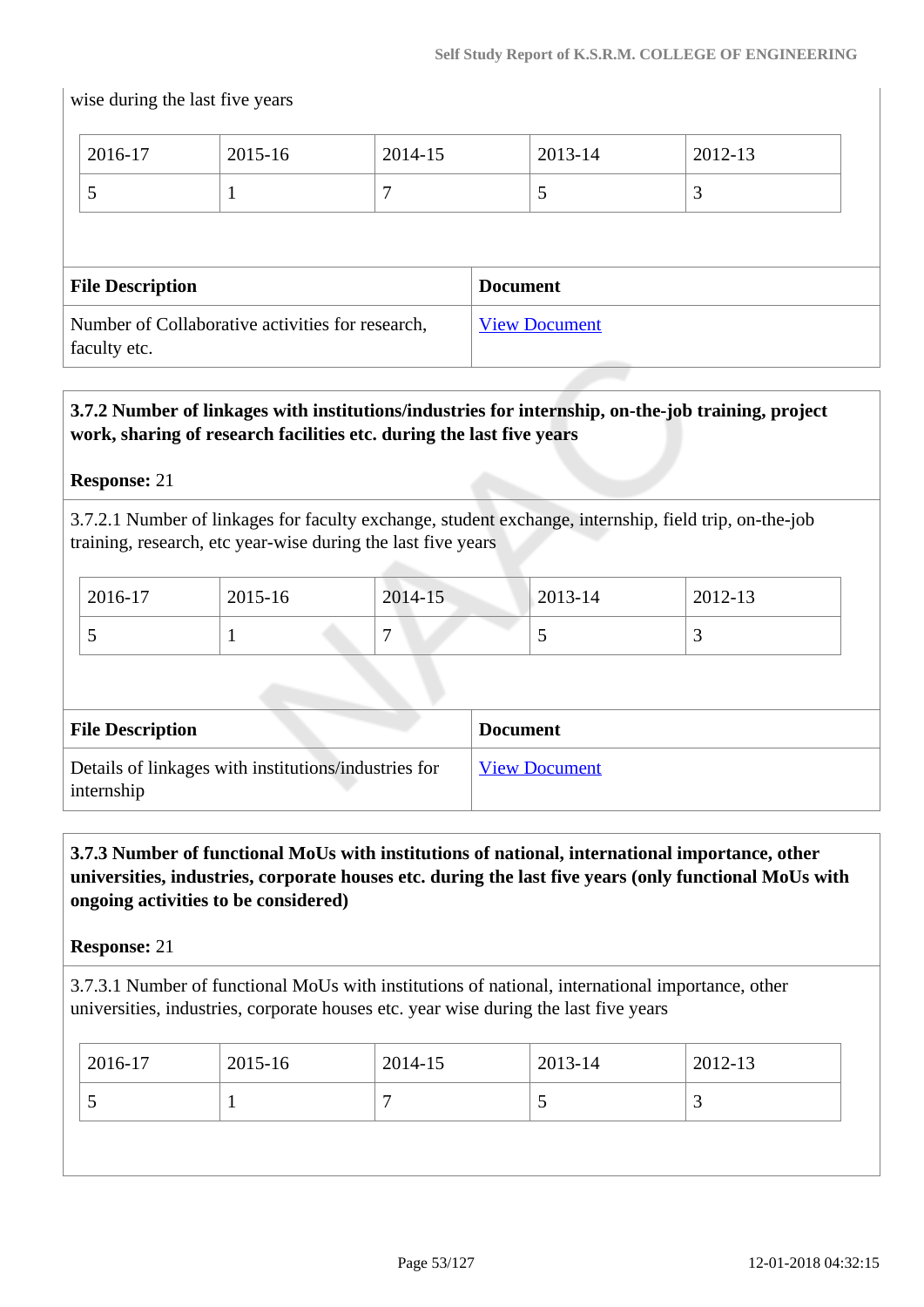wise during the last five years

| 2016-17 | 2015-16 | 2014-15 | 2013-14 | 2012-13 |
|---|---|---|---|---|
| 5 | 1 | 7 | 5 | 3 |

| File Description | Document |
|---|---|
| Number of Collaborative activities for research, faculty etc. | View Document |

**3.7.2 Number of linkages with institutions/industries for internship, on-the-job training, project work, sharing of research facilities etc. during the last five years**

**Response:** 21

3.7.2.1 Number of linkages for faculty exchange, student exchange, internship, field trip, on-the-job training, research, etc year-wise during the last five years

| 2016-17 | 2015-16 | 2014-15 | 2013-14 | 2012-13 |
|---|---|---|---|---|
| 5 | 1 | 7 | 5 | 3 |

| File Description | Document |
|---|---|
| Details of linkages with institutions/industries for internship | View Document |

**3.7.3 Number of functional MoUs with institutions of national, international importance, other universities, industries, corporate houses etc. during the last five years (only functional MoUs with ongoing activities to be considered)**

**Response:** 21

3.7.3.1 Number of functional MoUs with institutions of national, international importance, other universities, industries, corporate houses etc. year wise during the last five years

| 2016-17 | 2015-16 | 2014-15 | 2013-14 | 2012-13 |
|---|---|---|---|---|
| 5 | 1 | 7 | 5 | 3 |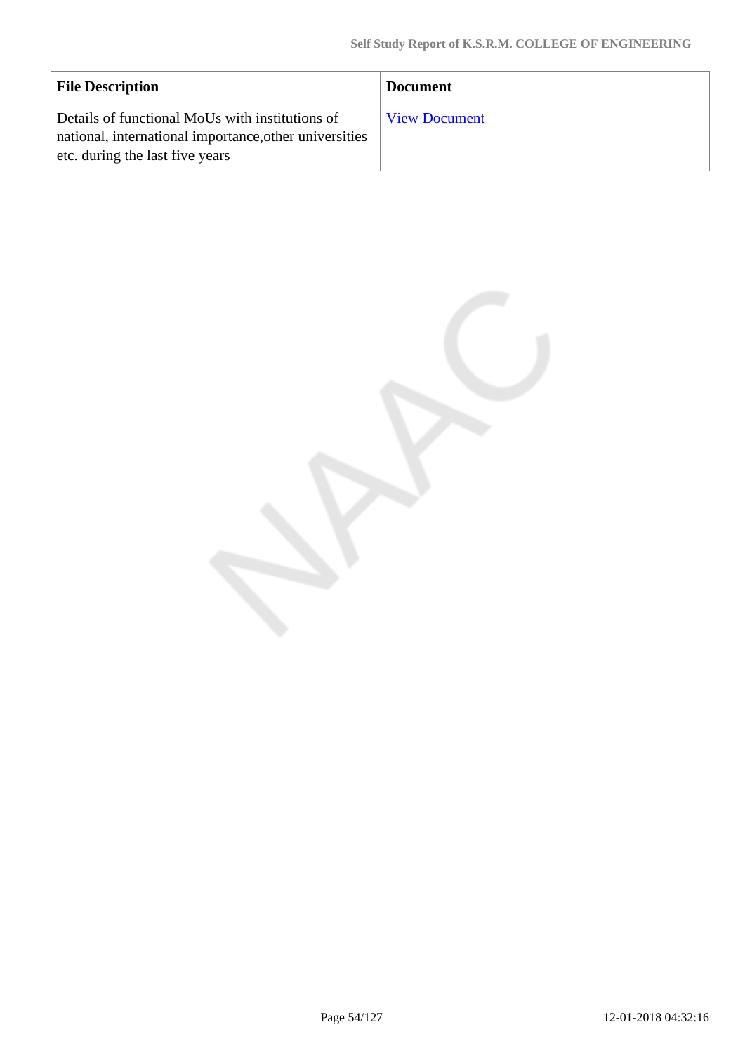| File Description | Document |
|---|---|
| Details of functional MoUs with institutions of national, international importance,other universities etc. during the last five years | View Document |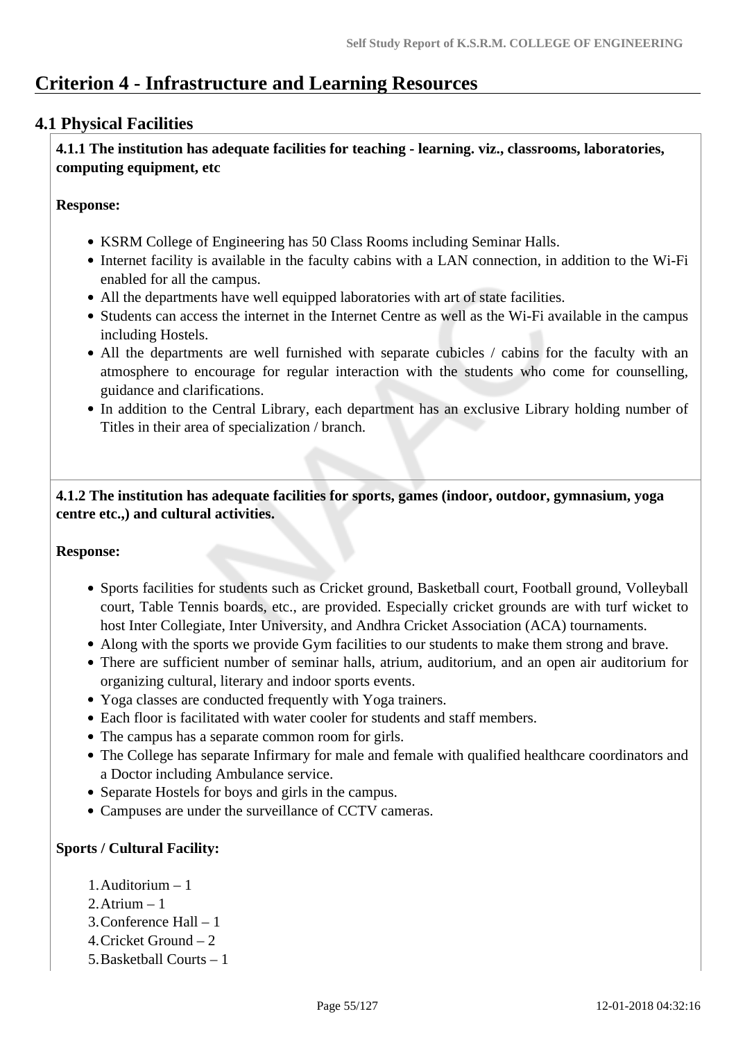# Criterion 4 - Infrastructure and Learning Resources

## 4.1 Physical Facilities

**4.1.1 The institution has adequate facilities for teaching - learning. viz., classrooms, laboratories, computing equipment, etc**

**Response:**

- KSRM College of Engineering has 50 Class Rooms including Seminar Halls.
- Internet facility is available in the faculty cabins with a LAN connection, in addition to the Wi-Fi enabled for all the campus.
- All the departments have well equipped laboratories with art of state facilities.
- Students can access the internet in the Internet Centre as well as the Wi-Fi available in the campus including Hostels.
- All the departments are well furnished with separate cubicles / cabins for the faculty with an atmosphere to encourage for regular interaction with the students who come for counselling, guidance and clarifications.
- In addition to the Central Library, each department has an exclusive Library holding number of Titles in their area of specialization / branch.

**4.1.2 The institution has adequate facilities for sports, games (indoor, outdoor, gymnasium, yoga centre etc.,) and cultural activities.**

**Response:**

- Sports facilities for students such as Cricket ground, Basketball court, Football ground, Volleyball court, Table Tennis boards, etc., are provided. Especially cricket grounds are with turf wicket to host Inter Collegiate, Inter University, and Andhra Cricket Association (ACA) tournaments.
- Along with the sports we provide Gym facilities to our students to make them strong and brave.
- There are sufficient number of seminar halls, atrium, auditorium, and an open air auditorium for organizing cultural, literary and indoor sports events.
- Yoga classes are conducted frequently with Yoga trainers.
- Each floor is facilitated with water cooler for students and staff members.
- The campus has a separate common room for girls.
- The College has separate Infirmary for male and female with qualified healthcare coordinators and a Doctor including Ambulance service.
- Separate Hostels for boys and girls in the campus.
- Campuses are under the surveillance of CCTV cameras.

**Sports / Cultural Facility:**

1. Auditorium – 1
2. Atrium – 1
3. Conference Hall – 1
4. Cricket Ground – 2
5. Basketball Courts – 1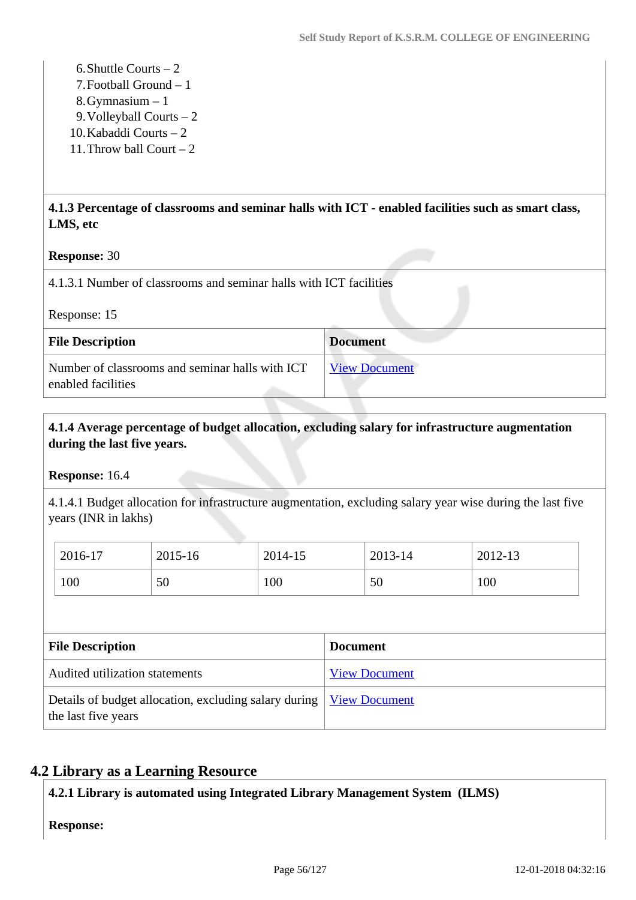6. Shuttle Courts – 2
7. Football Ground – 1
8. Gymnasium – 1
9. Volleyball Courts – 2
10. Kabaddi Courts – 2
11. Throw ball Court – 2

**4.1.3 Percentage of classrooms and seminar halls with ICT - enabled facilities such as smart class, LMS, etc**

**Response:** 30

4.1.3.1 Number of classrooms and seminar halls with ICT facilities

Response: 15

| File Description | Document |
|---|---|
| Number of classrooms and seminar halls with ICT enabled facilities | View Document |

**4.1.4 Average percentage of budget allocation, excluding salary for infrastructure augmentation during the last five years.**

**Response:** 16.4

4.1.4.1 Budget allocation for infrastructure augmentation, excluding salary year wise during the last five years (INR in lakhs)

| 2016-17 | 2015-16 | 2014-15 | 2013-14 | 2012-13 |
|---|---|---|---|---|
| 100 | 50 | 100 | 50 | 100 |

| File Description | Document |
|---|---|
| Audited utilization statements | View Document |
| Details of budget allocation, excluding salary during the last five years | View Document |

## 4.2 Library as a Learning Resource

**4.2.1 Library is automated using Integrated Library Management System (ILMS)**

**Response:**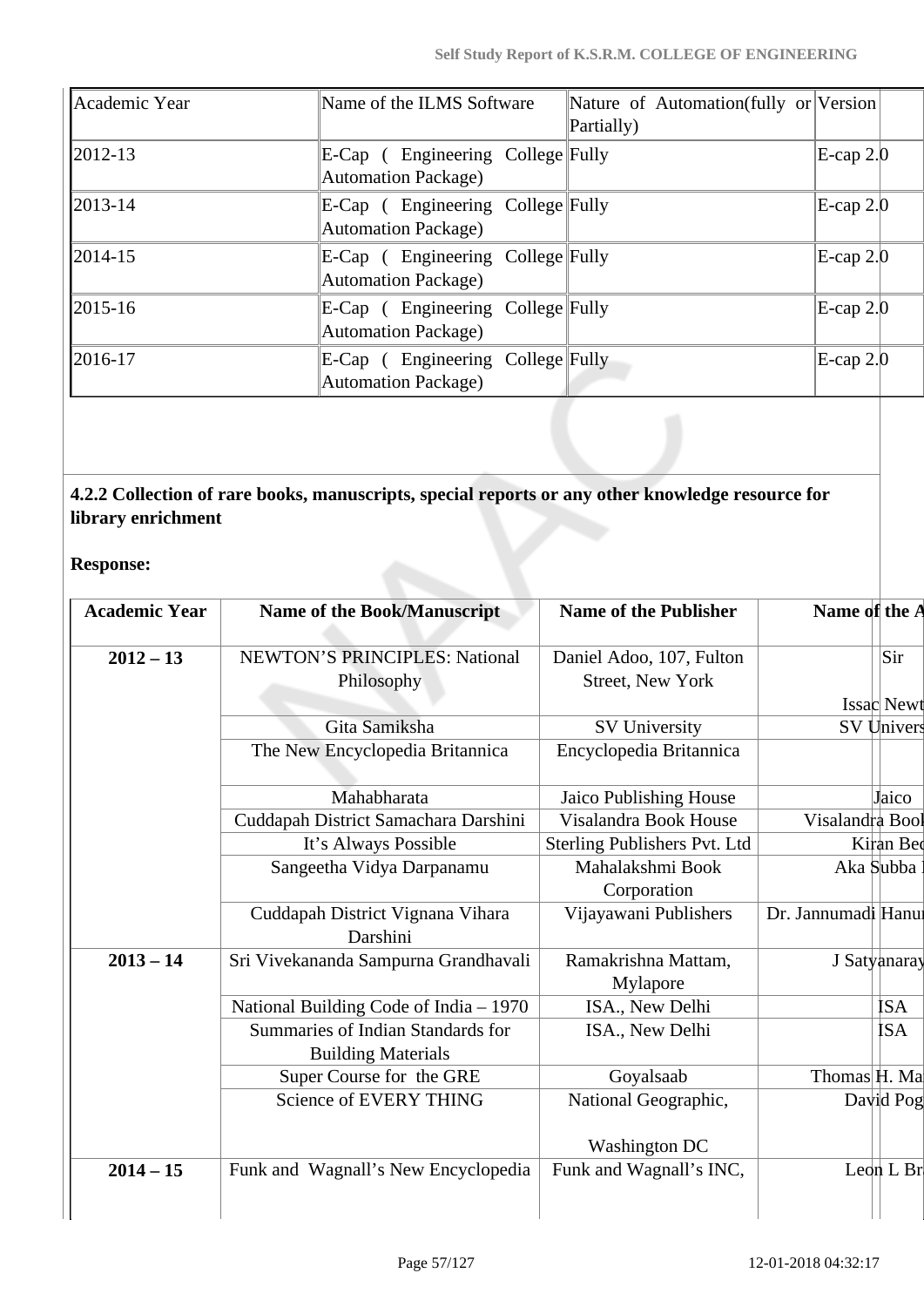| Academic Year | Name of the ILMS Software | Nature of Automation(fully or Partially) | Version |
|---|---|---|---|
| 2012-13 | E-Cap ( Engineering College Automation Package) | Fully | E-cap 2.0 |
| 2013-14 | E-Cap ( Engineering College Automation Package) | Fully | E-cap 2.0 |
| 2014-15 | E-Cap ( Engineering College Automation Package) | Fully | E-cap 2.0 |
| 2015-16 | E-Cap ( Engineering College Automation Package) | Fully | E-cap 2.0 |
| 2016-17 | E-Cap ( Engineering College Automation Package) | Fully | E-cap 2.0 |

**4.2.2 Collection of rare books, manuscripts, special reports or any other knowledge resource for library enrichment**

**Response:**

| Academic Year | Name of the Book/Manuscript | Name of the Publisher | Name of the A |
|---|---|---|---|
| **2012 – 13** | NEWTON'S PRINCIPLES: National Philosophy | Daniel Adoo, 107, Fulton Street, New York | Sir Issac Newt |
| | Gita Samiksha | SV University | SV Univers |
| | The New Encyclopedia Britannica | Encyclopedia Britannica | |
| | Mahabharata | Jaico Publishing House | Jaico |
| | Cuddapah District Samachara Darshini | Visalandra Book House | Visalandra Bool |
| | It's Always Possible | Sterling Publishers Pvt. Ltd | Kiran Bed |
| | Sangeetha Vidya Darpanamu | Mahalakshmi Book Corporation | Aka Subba |
| | Cuddapah District Vignana Vihara Darshini | Vijayawani Publishers | Dr. Jannumadi Hanu |
| **2013 – 14** | Sri Vivekananda Sampurna Grandhavali | Ramakrishna Mattam, Mylapore | J Satyanaray |
| | National Building Code of India – 1970 | ISA., New Delhi | ISA |
| | Summaries of Indian Standards for Building Materials | ISA., New Delhi | ISA |
| | Super Course for the GRE | Goyalsaab | Thomas H. Ma |
| | Science of EVERY THING | National Geographic, Washington DC | David Pog |
| **2014 – 15** | Funk and Wagnall's New Encyclopedia | Funk and Wagnall's INC, | Leon L Br |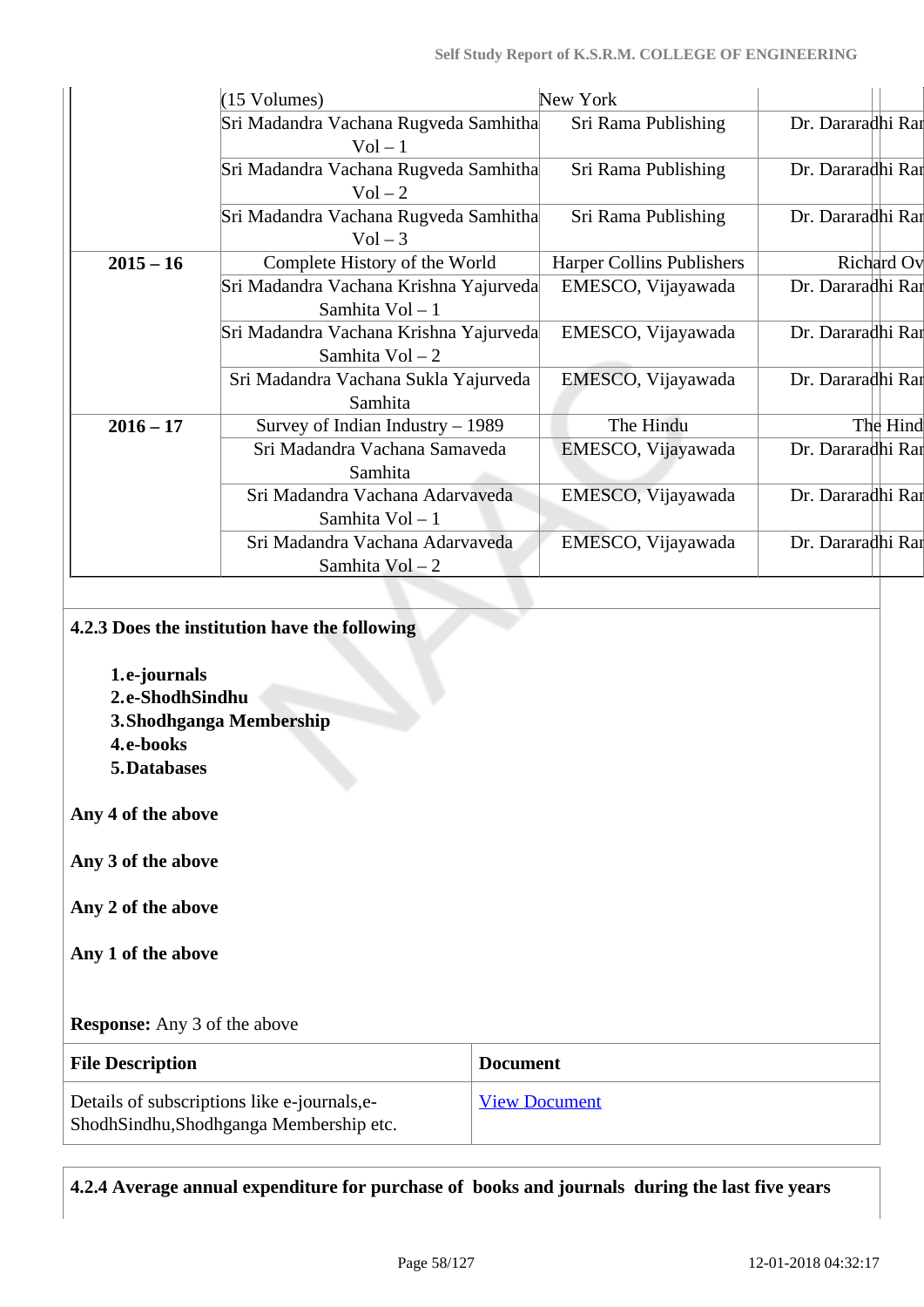| | (15 Volumes) | New York | | |
|---|---|---|---|---|
| | Sri Madandra Vachana Rugveda Samhitha Vol – 1 | Sri Rama Publishing | Dr. Dararadhi Rar | |
| | Sri Madandra Vachana Rugveda Samhitha Vol – 2 | Sri Rama Publishing | Dr. Dararadhi Rar | |
| | Sri Madandra Vachana Rugveda Samhitha Vol – 3 | Sri Rama Publishing | Dr. Dararadhi Rar | |
| **2015 – 16** | Complete History of the World | Harper Collins Publishers | Richard Ov | |
| | Sri Madandra Vachana Krishna Yajurveda Samhita Vol – 1 | EMESCO, Vijayawada | Dr. Dararadhi Rar | |
| | Sri Madandra Vachana Krishna Yajurveda Samhita Vol – 2 | EMESCO, Vijayawada | Dr. Dararadhi Rar | |
| | Sri Madandra Vachana Sukla Yajurveda Samhita | EMESCO, Vijayawada | Dr. Dararadhi Rar | |
| **2016 – 17** | Survey of Indian Industry – 1989 | The Hindu | The Hind | |
| | Sri Madandra Vachana Samaveda Samhita | EMESCO, Vijayawada | Dr. Dararadhi Rar | |
| | Sri Madandra Vachana Adarvaveda Samhita Vol – 1 | EMESCO, Vijayawada | Dr. Dararadhi Rar | |
| | Sri Madandra Vachana Adarvaveda Samhita Vol – 2 | EMESCO, Vijayawada | Dr. Dararadhi Rar | |

**4.2.3 Does the institution have the following**

1. **e-journals**
2. **e-ShodhSindhu**
3. **Shodhganga Membership**
4. **e-books**
5. **Databases**

**Any 4 of the above**

**Any 3 of the above**

**Any 2 of the above**

**Any 1 of the above**

**Response:** Any 3 of the above

| File Description | Document |
|---|---|
| Details of subscriptions like e-journals,e-ShodhSindhu,Shodhganga Membership etc. | View Document |

**4.2.4 Average annual expenditure for purchase of books and journals during the last five years**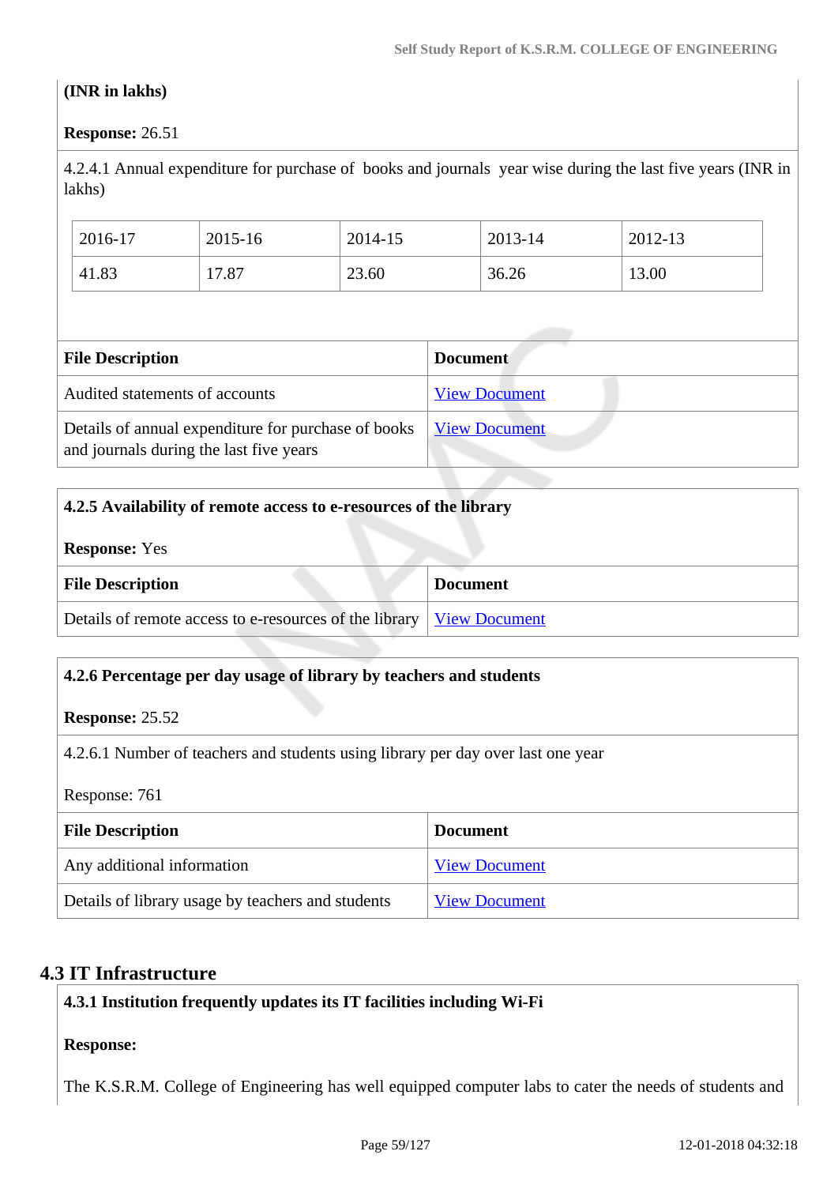(INR in lakhs)

**Response:** 26.51

4.2.4.1 Annual expenditure for purchase of books and journals year wise during the last five years (INR in lakhs)

| 2016-17 | 2015-16 | 2014-15 | 2013-14 | 2012-13 |
|---|---|---|---|---|
| 41.83 | 17.87 | 23.60 | 36.26 | 13.00 |

| File Description | Document |
|---|---|
| Audited statements of accounts | View Document |
| Details of annual expenditure for purchase of books and journals during the last five years | View Document |

**4.2.5 Availability of remote access to e-resources of the library**

**Response:** Yes

| File Description | Document |
|---|---|
| Details of remote access to e-resources of the library | View Document |

**4.2.6 Percentage per day usage of library by teachers and students**

**Response:** 25.52

4.2.6.1 Number of teachers and students using library per day over last one year

Response: 761

| File Description | Document |
|---|---|
| Any additional information | View Document |
| Details of library usage by teachers and students | View Document |

## 4.3 IT Infrastructure

**4.3.1 Institution frequently updates its IT facilities including Wi-Fi**

**Response:**

The K.S.R.M. College of Engineering has well equipped computer labs to cater the needs of students and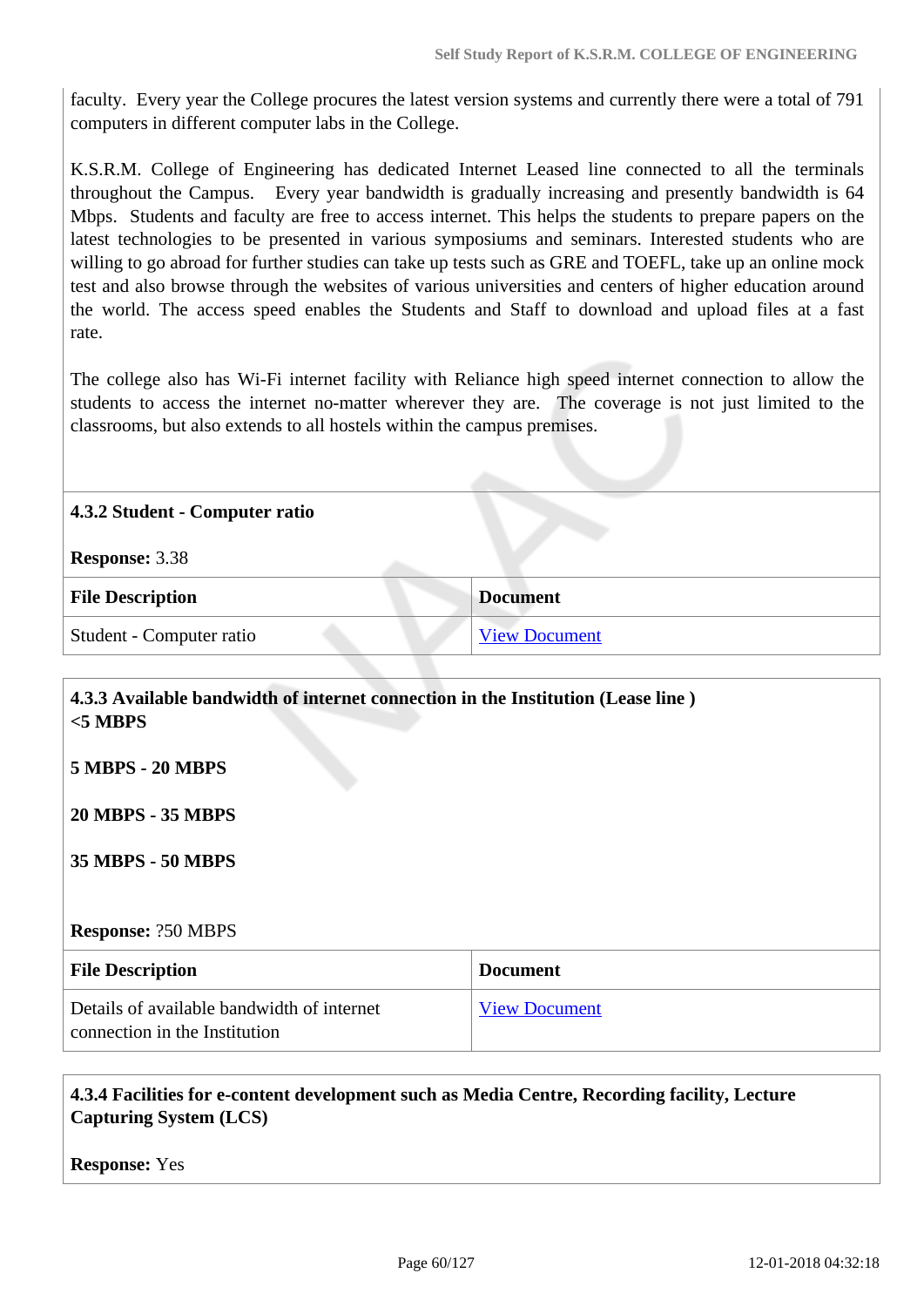faculty. Every year the College procures the latest version systems and currently there were a total of 791 computers in different computer labs in the College.

K.S.R.M. College of Engineering has dedicated Internet Leased line connected to all the terminals throughout the Campus. Every year bandwidth is gradually increasing and presently bandwidth is 64 Mbps. Students and faculty are free to access internet. This helps the students to prepare papers on the latest technologies to be presented in various symposiums and seminars. Interested students who are willing to go abroad for further studies can take up tests such as GRE and TOEFL, take up an online mock test and also browse through the websites of various universities and centers of higher education around the world. The access speed enables the Students and Staff to download and upload files at a fast rate.

The college also has Wi-Fi internet facility with Reliance high speed internet connection to allow the students to access the internet no-matter wherever they are. The coverage is not just limited to the classrooms, but also extends to all hostels within the campus premises.

**4.3.2 Student - Computer ratio**

**Response:** 3.38

| File Description | Document |
|---|---|
| Student - Computer ratio | View Document |

**4.3.3 Available bandwidth of internet connection in the Institution (Lease line )**
**<5 MBPS**

**5 MBPS - 20 MBPS**

**20 MBPS - 35 MBPS**

**35 MBPS - 50 MBPS**

**Response:** ?50 MBPS

| File Description | Document |
|---|---|
| Details of available bandwidth of internet connection in the Institution | View Document |

**4.3.4 Facilities for e-content development such as Media Centre, Recording facility, Lecture Capturing System (LCS)**

**Response:** Yes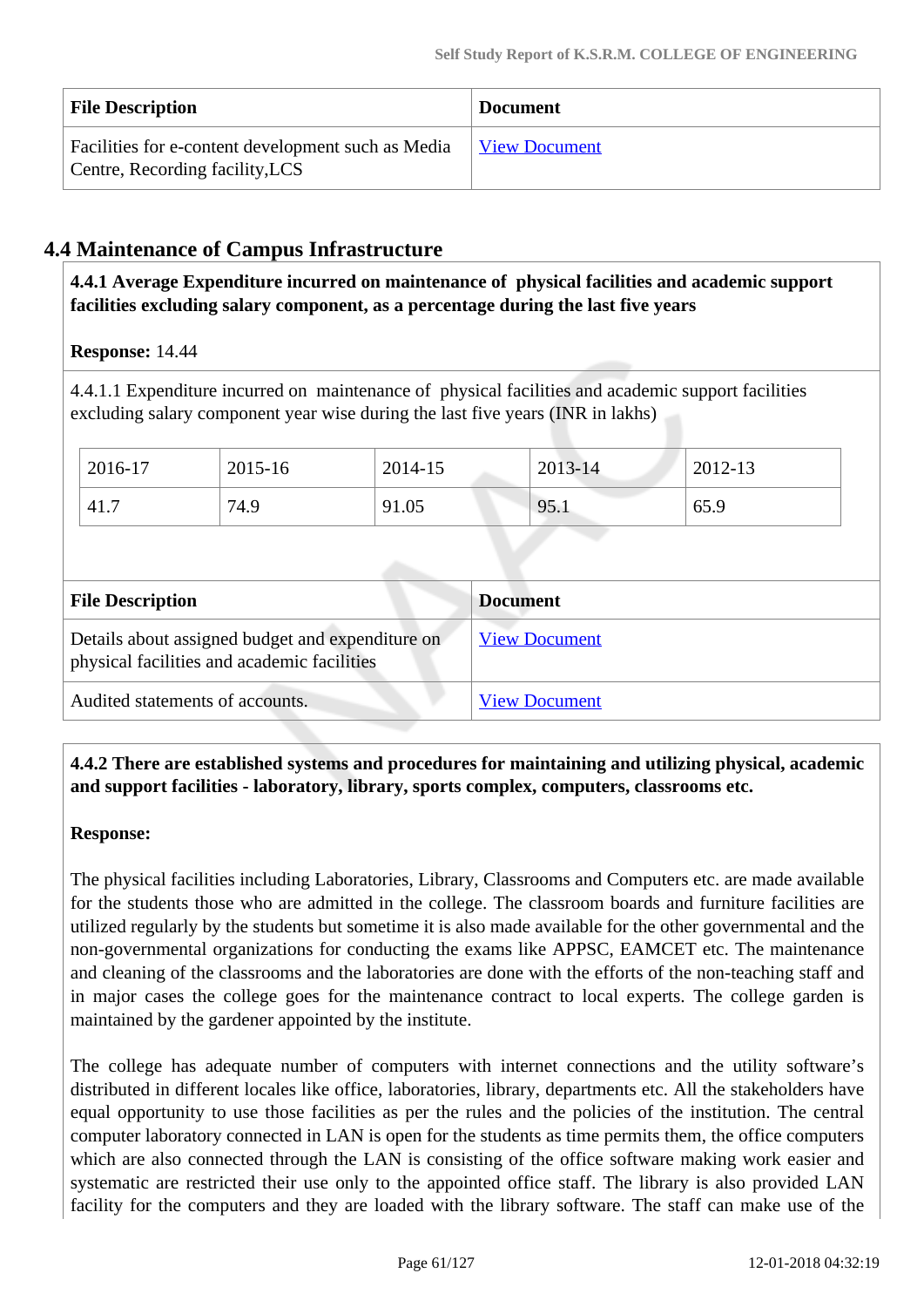| File Description | Document |
| --- | --- |
| Facilities for e-content development such as Media Centre, Recording facility,LCS | View Document |

## 4.4 Maintenance of Campus Infrastructure

**4.4.1 Average Expenditure incurred on maintenance of physical facilities and academic support facilities excluding salary component, as a percentage during the last five years**

**Response:** 14.44

4.4.1.1 Expenditure incurred on maintenance of physical facilities and academic support facilities excluding salary component year wise during the last five years (INR in lakhs)

| 2016-17 | 2015-16 | 2014-15 | 2013-14 | 2012-13 |
| --- | --- | --- | --- | --- |
| 41.7 | 74.9 | 91.05 | 95.1 | 65.9 |

| File Description | Document |
| --- | --- |
| Details about assigned budget and expenditure on physical facilities and academic facilities | View Document |
| Audited statements of accounts. | View Document |

**4.4.2 There are established systems and procedures for maintaining and utilizing physical, academic and support facilities - laboratory, library, sports complex, computers, classrooms etc.**

**Response:**

The physical facilities including Laboratories, Library, Classrooms and Computers etc. are made available for the students those who are admitted in the college. The classroom boards and furniture facilities are utilized regularly by the students but sometime it is also made available for the other governmental and the non-governmental organizations for conducting the exams like APPSC, EAMCET etc. The maintenance and cleaning of the classrooms and the laboratories are done with the efforts of the non-teaching staff and in major cases the college goes for the maintenance contract to local experts. The college garden is maintained by the gardener appointed by the institute.

The college has adequate number of computers with internet connections and the utility software's distributed in different locales like office, laboratories, library, departments etc. All the stakeholders have equal opportunity to use those facilities as per the rules and the policies of the institution. The central computer laboratory connected in LAN is open for the students as time permits them, the office computers which are also connected through the LAN is consisting of the office software making work easier and systematic are restricted their use only to the appointed office staff. The library is also provided LAN facility for the computers and they are loaded with the library software. The staff can make use of the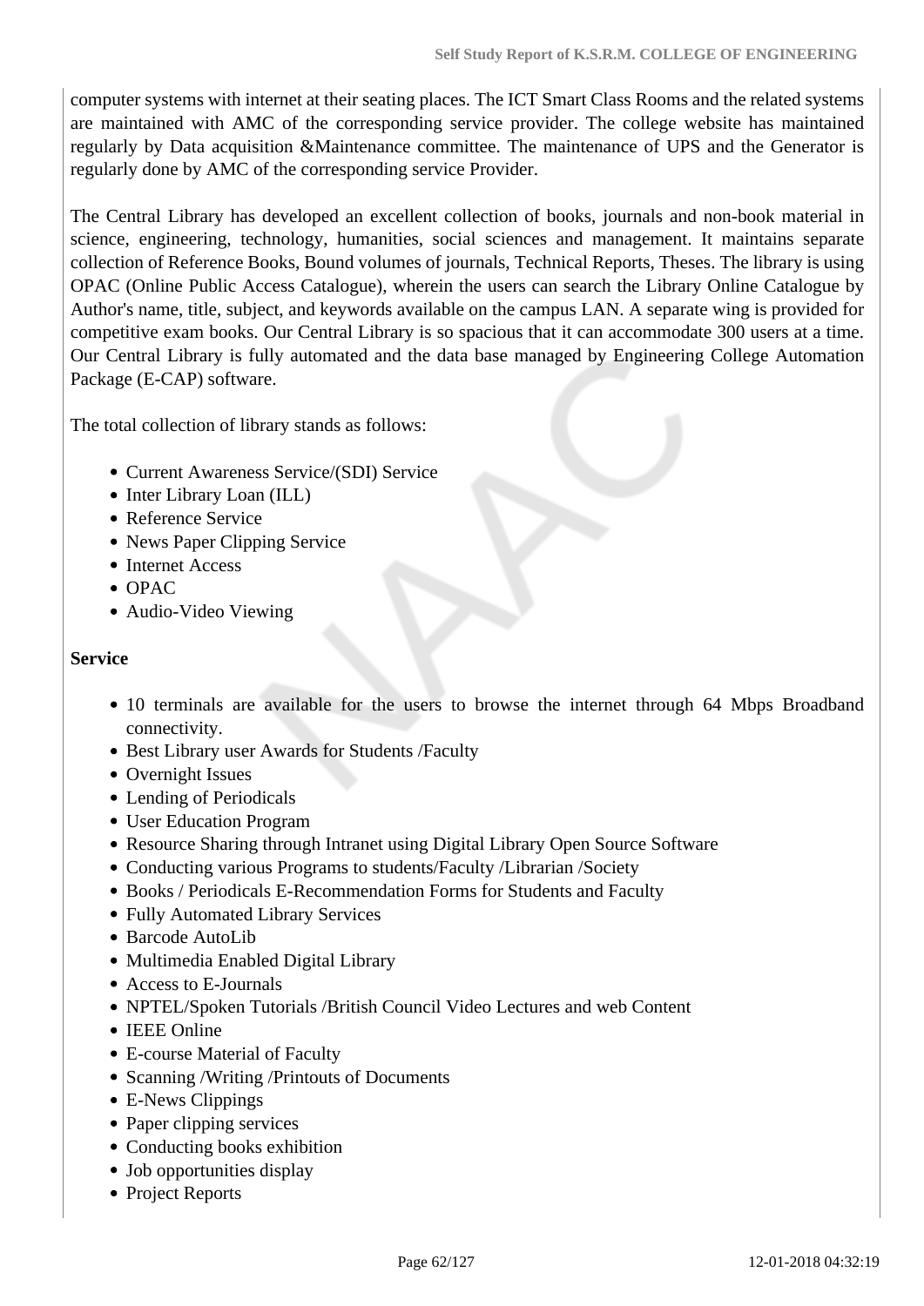computer systems with internet at their seating places. The ICT Smart Class Rooms and the related systems are maintained with AMC of the corresponding service provider. The college website has maintained regularly by Data acquisition &Maintenance committee. The maintenance of UPS and the Generator is regularly done by AMC of the corresponding service Provider.

The Central Library has developed an excellent collection of books, journals and non-book material in science, engineering, technology, humanities, social sciences and management. It maintains separate collection of Reference Books, Bound volumes of journals, Technical Reports, Theses. The library is using OPAC (Online Public Access Catalogue), wherein the users can search the Library Online Catalogue by Author's name, title, subject, and keywords available on the campus LAN. A separate wing is provided for competitive exam books. Our Central Library is so spacious that it can accommodate 300 users at a time. Our Central Library is fully automated and the data base managed by Engineering College Automation Package (E-CAP) software.

The total collection of library stands as follows:

- Current Awareness Service/(SDI) Service
- Inter Library Loan (ILL)
- Reference Service
- News Paper Clipping Service
- Internet Access
- OPAC
- Audio-Video Viewing

**Service**

- 10 terminals are available for the users to browse the internet through 64 Mbps Broadband connectivity.
- Best Library user Awards for Students /Faculty
- Overnight Issues
- Lending of Periodicals
- User Education Program
- Resource Sharing through Intranet using Digital Library Open Source Software
- Conducting various Programs to students/Faculty /Librarian /Society
- Books / Periodicals E-Recommendation Forms for Students and Faculty
- Fully Automated Library Services
- Barcode AutoLib
- Multimedia Enabled Digital Library
- Access to E-Journals
- NPTEL/Spoken Tutorials /British Council Video Lectures and web Content
- IEEE Online
- E-course Material of Faculty
- Scanning /Writing /Printouts of Documents
- E-News Clippings
- Paper clipping services
- Conducting books exhibition
- Job opportunities display
- Project Reports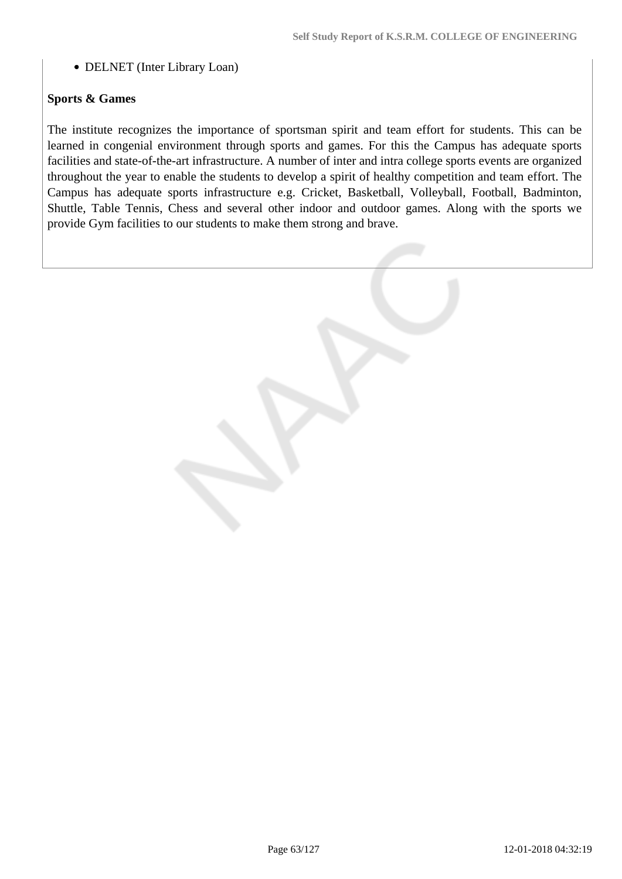- DELNET (Inter Library Loan)

**Sports & Games**

The institute recognizes the importance of sportsman spirit and team effort for students. This can be learned in congenial environment through sports and games. For this the Campus has adequate sports facilities and state-of-the-art infrastructure. A number of inter and intra college sports events are organized throughout the year to enable the students to develop a spirit of healthy competition and team effort. The Campus has adequate sports infrastructure e.g. Cricket, Basketball, Volleyball, Football, Badminton, Shuttle, Table Tennis, Chess and several other indoor and outdoor games. Along with the sports we provide Gym facilities to our students to make them strong and brave.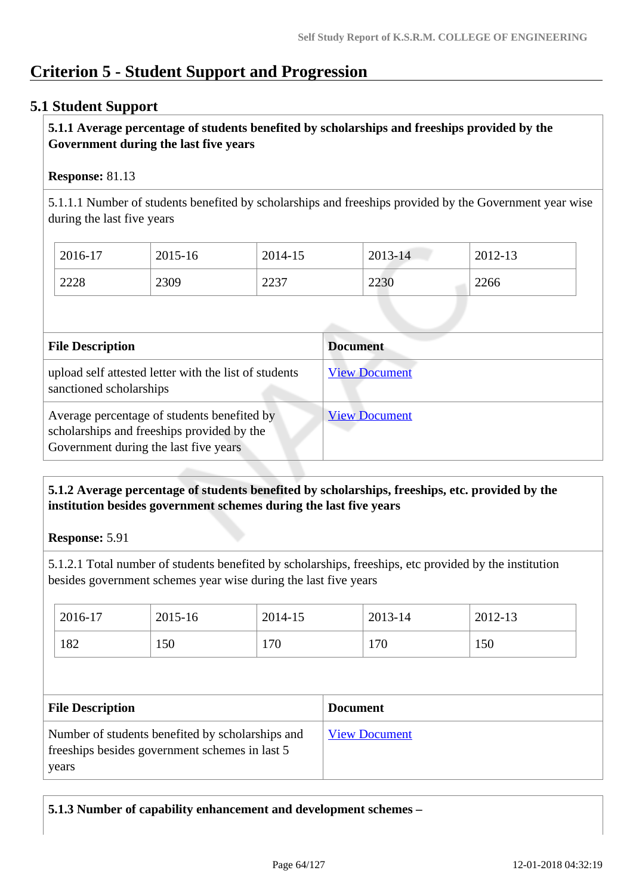# Criterion 5 - Student Support and Progression

## 5.1 Student Support

**5.1.1 Average percentage of students benefited by scholarships and freeships provided by the Government during the last five years**

**Response:** 81.13

5.1.1.1 Number of students benefited by scholarships and freeships provided by the Government year wise during the last five years

| 2016-17 | 2015-16 | 2014-15 | 2013-14 | 2012-13 |
|---|---|---|---|---|
| 2228 | 2309 | 2237 | 2230 | 2266 |

| File Description | Document |
|---|---|
| upload self attested letter with the list of students sanctioned scholarships | View Document |
| Average percentage of students benefited by scholarships and freeships provided by the Government during the last five years | View Document |

**5.1.2 Average percentage of students benefited by scholarships, freeships, etc. provided by the institution besides government schemes during the last five years**

**Response:** 5.91

5.1.2.1 Total number of students benefited by scholarships, freeships, etc provided by the institution besides government schemes year wise during the last five years

| 2016-17 | 2015-16 | 2014-15 | 2013-14 | 2012-13 |
|---|---|---|---|---|
| 182 | 150 | 170 | 170 | 150 |

| File Description | Document |
|---|---|
| Number of students benefited by scholarships and freeships besides government schemes in last 5 years | View Document |

**5.1.3 Number of capability enhancement and development schemes –**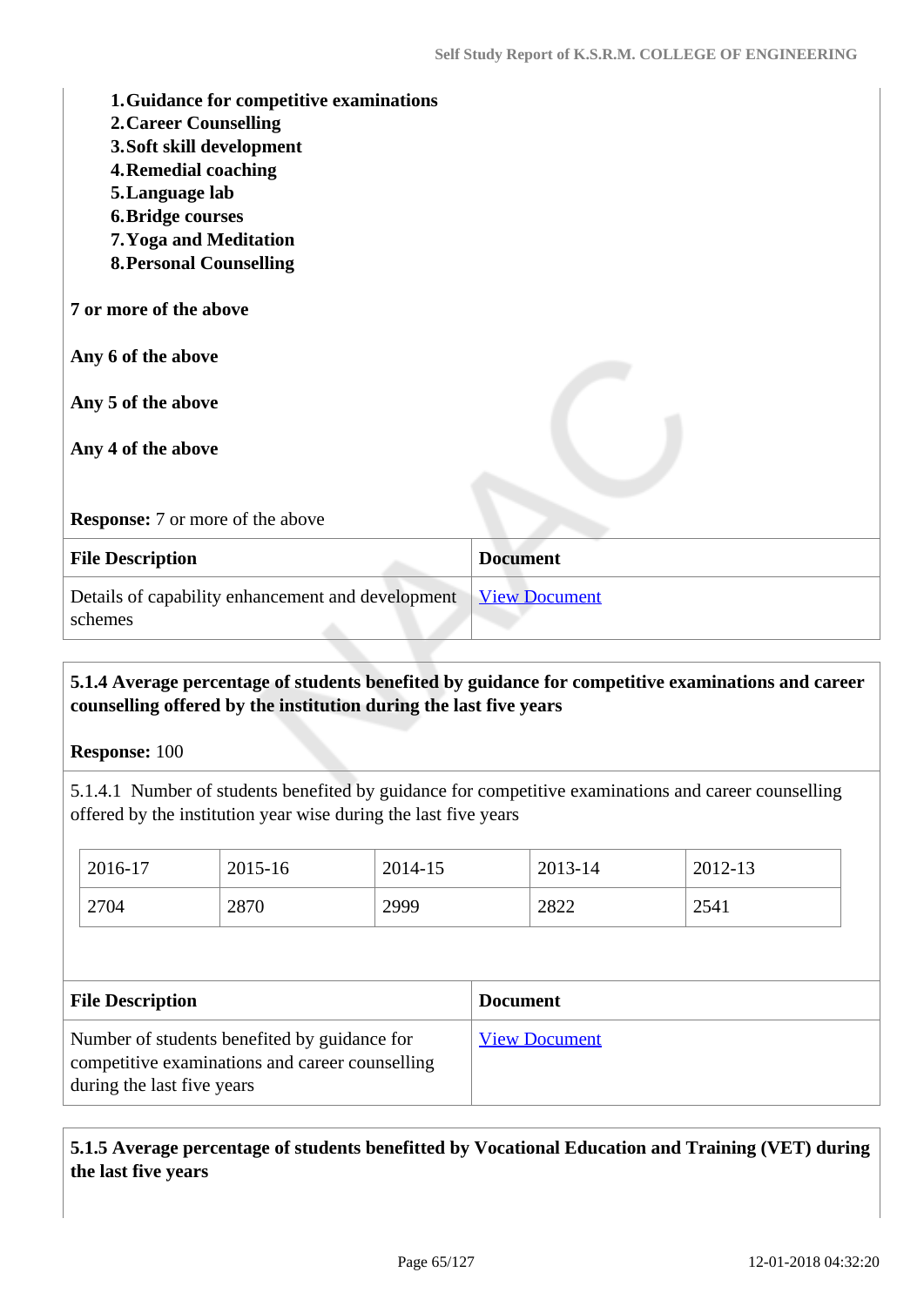1. **Guidance for competitive examinations**
2. **Career Counselling**
3. **Soft skill development**
4. **Remedial coaching**
5. **Language lab**
6. **Bridge courses**
7. **Yoga and Meditation**
8. **Personal Counselling**

**7 or more of the above**

**Any 6 of the above**

**Any 5 of the above**

**Any 4 of the above**

**Response:** 7 or more of the above

| File Description | Document |
|---|---|
| Details of capability enhancement and development schemes | View Document |

**5.1.4 Average percentage of students benefited by guidance for competitive examinations and career counselling offered by the institution during the last five years**

**Response:** 100

5.1.4.1 Number of students benefited by guidance for competitive examinations and career counselling offered by the institution year wise during the last five years

| 2016-17 | 2015-16 | 2014-15 | 2013-14 | 2012-13 |
|---|---|---|---|---|
| 2704 | 2870 | 2999 | 2822 | 2541 |

| File Description | Document |
|---|---|
| Number of students benefited by guidance for competitive examinations and career counselling during the last five years | View Document |

**5.1.5 Average percentage of students benefitted by Vocational Education and Training (VET) during the last five years**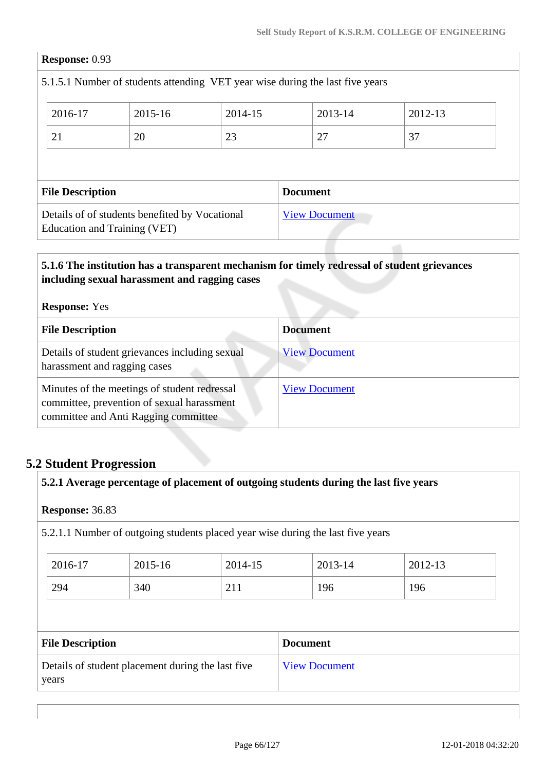**Response:** 0.93

5.1.5.1 Number of students attending VET year wise during the last five years

| 2016-17 | 2015-16 | 2014-15 | 2013-14 | 2012-13 |
|---|---|---|---|---|
| 21 | 20 | 23 | 27 | 37 |

| File Description | Document |
|---|---|
| Details of of students benefited by Vocational Education and Training (VET) | View Document |

**5.1.6 The institution has a transparent mechanism for timely redressal of student grievances including sexual harassment and ragging cases**

**Response:** Yes

| File Description | Document |
|---|---|
| Details of student grievances including sexual harassment and ragging cases | View Document |
| Minutes of the meetings of student redressal committee, prevention of sexual harassment committee and Anti Ragging committee | View Document |

## 5.2 Student Progression

**5.2.1 Average percentage of placement of outgoing students during the last five years**

**Response:** 36.83

5.2.1.1 Number of outgoing students placed year wise during the last five years

| 2016-17 | 2015-16 | 2014-15 | 2013-14 | 2012-13 |
|---|---|---|---|---|
| 294 | 340 | 211 | 196 | 196 |

| File Description | Document |
|---|---|
| Details of student placement during the last five years | View Document |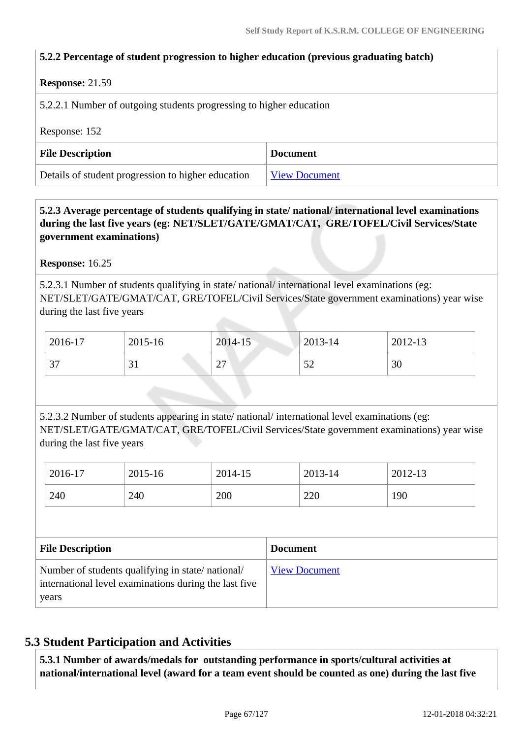**5.2.2 Percentage of student progression to higher education (previous graduating batch)**

**Response:** 21.59

5.2.2.1 Number of outgoing students progressing to higher education

Response: 152

| File Description | Document |
|---|---|
| Details of student progression to higher education | View Document |

**5.2.3 Average percentage of students qualifying in state/ national/ international level examinations during the last five years (eg: NET/SLET/GATE/GMAT/CAT, GRE/TOFEL/Civil Services/State government examinations)**

**Response:** 16.25

5.2.3.1 Number of students qualifying in state/ national/ international level examinations (eg: NET/SLET/GATE/GMAT/CAT, GRE/TOFEL/Civil Services/State government examinations) year wise during the last five years

| 2016-17 | 2015-16 | 2014-15 | 2013-14 | 2012-13 |
|---|---|---|---|---|
| 37 | 31 | 27 | 52 | 30 |

5.2.3.2 Number of students appearing in state/ national/ international level examinations (eg: NET/SLET/GATE/GMAT/CAT, GRE/TOFEL/Civil Services/State government examinations) year wise during the last five years

| 2016-17 | 2015-16 | 2014-15 | 2013-14 | 2012-13 |
|---|---|---|---|---|
| 240 | 240 | 200 | 220 | 190 |

| File Description | Document |
|---|---|
| Number of students qualifying in state/ national/ international level examinations during the last five years | View Document |

## 5.3 Student Participation and Activities

**5.3.1 Number of awards/medals for outstanding performance in sports/cultural activities at national/international level (award for a team event should be counted as one) during the last five**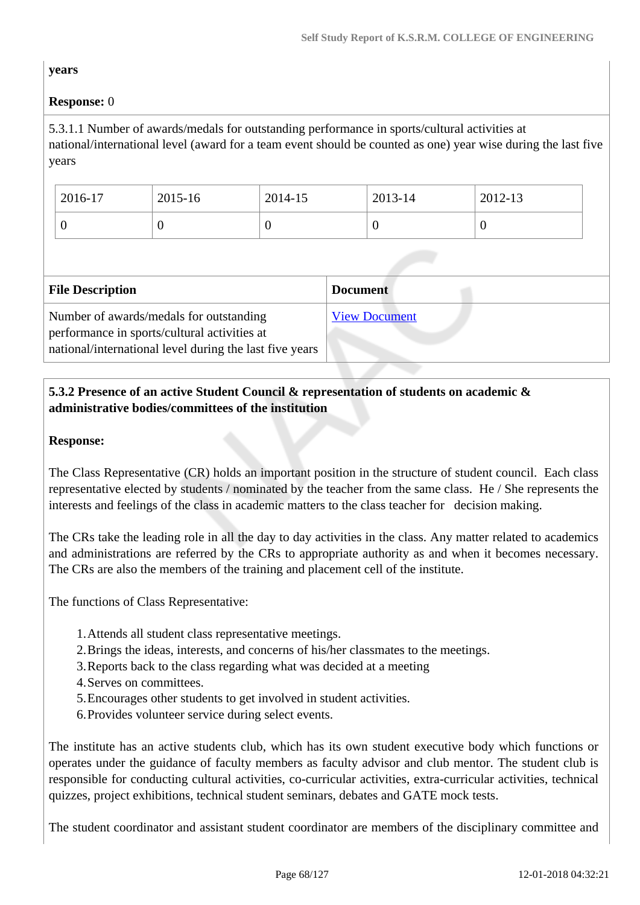**years**

**Response:** 0

5.3.1.1 Number of awards/medals for outstanding performance in sports/cultural activities at national/international level (award for a team event should be counted as one) year wise during the last five years

| 2016-17 | 2015-16 | 2014-15 | 2013-14 | 2012-13 |
|---|---|---|---|---|
| 0 | 0 | 0 | 0 | 0 |

| File Description | Document |
|---|---|
| Number of awards/medals for outstanding performance in sports/cultural activities at national/international level during the last five years | View Document |

**5.3.2 Presence of an active Student Council & representation of students on academic & administrative bodies/committees of the institution**

**Response:**

The Class Representative (CR) holds an important position in the structure of student council. Each class representative elected by students / nominated by the teacher from the same class. He / She represents the interests and feelings of the class in academic matters to the class teacher for decision making.

The CRs take the leading role in all the day to day activities in the class. Any matter related to academics and administrations are referred by the CRs to appropriate authority as and when it becomes necessary. The CRs are also the members of the training and placement cell of the institute.

The functions of Class Representative:

1. Attends all student class representative meetings.
2. Brings the ideas, interests, and concerns of his/her classmates to the meetings.
3. Reports back to the class regarding what was decided at a meeting
4. Serves on committees.
5. Encourages other students to get involved in student activities.
6. Provides volunteer service during select events.

The institute has an active students club, which has its own student executive body which functions or operates under the guidance of faculty members as faculty advisor and club mentor. The student club is responsible for conducting cultural activities, co-curricular activities, extra-curricular activities, technical quizzes, project exhibitions, technical student seminars, debates and GATE mock tests.

The student coordinator and assistant student coordinator are members of the disciplinary committee and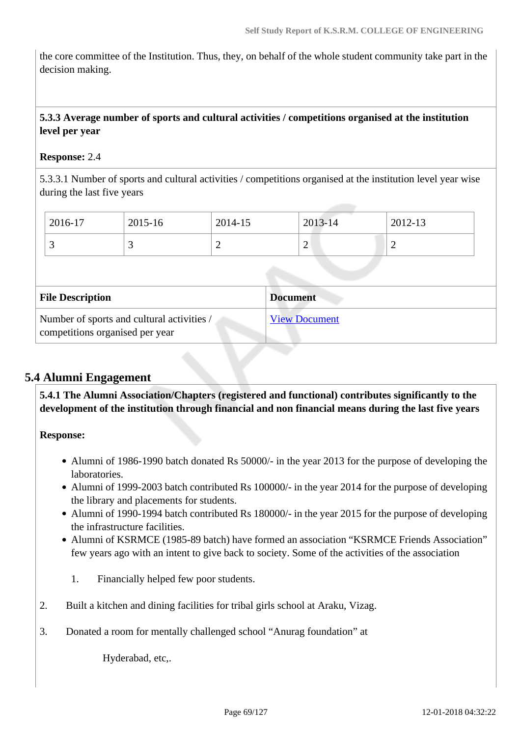the core committee of the Institution. Thus, they, on behalf of the whole student community take part in the decision making.

**5.3.3 Average number of sports and cultural activities / competitions organised at the institution level per year**

**Response:** 2.4

5.3.3.1 Number of sports and cultural activities / competitions organised at the institution level year wise during the last five years

| 2016-17 | 2015-16 | 2014-15 | 2013-14 | 2012-13 |
|---|---|---|---|---|
| 3 | 3 | 2 | 2 | 2 |

| File Description | Document |
|---|---|
| Number of sports and cultural activities / competitions organised per year | View Document |

## 5.4 Alumni Engagement

**5.4.1 The Alumni Association/Chapters (registered and functional) contributes significantly to the development of the institution through financial and non financial means during the last five years**

**Response:**

- Alumni of 1986-1990 batch donated Rs 50000/- in the year 2013 for the purpose of developing the laboratories.
- Alumni of 1999-2003 batch contributed Rs 100000/- in the year 2014 for the purpose of developing the library and placements for students.
- Alumni of 1990-1994 batch contributed Rs 180000/- in the year 2015 for the purpose of developing the infrastructure facilities.
- Alumni of KSRMCE (1985-89 batch) have formed an association "KSRMCE Friends Association" few years ago with an intent to give back to society. Some of the activities of the association

1. Financially helped few poor students.
2. Built a kitchen and dining facilities for tribal girls school at Araku, Vizag.
3. Donated a room for mentally challenged school "Anurag foundation" at Hyderabad, etc,.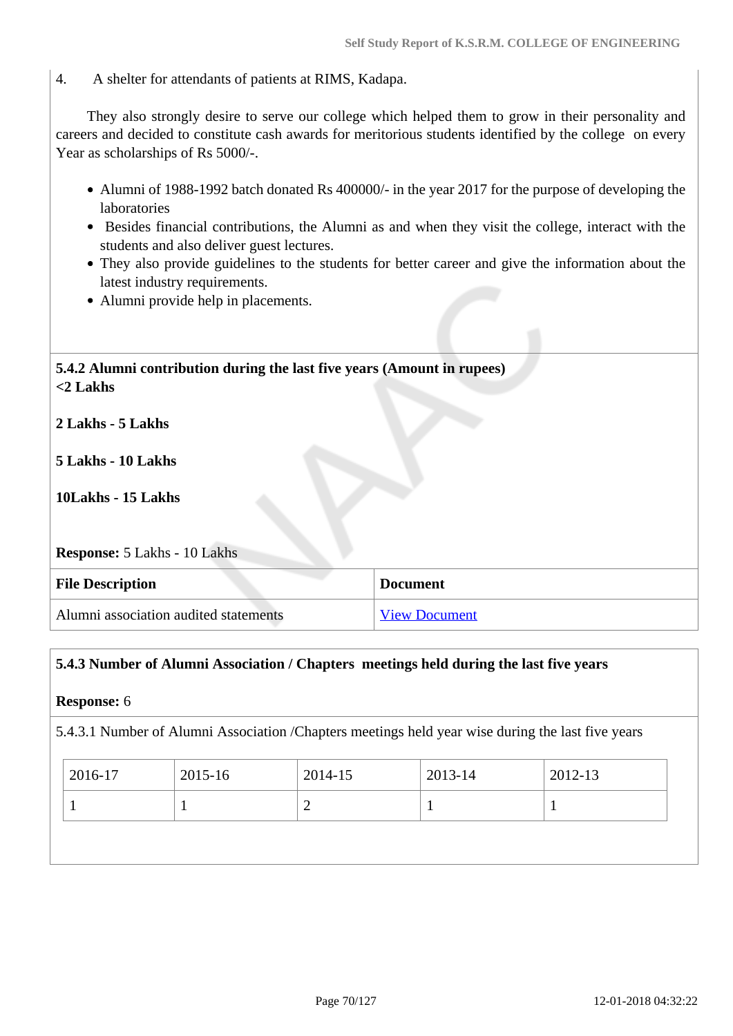4. A shelter for attendants of patients at RIMS, Kadapa.

They also strongly desire to serve our college which helped them to grow in their personality and careers and decided to constitute cash awards for meritorious students identified by the college on every Year as scholarships of Rs 5000/-.

- Alumni of 1988-1992 batch donated Rs 400000/- in the year 2017 for the purpose of developing the laboratories
- Besides financial contributions, the Alumni as and when they visit the college, interact with the students and also deliver guest lectures.
- They also provide guidelines to the students for better career and give the information about the latest industry requirements.
- Alumni provide help in placements.

**5.4.2 Alumni contribution during the last five years (Amount in rupees)**

**<2 Lakhs**

**2 Lakhs - 5 Lakhs**

**5 Lakhs - 10 Lakhs**

**10Lakhs - 15 Lakhs**

**Response:** 5 Lakhs - 10 Lakhs

| File Description | Document |
|---|---|
| Alumni association audited statements | View Document |

**5.4.3 Number of Alumni Association / Chapters meetings held during the last five years**

**Response:** 6

5.4.3.1 Number of Alumni Association /Chapters meetings held year wise during the last five years

| 2016-17 | 2015-16 | 2014-15 | 2013-14 | 2012-13 |
|---|---|---|---|---|
| 1 | 1 | 2 | 1 | 1 |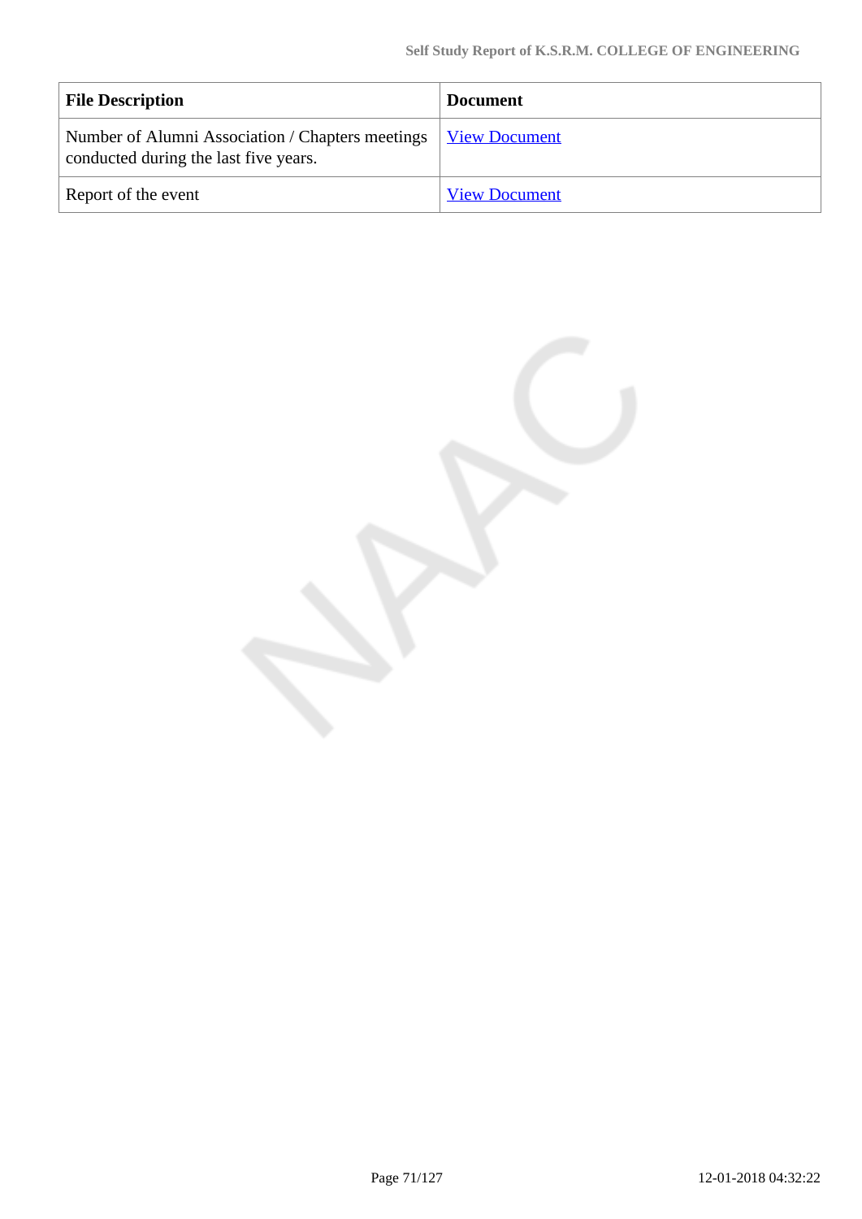| File Description | Document |
| --- | --- |
| Number of Alumni Association / Chapters meetings conducted during the last five years. | View Document |
| Report of the event | View Document |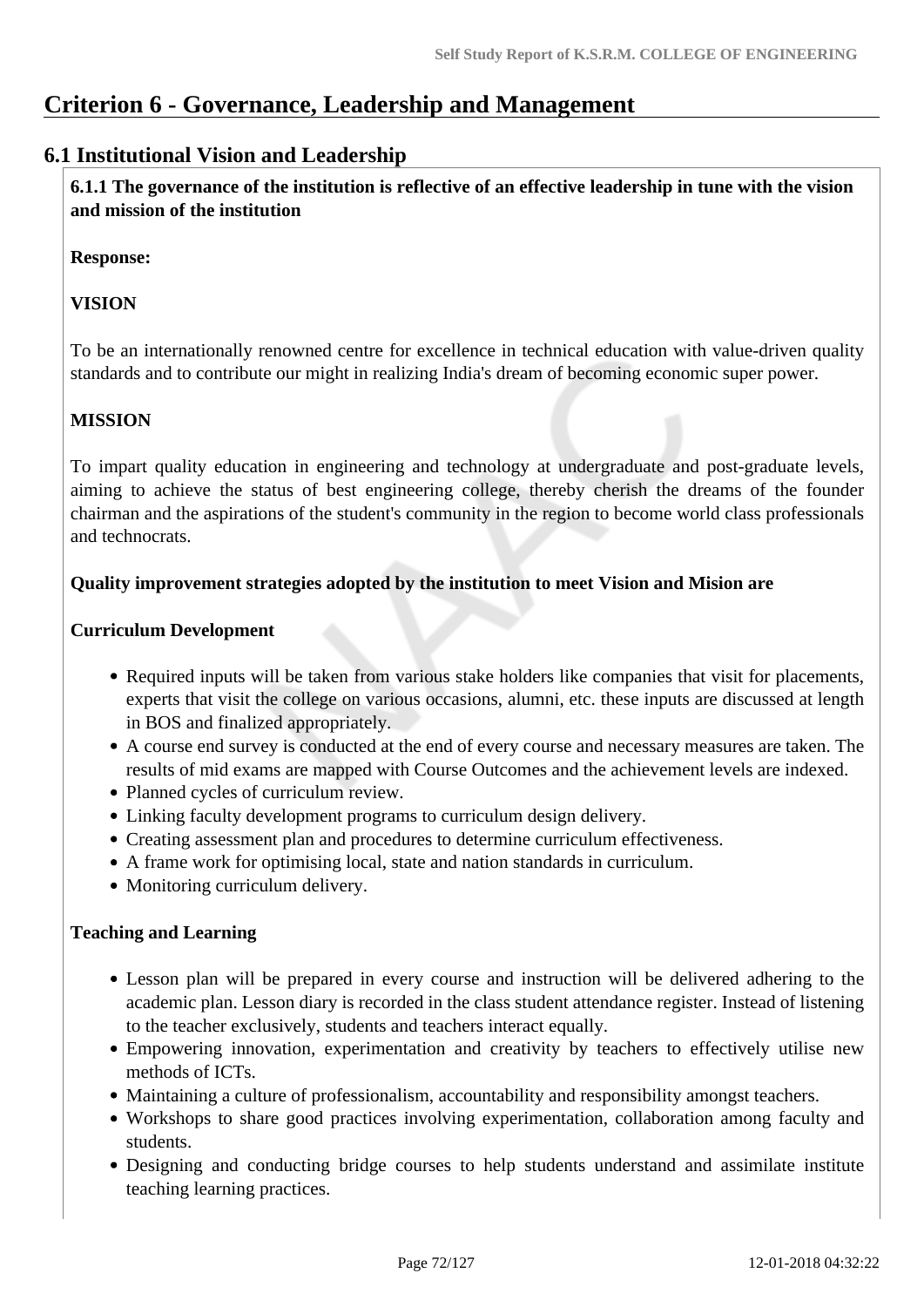# Criterion 6 - Governance, Leadership and Management

## 6.1 Institutional Vision and Leadership

**6.1.1 The governance of the institution is reflective of an effective leadership in tune with the vision and mission of the institution**

**Response:**

**VISION**

To be an internationally renowned centre for excellence in technical education with value-driven quality standards and to contribute our might in realizing India's dream of becoming economic super power.

**MISSION**

To impart quality education in engineering and technology at undergraduate and post-graduate levels, aiming to achieve the status of best engineering college, thereby cherish the dreams of the founder chairman and the aspirations of the student's community in the region to become world class professionals and technocrats.

**Quality improvement strategies adopted by the institution to meet Vision and Mision are**

**Curriculum Development**

- Required inputs will be taken from various stake holders like companies that visit for placements, experts that visit the college on various occasions, alumni, etc. these inputs are discussed at length in BOS and finalized appropriately.
- A course end survey is conducted at the end of every course and necessary measures are taken. The results of mid exams are mapped with Course Outcomes and the achievement levels are indexed.
- Planned cycles of curriculum review.
- Linking faculty development programs to curriculum design delivery.
- Creating assessment plan and procedures to determine curriculum effectiveness.
- A frame work for optimising local, state and nation standards in curriculum.
- Monitoring curriculum delivery.

**Teaching and Learning**

- Lesson plan will be prepared in every course and instruction will be delivered adhering to the academic plan. Lesson diary is recorded in the class student attendance register. Instead of listening to the teacher exclusively, students and teachers interact equally.
- Empowering innovation, experimentation and creativity by teachers to effectively utilise new methods of ICTs.
- Maintaining a culture of professionalism, accountability and responsibility amongst teachers.
- Workshops to share good practices involving experimentation, collaboration among faculty and students.
- Designing and conducting bridge courses to help students understand and assimilate institute teaching learning practices.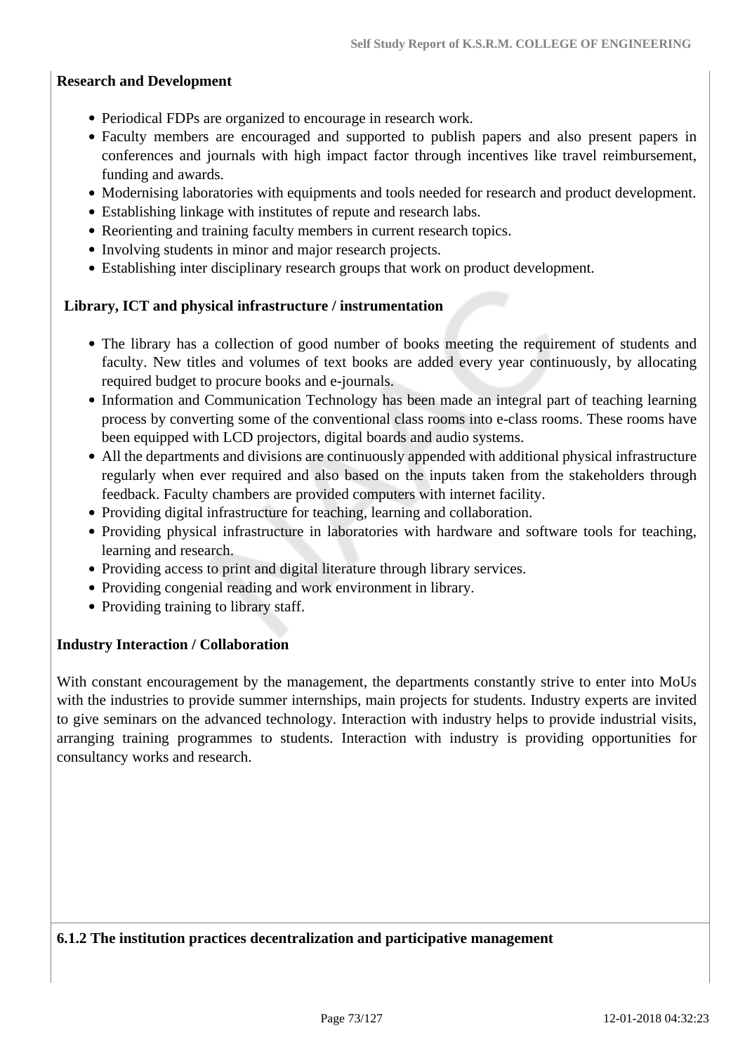**Research and Development**

- Periodical FDPs are organized to encourage in research work.
- Faculty members are encouraged and supported to publish papers and also present papers in conferences and journals with high impact factor through incentives like travel reimbursement, funding and awards.
- Modernising laboratories with equipments and tools needed for research and product development.
- Establishing linkage with institutes of repute and research labs.
- Reorienting and training faculty members in current research topics.
- Involving students in minor and major research projects.
- Establishing inter disciplinary research groups that work on product development.

**Library, ICT and physical infrastructure / instrumentation**

- The library has a collection of good number of books meeting the requirement of students and faculty. New titles and volumes of text books are added every year continuously, by allocating required budget to procure books and e-journals.
- Information and Communication Technology has been made an integral part of teaching learning process by converting some of the conventional class rooms into e-class rooms. These rooms have been equipped with LCD projectors, digital boards and audio systems.
- All the departments and divisions are continuously appended with additional physical infrastructure regularly when ever required and also based on the inputs taken from the stakeholders through feedback. Faculty chambers are provided computers with internet facility.
- Providing digital infrastructure for teaching, learning and collaboration.
- Providing physical infrastructure in laboratories with hardware and software tools for teaching, learning and research.
- Providing access to print and digital literature through library services.
- Providing congenial reading and work environment in library.
- Providing training to library staff.

**Industry Interaction / Collaboration**

With constant encouragement by the management, the departments constantly strive to enter into MoUs with the industries to provide summer internships, main projects for students. Industry experts are invited to give seminars on the advanced technology. Interaction with industry helps to provide industrial visits, arranging training programmes to students. Interaction with industry is providing opportunities for consultancy works and research.

**6.1.2 The institution practices decentralization and participative management**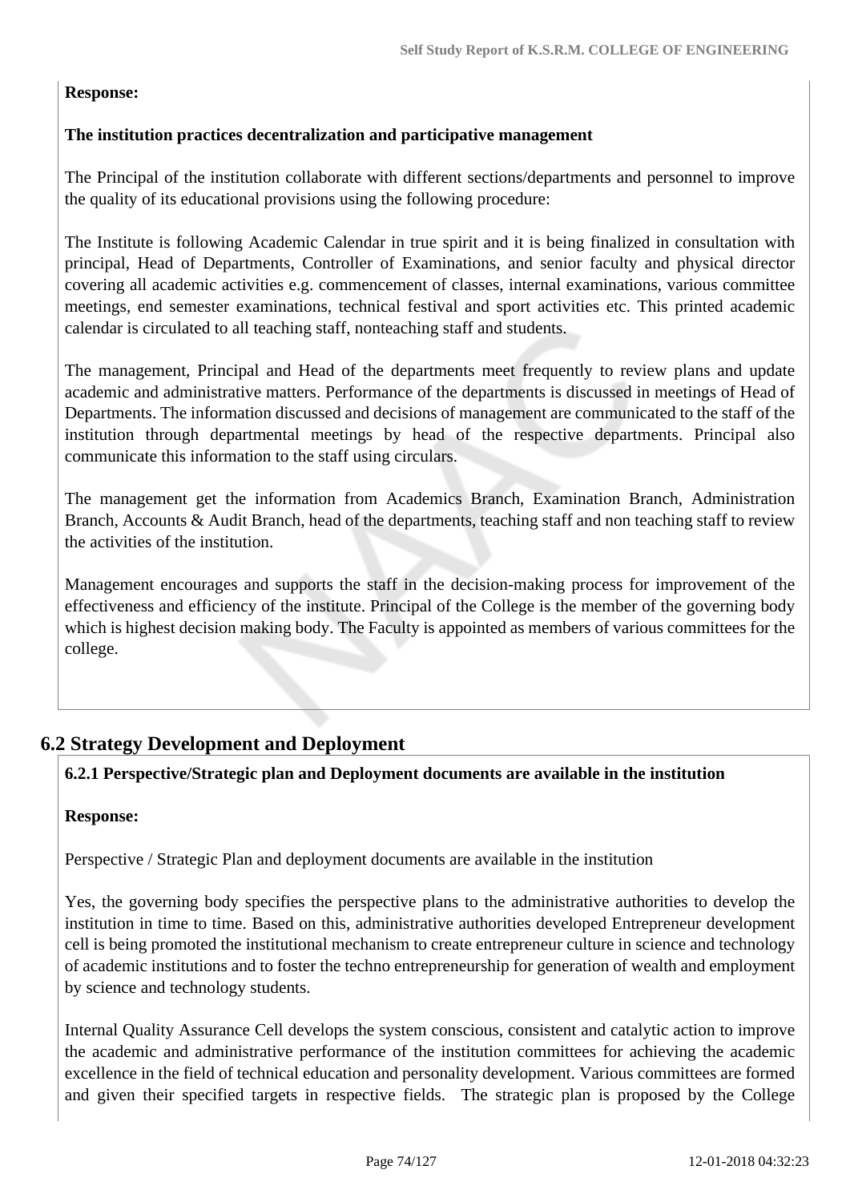**Response:**

**The institution practices decentralization and participative management**

The Principal of the institution collaborate with different sections/departments and personnel to improve the quality of its educational provisions using the following procedure:

The Institute is following Academic Calendar in true spirit and it is being finalized in consultation with principal, Head of Departments, Controller of Examinations, and senior faculty and physical director covering all academic activities e.g. commencement of classes, internal examinations, various committee meetings, end semester examinations, technical festival and sport activities etc. This printed academic calendar is circulated to all teaching staff, nonteaching staff and students.

The management, Principal and Head of the departments meet frequently to review plans and update academic and administrative matters. Performance of the departments is discussed in meetings of Head of Departments. The information discussed and decisions of management are communicated to the staff of the institution through departmental meetings by head of the respective departments. Principal also communicate this information to the staff using circulars.

The management get the information from Academics Branch, Examination Branch, Administration Branch, Accounts & Audit Branch, head of the departments, teaching staff and non teaching staff to review the activities of the institution.

Management encourages and supports the staff in the decision-making process for improvement of the effectiveness and efficiency of the institute. Principal of the College is the member of the governing body which is highest decision making body. The Faculty is appointed as members of various committees for the college.

## 6.2 Strategy Development and Deployment

**6.2.1 Perspective/Strategic plan and Deployment documents are available in the institution**

**Response:**

Perspective / Strategic Plan and deployment documents are available in the institution

Yes, the governing body specifies the perspective plans to the administrative authorities to develop the institution in time to time. Based on this, administrative authorities developed Entrepreneur development cell is being promoted the institutional mechanism to create entrepreneur culture in science and technology of academic institutions and to foster the techno entrepreneurship for generation of wealth and employment by science and technology students.

Internal Quality Assurance Cell develops the system conscious, consistent and catalytic action to improve the academic and administrative performance of the institution committees for achieving the academic excellence in the field of technical education and personality development. Various committees are formed and given their specified targets in respective fields. The strategic plan is proposed by the College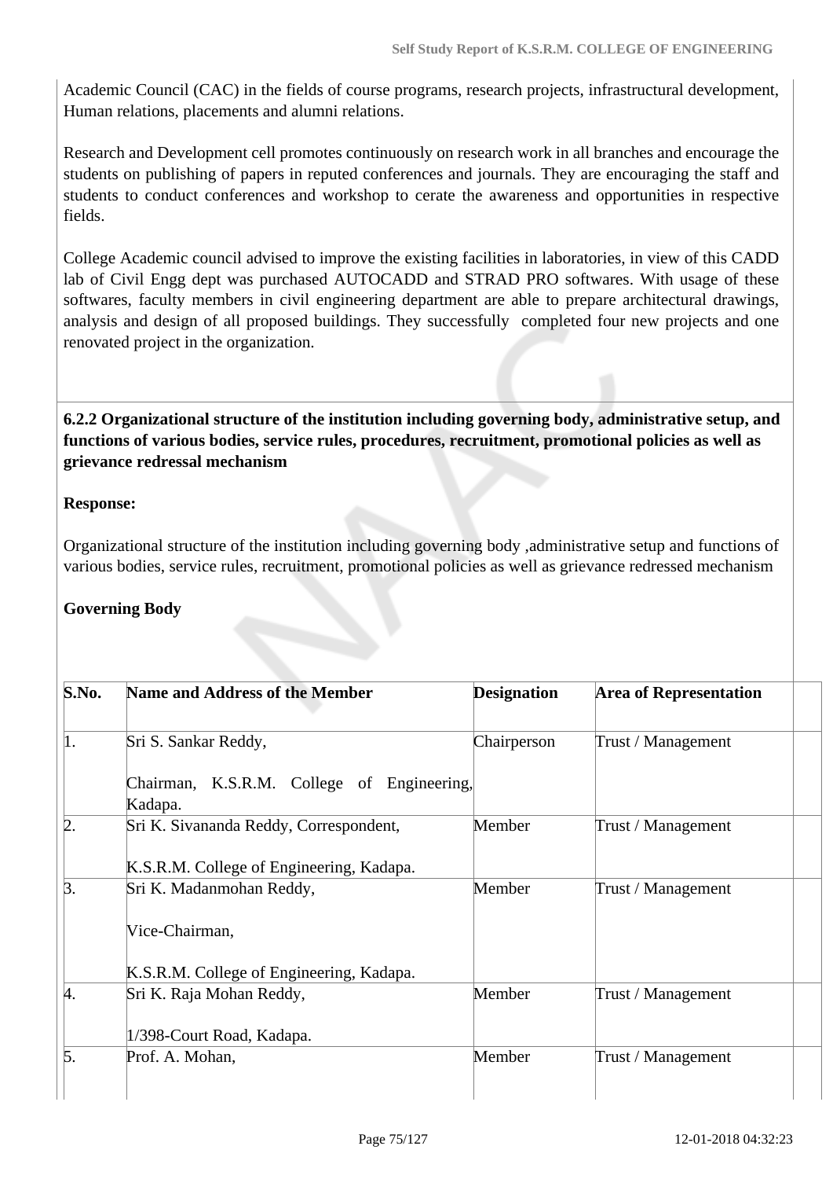Academic Council (CAC) in the fields of course programs, research projects, infrastructural development, Human relations, placements and alumni relations.

Research and Development cell promotes continuously on research work in all branches and encourage the students on publishing of papers in reputed conferences and journals. They are encouraging the staff and students to conduct conferences and workshop to cerate the awareness and opportunities in respective fields.

College Academic council advised to improve the existing facilities in laboratories, in view of this CADD lab of Civil Engg dept was purchased AUTOCADD and STRAD PRO softwares. With usage of these softwares, faculty members in civil engineering department are able to prepare architectural drawings, analysis and design of all proposed buildings. They successfully completed four new projects and one renovated project in the organization.

**6.2.2 Organizational structure of the institution including governing body, administrative setup, and functions of various bodies, service rules, procedures, recruitment, promotional policies as well as grievance redressal mechanism**

**Response:**

Organizational structure of the institution including governing body ,administrative setup and functions of various bodies, service rules, recruitment, promotional policies as well as grievance redressed mechanism

**Governing Body**

| S.No. | Name and Address of the Member | Designation | Area of Representation |
|---|---|---|---|
| 1. | Sri S. Sankar Reddy,<br>Chairman, K.S.R.M. College of Engineering, Kadapa. | Chairperson | Trust / Management |
| 2. | Sri K. Sivananda Reddy, Correspondent,<br>K.S.R.M. College of Engineering, Kadapa. | Member | Trust / Management |
| 3. | Sri K. Madanmohan Reddy,<br>Vice-Chairman,<br>K.S.R.M. College of Engineering, Kadapa. | Member | Trust / Management |
| 4. | Sri K. Raja Mohan Reddy,<br>1/398-Court Road, Kadapa. | Member | Trust / Management |
| 5. | Prof. A. Mohan, | Member | Trust / Management |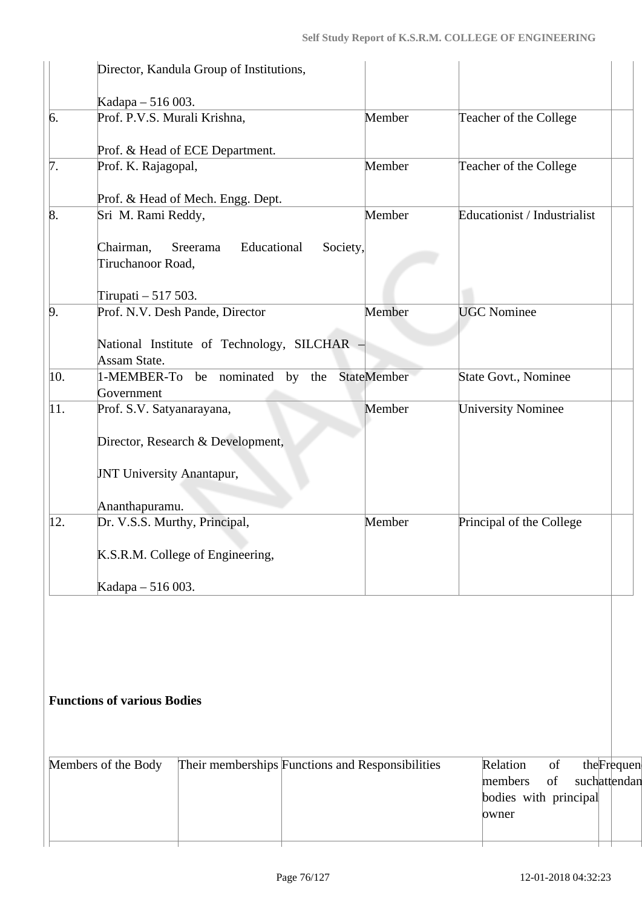| | | | | |
|---|---|---|---|---|
| | Director, Kandula Group of Institutions,<br><br>Kadapa – 516 003. | | | |
| 6. | Prof. P.V.S. Murali Krishna,<br><br>Prof. & Head of ECE Department. | Member | Teacher of the College | |
| 7. | Prof. K. Rajagopal,<br><br>Prof. & Head of Mech. Engg. Dept. | Member | Teacher of the College | |
| 8. | Sri M. Rami Reddy,<br><br>Chairman, Sreerama Educational Society, Tiruchanoor Road,<br><br>Tirupati – 517 503. | Member | Educationist / Industrialist | |
| 9. | Prof. N.V. Desh Pande, Director<br><br>National Institute of Technology, SILCHAR – Assam State. | Member | UGC Nominee | |
| 10. | 1-MEMBER-To be nominated by the State Government | Member | State Govt., Nominee | |
| 11. | Prof. S.V. Satyanarayana,<br><br>Director, Research & Development,<br><br>JNT University Anantapur,<br><br>Ananthapuramu. | Member | University Nominee | |
| 12. | Dr. V.S.S. Murthy, Principal,<br><br>K.S.R.M. College of Engineering,<br><br>Kadapa – 516 003. | Member | Principal of the College | |

**Functions of various Bodies**

| Members of the Body | Their memberships | Functions and Responsibilities | Relation of the members of such bodies with principal owner | Frequen attendan |
|---|---|---|---|---|
| | | | | |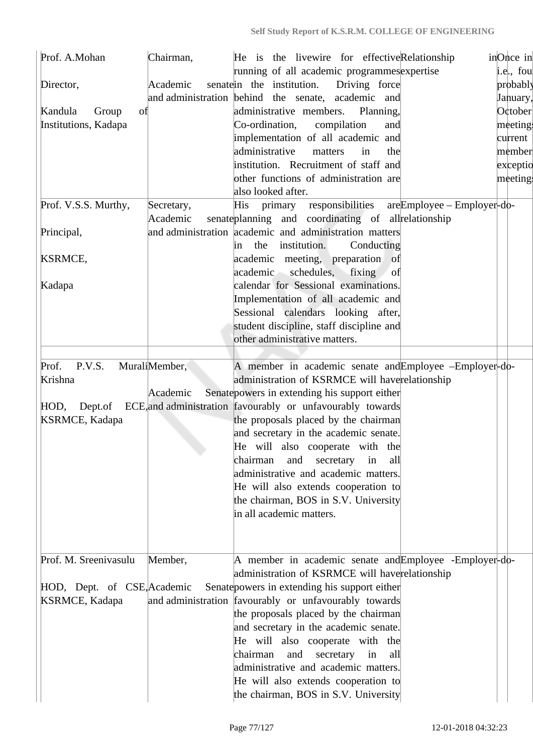| | | | | | |
|---|---|---|---|---|---|
| Prof. A.Mohan<br><br>Director,<br><br>Kandula Group of Institutions, Kadapa | Chairman,<br><br>Academic senate and administration | He is the livewire for effective running of all academic programmes in the institution. Driving force behind the senate, academic and administrative members. Planning, Co-ordination, compilation and implementation of all academic and administrative matters in the institution. Recruitment of staff and other functions of administration are also looked after. | Relationship in expertise | | Once in i.e., fou probably January, October meetings current member exceptio meetings |
| Prof. V.S.S. Murthy,<br><br>Principal,<br><br>KSRMCE,<br><br>Kadapa | Secretary, Academic senate and administration | His primary responsibilities are planning and coordinating of all academic and administration matters in the institution. Conducting academic meeting, preparation of academic schedules, fixing of calendar for Sessional examinations. Implementation of all academic and Sessional calendars looking after, student discipline, staff discipline and other administrative matters. | Employee – Employer relationship | -do- | |
| | | | | | |
| Prof. P.V.S. Murali Krishna<br><br>HOD, Dept.of ECE, KSRMCE, Kadapa | Member,<br><br>Academic Senate and administration | A member in academic senate and administration of KSRMCE will have powers in extending his support either favourably or unfavourably towards the proposals placed by the chairman and secretary in the academic senate. He will also cooperate with the chairman and secretary in all administrative and academic matters. He will also extends cooperation to the chairman, BOS in S.V. University in all academic matters. | Employee –Employer relationship | -do- | |
| Prof. M. Sreenivasulu<br><br>HOD, Dept. of CSE, KSRMCE, Kadapa | Member,<br><br>Academic Senate and administration | A member in academic senate and administration of KSRMCE will have powers in extending his support either favourably or unfavourably towards the proposals placed by the chairman and secretary in the academic senate. He will also cooperate with the chairman and secretary in all administrative and academic matters. He will also extends cooperation to the chairman, BOS in S.V. University | Employee -Employer relationship | -do- | |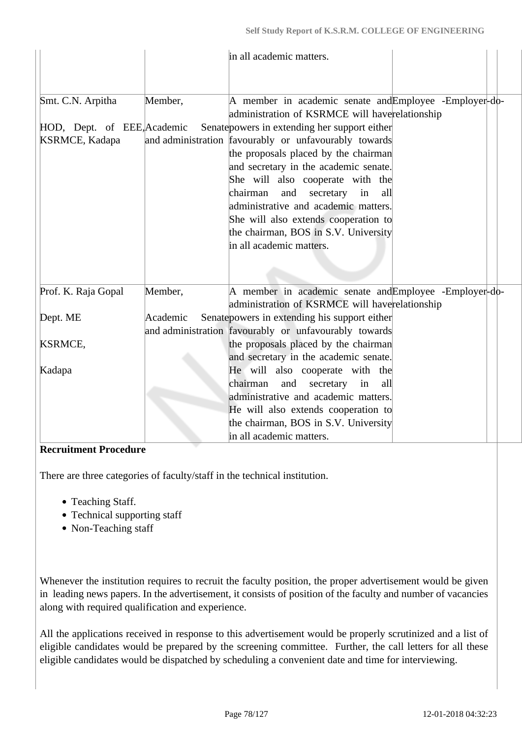|  |  | in all academic matters. |  |  |
| --- | --- | --- | --- | --- |
| Smt. C.N. Arpitha<br><br>HOD, Dept. of EEE, KSRMCE, Kadapa | Member,<br><br>Academic Senate and administration | A member in academic senate and administration of KSRMCE will have powers in extending her support either favourably or unfavourably towards the proposals placed by the chairman and secretary in the academic senate. She will also cooperate with the chairman and secretary in all administrative and academic matters. She will also extends cooperation to the chairman, BOS in S.V. University in all academic matters. | Employee -Employer relationship | -do- |
| Prof. K. Raja Gopal<br><br>Dept. ME<br><br>KSRMCE,<br><br>Kadapa | Member,<br><br>Academic Senate and administration | A member in academic senate and administration of KSRMCE will have powers in extending his support either favourably or unfavourably towards the proposals placed by the chairman and secretary in the academic senate. He will also cooperate with the chairman and secretary in all administrative and academic matters. He will also extends cooperation to the chairman, BOS in S.V. University in all academic matters. | Employee -Employer relationship | -do- |

**Recruitment Procedure**

There are three categories of faculty/staff in the technical institution.

- Teaching Staff.
- Technical supporting staff
- Non-Teaching staff

Whenever the institution requires to recruit the faculty position, the proper advertisement would be given in leading news papers. In the advertisement, it consists of position of the faculty and number of vacancies along with required qualification and experience.

All the applications received in response to this advertisement would be properly scrutinized and a list of eligible candidates would be prepared by the screening committee. Further, the call letters for all these eligible candidates would be dispatched by scheduling a convenient date and time for interviewing.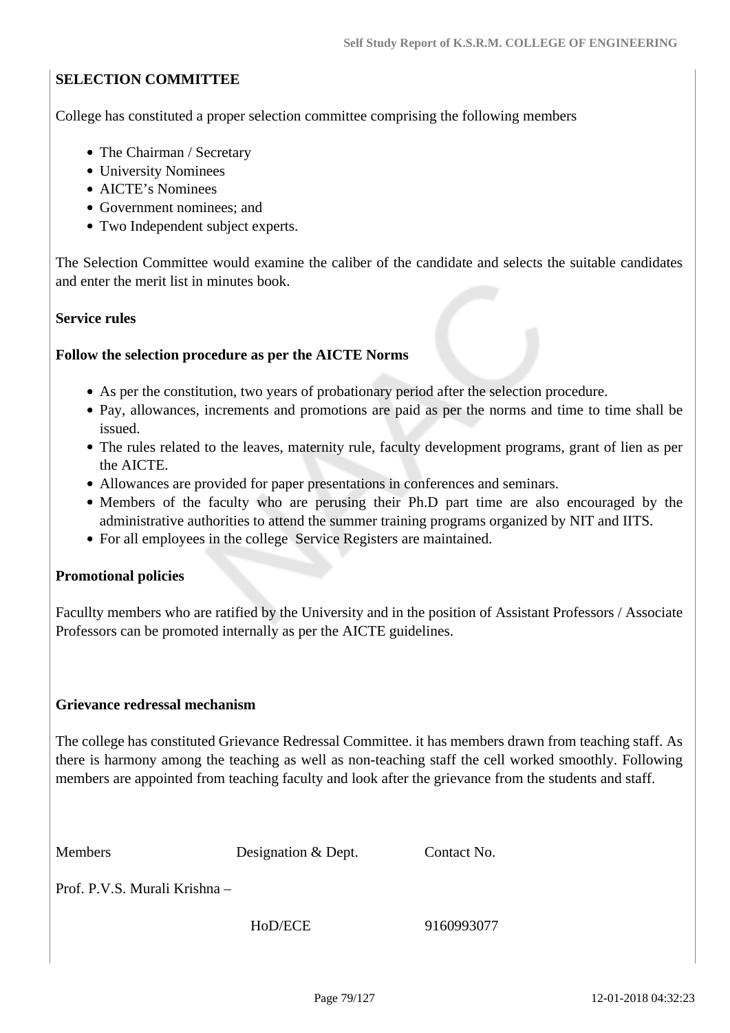**SELECTION COMMITTEE**

College has constituted a proper selection committee comprising the following members

- The Chairman / Secretary
- University Nominees
- AICTE's Nominees
- Government nominees; and
- Two Independent subject experts.

The Selection Committee would examine the caliber of the candidate and selects the suitable candidates and enter the merit list in minutes book.

**Service rules**

**Follow the selection procedure as per the AICTE Norms**

- As per the constitution, two years of probationary period after the selection procedure.
- Pay, allowances, increments and promotions are paid as per the norms and time to time shall be issued.
- The rules related to the leaves, maternity rule, faculty development programs, grant of lien as per the AICTE.
- Allowances are provided for paper presentations in conferences and seminars.
- Members of the faculty who are perusing their Ph.D part time are also encouraged by the administrative authorities to attend the summer training programs organized by NIT and IITS.
- For all employees in the college Service Registers are maintained.

**Promotional policies**

Facullty members who are ratified by the University and in the position of Assistant Professors / Associate Professors can be promoted internally as per the AICTE guidelines.

**Grievance redressal mechanism**

The college has constituted Grievance Redressal Committee. it has members drawn from teaching staff. As there is harmony among the teaching as well as non-teaching staff the cell worked smoothly. Following members are appointed from teaching faculty and look after the grievance from the students and staff.

| Members | Designation & Dept. | Contact No. |
|---|---|---|
| Prof. P.V.S. Murali Krishna – | HoD/ECE | 9160993077 |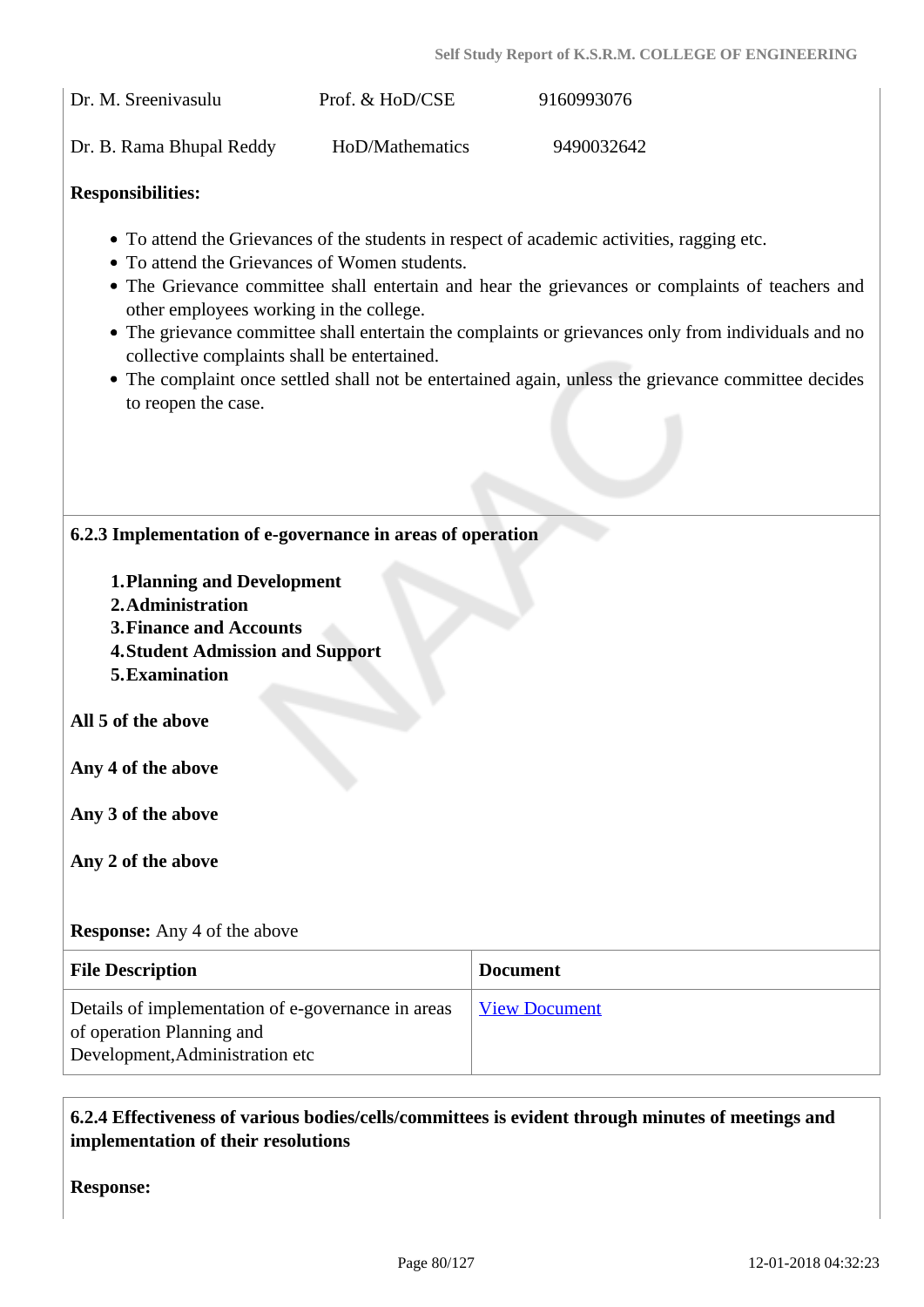| | | |
|---|---|---|
| Dr. M. Sreenivasulu | Prof. & HoD/CSE | 9160993076 |
| Dr. B. Rama Bhupal Reddy | HoD/Mathematics | 9490032642 |

**Responsibilities:**

- To attend the Grievances of the students in respect of academic activities, ragging etc.
- To attend the Grievances of Women students.
- The Grievance committee shall entertain and hear the grievances or complaints of teachers and other employees working in the college.
- The grievance committee shall entertain the complaints or grievances only from individuals and no collective complaints shall be entertained.
- The complaint once settled shall not be entertained again, unless the grievance committee decides to reopen the case.

**6.2.3 Implementation of e-governance in areas of operation**

1. **Planning and Development**
2. **Administration**
3. **Finance and Accounts**
4. **Student Admission and Support**
5. **Examination**

**All 5 of the above**

**Any 4 of the above**

**Any 3 of the above**

**Any 2 of the above**

**Response:** Any 4 of the above

| File Description | Document |
|---|---|
| Details of implementation of e-governance in areas of operation Planning and Development,Administration etc | View Document |

**6.2.4 Effectiveness of various bodies/cells/committees is evident through minutes of meetings and implementation of their resolutions**

**Response:**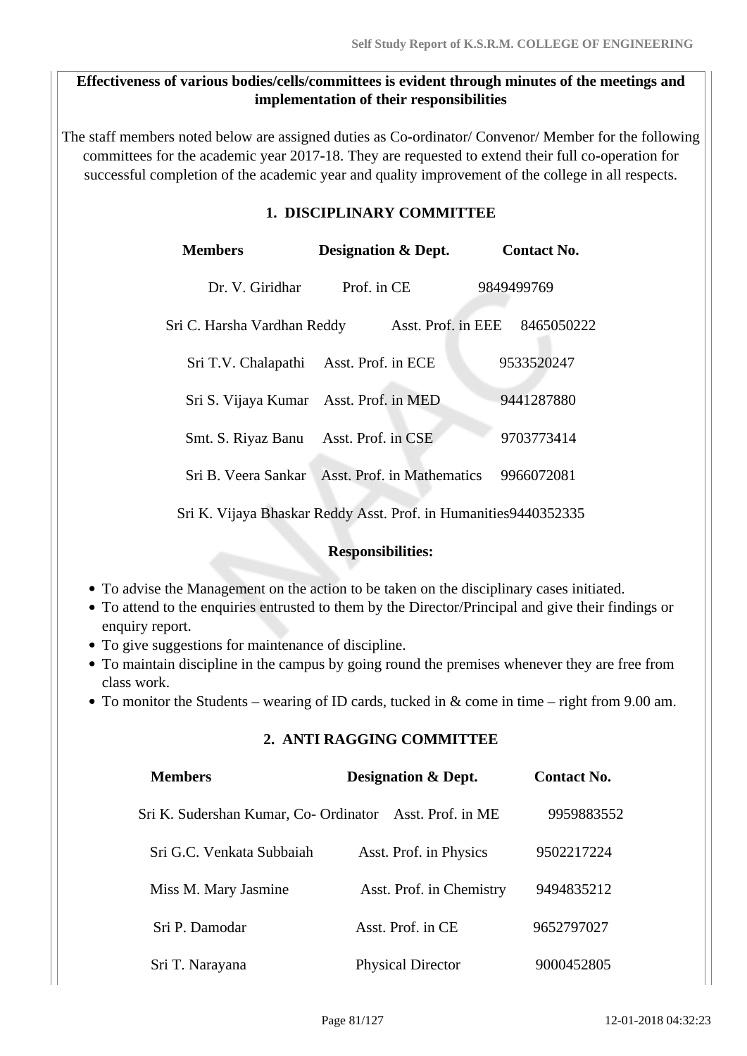**Effectiveness of various bodies/cells/committees is evident through minutes of the meetings and implementation of their responsibilities**

The staff members noted below are assigned duties as Co-ordinator/ Convenor/ Member for the following committees for the academic year 2017-18. They are requested to extend their full co-operation for successful completion of the academic year and quality improvement of the college in all respects.

## 1. DISCIPLINARY COMMITTEE

| Members | Designation & Dept. | Contact No. |
|---|---|---|
| Dr. V. Giridhar | Prof. in CE | 9849499769 |
| Sri C. Harsha Vardhan Reddy | Asst. Prof. in EEE | 8465050222 |
| Sri T.V. Chalapathi | Asst. Prof. in ECE | 9533520247 |
| Sri S. Vijaya Kumar | Asst. Prof. in MED | 9441287880 |
| Smt. S. Riyaz Banu | Asst. Prof. in CSE | 9703773414 |
| Sri B. Veera Sankar | Asst. Prof. in Mathematics | 9966072081 |
| Sri K. Vijaya Bhaskar Reddy | Asst. Prof. in Humanities | 9440352335 |

**Responsibilities:**

- To advise the Management on the action to be taken on the disciplinary cases initiated.
- To attend to the enquiries entrusted to them by the Director/Principal and give their findings or enquiry report.
- To give suggestions for maintenance of discipline.
- To maintain discipline in the campus by going round the premises whenever they are free from class work.
- To monitor the Students – wearing of ID cards, tucked in & come in time – right from 9.00 am.

## 2. ANTI RAGGING COMMITTEE

| Members | Designation & Dept. | Contact No. |
|---|---|---|
| Sri K. Sudershan Kumar, Co- Ordinator | Asst. Prof. in ME | 9959883552 |
| Sri G.C. Venkata Subbaiah | Asst. Prof. in Physics | 9502217224 |
| Miss M. Mary Jasmine | Asst. Prof. in Chemistry | 9494835212 |
| Sri P. Damodar | Asst. Prof. in CE | 9652797027 |
| Sri T. Narayana | Physical Director | 9000452805 |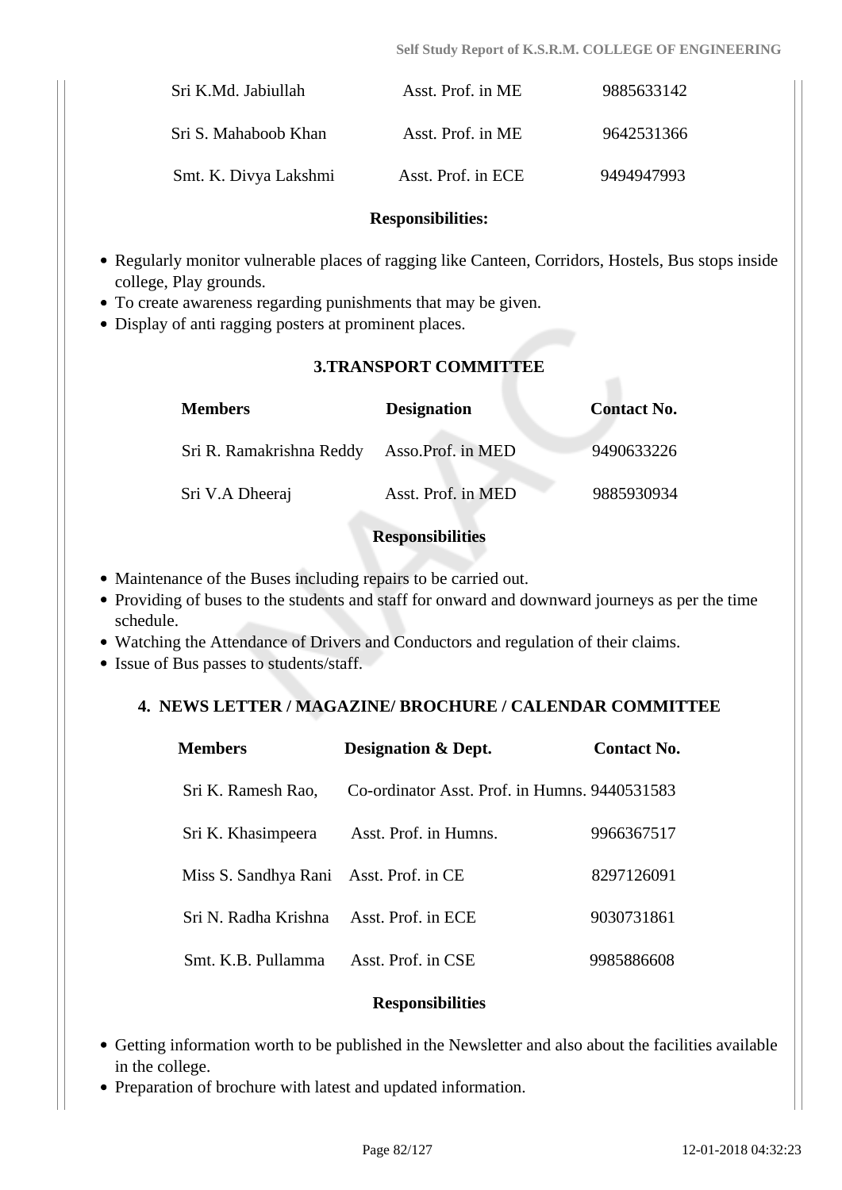| | | |
|---|---|---|
| Sri K.Md. Jabiullah | Asst. Prof. in ME | 9885633142 |
| Sri S. Mahaboob Khan | Asst. Prof. in ME | 9642531366 |
| Smt. K. Divya Lakshmi | Asst. Prof. in ECE | 9494947993 |

**Responsibilities:**

- Regularly monitor vulnerable places of ragging like Canteen, Corridors, Hostels, Bus stops inside college, Play grounds.
- To create awareness regarding punishments that may be given.
- Display of anti ragging posters at prominent places.

### 3.TRANSPORT COMMITTEE

| Members | Designation | Contact No. |
|---|---|---|
| Sri R. Ramakrishna Reddy | Asso.Prof. in MED | 9490633226 |
| Sri V.A Dheeraj | Asst. Prof. in MED | 9885930934 |

**Responsibilities**

- Maintenance of the Buses including repairs to be carried out.
- Providing of buses to the students and staff for onward and downward journeys as per the time schedule.
- Watching the Attendance of Drivers and Conductors and regulation of their claims.
- Issue of Bus passes to students/staff.

### 4. NEWS LETTER / MAGAZINE/ BROCHURE / CALENDAR COMMITTEE

| Members | Designation & Dept. | Contact No. |
|---|---|---|
| Sri K. Ramesh Rao, | Co-ordinator Asst. Prof. in Humns. | 9440531583 |
| Sri K. Khasimpeera | Asst. Prof. in Humns. | 9966367517 |
| Miss S. Sandhya Rani | Asst. Prof. in CE | 8297126091 |
| Sri N. Radha Krishna | Asst. Prof. in ECE | 9030731861 |
| Smt. K.B. Pullamma | Asst. Prof. in CSE | 9985886608 |

**Responsibilities**

- Getting information worth to be published in the Newsletter and also about the facilities available in the college.
- Preparation of brochure with latest and updated information.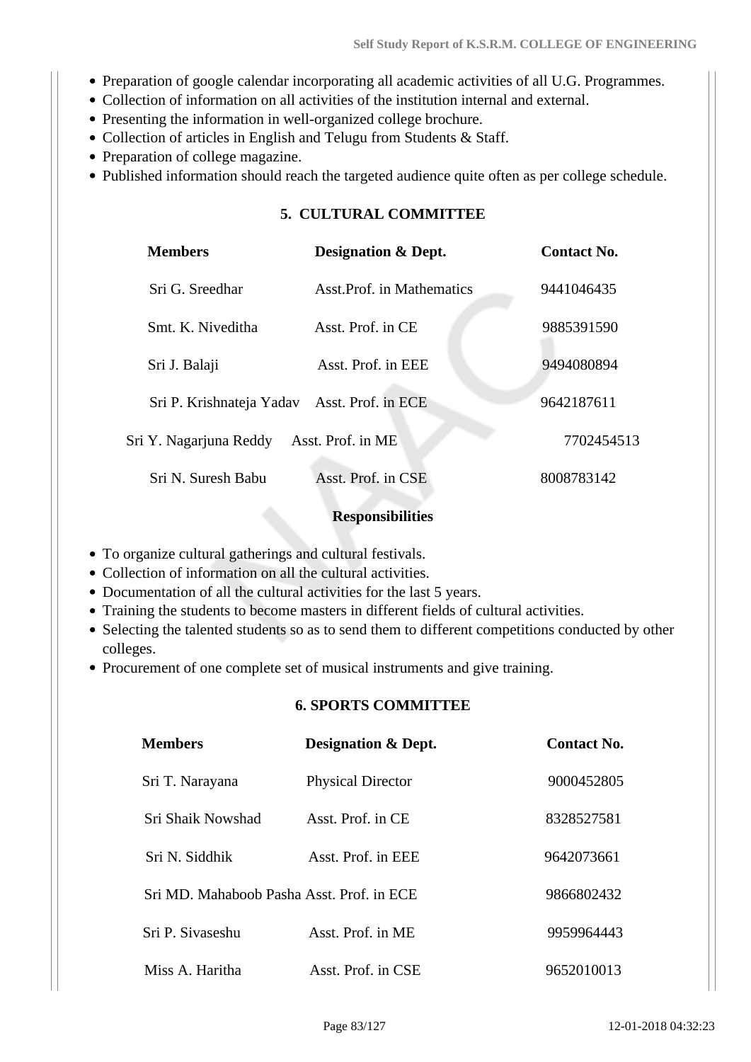- Preparation of google calendar incorporating all academic activities of all U.G. Programmes.
- Collection of information on all activities of the institution internal and external.
- Presenting the information in well-organized college brochure.
- Collection of articles in English and Telugu from Students & Staff.
- Preparation of college magazine.
- Published information should reach the targeted audience quite often as per college schedule.

### 5. CULTURAL COMMITTEE

| Members | Designation & Dept. | Contact No. |
|---|---|---|
| Sri G. Sreedhar | Asst.Prof. in Mathematics | 9441046435 |
| Smt. K. Niveditha | Asst. Prof. in CE | 9885391590 |
| Sri J. Balaji | Asst. Prof. in EEE | 9494080894 |
| Sri P. Krishnateja Yadav | Asst. Prof. in ECE | 9642187611 |
| Sri Y. Nagarjuna Reddy | Asst. Prof. in ME | 7702454513 |
| Sri N. Suresh Babu | Asst. Prof. in CSE | 8008783142 |

**Responsibilities**

- To organize cultural gatherings and cultural festivals.
- Collection of information on all the cultural activities.
- Documentation of all the cultural activities for the last 5 years.
- Training the students to become masters in different fields of cultural activities.
- Selecting the talented students so as to send them to different competitions conducted by other colleges.
- Procurement of one complete set of musical instruments and give training.

### 6. SPORTS COMMITTEE

| Members | Designation & Dept. | Contact No. |
|---|---|---|
| Sri T. Narayana | Physical Director | 9000452805 |
| Sri Shaik Nowshad | Asst. Prof. in CE | 8328527581 |
| Sri N. Siddhik | Asst. Prof. in EEE | 9642073661 |
| Sri MD. Mahaboob Pasha | Asst. Prof. in ECE | 9866802432 |
| Sri P. Sivaseshu | Asst. Prof. in ME | 9959964443 |
| Miss A. Haritha | Asst. Prof. in CSE | 9652010013 |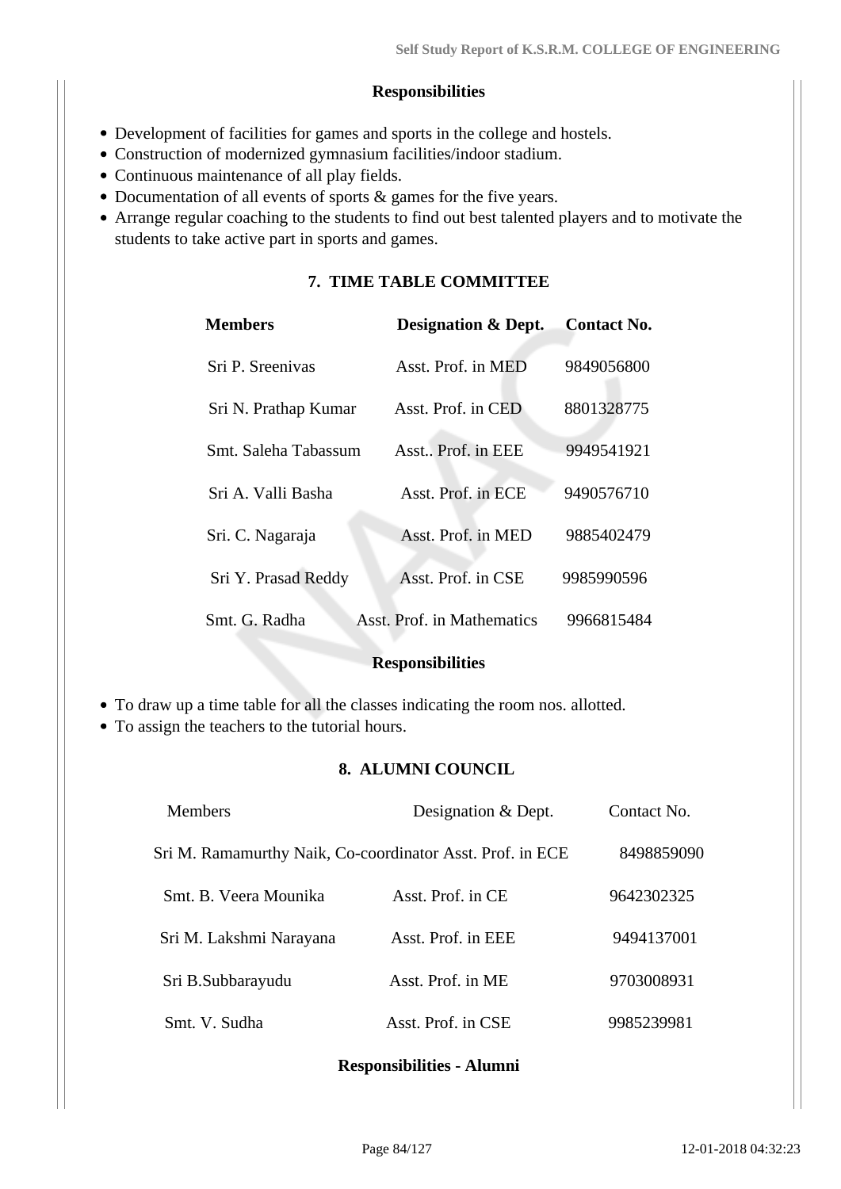**Responsibilities**

- Development of facilities for games and sports in the college and hostels.
- Construction of modernized gymnasium facilities/indoor stadium.
- Continuous maintenance of all play fields.
- Documentation of all events of sports & games for the five years.
- Arrange regular coaching to the students to find out best talented players and to motivate the students to take active part in sports and games.

**7. TIME TABLE COMMITTEE**

| Members | Designation & Dept. | Contact No. |
|---|---|---|
| Sri P. Sreenivas | Asst. Prof. in MED | 9849056800 |
| Sri N. Prathap Kumar | Asst. Prof. in CED | 8801328775 |
| Smt. Saleha Tabassum | Asst.. Prof. in EEE | 9949541921 |
| Sri A. Valli Basha | Asst. Prof. in ECE | 9490576710 |
| Sri. C. Nagaraja | Asst. Prof. in MED | 9885402479 |
| Sri Y. Prasad Reddy | Asst. Prof. in CSE | 9985990596 |
| Smt. G. Radha | Asst. Prof. in Mathematics | 9966815484 |

**Responsibilities**

- To draw up a time table for all the classes indicating the room nos. allotted.
- To assign the teachers to the tutorial hours.

**8. ALUMNI COUNCIL**

| Members | Designation & Dept. | Contact No. |
|---|---|---|
| Sri M. Ramamurthy Naik, Co-coordinator | Asst. Prof. in ECE | 8498859090 |
| Smt. B. Veera Mounika | Asst. Prof. in CE | 9642302325 |
| Sri M. Lakshmi Narayana | Asst. Prof. in EEE | 9494137001 |
| Sri B.Subbarayudu | Asst. Prof. in ME | 9703008931 |
| Smt. V. Sudha | Asst. Prof. in CSE | 9985239981 |

**Responsibilities - Alumni**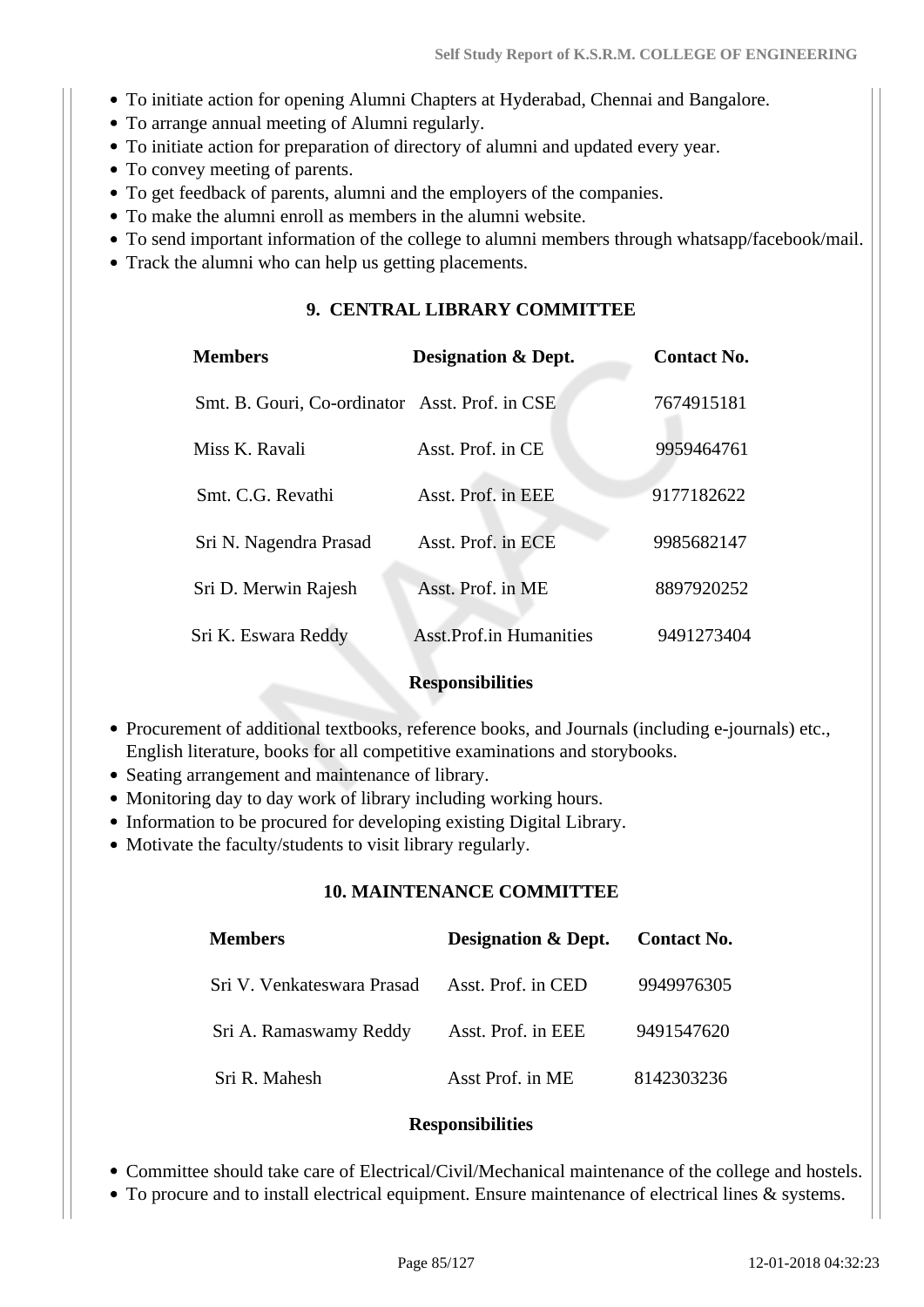- To initiate action for opening Alumni Chapters at Hyderabad, Chennai and Bangalore.
- To arrange annual meeting of Alumni regularly.
- To initiate action for preparation of directory of alumni and updated every year.
- To convey meeting of parents.
- To get feedback of parents, alumni and the employers of the companies.
- To make the alumni enroll as members in the alumni website.
- To send important information of the college to alumni members through whatsapp/facebook/mail.
- Track the alumni who can help us getting placements.

**9. CENTRAL LIBRARY COMMITTEE**

| Members | Designation & Dept. | Contact No. |
|---|---|---|
| Smt. B. Gouri, Co-ordinator | Asst. Prof. in CSE | 7674915181 |
| Miss K. Ravali | Asst. Prof. in CE | 9959464761 |
| Smt. C.G. Revathi | Asst. Prof. in EEE | 9177182622 |
| Sri N. Nagendra Prasad | Asst. Prof. in ECE | 9985682147 |
| Sri D. Merwin Rajesh | Asst. Prof. in ME | 8897920252 |
| Sri K. Eswara Reddy | Asst.Prof.in Humanities | 9491273404 |

**Responsibilities**

- Procurement of additional textbooks, reference books, and Journals (including e-journals) etc., English literature, books for all competitive examinations and storybooks.
- Seating arrangement and maintenance of library.
- Monitoring day to day work of library including working hours.
- Information to be procured for developing existing Digital Library.
- Motivate the faculty/students to visit library regularly.

**10. MAINTENANCE COMMITTEE**

| Members | Designation & Dept. | Contact No. |
|---|---|---|
| Sri V. Venkateswara Prasad | Asst. Prof. in CED | 9949976305 |
| Sri A. Ramaswamy Reddy | Asst. Prof. in EEE | 9491547620 |
| Sri R. Mahesh | Asst Prof. in ME | 8142303236 |

**Responsibilities**

- Committee should take care of Electrical/Civil/Mechanical maintenance of the college and hostels.
- To procure and to install electrical equipment. Ensure maintenance of electrical lines & systems.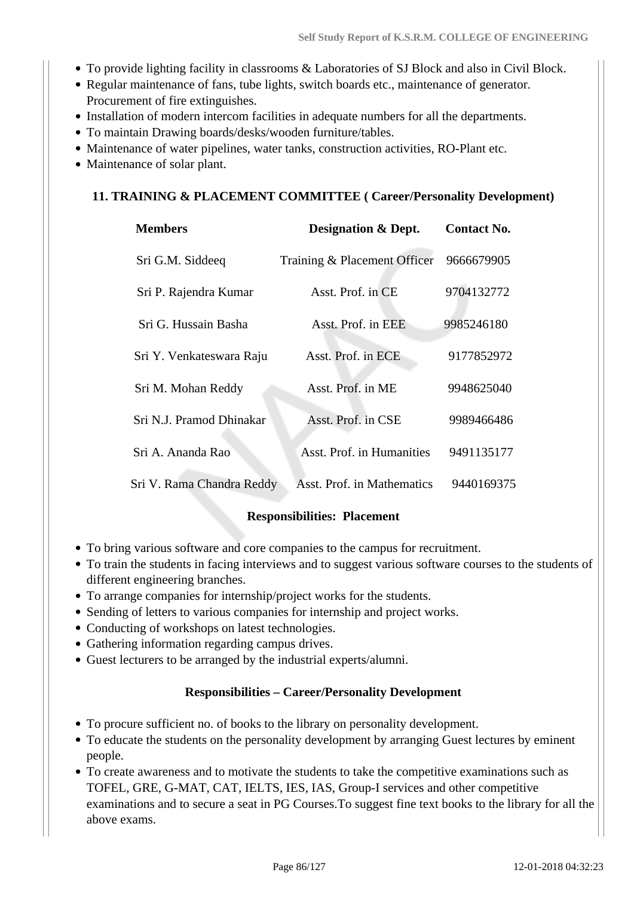- To provide lighting facility in classrooms & Laboratories of SJ Block and also in Civil Block.
- Regular maintenance of fans, tube lights, switch boards etc., maintenance of generator. Procurement of fire extinguishes.
- Installation of modern intercom facilities in adequate numbers for all the departments.
- To maintain Drawing boards/desks/wooden furniture/tables.
- Maintenance of water pipelines, water tanks, construction activities, RO-Plant etc.
- Maintenance of solar plant.

**11. TRAINING & PLACEMENT COMMITTEE ( Career/Personality Development)**

| Members | Designation & Dept. | Contact No. |
|---|---|---|
| Sri G.M. Siddeeq | Training & Placement Officer | 9666679905 |
| Sri P. Rajendra Kumar | Asst. Prof. in CE | 9704132772 |
| Sri G. Hussain Basha | Asst. Prof. in EEE | 9985246180 |
| Sri Y. Venkateswara Raju | Asst. Prof. in ECE | 9177852972 |
| Sri M. Mohan Reddy | Asst. Prof. in ME | 9948625040 |
| Sri N.J. Pramod Dhinakar | Asst. Prof. in CSE | 9989466486 |
| Sri A. Ananda Rao | Asst. Prof. in Humanities | 9491135177 |
| Sri V. Rama Chandra Reddy | Asst. Prof. in Mathematics | 9440169375 |

**Responsibilities: Placement**

- To bring various software and core companies to the campus for recruitment.
- To train the students in facing interviews and to suggest various software courses to the students of different engineering branches.
- To arrange companies for internship/project works for the students.
- Sending of letters to various companies for internship and project works.
- Conducting of workshops on latest technologies.
- Gathering information regarding campus drives.
- Guest lecturers to be arranged by the industrial experts/alumni.

**Responsibilities – Career/Personality Development**

- To procure sufficient no. of books to the library on personality development.
- To educate the students on the personality development by arranging Guest lectures by eminent people.
- To create awareness and to motivate the students to take the competitive examinations such as TOFEL, GRE, G-MAT, CAT, IELTS, IES, IAS, Group-I services and other competitive examinations and to secure a seat in PG Courses.To suggest fine text books to the library for all the above exams.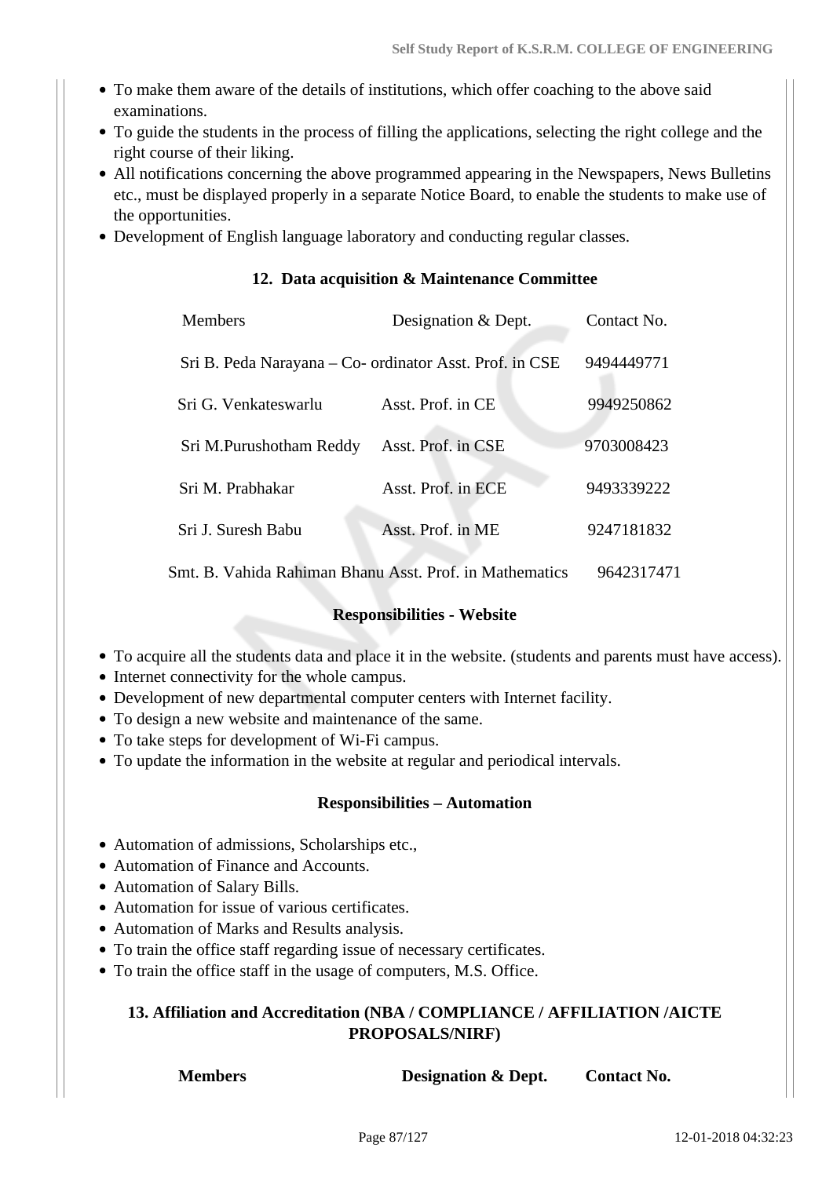- To make them aware of the details of institutions, which offer coaching to the above said examinations.
- To guide the students in the process of filling the applications, selecting the right college and the right course of their liking.
- All notifications concerning the above programmed appearing in the Newspapers, News Bulletins etc., must be displayed properly in a separate Notice Board, to enable the students to make use of the opportunities.
- Development of English language laboratory and conducting regular classes.

### 12. Data acquisition & Maintenance Committee

| Members | Designation & Dept. | Contact No. |
|---|---|---|
| Sri B. Peda Narayana – Co- ordinator | Asst. Prof. in CSE | 9494449771 |
| Sri G. Venkateswarlu | Asst. Prof. in CE | 9949250862 |
| Sri M.Purushotham Reddy | Asst. Prof. in CSE | 9703008423 |
| Sri M. Prabhakar | Asst. Prof. in ECE | 9493339222 |
| Sri J. Suresh Babu | Asst. Prof. in ME | 9247181832 |
| Smt. B. Vahida Rahiman Bhanu | Asst. Prof. in Mathematics | 9642317471 |

**Responsibilities - Website**

- To acquire all the students data and place it in the website. (students and parents must have access).
- Internet connectivity for the whole campus.
- Development of new departmental computer centers with Internet facility.
- To design a new website and maintenance of the same.
- To take steps for development of Wi-Fi campus.
- To update the information in the website at regular and periodical intervals.

**Responsibilities – Automation**

- Automation of admissions, Scholarships etc.,
- Automation of Finance and Accounts.
- Automation of Salary Bills.
- Automation for issue of various certificates.
- Automation of Marks and Results analysis.
- To train the office staff regarding issue of necessary certificates.
- To train the office staff in the usage of computers, M.S. Office.

### 13. Affiliation and Accreditation (NBA / COMPLIANCE / AFFILIATION /AICTE PROPOSALS/NIRF)

| **Members** | **Designation & Dept.** | **Contact No.** |
|---|---|---|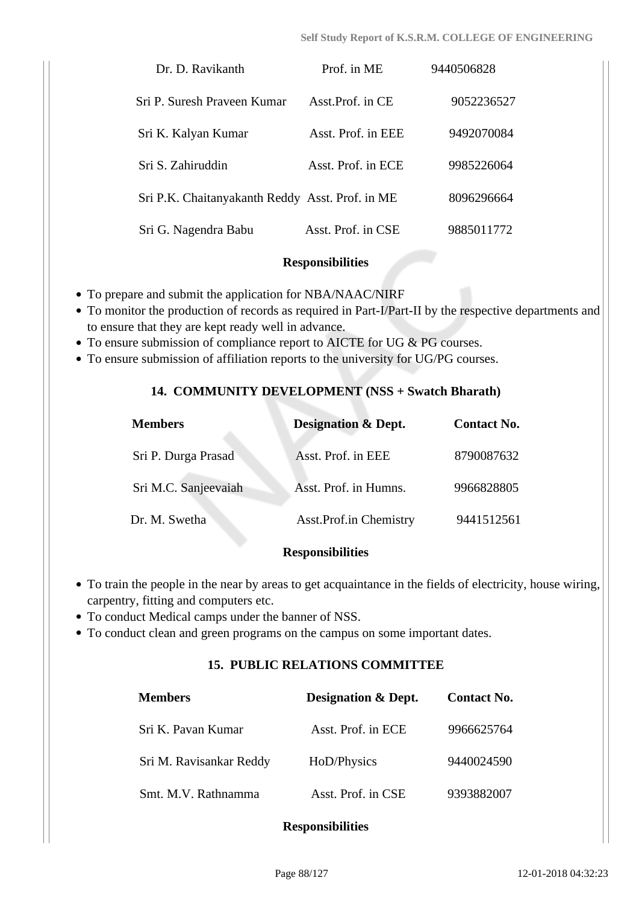| Dr. D. Ravikanth | Prof. in ME | 9440506828 |
|---|---|---|
| Sri P. Suresh Praveen Kumar | Asst.Prof. in CE | 9052236527 |
| Sri K. Kalyan Kumar | Asst. Prof. in EEE | 9492070084 |
| Sri S. Zahiruddin | Asst. Prof. in ECE | 9985226064 |
| Sri P.K. Chaitanyakanth Reddy | Asst. Prof. in ME | 8096296664 |
| Sri G. Nagendra Babu | Asst. Prof. in CSE | 9885011772 |

**Responsibilities**

- To prepare and submit the application for NBA/NAAC/NIRF
- To monitor the production of records as required in Part-I/Part-II by the respective departments and to ensure that they are kept ready well in advance.
- To ensure submission of compliance report to AICTE for UG & PG courses.
- To ensure submission of affiliation reports to the university for UG/PG courses.

**14. COMMUNITY DEVELOPMENT (NSS + Swatch Bharath)**

| Members | Designation & Dept. | Contact No. |
|---|---|---|
| Sri P. Durga Prasad | Asst. Prof. in EEE | 8790087632 |
| Sri M.C. Sanjeevaiah | Asst. Prof. in Humns. | 9966828805 |
| Dr. M. Swetha | Asst.Prof.in Chemistry | 9441512561 |

**Responsibilities**

- To train the people in the near by areas to get acquaintance in the fields of electricity, house wiring, carpentry, fitting and computers etc.
- To conduct Medical camps under the banner of NSS.
- To conduct clean and green programs on the campus on some important dates.

**15. PUBLIC RELATIONS COMMITTEE**

| Members | Designation & Dept. | Contact No. |
|---|---|---|
| Sri K. Pavan Kumar | Asst. Prof. in ECE | 9966625764 |
| Sri M. Ravisankar Reddy | HoD/Physics | 9440024590 |
| Smt. M.V. Rathnamma | Asst. Prof. in CSE | 9393882007 |

**Responsibilities**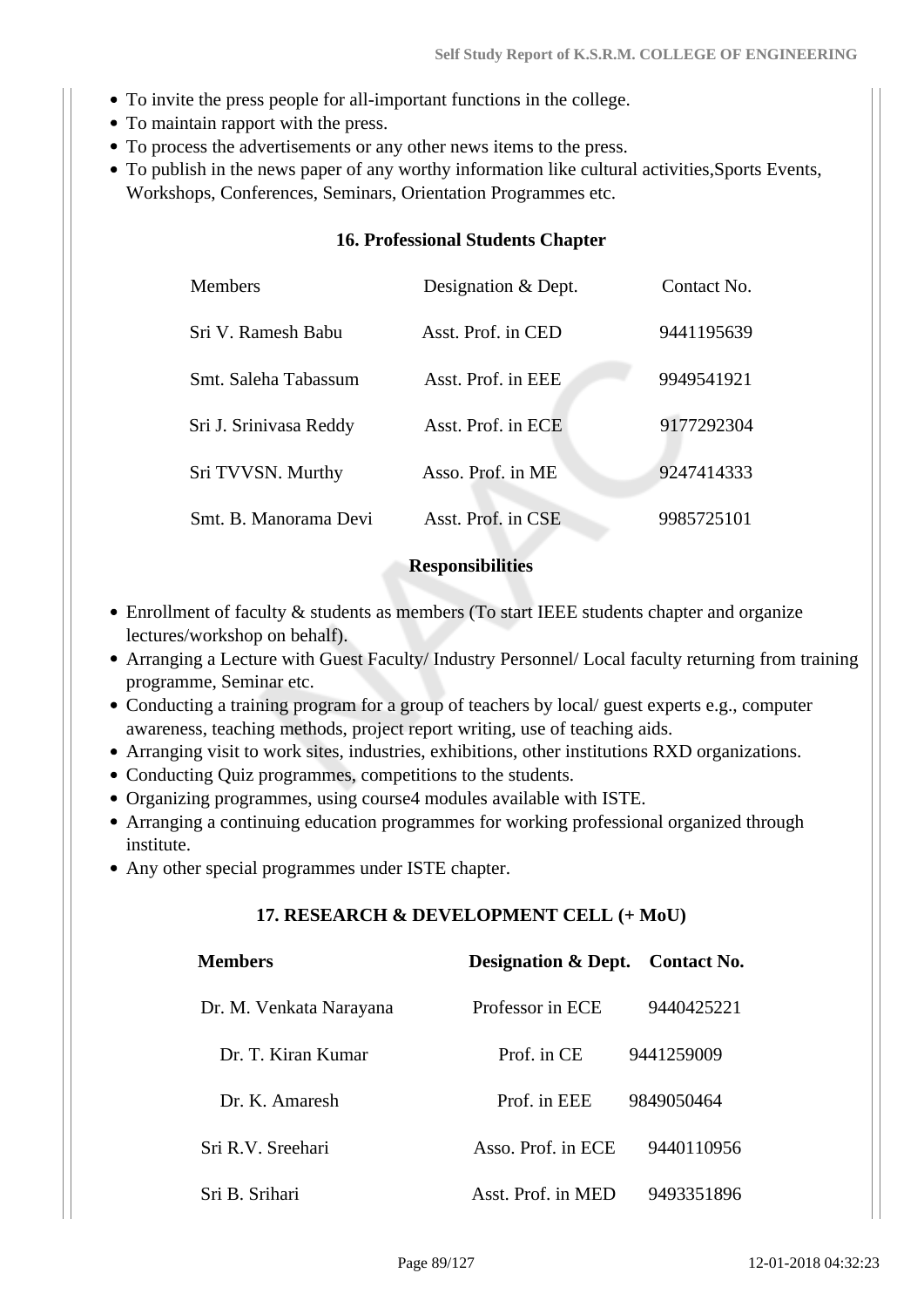- To invite the press people for all-important functions in the college.
- To maintain rapport with the press.
- To process the advertisements or any other news items to the press.
- To publish in the news paper of any worthy information like cultural activities,Sports Events, Workshops, Conferences, Seminars, Orientation Programmes etc.

### 16. Professional Students Chapter

| Members | Designation & Dept. | Contact No. |
|---|---|---|
| Sri V. Ramesh Babu | Asst. Prof. in CED | 9441195639 |
| Smt. Saleha Tabassum | Asst. Prof. in EEE | 9949541921 |
| Sri J. Srinivasa Reddy | Asst. Prof. in ECE | 9177292304 |
| Sri TVVSN. Murthy | Asso. Prof. in ME | 9247414333 |
| Smt. B. Manorama Devi | Asst. Prof. in CSE | 9985725101 |

**Responsibilities**

- Enrollment of faculty & students as members (To start IEEE students chapter and organize lectures/workshop on behalf).
- Arranging a Lecture with Guest Faculty/ Industry Personnel/ Local faculty returning from training programme, Seminar etc.
- Conducting a training program for a group of teachers by local/ guest experts e.g., computer awareness, teaching methods, project report writing, use of teaching aids.
- Arranging visit to work sites, industries, exhibitions, other institutions RXD organizations.
- Conducting Quiz programmes, competitions to the students.
- Organizing programmes, using course4 modules available with ISTE.
- Arranging a continuing education programmes for working professional organized through institute.
- Any other special programmes under ISTE chapter.

### 17. RESEARCH & DEVELOPMENT CELL (+ MoU)

| Members | Designation & Dept. | Contact No. |
|---|---|---|
| Dr. M. Venkata Narayana | Professor in ECE | 9440425221 |
| Dr. T. Kiran Kumar | Prof. in CE | 9441259009 |
| Dr. K. Amaresh | Prof. in EEE | 9849050464 |
| Sri R.V. Sreehari | Asso. Prof. in ECE | 9440110956 |
| Sri B. Srihari | Asst. Prof. in MED | 9493351896 |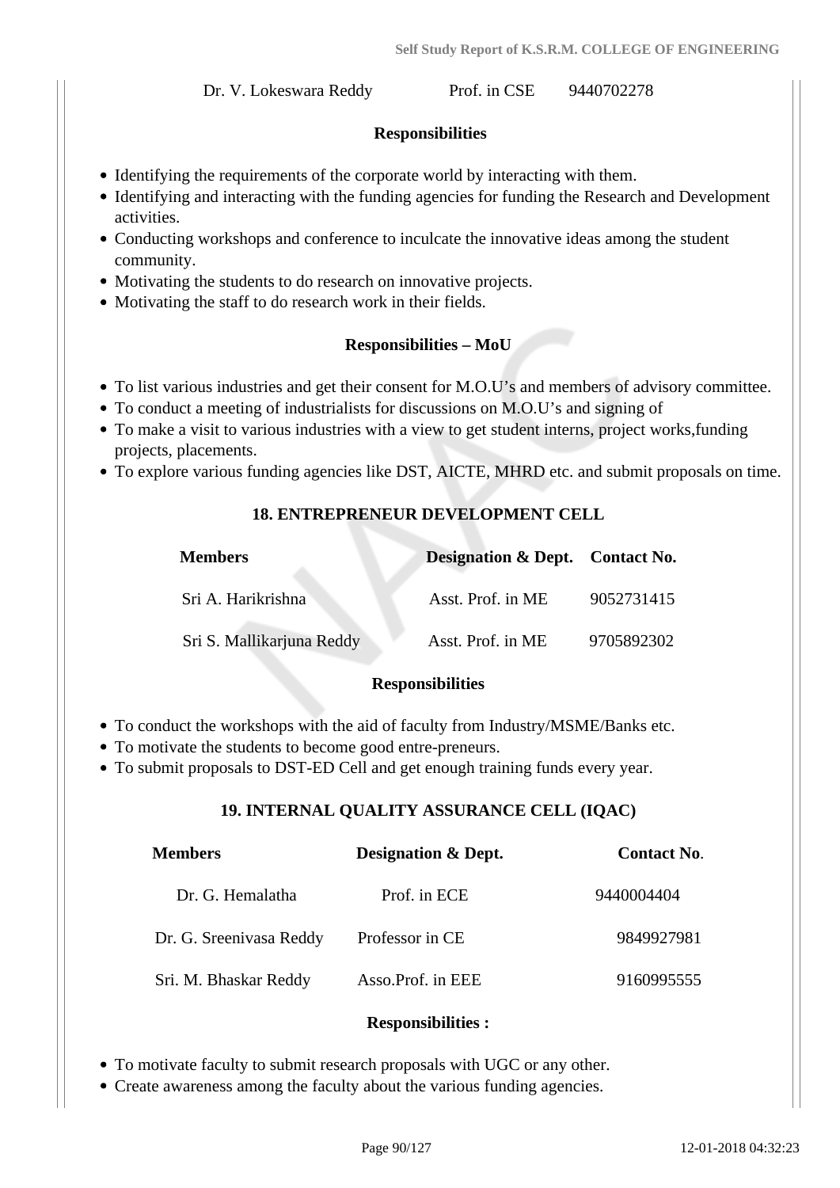| | | |
|---|---|---|
| Dr. V. Lokeswara Reddy | Prof. in CSE | 9440702278 |

**Responsibilities**

- Identifying the requirements of the corporate world by interacting with them.
- Identifying and interacting with the funding agencies for funding the Research and Development activities.
- Conducting workshops and conference to inculcate the innovative ideas among the student community.
- Motivating the students to do research on innovative projects.
- Motivating the staff to do research work in their fields.

**Responsibilities – MoU**

- To list various industries and get their consent for M.O.U's and members of advisory committee.
- To conduct a meeting of industrialists for discussions on M.O.U's and signing of
- To make a visit to various industries with a view to get student interns, project works,funding projects, placements.
- To explore various funding agencies like DST, AICTE, MHRD etc. and submit proposals on time.

**18. ENTREPRENEUR DEVELOPMENT CELL**

| Members | Designation & Dept. | Contact No. |
|---|---|---|
| Sri A. Harikrishna | Asst. Prof. in ME | 9052731415 |
| Sri S. Mallikarjuna Reddy | Asst. Prof. in ME | 9705892302 |

**Responsibilities**

- To conduct the workshops with the aid of faculty from Industry/MSME/Banks etc.
- To motivate the students to become good entre-preneurs.
- To submit proposals to DST-ED Cell and get enough training funds every year.

**19. INTERNAL QUALITY ASSURANCE CELL (IQAC)**

| Members | Designation & Dept. | Contact No. |
|---|---|---|
| Dr. G. Hemalatha | Prof. in ECE | 9440004404 |
| Dr. G. Sreenivasa Reddy | Professor in CE | 9849927981 |
| Sri. M. Bhaskar Reddy | Asso.Prof. in EEE | 9160995555 |

**Responsibilities :**

- To motivate faculty to submit research proposals with UGC or any other.
- Create awareness among the faculty about the various funding agencies.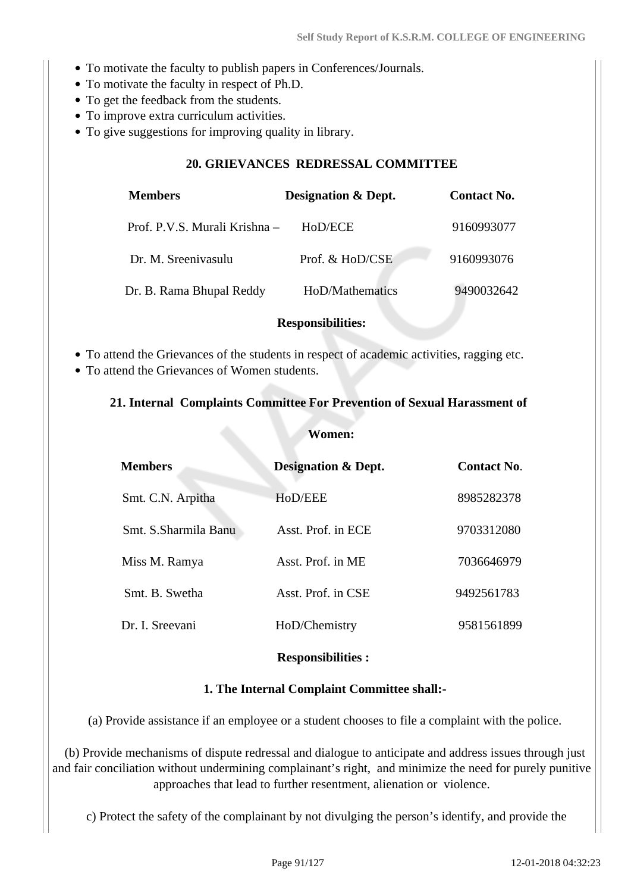- To motivate the faculty to publish papers in Conferences/Journals.
- To motivate the faculty in respect of Ph.D.
- To get the feedback from the students.
- To improve extra curriculum activities.
- To give suggestions for improving quality in library.

### 20. GRIEVANCES REDRESSAL COMMITTEE

| Members | Designation & Dept. | Contact No. |
|---|---|---|
| Prof. P.V.S. Murali Krishna – | HoD/ECE | 9160993077 |
| Dr. M. Sreenivasulu | Prof. & HoD/CSE | 9160993076 |
| Dr. B. Rama Bhupal Reddy | HoD/Mathematics | 9490032642 |

**Responsibilities:**

- To attend the Grievances of the students in respect of academic activities, ragging etc.
- To attend the Grievances of Women students.

### 21. Internal Complaints Committee For Prevention of Sexual Harassment of Women:

| Members | Designation & Dept. | Contact No. |
|---|---|---|
| Smt. C.N. Arpitha | HoD/EEE | 8985282378 |
| Smt. S.Sharmila Banu | Asst. Prof. in ECE | 9703312080 |
| Miss M. Ramya | Asst. Prof. in ME | 7036646979 |
| Smt. B. Swetha | Asst. Prof. in CSE | 9492561783 |
| Dr. I. Sreevani | HoD/Chemistry | 9581561899 |

**Responsibilities :**

**1. The Internal Complaint Committee shall:-**

(a) Provide assistance if an employee or a student chooses to file a complaint with the police.

(b) Provide mechanisms of dispute redressal and dialogue to anticipate and address issues through just and fair conciliation without undermining complainant's right, and minimize the need for purely punitive approaches that lead to further resentment, alienation or violence.

c) Protect the safety of the complainant by not divulging the person's identify, and provide the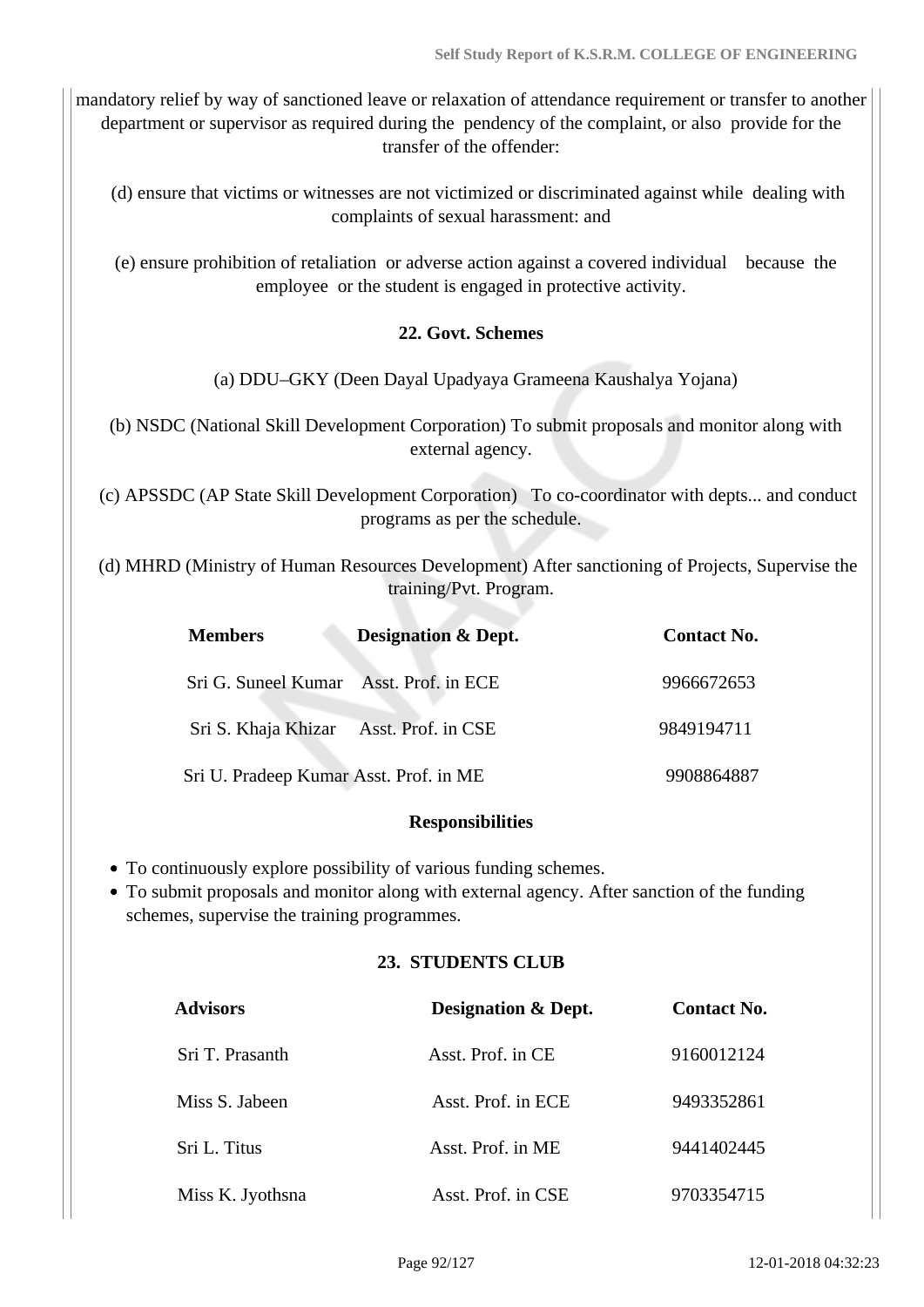mandatory relief by way of sanctioned leave or relaxation of attendance requirement or transfer to another department or supervisor as required during the pendency of the complaint, or also provide for the transfer of the offender:

(d) ensure that victims or witnesses are not victimized or discriminated against while dealing with complaints of sexual harassment: and

(e) ensure prohibition of retaliation or adverse action against a covered individual because the employee or the student is engaged in protective activity.

**22. Govt. Schemes**

(a) DDU–GKY (Deen Dayal Upadyaya Grameena Kaushalya Yojana)

(b) NSDC (National Skill Development Corporation) To submit proposals and monitor along with external agency.

(c) APSSDC (AP State Skill Development Corporation) To co-coordinator with depts... and conduct programs as per the schedule.

(d) MHRD (Ministry of Human Resources Development) After sanctioning of Projects, Supervise the training/Pvt. Program.

| Members | Designation & Dept. | Contact No. |
|---|---|---|
| Sri G. Suneel Kumar | Asst. Prof. in ECE | 9966672653 |
| Sri S. Khaja Khizar | Asst. Prof. in CSE | 9849194711 |
| Sri U. Pradeep Kumar | Asst. Prof. in ME | 9908864887 |

**Responsibilities**

- To continuously explore possibility of various funding schemes.
- To submit proposals and monitor along with external agency. After sanction of the funding schemes, supervise the training programmes.

**23. STUDENTS CLUB**

| Advisors | Designation & Dept. | Contact No. |
|---|---|---|
| Sri T. Prasanth | Asst. Prof. in CE | 9160012124 |
| Miss S. Jabeen | Asst. Prof. in ECE | 9493352861 |
| Sri L. Titus | Asst. Prof. in ME | 9441402445 |
| Miss K. Jyothsna | Asst. Prof. in CSE | 9703354715 |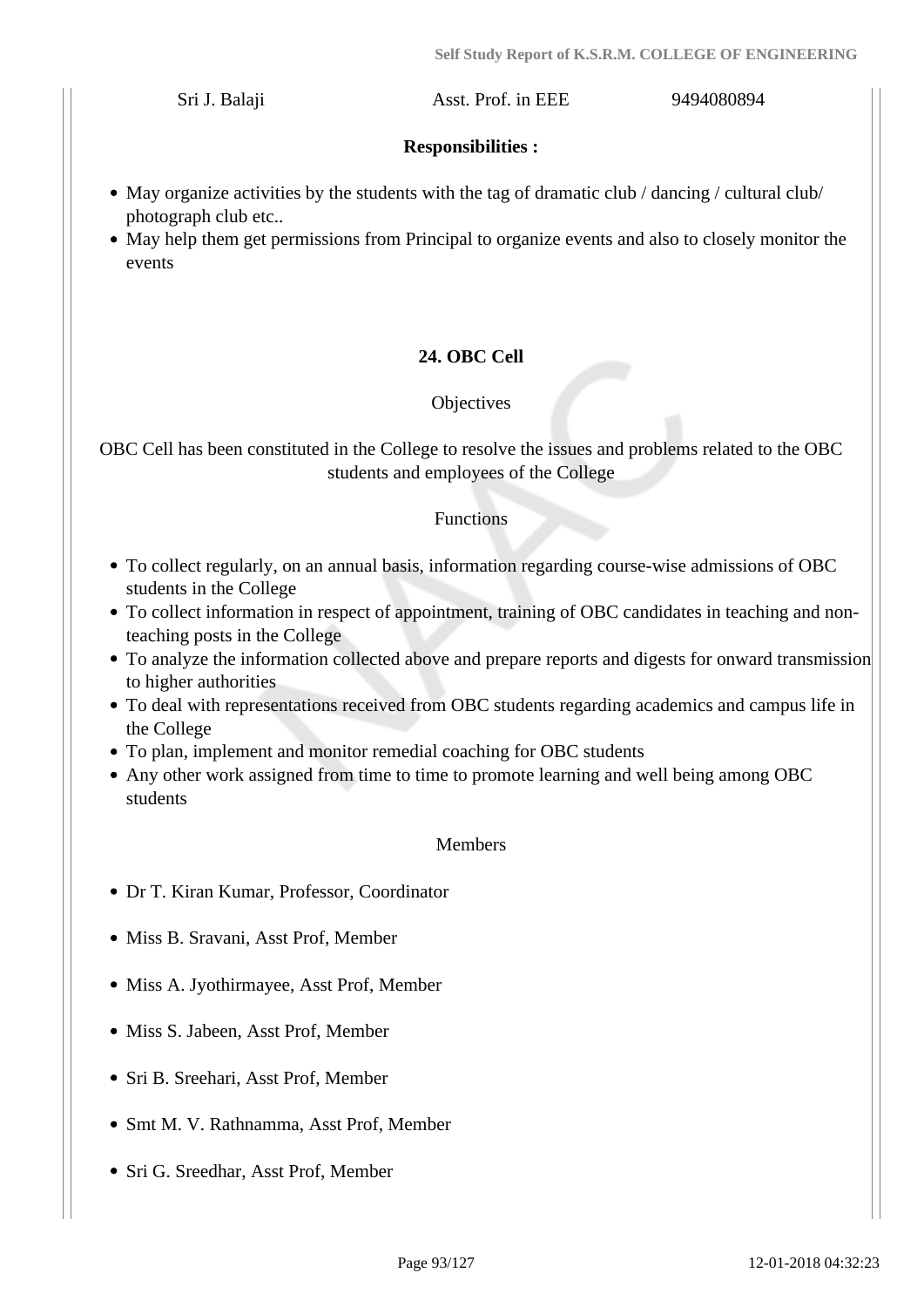| Sri J. Balaji | Asst. Prof. in EEE | 9494080894 |
|---|---|---|

**Responsibilities :**

- May organize activities by the students with the tag of dramatic club / dancing / cultural club/ photograph club etc..
- May help them get permissions from Principal to organize events and also to closely monitor the events

**24. OBC Cell**

Objectives

OBC Cell has been constituted in the College to resolve the issues and problems related to the OBC students and employees of the College

Functions

- To collect regularly, on an annual basis, information regarding course-wise admissions of OBC students in the College
- To collect information in respect of appointment, training of OBC candidates in teaching and non-teaching posts in the College
- To analyze the information collected above and prepare reports and digests for onward transmission to higher authorities
- To deal with representations received from OBC students regarding academics and campus life in the College
- To plan, implement and monitor remedial coaching for OBC students
- Any other work assigned from time to time to promote learning and well being among OBC students

Members

- Dr T. Kiran Kumar, Professor, Coordinator
- Miss B. Sravani, Asst Prof, Member
- Miss A. Jyothirmayee, Asst Prof, Member
- Miss S. Jabeen, Asst Prof, Member
- Sri B. Sreehari, Asst Prof, Member
- Smt M. V. Rathnamma, Asst Prof, Member
- Sri G. Sreedhar, Asst Prof, Member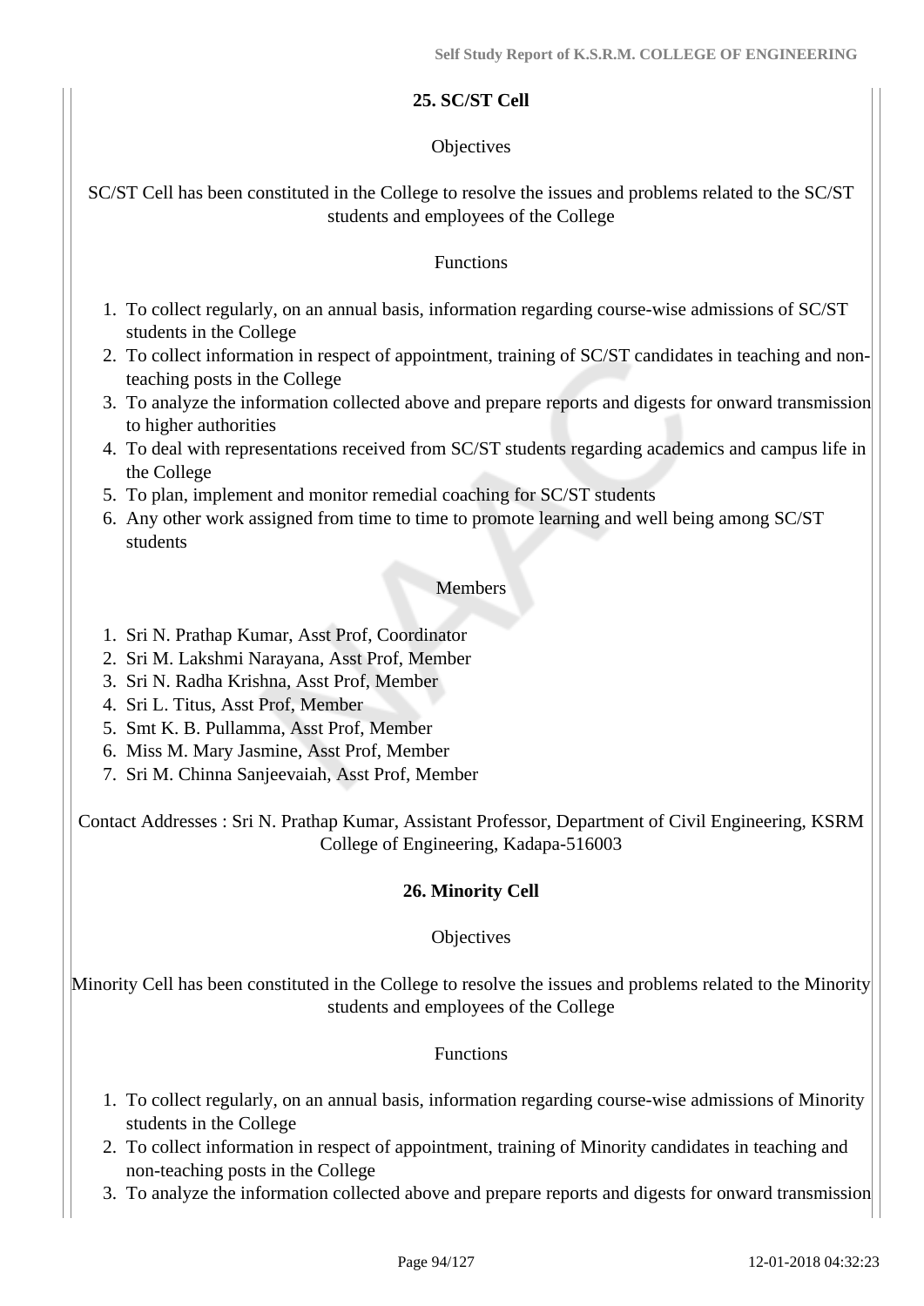### 25. SC/ST Cell

Objectives

SC/ST Cell has been constituted in the College to resolve the issues and problems related to the SC/ST students and employees of the College

Functions

1. To collect regularly, on an annual basis, information regarding course-wise admissions of SC/ST students in the College
2. To collect information in respect of appointment, training of SC/ST candidates in teaching and non-teaching posts in the College
3. To analyze the information collected above and prepare reports and digests for onward transmission to higher authorities
4. To deal with representations received from SC/ST students regarding academics and campus life in the College
5. To plan, implement and monitor remedial coaching for SC/ST students
6. Any other work assigned from time to time to promote learning and well being among SC/ST students

Members

1. Sri N. Prathap Kumar, Asst Prof, Coordinator
2. Sri M. Lakshmi Narayana, Asst Prof, Member
3. Sri N. Radha Krishna, Asst Prof, Member
4. Sri L. Titus, Asst Prof, Member
5. Smt K. B. Pullamma, Asst Prof, Member
6. Miss M. Mary Jasmine, Asst Prof, Member
7. Sri M. Chinna Sanjeevaiah, Asst Prof, Member

Contact Addresses : Sri N. Prathap Kumar, Assistant Professor, Department of Civil Engineering, KSRM College of Engineering, Kadapa-516003

### 26. Minority Cell

Objectives

Minority Cell has been constituted in the College to resolve the issues and problems related to the Minority students and employees of the College

Functions

1. To collect regularly, on an annual basis, information regarding course-wise admissions of Minority students in the College
2. To collect information in respect of appointment, training of Minority candidates in teaching and non-teaching posts in the College
3. To analyze the information collected above and prepare reports and digests for onward transmission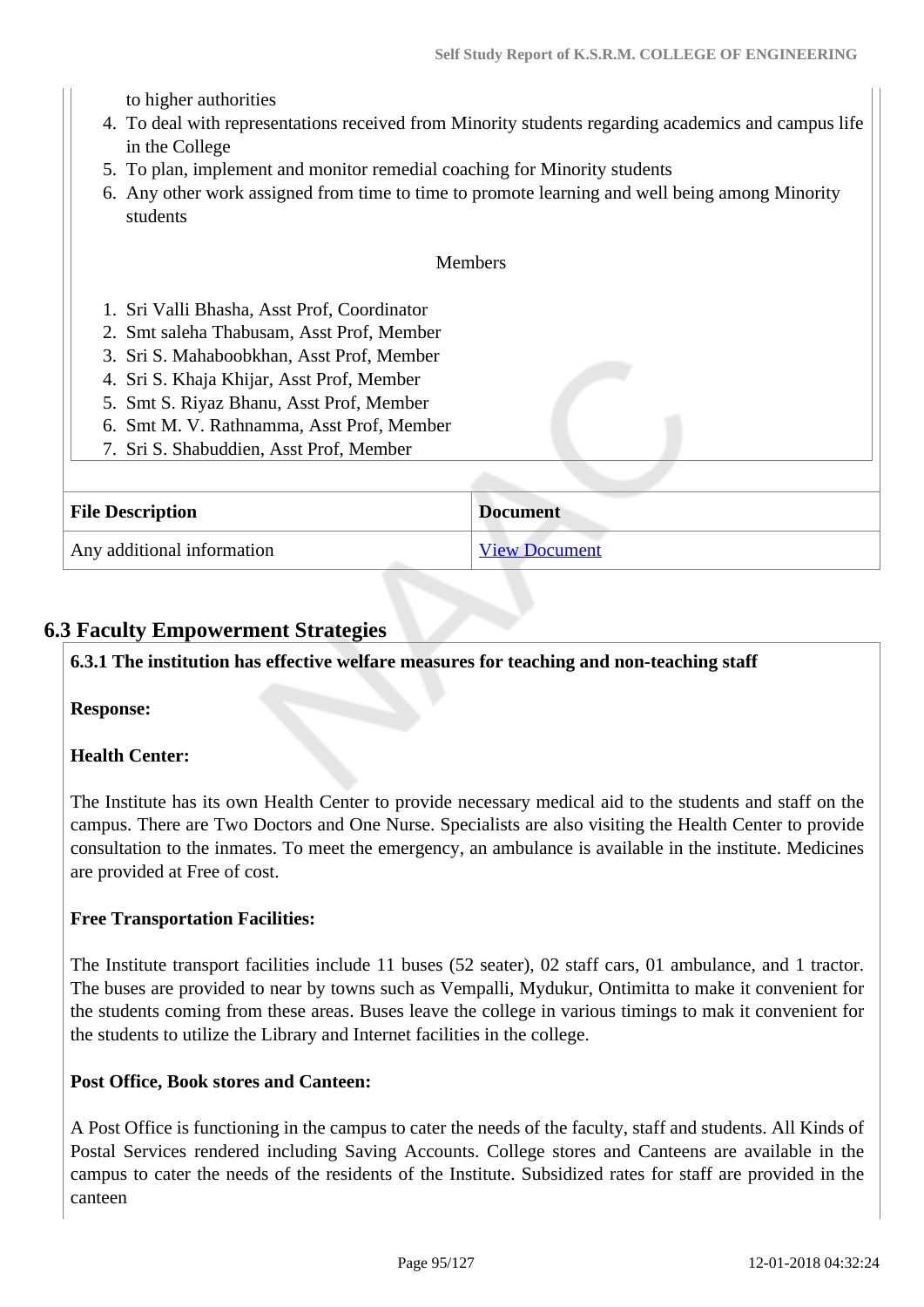to higher authorities

4. To deal with representations received from Minority students regarding academics and campus life in the College
5. To plan, implement and monitor remedial coaching for Minority students
6. Any other work assigned from time to time to promote learning and well being among Minority students

Members

1. Sri Valli Bhasha, Asst Prof, Coordinator
2. Smt saleha Thabusam, Asst Prof, Member
3. Sri S. Mahaboobkhan, Asst Prof, Member
4. Sri S. Khaja Khijar, Asst Prof, Member
5. Smt S. Riyaz Bhanu, Asst Prof, Member
6. Smt M. V. Rathnamma, Asst Prof, Member
7. Sri S. Shabuddien, Asst Prof, Member

| File Description | Document |
|---|---|
| Any additional information | View Document |

## 6.3 Faculty Empowerment Strategies

**6.3.1 The institution has effective welfare measures for teaching and non-teaching staff**

**Response:**

**Health Center:**

The Institute has its own Health Center to provide necessary medical aid to the students and staff on the campus. There are Two Doctors and One Nurse. Specialists are also visiting the Health Center to provide consultation to the inmates. To meet the emergency, an ambulance is available in the institute. Medicines are provided at Free of cost.

**Free Transportation Facilities:**

The Institute transport facilities include 11 buses (52 seater), 02 staff cars, 01 ambulance, and 1 tractor. The buses are provided to near by towns such as Vempalli, Mydukur, Ontimitta to make it convenient for the students coming from these areas. Buses leave the college in various timings to mak it convenient for the students to utilize the Library and Internet facilities in the college.

**Post Office, Book stores and Canteen:**

A Post Office is functioning in the campus to cater the needs of the faculty, staff and students. All Kinds of Postal Services rendered including Saving Accounts. College stores and Canteens are available in the campus to cater the needs of the residents of the Institute. Subsidized rates for staff are provided in the canteen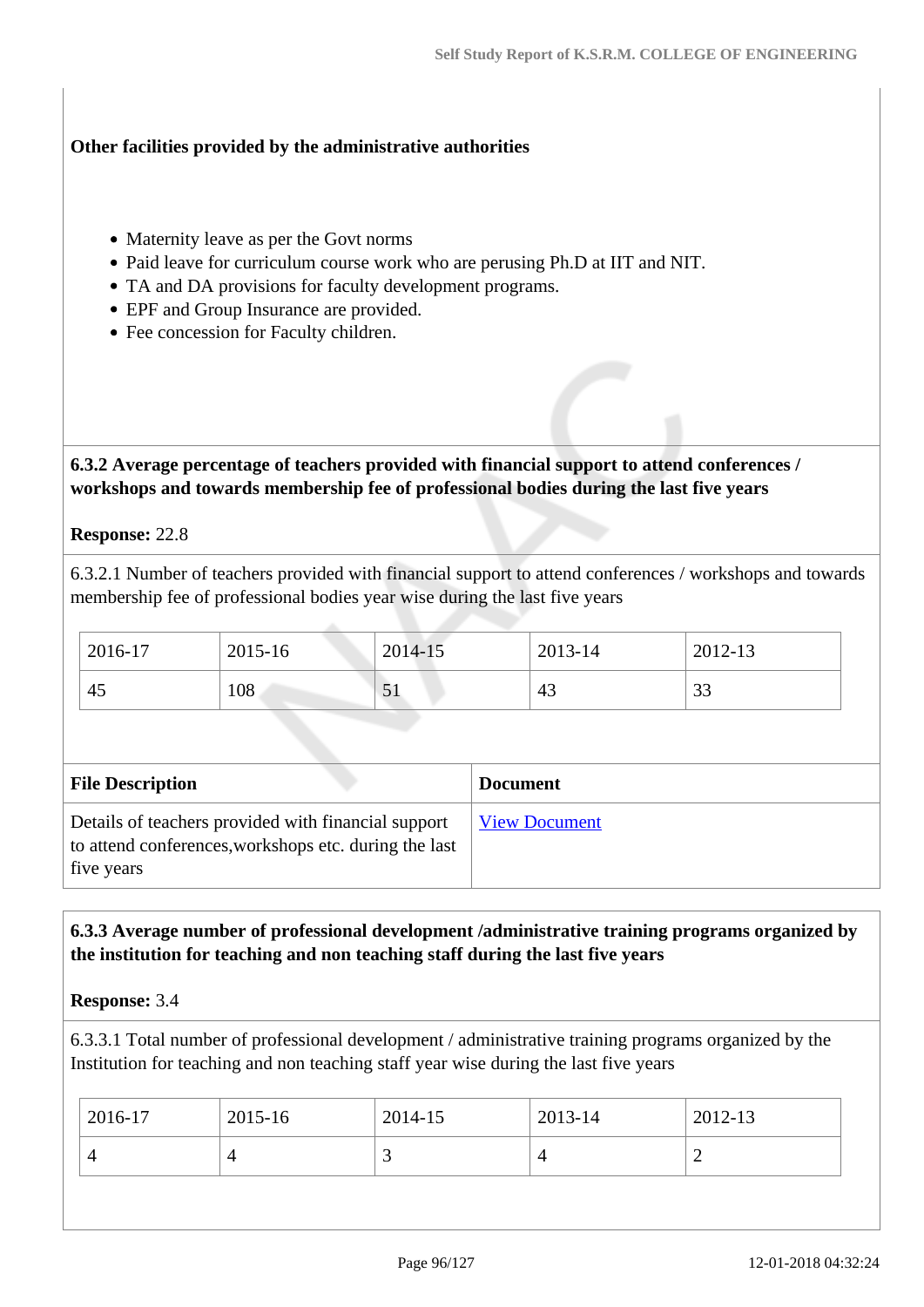**Other facilities provided by the administrative authorities**

- Maternity leave as per the Govt norms
- Paid leave for curriculum course work who are perusing Ph.D at IIT and NIT.
- TA and DA provisions for faculty development programs.
- EPF and Group Insurance are provided.
- Fee concession for Faculty children.

**6.3.2 Average percentage of teachers provided with financial support to attend conferences / workshops and towards membership fee of professional bodies during the last five years**

**Response:** 22.8

6.3.2.1 Number of teachers provided with financial support to attend conferences / workshops and towards membership fee of professional bodies year wise during the last five years

| 2016-17 | 2015-16 | 2014-15 | 2013-14 | 2012-13 |
|---|---|---|---|---|
| 45 | 108 | 51 | 43 | 33 |

| File Description | Document |
|---|---|
| Details of teachers provided with financial support to attend conferences,workshops etc. during the last five years | View Document |

**6.3.3 Average number of professional development /administrative training programs organized by the institution for teaching and non teaching staff during the last five years**

**Response:** 3.4

6.3.3.1 Total number of professional development / administrative training programs organized by the Institution for teaching and non teaching staff year wise during the last five years

| 2016-17 | 2015-16 | 2014-15 | 2013-14 | 2012-13 |
|---|---|---|---|---|
| 4 | 4 | 3 | 4 | 2 |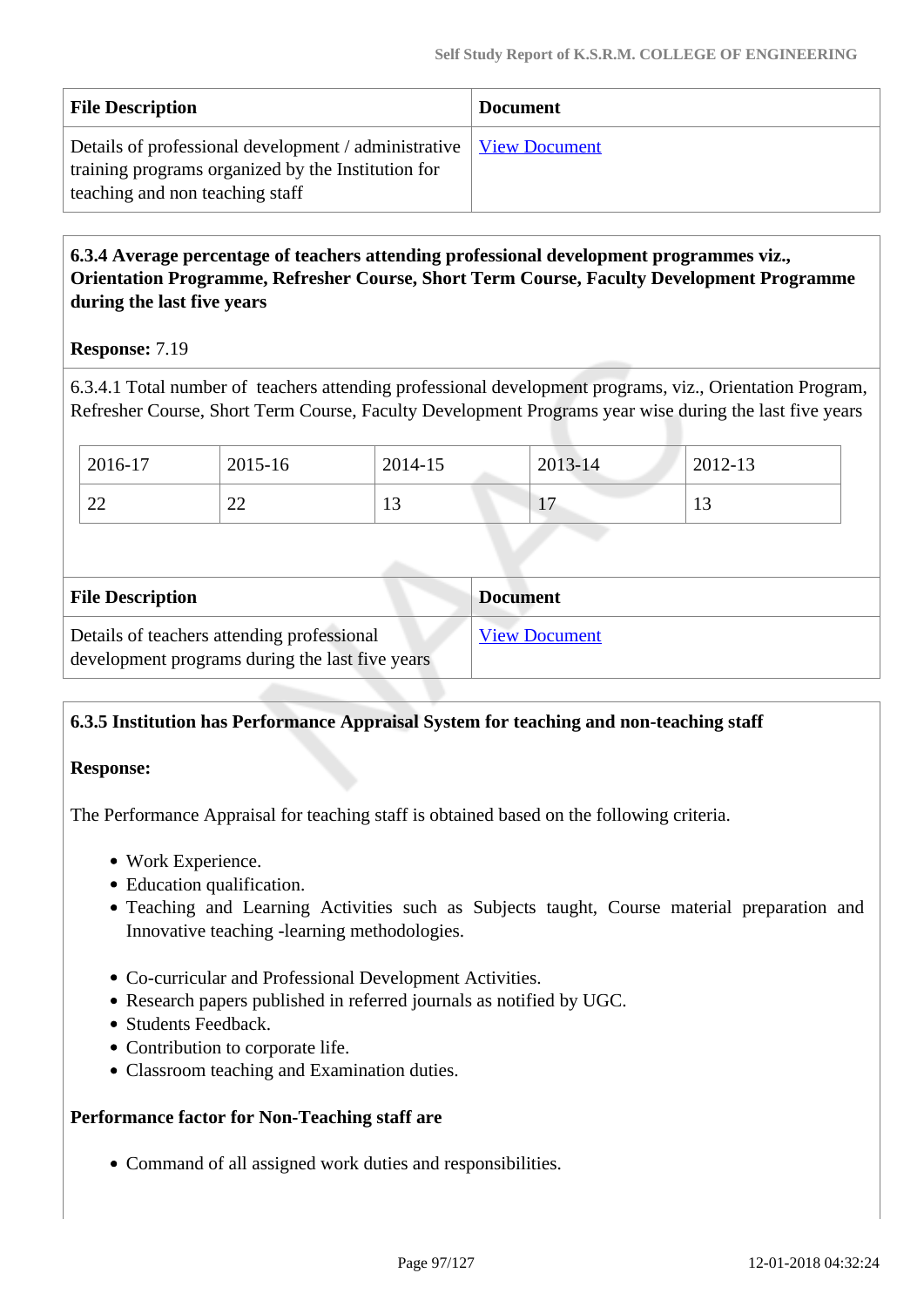| File Description | Document |
|---|---|
| Details of professional development / administrative training programs organized by the Institution for teaching and non teaching staff | View Document |

**6.3.4 Average percentage of teachers attending professional development programmes viz., Orientation Programme, Refresher Course, Short Term Course, Faculty Development Programme during the last five years**

**Response:** 7.19

6.3.4.1 Total number of teachers attending professional development programs, viz., Orientation Program, Refresher Course, Short Term Course, Faculty Development Programs year wise during the last five years

| 2016-17 | 2015-16 | 2014-15 | 2013-14 | 2012-13 |
|---|---|---|---|---|
| 22 | 22 | 13 | 17 | 13 |

| File Description | Document |
|---|---|
| Details of teachers attending professional development programs during the last five years | View Document |

**6.3.5 Institution has Performance Appraisal System for teaching and non-teaching staff**

**Response:**

The Performance Appraisal for teaching staff is obtained based on the following criteria.

- Work Experience.
- Education qualification.
- Teaching and Learning Activities such as Subjects taught, Course material preparation and Innovative teaching -learning methodologies.

- Co-curricular and Professional Development Activities.
- Research papers published in referred journals as notified by UGC.
- Students Feedback.
- Contribution to corporate life.
- Classroom teaching and Examination duties.

**Performance factor for Non-Teaching staff are**

- Command of all assigned work duties and responsibilities.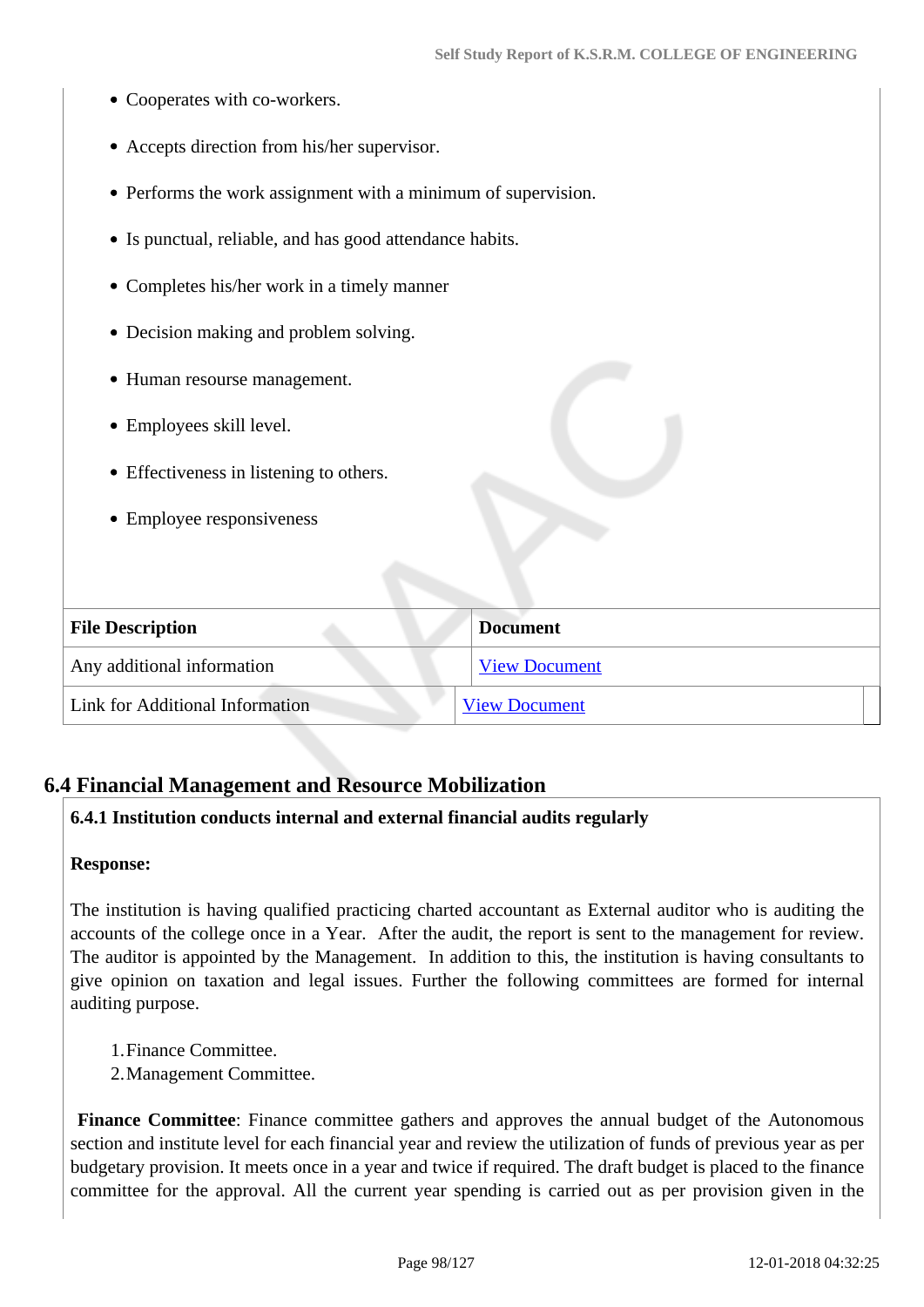- Cooperates with co-workers.
- Accepts direction from his/her supervisor.
- Performs the work assignment with a minimum of supervision.
- Is punctual, reliable, and has good attendance habits.
- Completes his/her work in a timely manner
- Decision making and problem solving.
- Human resourse management.
- Employees skill level.
- Effectiveness in listening to others.
- Employee responsiveness

| File Description | Document |
|---|---|
| Any additional information | View Document |
| Link for Additional Information | View Document |

## 6.4 Financial Management and Resource Mobilization

**6.4.1 Institution conducts internal and external financial audits regularly**

**Response:**

The institution is having qualified practicing charted accountant as External auditor who is auditing the accounts of the college once in a Year. After the audit, the report is sent to the management for review. The auditor is appointed by the Management. In addition to this, the institution is having consultants to give opinion on taxation and legal issues. Further the following committees are formed for internal auditing purpose.

1. Finance Committee.
2. Management Committee.

**Finance Committee**: Finance committee gathers and approves the annual budget of the Autonomous section and institute level for each financial year and review the utilization of funds of previous year as per budgetary provision. It meets once in a year and twice if required. The draft budget is placed to the finance committee for the approval. All the current year spending is carried out as per provision given in the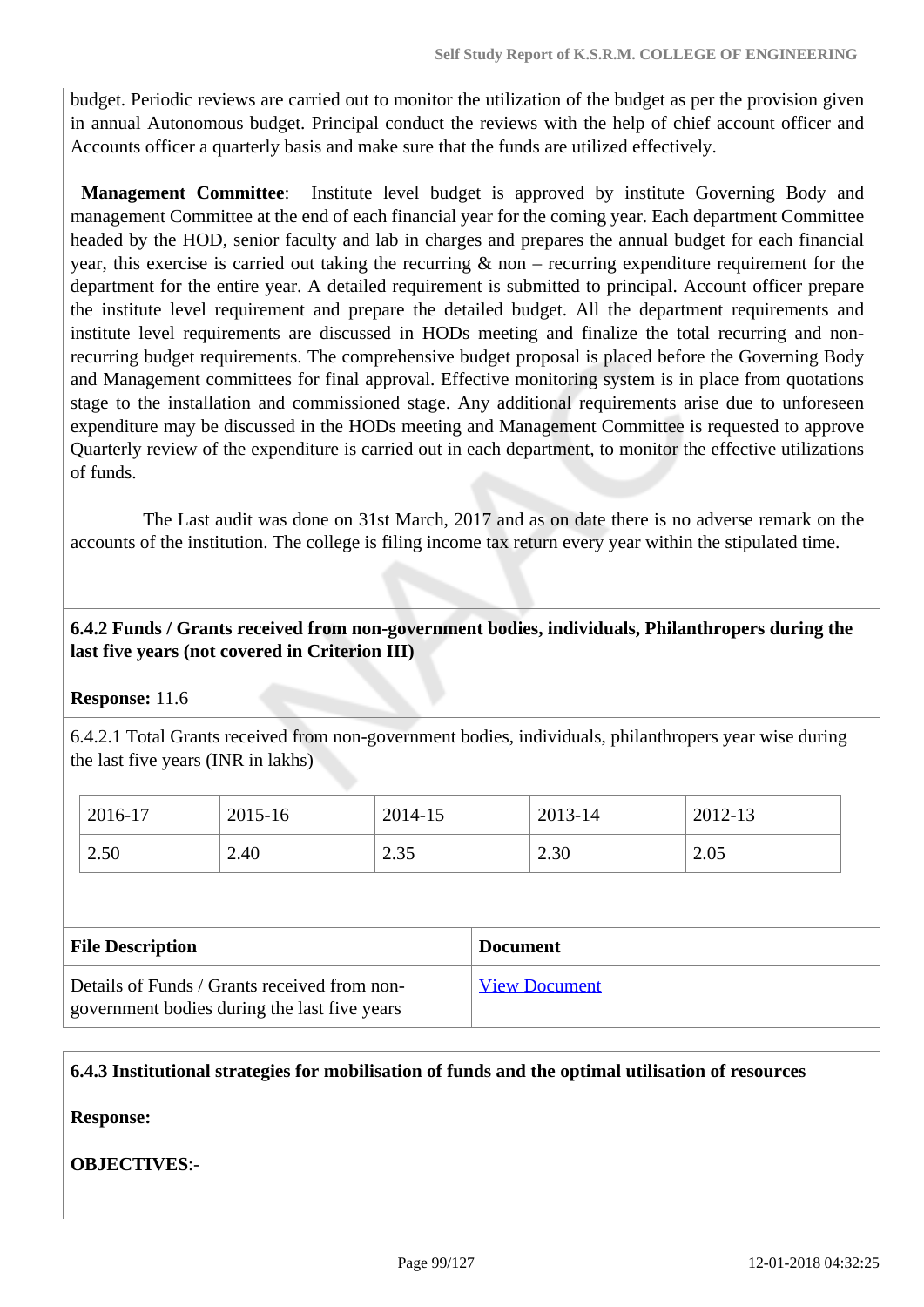budget. Periodic reviews are carried out to monitor the utilization of the budget as per the provision given in annual Autonomous budget. Principal conduct the reviews with the help of chief account officer and Accounts officer a quarterly basis and make sure that the funds are utilized effectively.

**Management Committee**: Institute level budget is approved by institute Governing Body and management Committee at the end of each financial year for the coming year. Each department Committee headed by the HOD, senior faculty and lab in charges and prepares the annual budget for each financial year, this exercise is carried out taking the recurring & non – recurring expenditure requirement for the department for the entire year. A detailed requirement is submitted to principal. Account officer prepare the institute level requirement and prepare the detailed budget. All the department requirements and institute level requirements are discussed in HODs meeting and finalize the total recurring and non-recurring budget requirements. The comprehensive budget proposal is placed before the Governing Body and Management committees for final approval. Effective monitoring system is in place from quotations stage to the installation and commissioned stage. Any additional requirements arise due to unforeseen expenditure may be discussed in the HODs meeting and Management Committee is requested to approve Quarterly review of the expenditure is carried out in each department, to monitor the effective utilizations of funds.

The Last audit was done on 31st March, 2017 and as on date there is no adverse remark on the accounts of the institution. The college is filing income tax return every year within the stipulated time.

**6.4.2 Funds / Grants received from non-government bodies, individuals, Philanthropers during the last five years (not covered in Criterion III)**

**Response:** 11.6

6.4.2.1 Total Grants received from non-government bodies, individuals, philanthropers year wise during the last five years (INR in lakhs)

| 2016-17 | 2015-16 | 2014-15 | 2013-14 | 2012-13 |
|---|---|---|---|---|
| 2.50 | 2.40 | 2.35 | 2.30 | 2.05 |

| File Description | Document |
|---|---|
| Details of Funds / Grants received from non-government bodies during the last five years | View Document |

**6.4.3 Institutional strategies for mobilisation of funds and the optimal utilisation of resources**

**Response:**

**OBJECTIVES**:-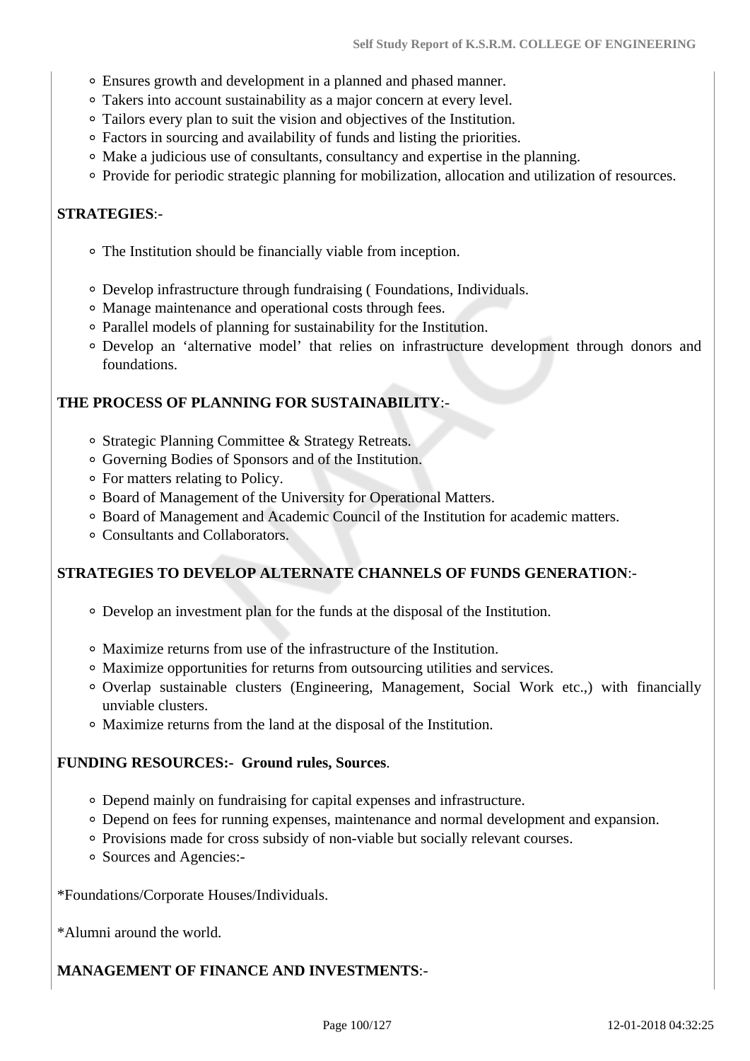- Ensures growth and development in a planned and phased manner.
- Takers into account sustainability as a major concern at every level.
- Tailors every plan to suit the vision and objectives of the Institution.
- Factors in sourcing and availability of funds and listing the priorities.
- Make a judicious use of consultants, consultancy and expertise in the planning.
- Provide for periodic strategic planning for mobilization, allocation and utilization of resources.

**STRATEGIES**:-

- The Institution should be financially viable from inception.
- Develop infrastructure through fundraising ( Foundations, Individuals.
- Manage maintenance and operational costs through fees.
- Parallel models of planning for sustainability for the Institution.
- Develop an 'alternative model' that relies on infrastructure development through donors and foundations.

**THE PROCESS OF PLANNING FOR SUSTAINABILITY**:-

- Strategic Planning Committee & Strategy Retreats.
- Governing Bodies of Sponsors and of the Institution.
- For matters relating to Policy.
- Board of Management of the University for Operational Matters.
- Board of Management and Academic Council of the Institution for academic matters.
- Consultants and Collaborators.

**STRATEGIES TO DEVELOP ALTERNATE CHANNELS OF FUNDS GENERATION**:-

- Develop an investment plan for the funds at the disposal of the Institution.
- Maximize returns from use of the infrastructure of the Institution.
- Maximize opportunities for returns from outsourcing utilities and services.
- Overlap sustainable clusters (Engineering, Management, Social Work etc.,) with financially unviable clusters.
- Maximize returns from the land at the disposal of the Institution.

**FUNDING RESOURCES:- Ground rules, Sources**.

- Depend mainly on fundraising for capital expenses and infrastructure.
- Depend on fees for running expenses, maintenance and normal development and expansion.
- Provisions made for cross subsidy of non-viable but socially relevant courses.
- Sources and Agencies:-

*Foundations/Corporate Houses/Individuals.

*Alumni around the world.

**MANAGEMENT OF FINANCE AND INVESTMENTS**:-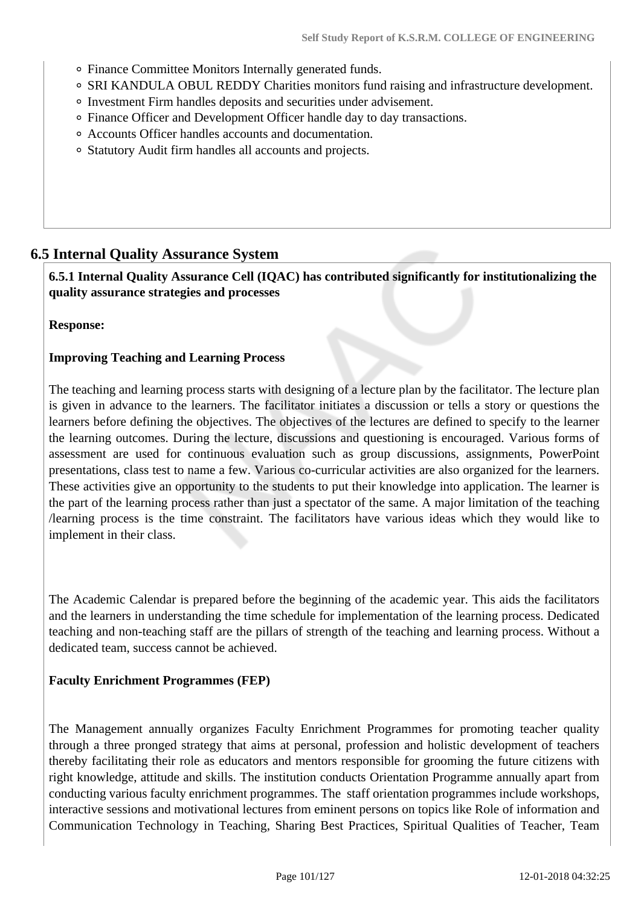- Finance Committee Monitors Internally generated funds.
- SRI KANDULA OBUL REDDY Charities monitors fund raising and infrastructure development.
- Investment Firm handles deposits and securities under advisement.
- Finance Officer and Development Officer handle day to day transactions.
- Accounts Officer handles accounts and documentation.
- Statutory Audit firm handles all accounts and projects.

## 6.5 Internal Quality Assurance System

**6.5.1 Internal Quality Assurance Cell (IQAC) has contributed significantly for institutionalizing the quality assurance strategies and processes**

**Response:**

**Improving Teaching and Learning Process**

The teaching and learning process starts with designing of a lecture plan by the facilitator. The lecture plan is given in advance to the learners. The facilitator initiates a discussion or tells a story or questions the learners before defining the objectives. The objectives of the lectures are defined to specify to the learner the learning outcomes. During the lecture, discussions and questioning is encouraged. Various forms of assessment are used for continuous evaluation such as group discussions, assignments, PowerPoint presentations, class test to name a few. Various co-curricular activities are also organized for the learners. These activities give an opportunity to the students to put their knowledge into application. The learner is the part of the learning process rather than just a spectator of the same. A major limitation of the teaching /learning process is the time constraint. The facilitators have various ideas which they would like to implement in their class.

The Academic Calendar is prepared before the beginning of the academic year. This aids the facilitators and the learners in understanding the time schedule for implementation of the learning process. Dedicated teaching and non-teaching staff are the pillars of strength of the teaching and learning process. Without a dedicated team, success cannot be achieved.

**Faculty Enrichment Programmes (FEP)**

The Management annually organizes Faculty Enrichment Programmes for promoting teacher quality through a three pronged strategy that aims at personal, profession and holistic development of teachers thereby facilitating their role as educators and mentors responsible for grooming the future citizens with right knowledge, attitude and skills. The institution conducts Orientation Programme annually apart from conducting various faculty enrichment programmes. The staff orientation programmes include workshops, interactive sessions and motivational lectures from eminent persons on topics like Role of information and Communication Technology in Teaching, Sharing Best Practices, Spiritual Qualities of Teacher, Team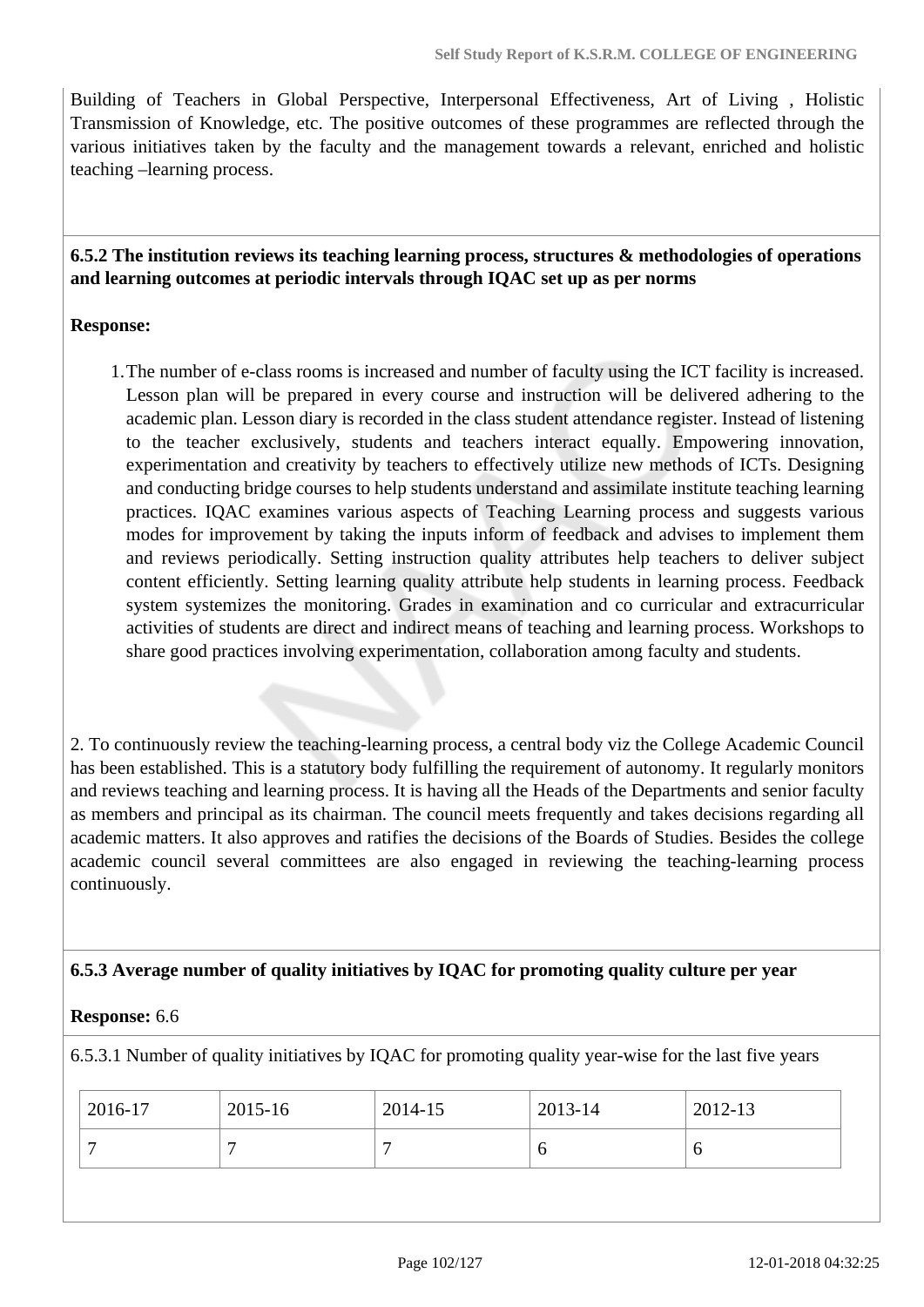Building of Teachers in Global Perspective, Interpersonal Effectiveness, Art of Living , Holistic Transmission of Knowledge, etc. The positive outcomes of these programmes are reflected through the various initiatives taken by the faculty and the management towards a relevant, enriched and holistic teaching –learning process.

**6.5.2 The institution reviews its teaching learning process, structures & methodologies of operations and learning outcomes at periodic intervals through IQAC set up as per norms**

**Response:**

1. The number of e-class rooms is increased and number of faculty using the ICT facility is increased. Lesson plan will be prepared in every course and instruction will be delivered adhering to the academic plan. Lesson diary is recorded in the class student attendance register. Instead of listening to the teacher exclusively, students and teachers interact equally. Empowering innovation, experimentation and creativity by teachers to effectively utilize new methods of ICTs. Designing and conducting bridge courses to help students understand and assimilate institute teaching learning practices. IQAC examines various aspects of Teaching Learning process and suggests various modes for improvement by taking the inputs inform of feedback and advises to implement them and reviews periodically. Setting instruction quality attributes help teachers to deliver subject content efficiently. Setting learning quality attribute help students in learning process. Feedback system systemizes the monitoring. Grades in examination and co curricular and extracurricular activities of students are direct and indirect means of teaching and learning process. Workshops to share good practices involving experimentation, collaboration among faculty and students.

2. To continuously review the teaching-learning process, a central body viz the College Academic Council has been established. This is a statutory body fulfilling the requirement of autonomy. It regularly monitors and reviews teaching and learning process. It is having all the Heads of the Departments and senior faculty as members and principal as its chairman. The council meets frequently and takes decisions regarding all academic matters. It also approves and ratifies the decisions of the Boards of Studies. Besides the college academic council several committees are also engaged in reviewing the teaching-learning process continuously.

**6.5.3 Average number of quality initiatives by IQAC for promoting quality culture per year**

**Response:** 6.6

6.5.3.1 Number of quality initiatives by IQAC for promoting quality year-wise for the last five years

| 2016-17 | 2015-16 | 2014-15 | 2013-14 | 2012-13 |
|---|---|---|---|---|
| 7 | 7 | 7 | 6 | 6 |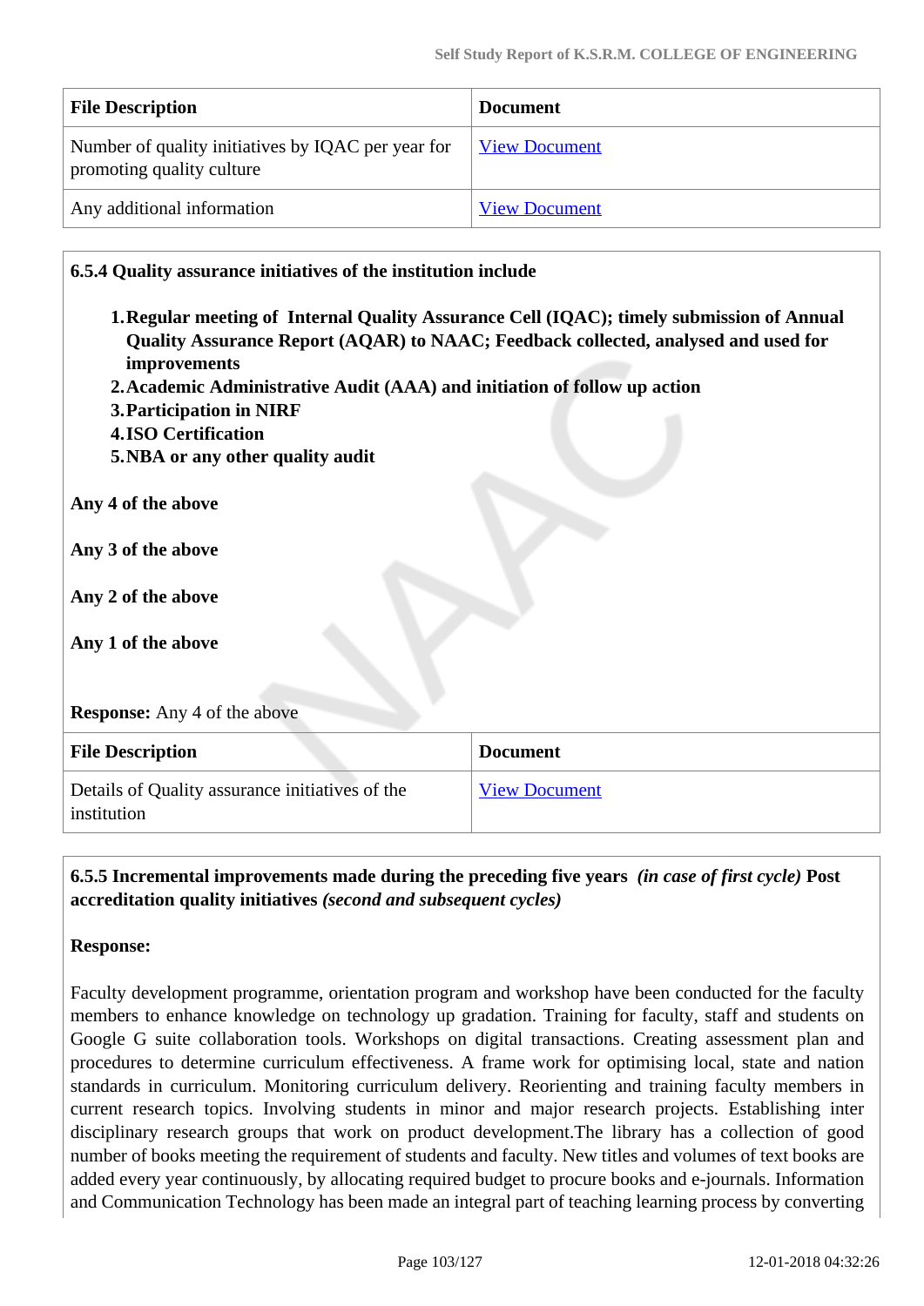| File Description | Document |
|---|---|
| Number of quality initiatives by IQAC per year for promoting quality culture | View Document |
| Any additional information | View Document |

**6.5.4 Quality assurance initiatives of the institution include**

1. **Regular meeting of Internal Quality Assurance Cell (IQAC); timely submission of Annual Quality Assurance Report (AQAR) to NAAC; Feedback collected, analysed and used for improvements**
2. **Academic Administrative Audit (AAA) and initiation of follow up action**
3. **Participation in NIRF**
4. **ISO Certification**
5. **NBA or any other quality audit**

**Any 4 of the above**

**Any 3 of the above**

**Any 2 of the above**

**Any 1 of the above**

**Response:** Any 4 of the above

| File Description | Document |
|---|---|
| Details of Quality assurance initiatives of the institution | View Document |

**6.5.5 Incremental improvements made during the preceding five years** *(in case of first cycle)* **Post accreditation quality initiatives** *(second and subsequent cycles)*

**Response:**

Faculty development programme, orientation program and workshop have been conducted for the faculty members to enhance knowledge on technology up gradation. Training for faculty, staff and students on Google G suite collaboration tools. Workshops on digital transactions. Creating assessment plan and procedures to determine curriculum effectiveness. A frame work for optimising local, state and nation standards in curriculum. Monitoring curriculum delivery. Reorienting and training faculty members in current research topics. Involving students in minor and major research projects. Establishing inter disciplinary research groups that work on product development.The library has a collection of good number of books meeting the requirement of students and faculty. New titles and volumes of text books are added every year continuously, by allocating required budget to procure books and e-journals. Information and Communication Technology has been made an integral part of teaching learning process by converting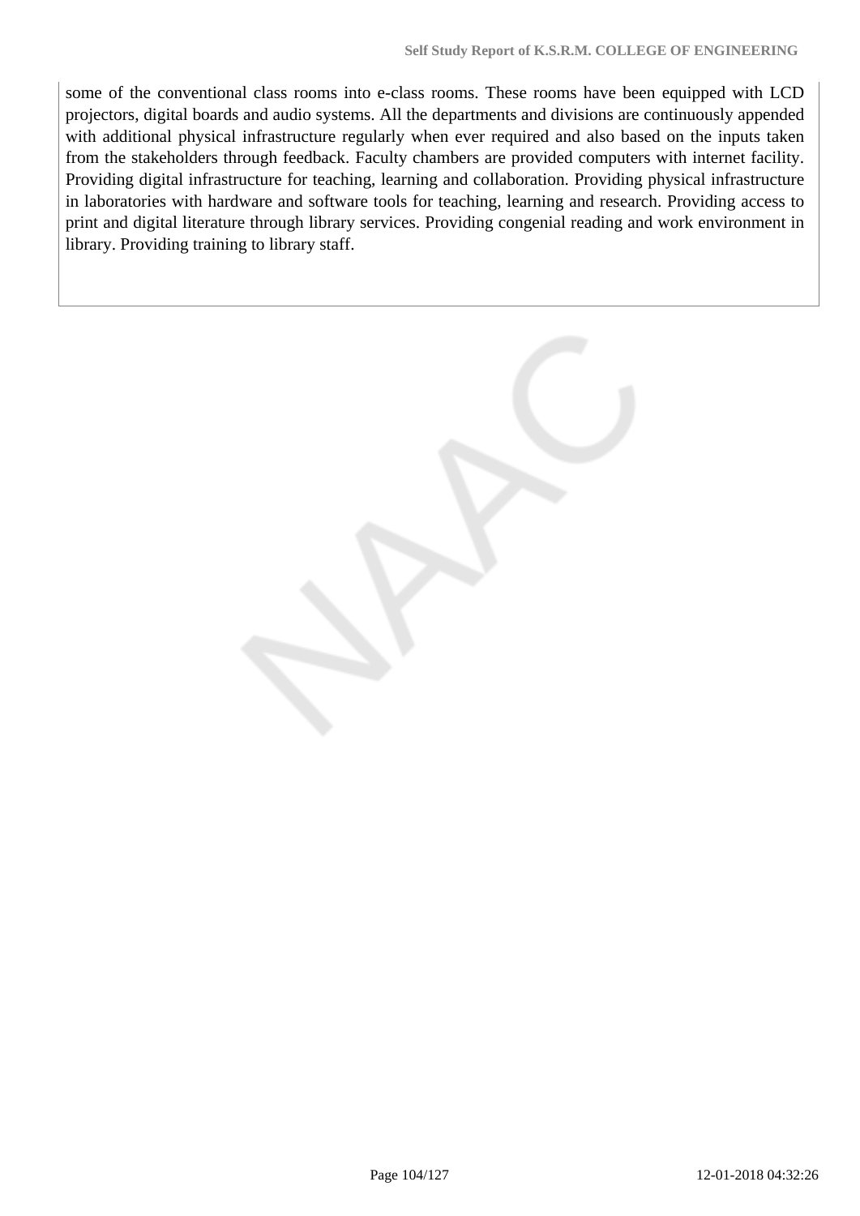some of the conventional class rooms into e-class rooms. These rooms have been equipped with LCD projectors, digital boards and audio systems. All the departments and divisions are continuously appended with additional physical infrastructure regularly when ever required and also based on the inputs taken from the stakeholders through feedback. Faculty chambers are provided computers with internet facility. Providing digital infrastructure for teaching, learning and collaboration. Providing physical infrastructure in laboratories with hardware and software tools for teaching, learning and research. Providing access to print and digital literature through library services. Providing congenial reading and work environment in library. Providing training to library staff.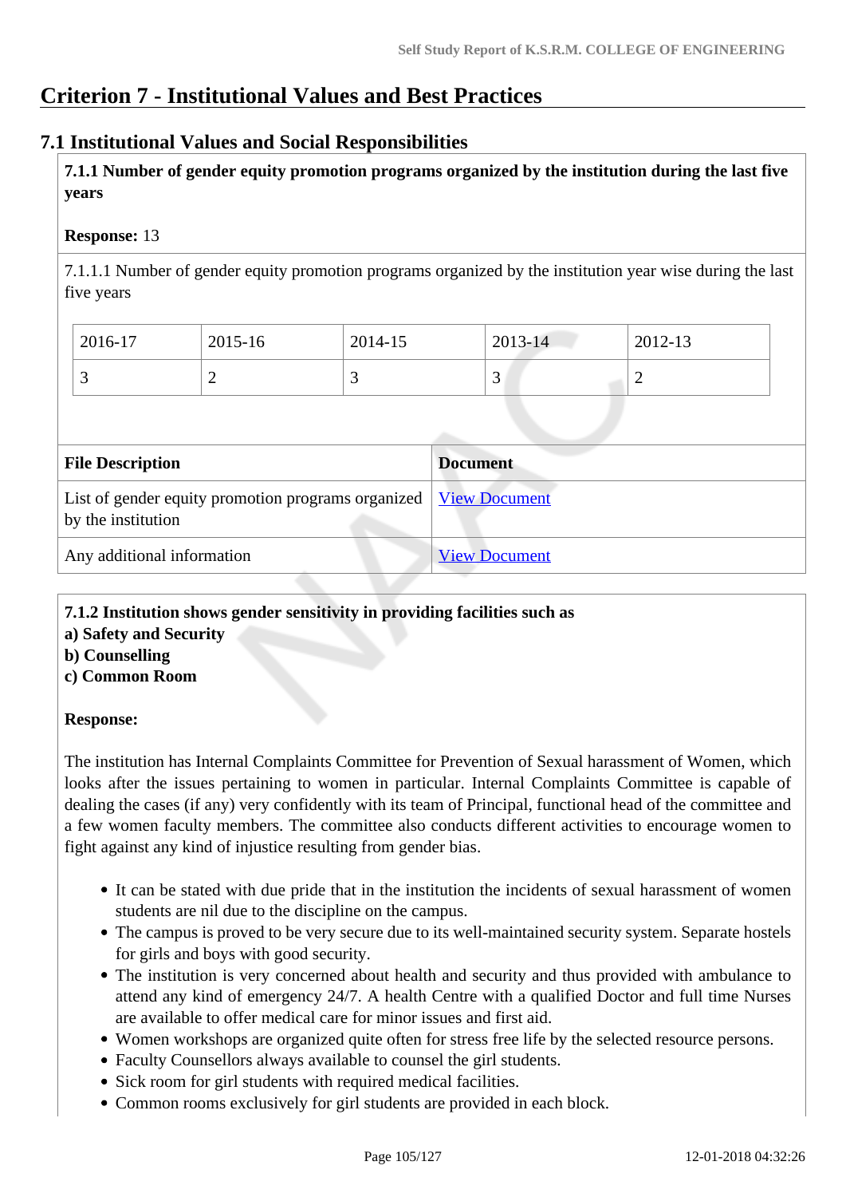# Criterion 7 - Institutional Values and Best Practices

## 7.1 Institutional Values and Social Responsibilities

**7.1.1 Number of gender equity promotion programs organized by the institution during the last five years**

**Response:** 13

7.1.1.1 Number of gender equity promotion programs organized by the institution year wise during the last five years

| 2016-17 | 2015-16 | 2014-15 | 2013-14 | 2012-13 |
|---|---|---|---|---|
| 3 | 2 | 3 | 3 | 2 |

| File Description | Document |
|---|---|
| List of gender equity promotion programs organized by the institution | View Document |
| Any additional information | View Document |

**7.1.2 Institution shows gender sensitivity in providing facilities such as**
**a) Safety and Security**
**b) Counselling**
**c) Common Room**

**Response:**

The institution has Internal Complaints Committee for Prevention of Sexual harassment of Women, which looks after the issues pertaining to women in particular. Internal Complaints Committee is capable of dealing the cases (if any) very confidently with its team of Principal, functional head of the committee and a few women faculty members. The committee also conducts different activities to encourage women to fight against any kind of injustice resulting from gender bias.

- It can be stated with due pride that in the institution the incidents of sexual harassment of women students are nil due to the discipline on the campus.
- The campus is proved to be very secure due to its well-maintained security system. Separate hostels for girls and boys with good security.
- The institution is very concerned about health and security and thus provided with ambulance to attend any kind of emergency 24/7. A health Centre with a qualified Doctor and full time Nurses are available to offer medical care for minor issues and first aid.
- Women workshops are organized quite often for stress free life by the selected resource persons.
- Faculty Counsellors always available to counsel the girl students.
- Sick room for girl students with required medical facilities.
- Common rooms exclusively for girl students are provided in each block.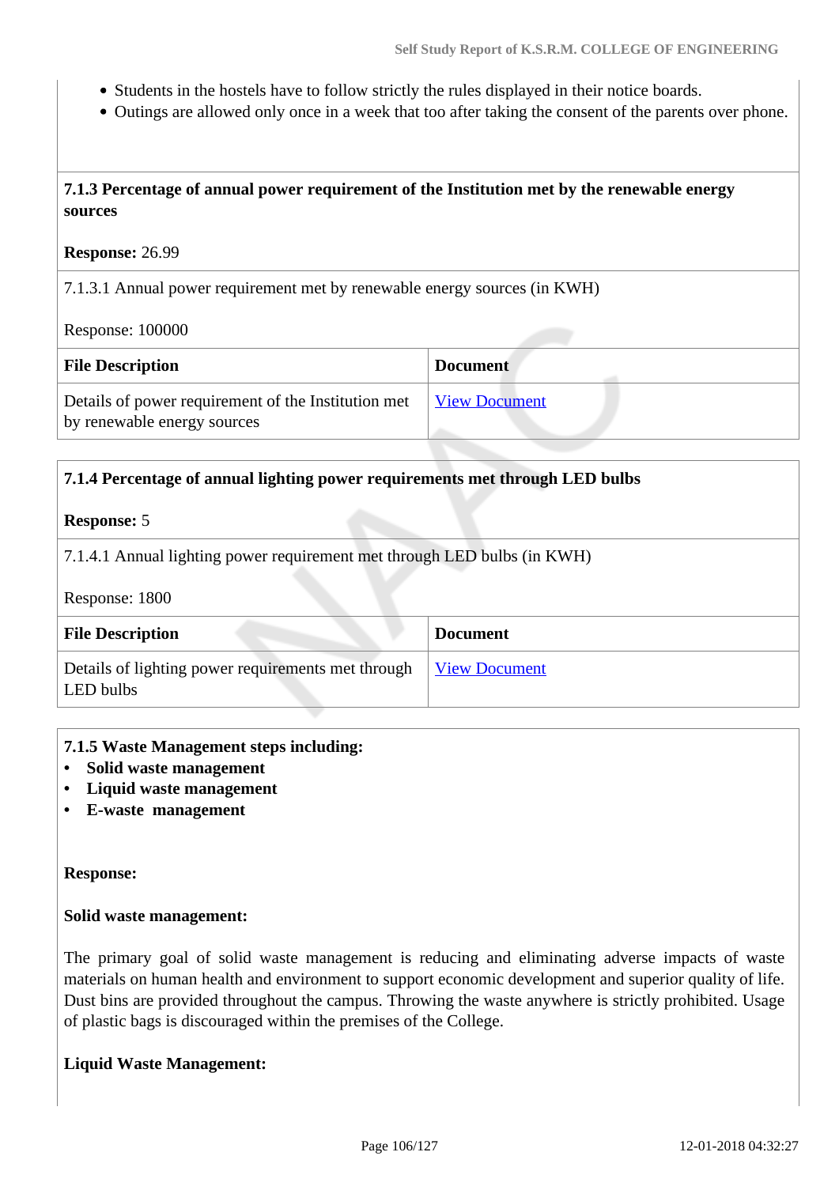- Students in the hostels have to follow strictly the rules displayed in their notice boards.
- Outings are allowed only once in a week that too after taking the consent of the parents over phone.

**7.1.3 Percentage of annual power requirement of the Institution met by the renewable energy sources**

**Response:** 26.99

7.1.3.1 Annual power requirement met by renewable energy sources (in KWH)

Response: 100000

| File Description | Document |
| --- | --- |
| Details of power requirement of the Institution met by renewable energy sources | View Document |

**7.1.4 Percentage of annual lighting power requirements met through LED bulbs**

**Response:** 5

7.1.4.1 Annual lighting power requirement met through LED bulbs (in KWH)

Response: 1800

| File Description | Document |
| --- | --- |
| Details of lighting power requirements met through LED bulbs | View Document |

**7.1.5 Waste Management steps including:**
- **Solid waste management**
- **Liquid waste management**
- **E-waste management**

**Response:**

**Solid waste management:**

The primary goal of solid waste management is reducing and eliminating adverse impacts of waste materials on human health and environment to support economic development and superior quality of life. Dust bins are provided throughout the campus. Throwing the waste anywhere is strictly prohibited. Usage of plastic bags is discouraged within the premises of the College.

**Liquid Waste Management:**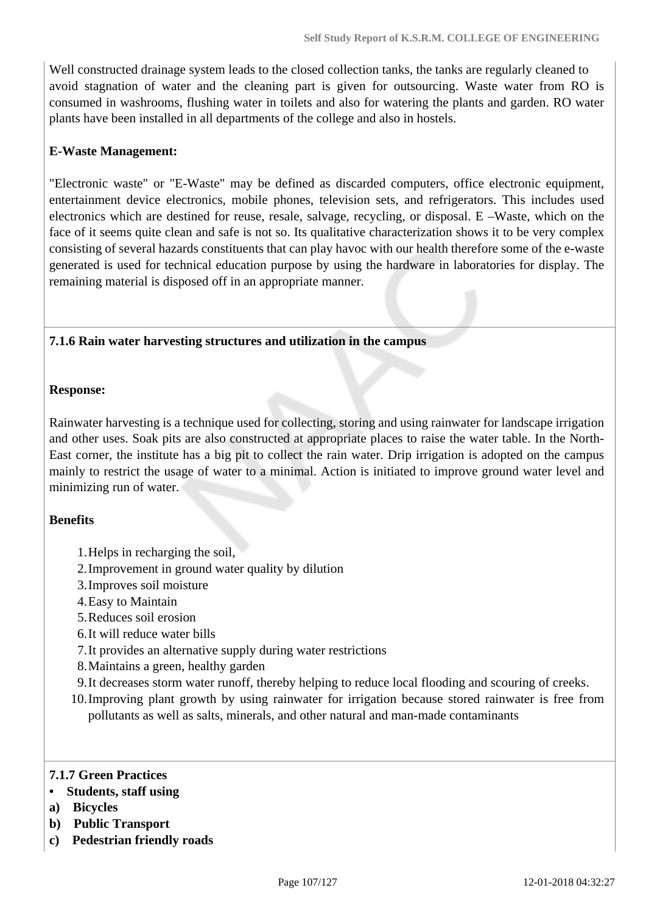Well constructed drainage system leads to the closed collection tanks, the tanks are regularly cleaned to avoid stagnation of water and the cleaning part is given for outsourcing. Waste water from RO is consumed in washrooms, flushing water in toilets and also for watering the plants and garden. RO water plants have been installed in all departments of the college and also in hostels.

**E-Waste Management:**

"Electronic waste" or "E-Waste" may be defined as discarded computers, office electronic equipment, entertainment device electronics, mobile phones, television sets, and refrigerators. This includes used electronics which are destined for reuse, resale, salvage, recycling, or disposal. E –Waste, which on the face of it seems quite clean and safe is not so. Its qualitative characterization shows it to be very complex consisting of several hazards constituents that can play havoc with our health therefore some of the e-waste generated is used for technical education purpose by using the hardware in laboratories for display. The remaining material is disposed off in an appropriate manner.

**7.1.6 Rain water harvesting structures and utilization in the campus**

**Response:**

Rainwater harvesting is a technique used for collecting, storing and using rainwater for landscape irrigation and other uses. Soak pits are also constructed at appropriate places to raise the water table. In the North-East corner, the institute has a big pit to collect the rain water. Drip irrigation is adopted on the campus mainly to restrict the usage of water to a minimal. Action is initiated to improve ground water level and minimizing run of water.

**Benefits**

1. Helps in recharging the soil,
2. Improvement in ground water quality by dilution
3. Improves soil moisture
4. Easy to Maintain
5. Reduces soil erosion
6. It will reduce water bills
7. It provides an alternative supply during water restrictions
8. Maintains a green, healthy garden
9. It decreases storm water runoff, thereby helping to reduce local flooding and scouring of creeks.
10. Improving plant growth by using rainwater for irrigation because stored rainwater is free from pollutants as well as salts, minerals, and other natural and man-made contaminants

**7.1.7 Green Practices**

- **Students, staff using**

**a) Bicycles**

**b) Public Transport**

**c) Pedestrian friendly roads**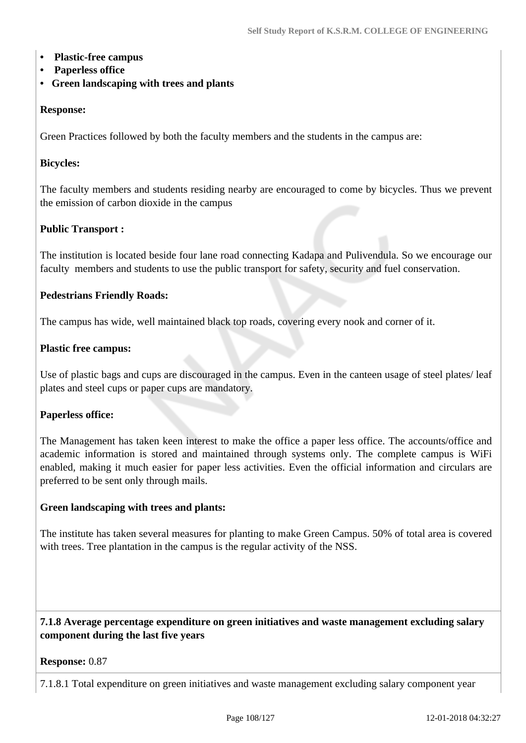- **Plastic-free campus**
- **Paperless office**
- **Green landscaping with trees and plants**

**Response:**

Green Practices followed by both the faculty members and the students in the campus are:

**Bicycles:**

The faculty members and students residing nearby are encouraged to come by bicycles. Thus we prevent the emission of carbon dioxide in the campus

**Public Transport :**

The institution is located beside four lane road connecting Kadapa and Pulivendula. So we encourage our faculty members and students to use the public transport for safety, security and fuel conservation.

**Pedestrians Friendly Roads:**

The campus has wide, well maintained black top roads, covering every nook and corner of it.

**Plastic free campus:**

Use of plastic bags and cups are discouraged in the campus. Even in the canteen usage of steel plates/ leaf plates and steel cups or paper cups are mandatory.

**Paperless office:**

The Management has taken keen interest to make the office a paper less office. The accounts/office and academic information is stored and maintained through systems only. The complete campus is WiFi enabled, making it much easier for paper less activities. Even the official information and circulars are preferred to be sent only through mails.

**Green landscaping with trees and plants:**

The institute has taken several measures for planting to make Green Campus. 50% of total area is covered with trees. Tree plantation in the campus is the regular activity of the NSS.

**7.1.8 Average percentage expenditure on green initiatives and waste management excluding salary component during the last five years**

**Response:** 0.87

7.1.8.1 Total expenditure on green initiatives and waste management excluding salary component year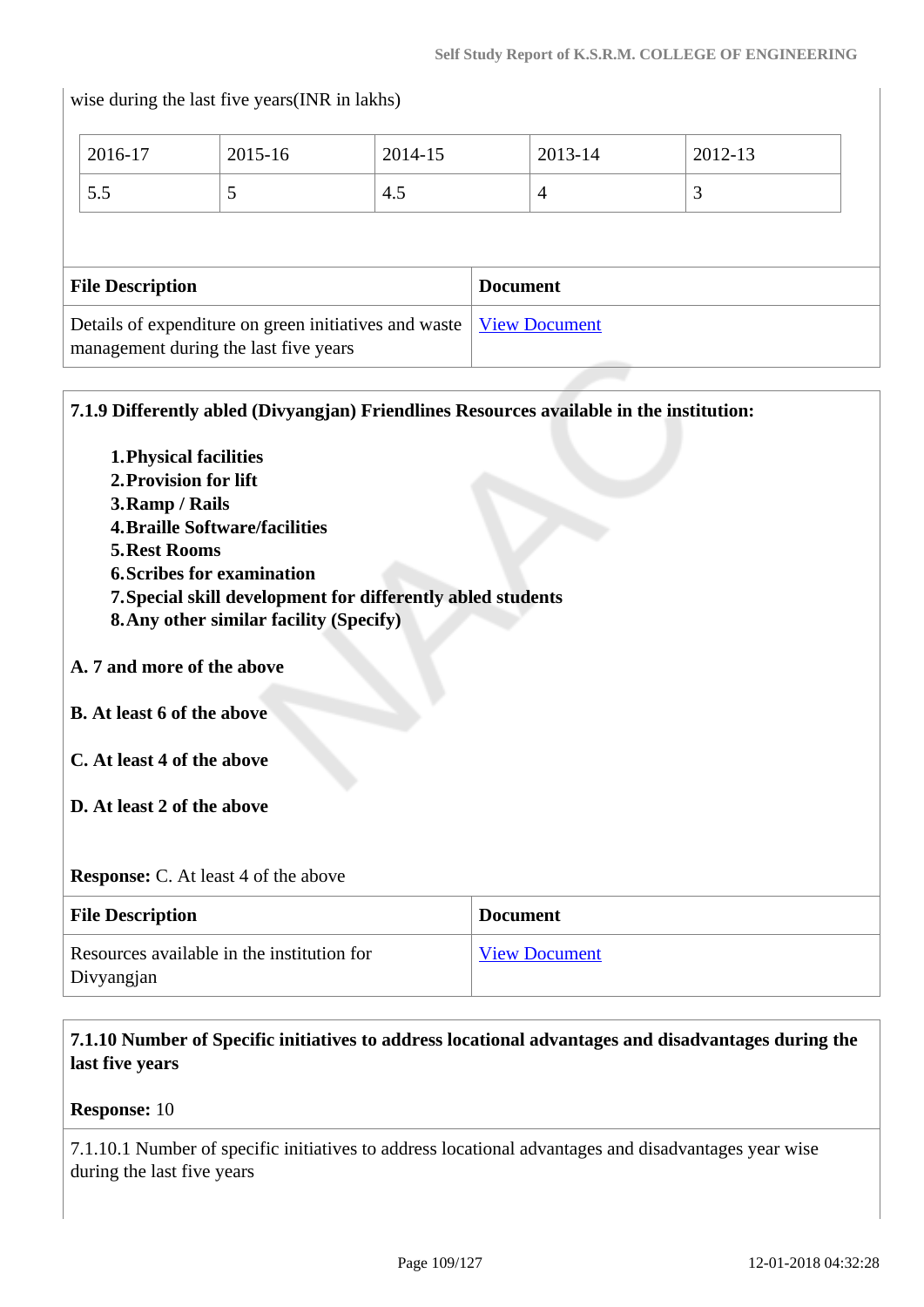wise during the last five years(INR in lakhs)

| 2016-17 | 2015-16 | 2014-15 | 2013-14 | 2012-13 |
|---|---|---|---|---|
| 5.5 | 5 | 4.5 | 4 | 3 |

| File Description | Document |
|---|---|
| Details of expenditure on green initiatives and waste management during the last five years | View Document |

**7.1.9 Differently abled (Divyangjan) Friendlines Resources available in the institution:**

1. **Physical facilities**
2. **Provision for lift**
3. **Ramp / Rails**
4. **Braille Software/facilities**
5. **Rest Rooms**
6. **Scribes for examination**
7. **Special skill development for differently abled students**
8. **Any other similar facility (Specify)**

**A. 7 and more of the above**

**B. At least 6 of the above**

**C. At least 4 of the above**

**D. At least 2 of the above**

**Response:** C. At least 4 of the above

| File Description | Document |
|---|---|
| Resources available in the institution for Divyangjan | View Document |

**7.1.10 Number of Specific initiatives to address locational advantages and disadvantages during the last five years**

**Response:** 10

7.1.10.1 Number of specific initiatives to address locational advantages and disadvantages year wise during the last five years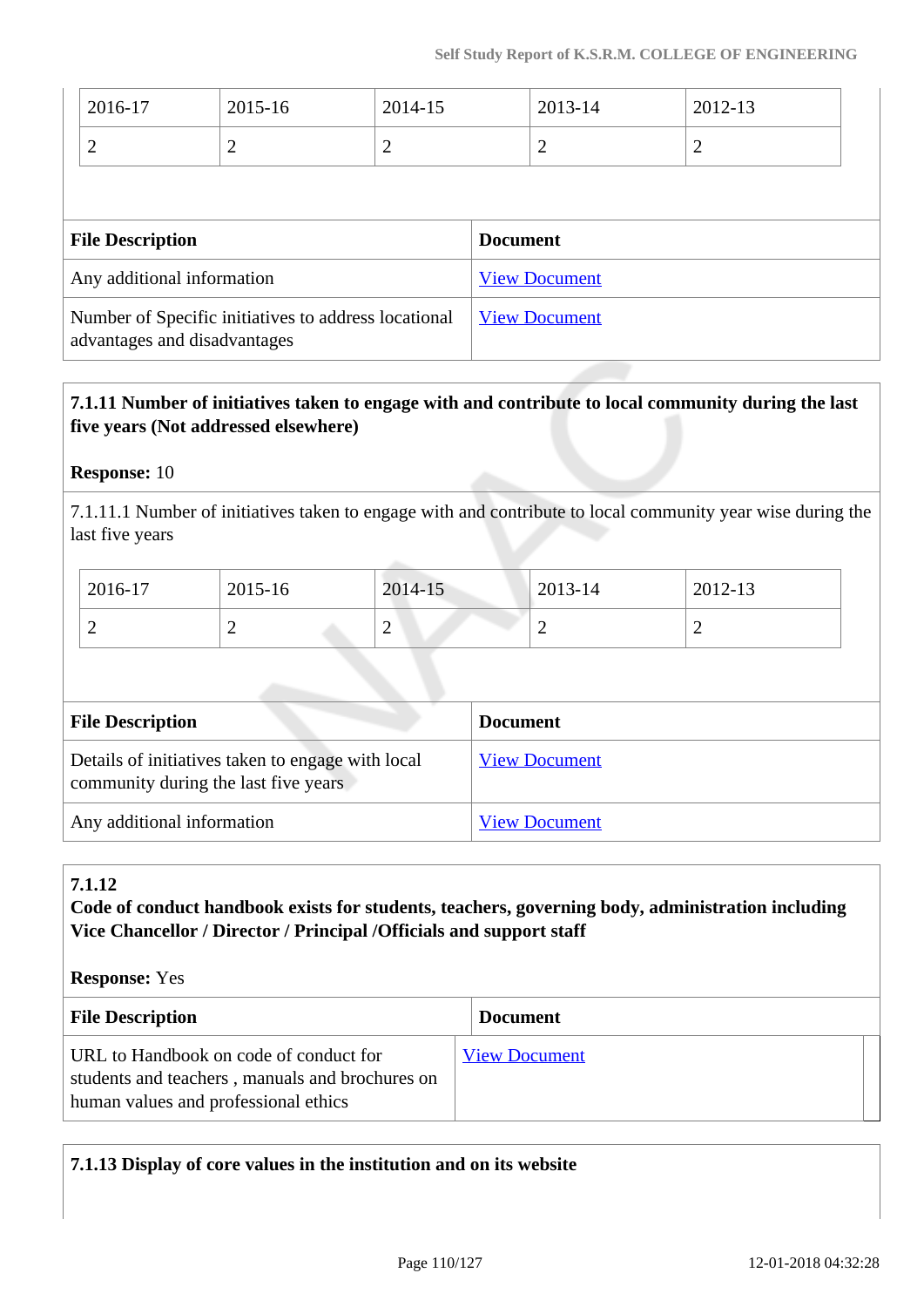| 2016-17 | 2015-16 | 2014-15 | 2013-14 | 2012-13 |
|---|---|---|---|---|
| 2 | 2 | 2 | 2 | 2 |

| File Description | Document |
|---|---|
| Any additional information | View Document |
| Number of Specific initiatives to address locational advantages and disadvantages | View Document |

**7.1.11 Number of initiatives taken to engage with and contribute to local community during the last five years (Not addressed elsewhere)**

**Response:** 10

7.1.11.1 Number of initiatives taken to engage with and contribute to local community year wise during the last five years

| 2016-17 | 2015-16 | 2014-15 | 2013-14 | 2012-13 |
|---|---|---|---|---|
| 2 | 2 | 2 | 2 | 2 |

| File Description | Document |
|---|---|
| Details of initiatives taken to engage with local community during the last five years | View Document |
| Any additional information | View Document |

**7.1.12**
**Code of conduct handbook exists for students, teachers, governing body, administration including Vice Chancellor / Director / Principal /Officials and support staff**

**Response:** Yes

| File Description | Document |
|---|---|
| URL to Handbook on code of conduct for students and teachers , manuals and brochures on human values and professional ethics | View Document |

**7.1.13 Display of core values in the institution and on its website**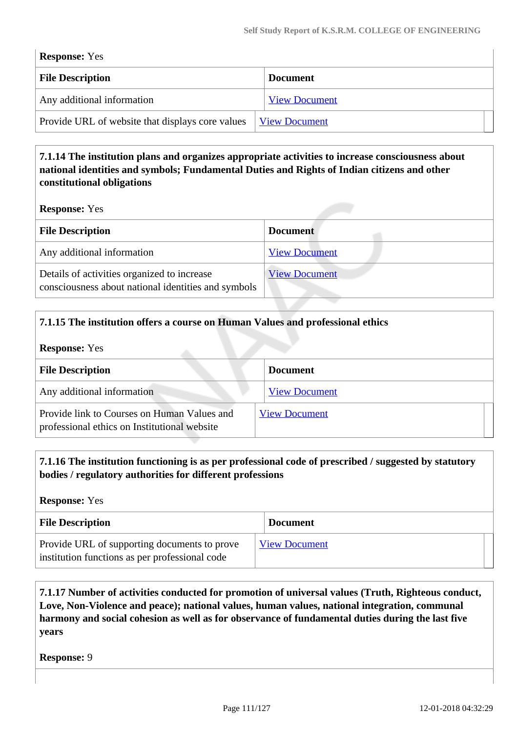**Response:** Yes

| File Description | Document |
|---|---|
| Any additional information | View Document |
| Provide URL of website that displays core values | View Document |

**7.1.14 The institution plans and organizes appropriate activities to increase consciousness about national identities and symbols; Fundamental Duties and Rights of Indian citizens and other constitutional obligations**

**Response:** Yes

| File Description | Document |
|---|---|
| Any additional information | View Document |
| Details of activities organized to increase consciousness about national identities and symbols | View Document |

**7.1.15 The institution offers a course on Human Values and professional ethics**

**Response:** Yes

| File Description | Document |
|---|---|
| Any additional information | View Document |
| Provide link to Courses on Human Values and professional ethics on Institutional website | View Document |

**7.1.16 The institution functioning is as per professional code of prescribed / suggested by statutory bodies / regulatory authorities for different professions**

**Response:** Yes

| File Description | Document |
|---|---|
| Provide URL of supporting documents to prove institution functions as per professional code | View Document |

**7.1.17 Number of activities conducted for promotion of universal values (Truth, Righteous conduct, Love, Non-Violence and peace); national values, human values, national integration, communal harmony and social cohesion as well as for observance of fundamental duties during the last five years**

**Response:** 9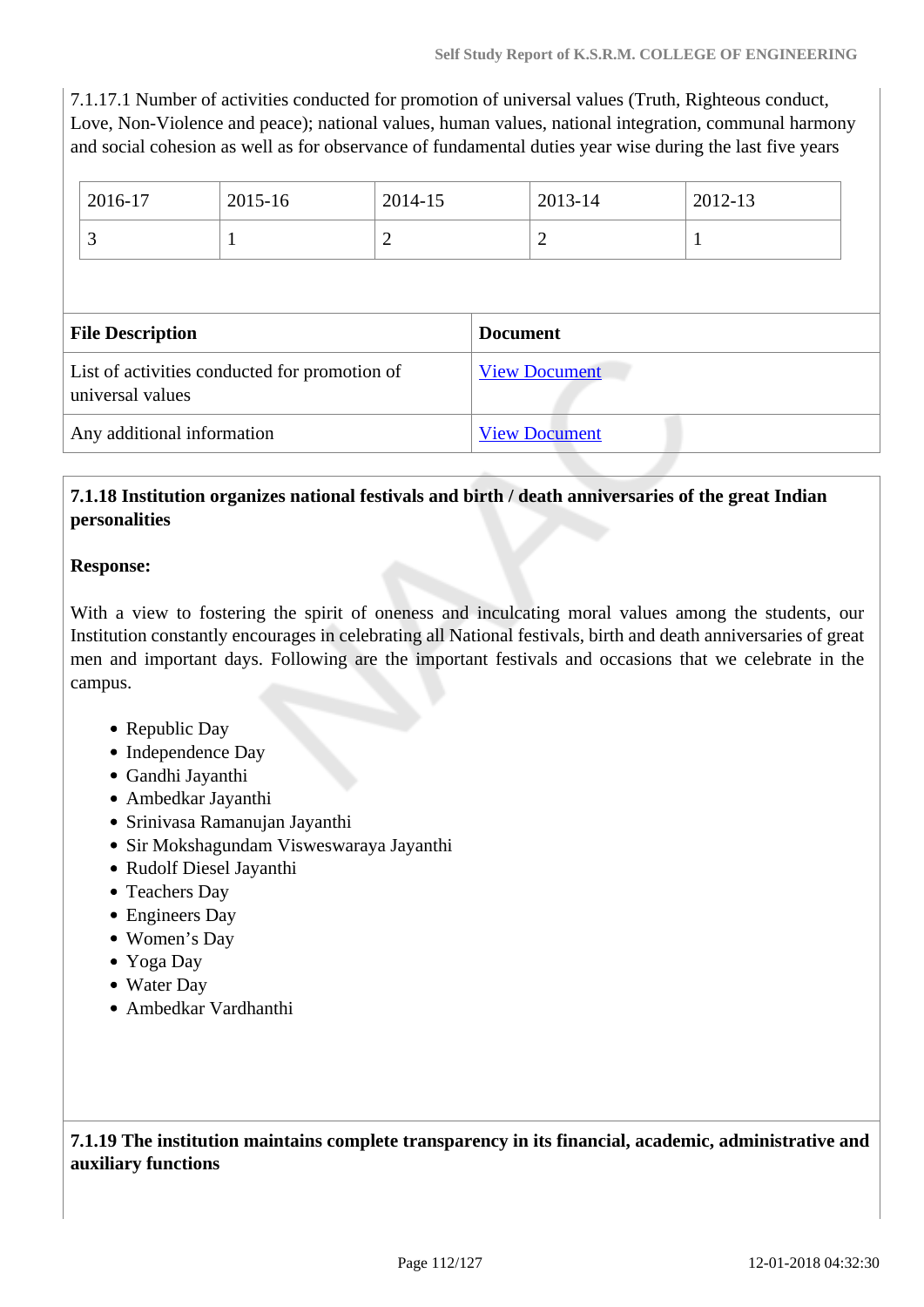7.1.17.1 Number of activities conducted for promotion of universal values (Truth, Righteous conduct, Love, Non-Violence and peace); national values, human values, national integration, communal harmony and social cohesion as well as for observance of fundamental duties year wise during the last five years

| 2016-17 | 2015-16 | 2014-15 | 2013-14 | 2012-13 |
|---|---|---|---|---|
| 3 | 1 | 2 | 2 | 1 |

| File Description | Document |
|---|---|
| List of activities conducted for promotion of universal values | View Document |
| Any additional information | View Document |

**7.1.18 Institution organizes national festivals and birth / death anniversaries of the great Indian personalities**

**Response:**

With a view to fostering the spirit of oneness and inculcating moral values among the students, our Institution constantly encourages in celebrating all National festivals, birth and death anniversaries of great men and important days. Following are the important festivals and occasions that we celebrate in the campus.

- Republic Day
- Independence Day
- Gandhi Jayanthi
- Ambedkar Jayanthi
- Srinivasa Ramanujan Jayanthi
- Sir Mokshagundam Visweswaraya Jayanthi
- Rudolf Diesel Jayanthi
- Teachers Day
- Engineers Day
- Women's Day
- Yoga Day
- Water Day
- Ambedkar Vardhanthi

**7.1.19 The institution maintains complete transparency in its financial, academic, administrative and auxiliary functions**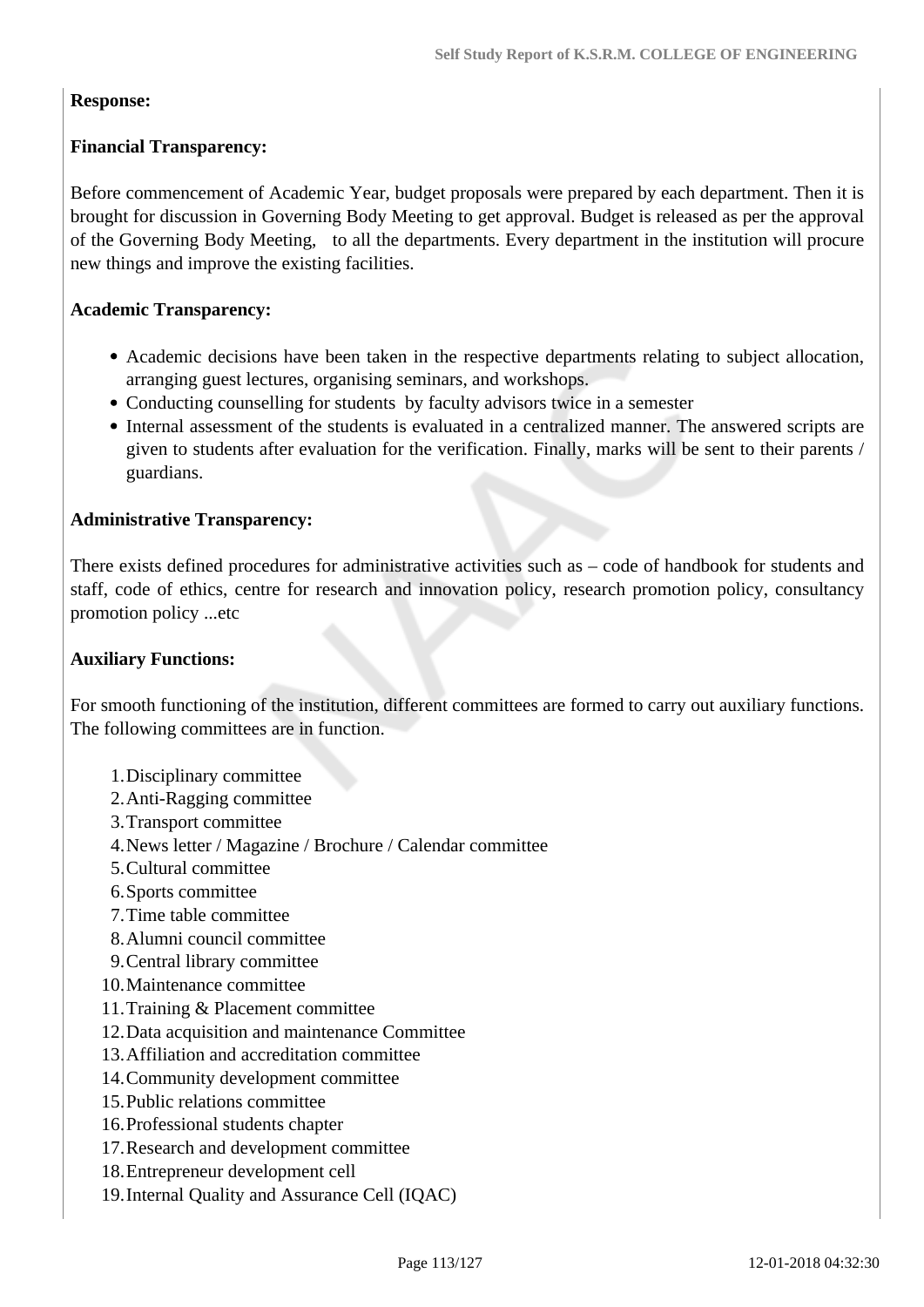**Response:**

**Financial Transparency:**

Before commencement of Academic Year, budget proposals were prepared by each department. Then it is brought for discussion in Governing Body Meeting to get approval. Budget is released as per the approval of the Governing Body Meeting, to all the departments. Every department in the institution will procure new things and improve the existing facilities.

**Academic Transparency:**

- Academic decisions have been taken in the respective departments relating to subject allocation, arranging guest lectures, organising seminars, and workshops.
- Conducting counselling for students by faculty advisors twice in a semester
- Internal assessment of the students is evaluated in a centralized manner. The answered scripts are given to students after evaluation for the verification. Finally, marks will be sent to their parents / guardians.

**Administrative Transparency:**

There exists defined procedures for administrative activities such as – code of handbook for students and staff, code of ethics, centre for research and innovation policy, research promotion policy, consultancy promotion policy ...etc

**Auxiliary Functions:**

For smooth functioning of the institution, different committees are formed to carry out auxiliary functions. The following committees are in function.

1. Disciplinary committee
2. Anti-Ragging committee
3. Transport committee
4. News letter / Magazine / Brochure / Calendar committee
5. Cultural committee
6. Sports committee
7. Time table committee
8. Alumni council committee
9. Central library committee
10. Maintenance committee
11. Training & Placement committee
12. Data acquisition and maintenance Committee
13. Affiliation and accreditation committee
14. Community development committee
15. Public relations committee
16. Professional students chapter
17. Research and development committee
18. Entrepreneur development cell
19. Internal Quality and Assurance Cell (IQAC)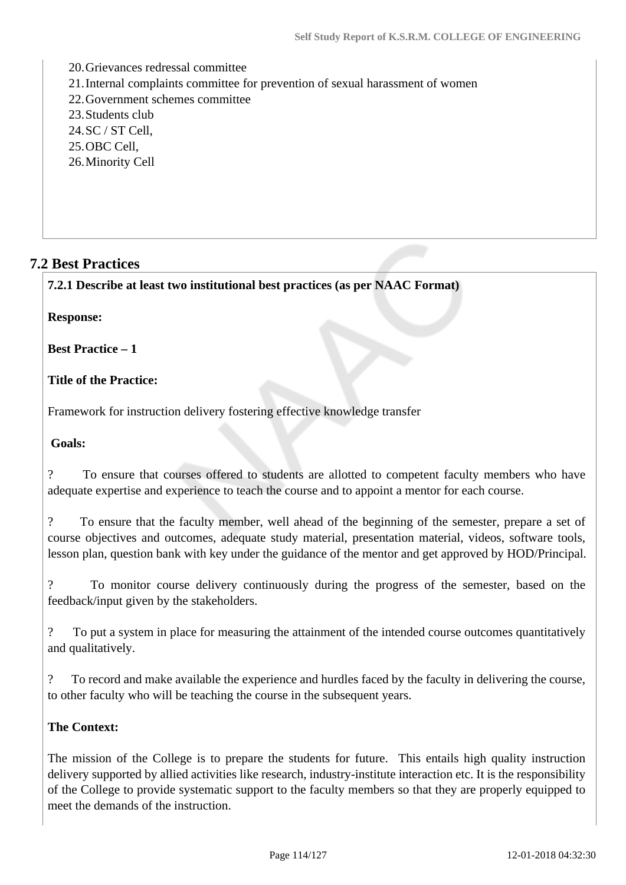20. Grievances redressal committee
21. Internal complaints committee for prevention of sexual harassment of women
22. Government schemes committee
23. Students club
24. SC / ST Cell,
25. OBC Cell,
26. Minority Cell

## 7.2 Best Practices

**7.2.1 Describe at least two institutional best practices (as per NAAC Format)**

**Response:**

**Best Practice – 1**

**Title of the Practice:**

Framework for instruction delivery fostering effective knowledge transfer

**Goals:**

? To ensure that courses offered to students are allotted to competent faculty members who have adequate expertise and experience to teach the course and to appoint a mentor for each course.

? To ensure that the faculty member, well ahead of the beginning of the semester, prepare a set of course objectives and outcomes, adequate study material, presentation material, videos, software tools, lesson plan, question bank with key under the guidance of the mentor and get approved by HOD/Principal.

? To monitor course delivery continuously during the progress of the semester, based on the feedback/input given by the stakeholders.

? To put a system in place for measuring the attainment of the intended course outcomes quantitatively and qualitatively.

? To record and make available the experience and hurdles faced by the faculty in delivering the course, to other faculty who will be teaching the course in the subsequent years.

**The Context:**

The mission of the College is to prepare the students for future. This entails high quality instruction delivery supported by allied activities like research, industry-institute interaction etc. It is the responsibility of the College to provide systematic support to the faculty members so that they are properly equipped to meet the demands of the instruction.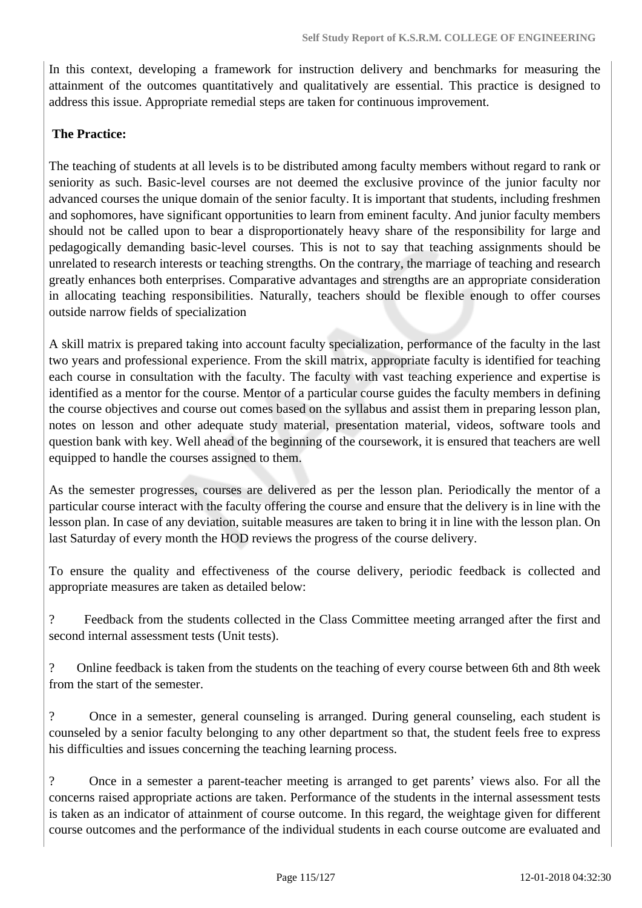In this context, developing a framework for instruction delivery and benchmarks for measuring the attainment of the outcomes quantitatively and qualitatively are essential. This practice is designed to address this issue. Appropriate remedial steps are taken for continuous improvement.

**The Practice:**

The teaching of students at all levels is to be distributed among faculty members without regard to rank or seniority as such. Basic-level courses are not deemed the exclusive province of the junior faculty nor advanced courses the unique domain of the senior faculty. It is important that students, including freshmen and sophomores, have significant opportunities to learn from eminent faculty. And junior faculty members should not be called upon to bear a disproportionately heavy share of the responsibility for large and pedagogically demanding basic-level courses. This is not to say that teaching assignments should be unrelated to research interests or teaching strengths. On the contrary, the marriage of teaching and research greatly enhances both enterprises. Comparative advantages and strengths are an appropriate consideration in allocating teaching responsibilities. Naturally, teachers should be flexible enough to offer courses outside narrow fields of specialization

A skill matrix is prepared taking into account faculty specialization, performance of the faculty in the last two years and professional experience. From the skill matrix, appropriate faculty is identified for teaching each course in consultation with the faculty. The faculty with vast teaching experience and expertise is identified as a mentor for the course. Mentor of a particular course guides the faculty members in defining the course objectives and course out comes based on the syllabus and assist them in preparing lesson plan, notes on lesson and other adequate study material, presentation material, videos, software tools and question bank with key. Well ahead of the beginning of the coursework, it is ensured that teachers are well equipped to handle the courses assigned to them.

As the semester progresses, courses are delivered as per the lesson plan. Periodically the mentor of a particular course interact with the faculty offering the course and ensure that the delivery is in line with the lesson plan. In case of any deviation, suitable measures are taken to bring it in line with the lesson plan. On last Saturday of every month the HOD reviews the progress of the course delivery.

To ensure the quality and effectiveness of the course delivery, periodic feedback is collected and appropriate measures are taken as detailed below:

? Feedback from the students collected in the Class Committee meeting arranged after the first and second internal assessment tests (Unit tests).

? Online feedback is taken from the students on the teaching of every course between 6th and 8th week from the start of the semester.

? Once in a semester, general counseling is arranged. During general counseling, each student is counseled by a senior faculty belonging to any other department so that, the student feels free to express his difficulties and issues concerning the teaching learning process.

? Once in a semester a parent-teacher meeting is arranged to get parents' views also. For all the concerns raised appropriate actions are taken. Performance of the students in the internal assessment tests is taken as an indicator of attainment of course outcome. In this regard, the weightage given for different course outcomes and the performance of the individual students in each course outcome are evaluated and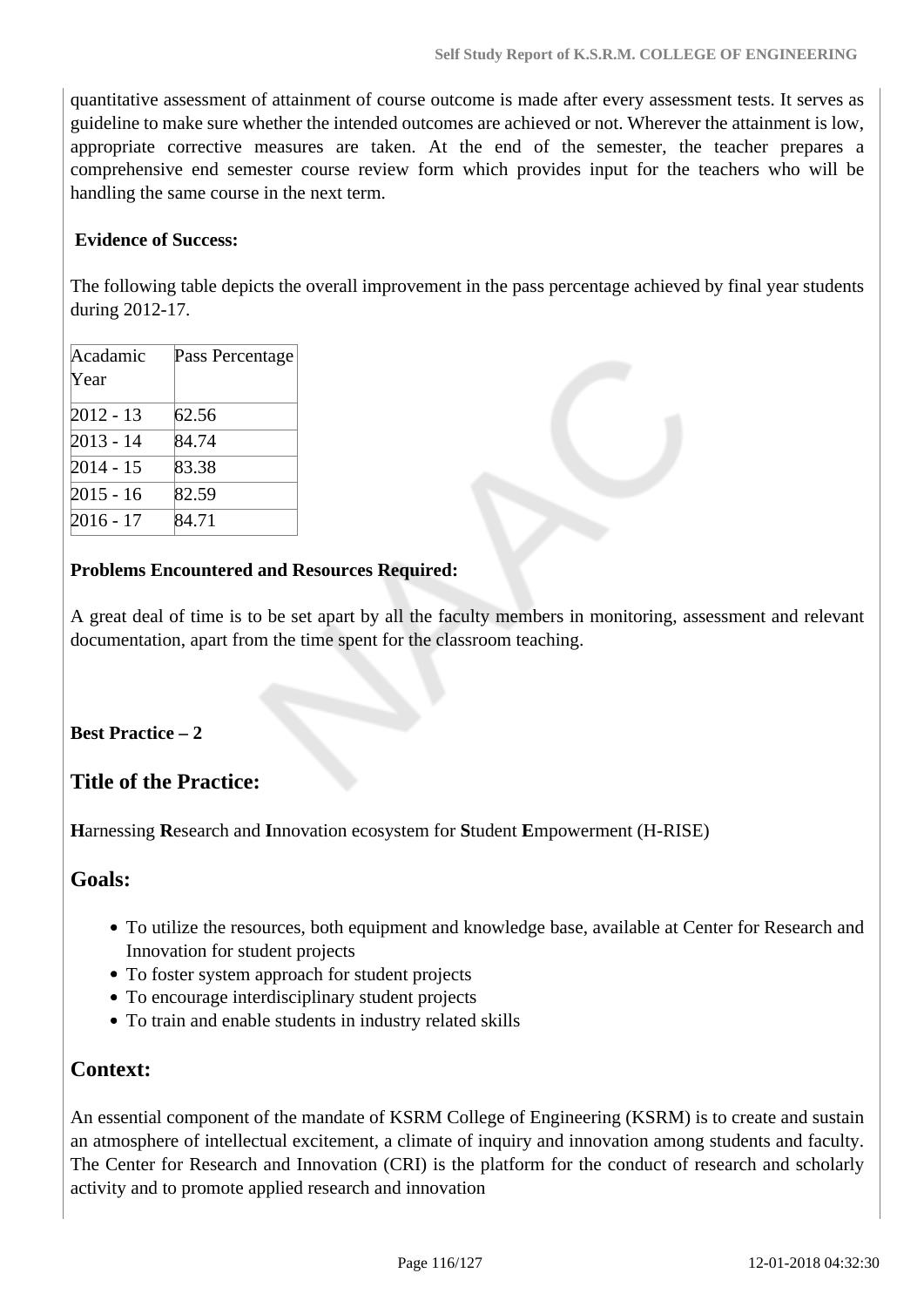quantitative assessment of attainment of course outcome is made after every assessment tests. It serves as guideline to make sure whether the intended outcomes are achieved or not. Wherever the attainment is low, appropriate corrective measures are taken. At the end of the semester, the teacher prepares a comprehensive end semester course review form which provides input for the teachers who will be handling the same course in the next term.

**Evidence of Success:**

The following table depicts the overall improvement in the pass percentage achieved by final year students during 2012-17.

| Acadamic Year | Pass Percentage |
|---|---|
| 2012 - 13 | 62.56 |
| 2013 - 14 | 84.74 |
| 2014 - 15 | 83.38 |
| 2015 - 16 | 82.59 |
| 2016 - 17 | 84.71 |

**Problems Encountered and Resources Required:**

A great deal of time is to be set apart by all the faculty members in monitoring, assessment and relevant documentation, apart from the time spent for the classroom teaching.

**Best Practice – 2**

## Title of the Practice:

**H**arnessing **R**esearch and **I**nnovation ecosystem for **S**tudent **E**mpowerment (H-RISE)

## Goals:

- To utilize the resources, both equipment and knowledge base, available at Center for Research and Innovation for student projects
- To foster system approach for student projects
- To encourage interdisciplinary student projects
- To train and enable students in industry related skills

## Context:

An essential component of the mandate of KSRM College of Engineering (KSRM) is to create and sustain an atmosphere of intellectual excitement, a climate of inquiry and innovation among students and faculty. The Center for Research and Innovation (CRI) is the platform for the conduct of research and scholarly activity and to promote applied research and innovation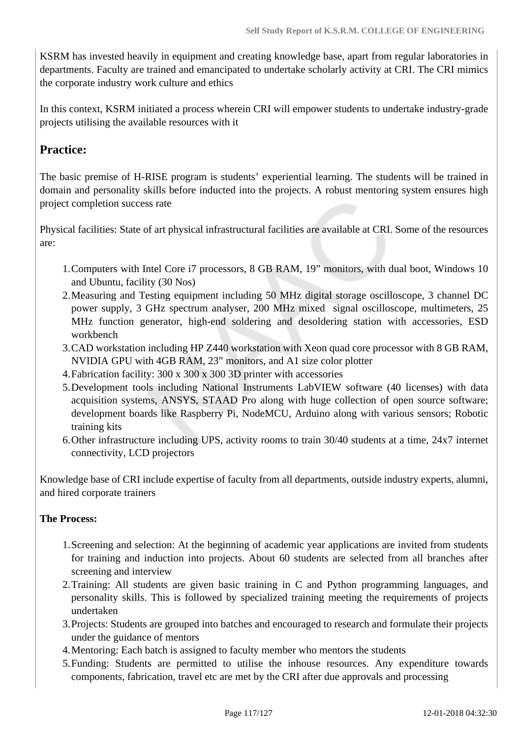KSRM has invested heavily in equipment and creating knowledge base, apart from regular laboratories in departments. Faculty are trained and emancipated to undertake scholarly activity at CRI. The CRI mimics the corporate industry work culture and ethics

In this context, KSRM initiated a process wherein CRI will empower students to undertake industry-grade projects utilising the available resources with it

## Practice:

The basic premise of H-RISE program is students' experiential learning. The students will be trained in domain and personality skills before inducted into the projects. A robust mentoring system ensures high project completion success rate

Physical facilities: State of art physical infrastructural facilities are available at CRI. Some of the resources are:

1. Computers with Intel Core i7 processors, 8 GB RAM, 19" monitors, with dual boot, Windows 10 and Ubuntu, facility (30 Nos)
2. Measuring and Testing equipment including 50 MHz digital storage oscilloscope, 3 channel DC power supply, 3 GHz spectrum analyser, 200 MHz mixed signal oscilloscope, multimeters, 25 MHz function generator, high-end soldering and desoldering station with accessories, ESD workbench
3. CAD workstation including HP Z440 workstation with Xeon quad core processor with 8 GB RAM, NVIDIA GPU with 4GB RAM, 23" monitors, and A1 size color plotter
4. Fabrication facility: 300 x 300 x 300 3D printer with accessories
5. Development tools including National Instruments LabVIEW software (40 licenses) with data acquisition systems, ANSYS, STAAD Pro along with huge collection of open source software; development boards like Raspberry Pi, NodeMCU, Arduino along with various sensors; Robotic training kits
6. Other infrastructure including UPS, activity rooms to train 30/40 students at a time, 24x7 internet connectivity, LCD projectors

Knowledge base of CRI include expertise of faculty from all departments, outside industry experts, alumni, and hired corporate trainers

**The Process:**

1. Screening and selection: At the beginning of academic year applications are invited from students for training and induction into projects. About 60 students are selected from all branches after screening and interview
2. Training: All students are given basic training in C and Python programming languages, and personality skills. This is followed by specialized training meeting the requirements of projects undertaken
3. Projects: Students are grouped into batches and encouraged to research and formulate their projects under the guidance of mentors
4. Mentoring: Each batch is assigned to faculty member who mentors the students
5. Funding: Students are permitted to utilise the inhouse resources. Any expenditure towards components, fabrication, travel etc are met by the CRI after due approvals and processing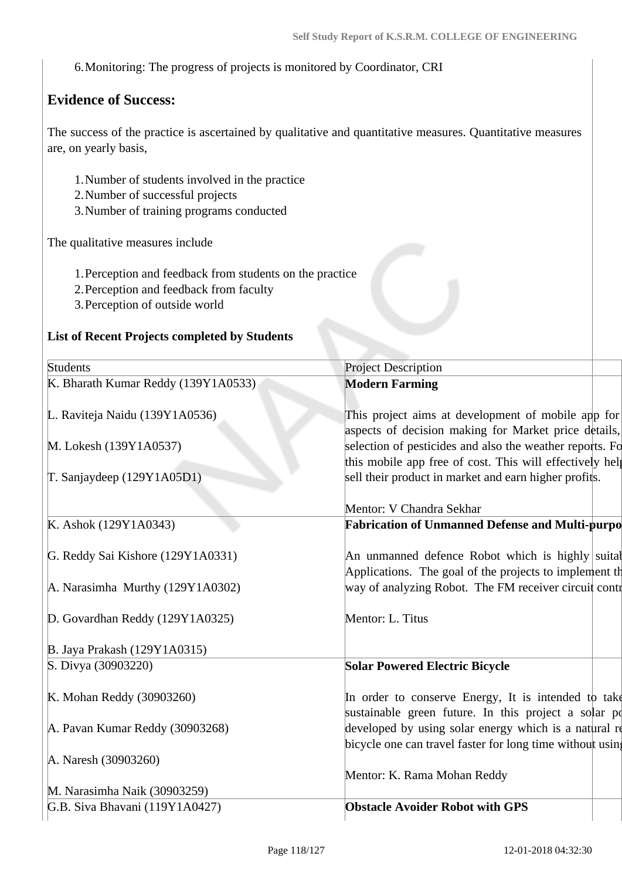6. Monitoring: The progress of projects is monitored by Coordinator, CRI

## Evidence of Success:

The success of the practice is ascertained by qualitative and quantitative measures. Quantitative measures are, on yearly basis,

1. Number of students involved in the practice
2. Number of successful projects
3. Number of training programs conducted

The qualitative measures include

1. Perception and feedback from students on the practice
2. Perception and feedback from faculty
3. Perception of outside world

**List of Recent Projects completed by Students**

| Students | Project Description |
|---|---|
| K. Bharath Kumar Reddy (139Y1A0533)<br><br>L. Raviteja Naidu (139Y1A0536)<br><br>M. Lokesh (139Y1A0537)<br><br>T. Sanjaydeep (129Y1A05D1) | **Modern Farming**<br><br>This project aims at development of mobile app for aspects of decision making for Market price details, selection of pesticides and also the weather reports. Fo this mobile app free of cost. This will effectively hel sell their product in market and earn higher profits.<br><br>Mentor: V Chandra Sekhar |
| K. Ashok (129Y1A0343)<br><br>G. Reddy Sai Kishore (129Y1A0331)<br><br>A. Narasimha Murthy (129Y1A0302)<br><br>D. Govardhan Reddy (129Y1A0325)<br><br>B. Jaya Prakash (129Y1A0315) | **Fabrication of Unmanned Defense and Multi-purpo**<br><br>An unmanned defence Robot which is highly suita Applications. The goal of the projects to implement th way of analyzing Robot. The FM receiver circuit contr<br><br>Mentor: L. Titus |
| S. Divya (30903220)<br><br>K. Mohan Reddy (30903260)<br><br>A. Pavan Kumar Reddy (30903268)<br><br>A. Naresh (30903260)<br><br>M. Narasimha Naik (30903259) | **Solar Powered Electric Bicycle**<br><br>In order to conserve Energy, It is intended to tak sustainable green future. In this project a solar po developed by using solar energy which is a natural re bicycle one can travel faster for long time without usin<br><br>Mentor: K. Rama Mohan Reddy |
| G.B. Siva Bhavani (119Y1A0427) | **Obstacle Avoider Robot with GPS** |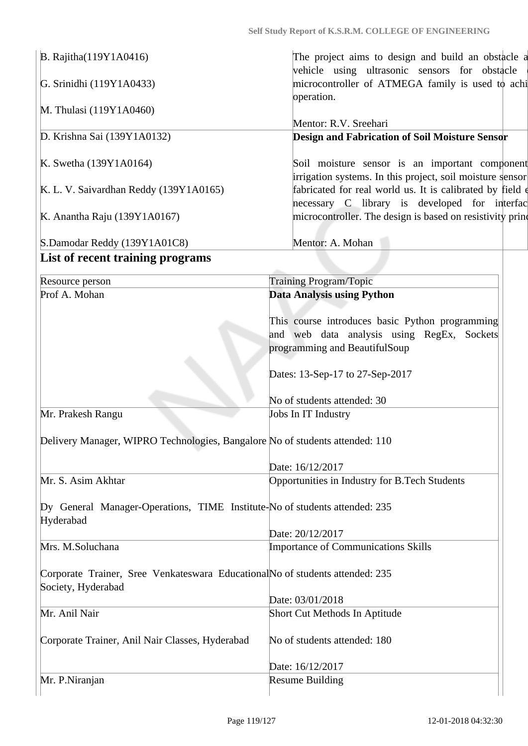| | |
|---|---|
| B. Rajitha(119Y1A0416)<br><br>G. Srinidhi (119Y1A0433)<br><br>M. Thulasi (119Y1A0460) | The project aims to design and build an obstacle a vehicle using ultrasonic sensors for obstacle microcontroller of ATMEGA family is used to achi operation.<br><br>Mentor: R.V. Sreehari |
| D. Krishna Sai (139Y1A0132)<br><br>K. Swetha (139Y1A0164)<br><br>K. L. V. Saivardhan Reddy (139Y1A0165)<br><br>K. Anantha Raju (139Y1A0167)<br><br>S.Damodar Reddy (139Y1A01C8) | **Design and Fabrication of Soil Moisture Sensor**<br><br>Soil moisture sensor is an important component irrigation systems. In this project, soil moisture sensor fabricated for real world us. It is calibrated by field e necessary C library is developed for interfac microcontroller. The design is based on resistivity princ<br><br>Mentor: A. Mohan |

## List of recent training programs

| Resource person | Training Program/Topic |
|---|---|
| Prof A. Mohan | **Data Analysis using Python**<br><br>This course introduces basic Python programming and web data analysis using RegEx, Sockets programming and BeautifulSoup<br><br>Dates: 13-Sep-17 to 27-Sep-2017<br><br>No of students attended: 30 |
| Mr. Prakesh Rangu<br><br>Delivery Manager, WIPRO Technologies, Bangalore | Jobs In IT Industry<br><br>No of students attended: 110<br><br>Date: 16/12/2017 |
| Mr. S. Asim Akhtar<br><br>Dy General Manager-Operations, TIME Institute-Hyderabad | Opportunities in Industry for B.Tech Students<br><br>No of students attended: 235<br><br>Date: 20/12/2017 |
| Mrs. M.Soluchana<br><br>Corporate Trainer, Sree Venkateswara Educational Society, Hyderabad | Importance of Communications Skills<br><br>No of students attended: 235<br><br>Date: 03/01/2018 |
| Mr. Anil Nair<br><br>Corporate Trainer, Anil Nair Classes, Hyderabad | Short Cut Methods In Aptitude<br><br>No of students attended: 180<br><br>Date: 16/12/2017 |
| Mr. P.Niranjan | Resume Building |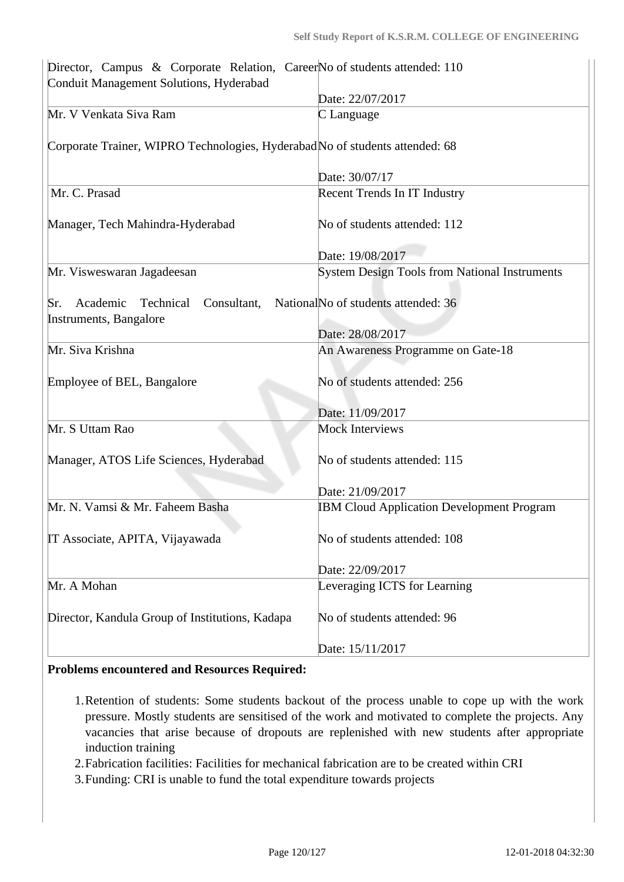| | |
|---|---|
| Director, Campus & Corporate Relation, Career Conduit Management Solutions, Hyderabad | No of students attended: 110<br><br>Date: 22/07/2017 |
| Mr. V Venkata Siva Ram<br><br>Corporate Trainer, WIPRO Technologies, Hyderabad | C Language<br><br>No of students attended: 68<br><br>Date: 30/07/17 |
| Mr. C. Prasad<br><br>Manager, Tech Mahindra-Hyderabad | Recent Trends In IT Industry<br><br>No of students attended: 112<br><br>Date: 19/08/2017 |
| Mr. Visweswaran Jagadeesan<br><br>Sr. Academic Technical Consultant, National Instruments, Bangalore | System Design Tools from National Instruments<br><br>No of students attended: 36<br><br>Date: 28/08/2017 |
| Mr. Siva Krishna<br><br>Employee of BEL, Bangalore | An Awareness Programme on Gate-18<br><br>No of students attended: 256<br><br>Date: 11/09/2017 |
| Mr. S Uttam Rao<br><br>Manager, ATOS Life Sciences, Hyderabad | Mock Interviews<br><br>No of students attended: 115<br><br>Date: 21/09/2017 |
| Mr. N. Vamsi & Mr. Faheem Basha<br><br>IT Associate, APITA, Vijayawada | IBM Cloud Application Development Program<br><br>No of students attended: 108<br><br>Date: 22/09/2017 |
| Mr. A Mohan<br><br>Director, Kandula Group of Institutions, Kadapa | Leveraging ICTS for Learning<br><br>No of students attended: 96<br><br>Date: 15/11/2017 |

**Problems encountered and Resources Required:**

1. Retention of students: Some students backout of the process unable to cope up with the work pressure. Mostly students are sensitised of the work and motivated to complete the projects. Any vacancies that arise because of dropouts are replenished with new students after appropriate induction training
2. Fabrication facilities: Facilities for mechanical fabrication are to be created within CRI
3. Funding: CRI is unable to fund the total expenditure towards projects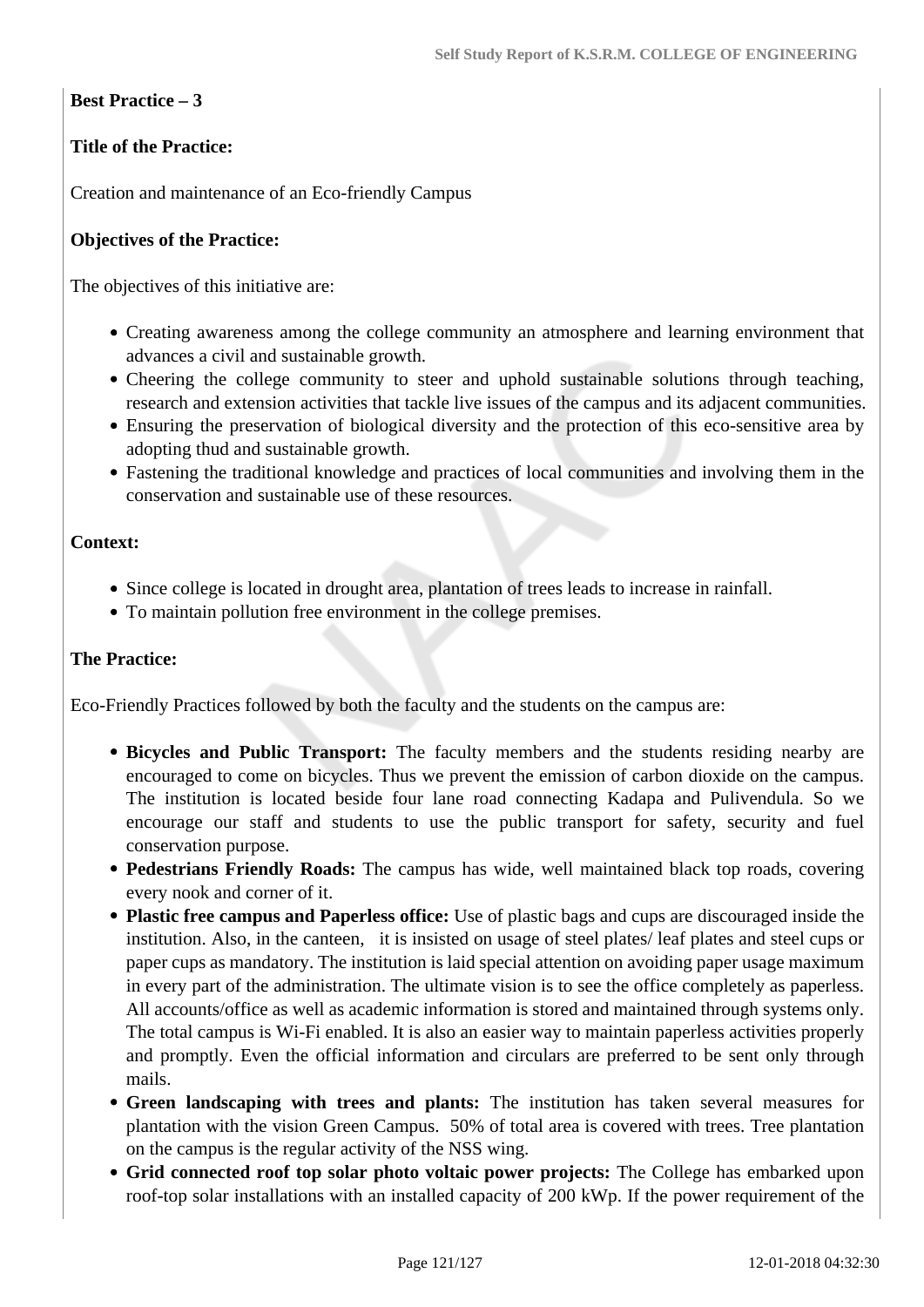**Best Practice – 3**

**Title of the Practice:**

Creation and maintenance of an Eco-friendly Campus

**Objectives of the Practice:**

The objectives of this initiative are:

- Creating awareness among the college community an atmosphere and learning environment that advances a civil and sustainable growth.
- Cheering the college community to steer and uphold sustainable solutions through teaching, research and extension activities that tackle live issues of the campus and its adjacent communities.
- Ensuring the preservation of biological diversity and the protection of this eco-sensitive area by adopting thud and sustainable growth.
- Fastening the traditional knowledge and practices of local communities and involving them in the conservation and sustainable use of these resources.

**Context:**

- Since college is located in drought area, plantation of trees leads to increase in rainfall.
- To maintain pollution free environment in the college premises.

**The Practice:**

Eco-Friendly Practices followed by both the faculty and the students on the campus are:

- **Bicycles and Public Transport:** The faculty members and the students residing nearby are encouraged to come on bicycles. Thus we prevent the emission of carbon dioxide on the campus. The institution is located beside four lane road connecting Kadapa and Pulivendula. So we encourage our staff and students to use the public transport for safety, security and fuel conservation purpose.
- **Pedestrians Friendly Roads:** The campus has wide, well maintained black top roads, covering every nook and corner of it.
- **Plastic free campus and Paperless office:** Use of plastic bags and cups are discouraged inside the institution. Also, in the canteen, it is insisted on usage of steel plates/ leaf plates and steel cups or paper cups as mandatory. The institution is laid special attention on avoiding paper usage maximum in every part of the administration. The ultimate vision is to see the office completely as paperless. All accounts/office as well as academic information is stored and maintained through systems only. The total campus is Wi-Fi enabled. It is also an easier way to maintain paperless activities properly and promptly. Even the official information and circulars are preferred to be sent only through mails.
- **Green landscaping with trees and plants:** The institution has taken several measures for plantation with the vision Green Campus. 50% of total area is covered with trees. Tree plantation on the campus is the regular activity of the NSS wing.
- **Grid connected roof top solar photo voltaic power projects:** The College has embarked upon roof-top solar installations with an installed capacity of 200 kWp. If the power requirement of the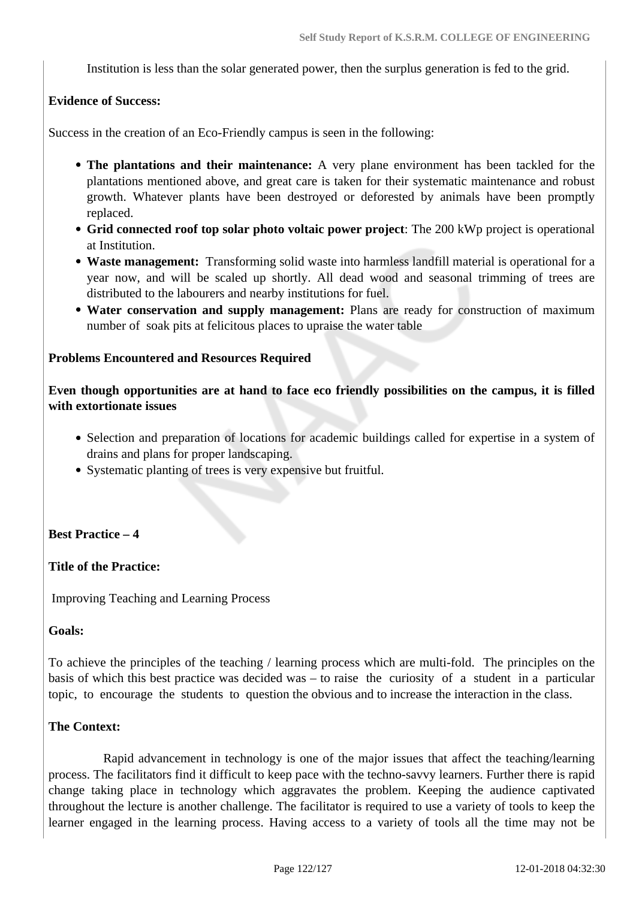Institution is less than the solar generated power, then the surplus generation is fed to the grid.

**Evidence of Success:**

Success in the creation of an Eco-Friendly campus is seen in the following:

- **The plantations and their maintenance:** A very plane environment has been tackled for the plantations mentioned above, and great care is taken for their systematic maintenance and robust growth. Whatever plants have been destroyed or deforested by animals have been promptly replaced.
- **Grid connected roof top solar photo voltaic power project**: The 200 kWp project is operational at Institution.
- **Waste management:** Transforming solid waste into harmless landfill material is operational for a year now, and will be scaled up shortly. All dead wood and seasonal trimming of trees are distributed to the labourers and nearby institutions for fuel.
- **Water conservation and supply management:** Plans are ready for construction of maximum number of soak pits at felicitous places to upraise the water table

**Problems Encountered and Resources Required**

**Even though opportunities are at hand to face eco friendly possibilities on the campus, it is filled with extortionate issues**

- Selection and preparation of locations for academic buildings called for expertise in a system of drains and plans for proper landscaping.
- Systematic planting of trees is very expensive but fruitful.

**Best Practice – 4**

**Title of the Practice:**

Improving Teaching and Learning Process

**Goals:**

To achieve the principles of the teaching / learning process which are multi-fold. The principles on the basis of which this best practice was decided was – to raise the curiosity of a student in a particular topic, to encourage the students to question the obvious and to increase the interaction in the class.

**The Context:**

Rapid advancement in technology is one of the major issues that affect the teaching/learning process. The facilitators find it difficult to keep pace with the techno-savvy learners. Further there is rapid change taking place in technology which aggravates the problem. Keeping the audience captivated throughout the lecture is another challenge. The facilitator is required to use a variety of tools to keep the learner engaged in the learning process. Having access to a variety of tools all the time may not be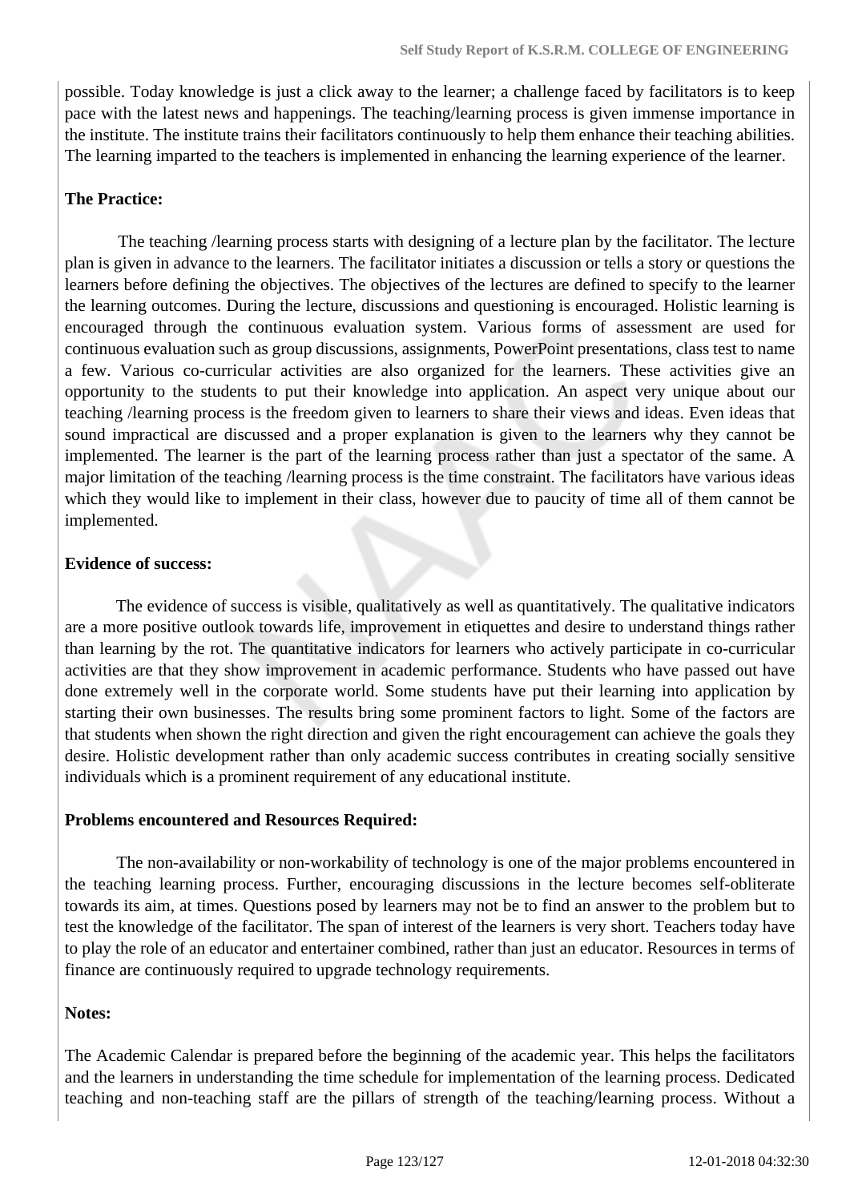possible. Today knowledge is just a click away to the learner; a challenge faced by facilitators is to keep pace with the latest news and happenings. The teaching/learning process is given immense importance in the institute. The institute trains their facilitators continuously to help them enhance their teaching abilities. The learning imparted to the teachers is implemented in enhancing the learning experience of the learner.

**The Practice:**

The teaching /learning process starts with designing of a lecture plan by the facilitator. The lecture plan is given in advance to the learners. The facilitator initiates a discussion or tells a story or questions the learners before defining the objectives. The objectives of the lectures are defined to specify to the learner the learning outcomes. During the lecture, discussions and questioning is encouraged. Holistic learning is encouraged through the continuous evaluation system. Various forms of assessment are used for continuous evaluation such as group discussions, assignments, PowerPoint presentations, class test to name a few. Various co-curricular activities are also organized for the learners. These activities give an opportunity to the students to put their knowledge into application. An aspect very unique about our teaching /learning process is the freedom given to learners to share their views and ideas. Even ideas that sound impractical are discussed and a proper explanation is given to the learners why they cannot be implemented. The learner is the part of the learning process rather than just a spectator of the same. A major limitation of the teaching /learning process is the time constraint. The facilitators have various ideas which they would like to implement in their class, however due to paucity of time all of them cannot be implemented.

**Evidence of success:**

The evidence of success is visible, qualitatively as well as quantitatively. The qualitative indicators are a more positive outlook towards life, improvement in etiquettes and desire to understand things rather than learning by the rot. The quantitative indicators for learners who actively participate in co-curricular activities are that they show improvement in academic performance. Students who have passed out have done extremely well in the corporate world. Some students have put their learning into application by starting their own businesses. The results bring some prominent factors to light. Some of the factors are that students when shown the right direction and given the right encouragement can achieve the goals they desire. Holistic development rather than only academic success contributes in creating socially sensitive individuals which is a prominent requirement of any educational institute.

**Problems encountered and Resources Required:**

The non-availability or non-workability of technology is one of the major problems encountered in the teaching learning process. Further, encouraging discussions in the lecture becomes self-obliterate towards its aim, at times. Questions posed by learners may not be to find an answer to the problem but to test the knowledge of the facilitator. The span of interest of the learners is very short. Teachers today have to play the role of an educator and entertainer combined, rather than just an educator. Resources in terms of finance are continuously required to upgrade technology requirements.

**Notes:**

The Academic Calendar is prepared before the beginning of the academic year. This helps the facilitators and the learners in understanding the time schedule for implementation of the learning process. Dedicated teaching and non-teaching staff are the pillars of strength of the teaching/learning process. Without a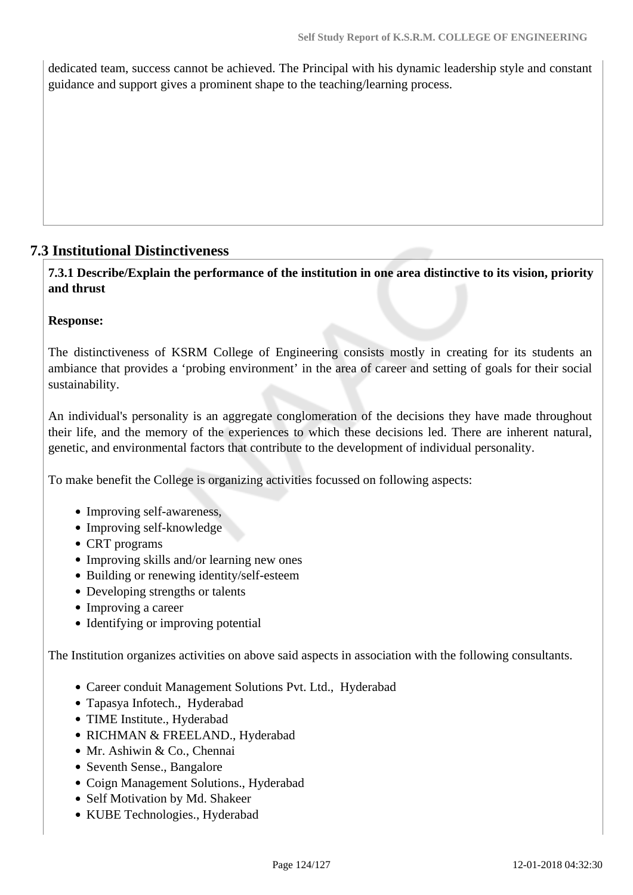dedicated team, success cannot be achieved. The Principal with his dynamic leadership style and constant guidance and support gives a prominent shape to the teaching/learning process.

## 7.3 Institutional Distinctiveness

**7.3.1 Describe/Explain the performance of the institution in one area distinctive to its vision, priority and thrust**

**Response:**

The distinctiveness of KSRM College of Engineering consists mostly in creating for its students an ambiance that provides a 'probing environment' in the area of career and setting of goals for their social sustainability.

An individual's personality is an aggregate conglomeration of the decisions they have made throughout their life, and the memory of the experiences to which these decisions led. There are inherent natural, genetic, and environmental factors that contribute to the development of individual personality.

To make benefit the College is organizing activities focussed on following aspects:

- Improving self-awareness,
- Improving self-knowledge
- CRT programs
- Improving skills and/or learning new ones
- Building or renewing identity/self-esteem
- Developing strengths or talents
- Improving a career
- Identifying or improving potential

The Institution organizes activities on above said aspects in association with the following consultants.

- Career conduit Management Solutions Pvt. Ltd., Hyderabad
- Tapasya Infotech., Hyderabad
- TIME Institute., Hyderabad
- RICHMAN & FREELAND., Hyderabad
- Mr. Ashiwin & Co., Chennai
- Seventh Sense., Bangalore
- Coign Management Solutions., Hyderabad
- Self Motivation by Md. Shakeer
- KUBE Technologies., Hyderabad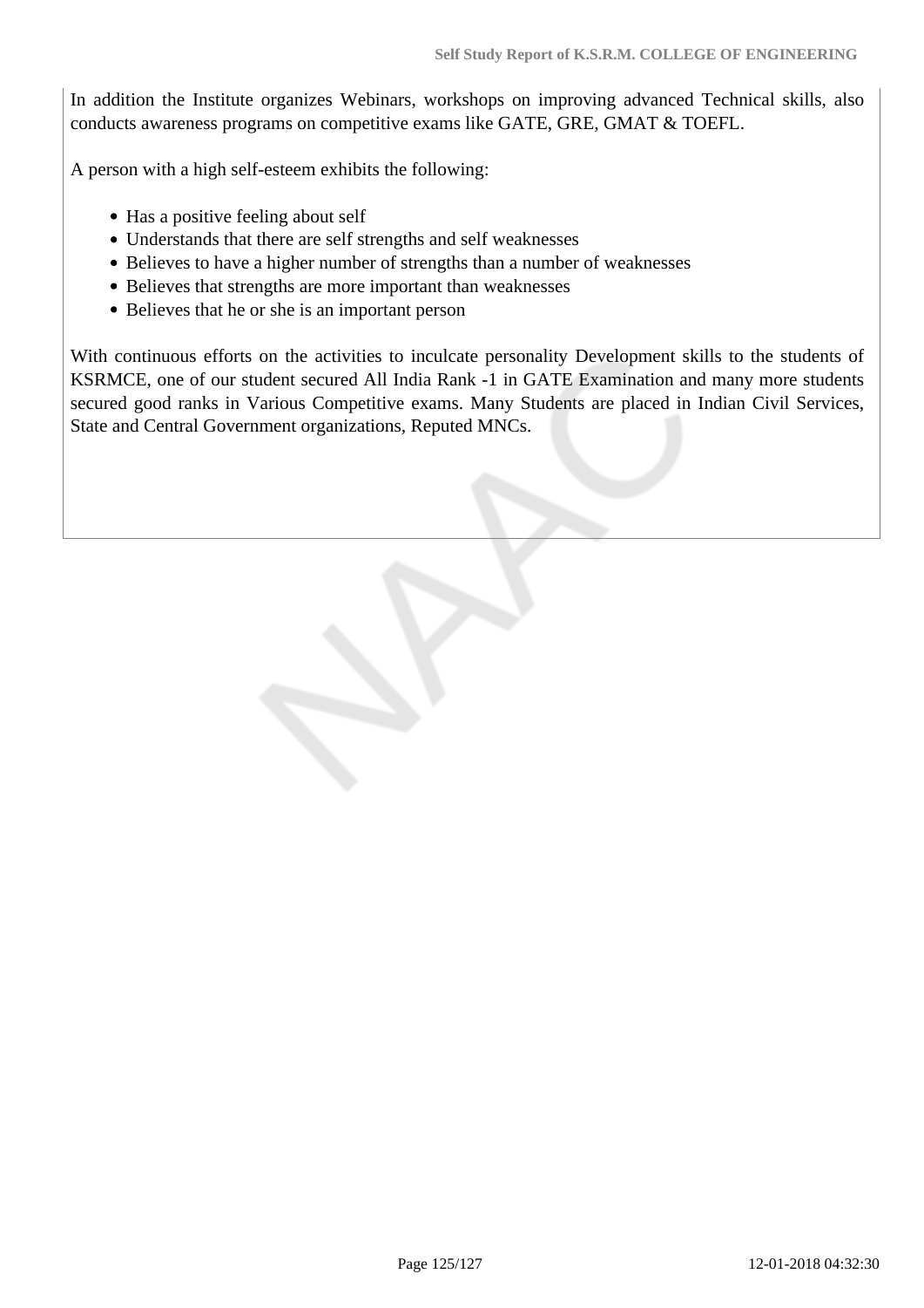In addition the Institute organizes Webinars, workshops on improving advanced Technical skills, also conducts awareness programs on competitive exams like GATE, GRE, GMAT & TOEFL.

A person with a high self-esteem exhibits the following:

- Has a positive feeling about self
- Understands that there are self strengths and self weaknesses
- Believes to have a higher number of strengths than a number of weaknesses
- Believes that strengths are more important than weaknesses
- Believes that he or she is an important person

With continuous efforts on the activities to inculcate personality Development skills to the students of KSRMCE, one of our student secured All India Rank -1 in GATE Examination and many more students secured good ranks in Various Competitive exams. Many Students are placed in Indian Civil Services, State and Central Government organizations, Reputed MNCs.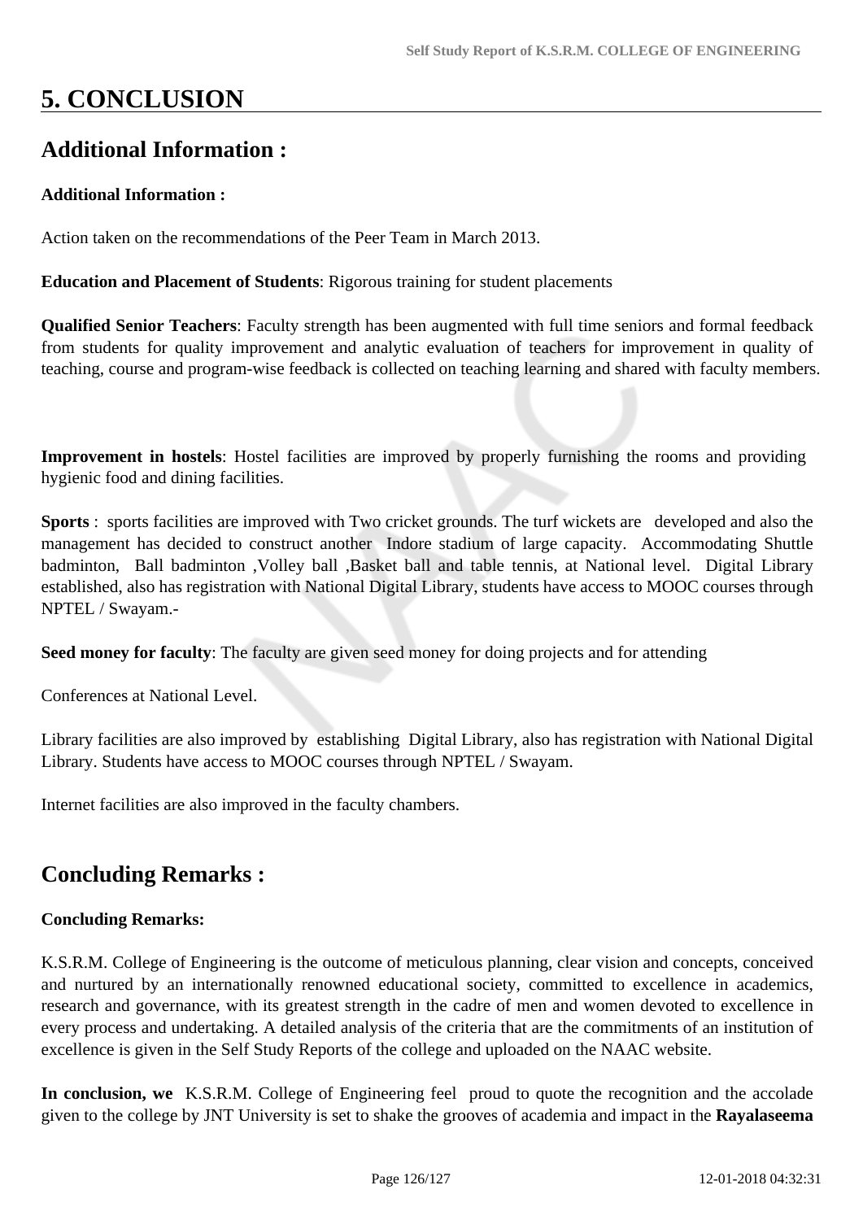# 5. CONCLUSION

## Additional Information :

**Additional Information :**

Action taken on the recommendations of the Peer Team in March 2013.

**Education and Placement of Students**: Rigorous training for student placements

**Qualified Senior Teachers**: Faculty strength has been augmented with full time seniors and formal feedback from students for quality improvement and analytic evaluation of teachers for improvement in quality of teaching, course and program-wise feedback is collected on teaching learning and shared with faculty members.

**Improvement in hostels**: Hostel facilities are improved by properly furnishing the rooms and providing hygienic food and dining facilities.

**Sports** : sports facilities are improved with Two cricket grounds. The turf wickets are developed and also the management has decided to construct another Indore stadium of large capacity. Accommodating Shuttle badminton, Ball badminton ,Volley ball ,Basket ball and table tennis, at National level. Digital Library established, also has registration with National Digital Library, students have access to MOOC courses through NPTEL / Swayam.-

**Seed money for faculty**: The faculty are given seed money for doing projects and for attending

Conferences at National Level.

Library facilities are also improved by establishing Digital Library, also has registration with National Digital Library. Students have access to MOOC courses through NPTEL / Swayam.

Internet facilities are also improved in the faculty chambers.

## Concluding Remarks :

**Concluding Remarks:**

K.S.R.M. College of Engineering is the outcome of meticulous planning, clear vision and concepts, conceived and nurtured by an internationally renowned educational society, committed to excellence in academics, research and governance, with its greatest strength in the cadre of men and women devoted to excellence in every process and undertaking. A detailed analysis of the criteria that are the commitments of an institution of excellence is given in the Self Study Reports of the college and uploaded on the NAAC website.

**In conclusion, we** K.S.R.M. College of Engineering feel proud to quote the recognition and the accolade given to the college by JNT University is set to shake the grooves of academia and impact in the **Rayalaseema**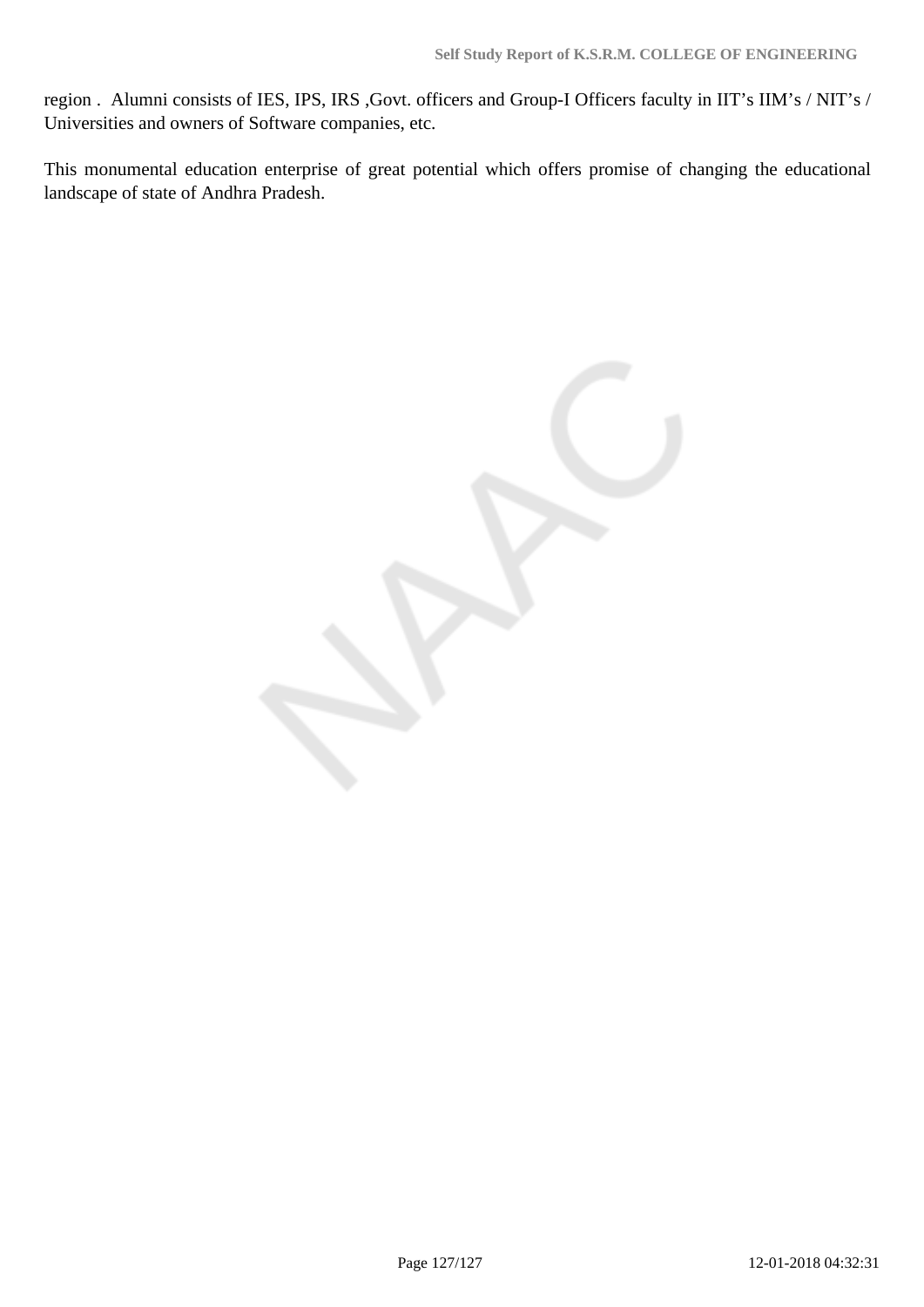region . Alumni consists of IES, IPS, IRS ,Govt. officers and Group-I Officers faculty in IIT's IIM's / NIT's / Universities and owners of Software companies, etc.

This monumental education enterprise of great potential which offers promise of changing the educational landscape of state of Andhra Pradesh.